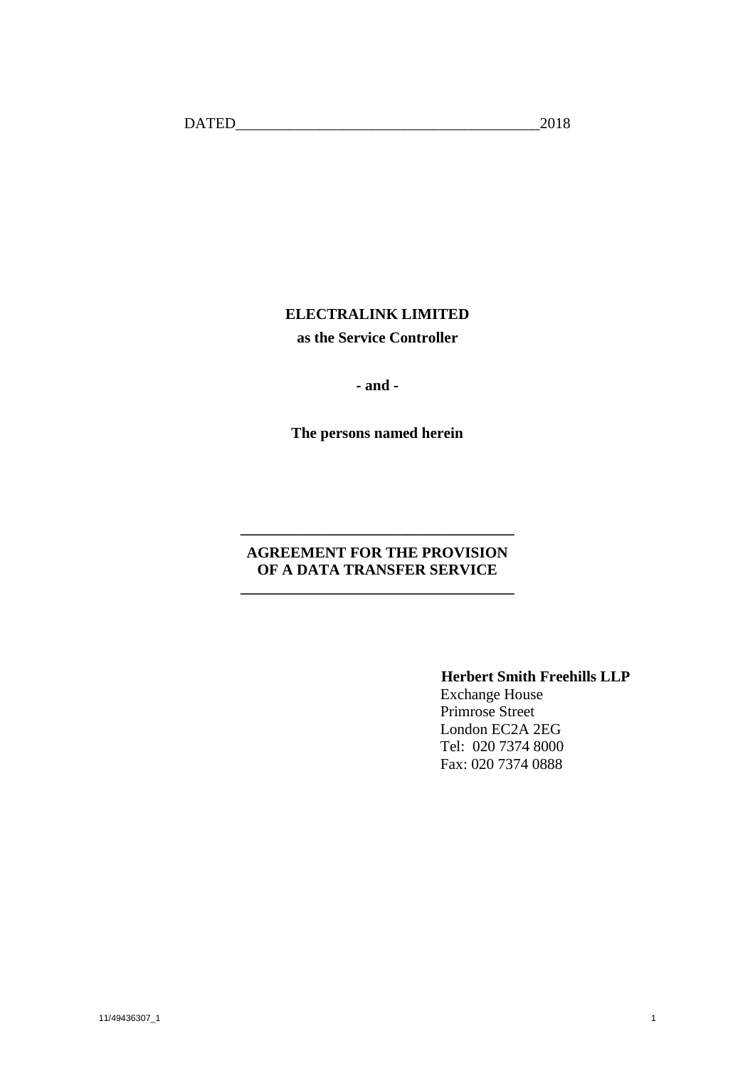DATED_______________________________________2018

**ELECTRALINK LIMITED**

**as the Service Controller**

**- and -**

**The persons named herein**

---

**AGREEMENT FOR THE PROVISION OF A DATA TRANSFER SERVICE**

---

**Herbert Smith Freehills LLP**
Exchange House
Primrose Street
London EC2A 2EG
Tel: 020 7374 8000
Fax: 020 7374 0888

11/49436307_1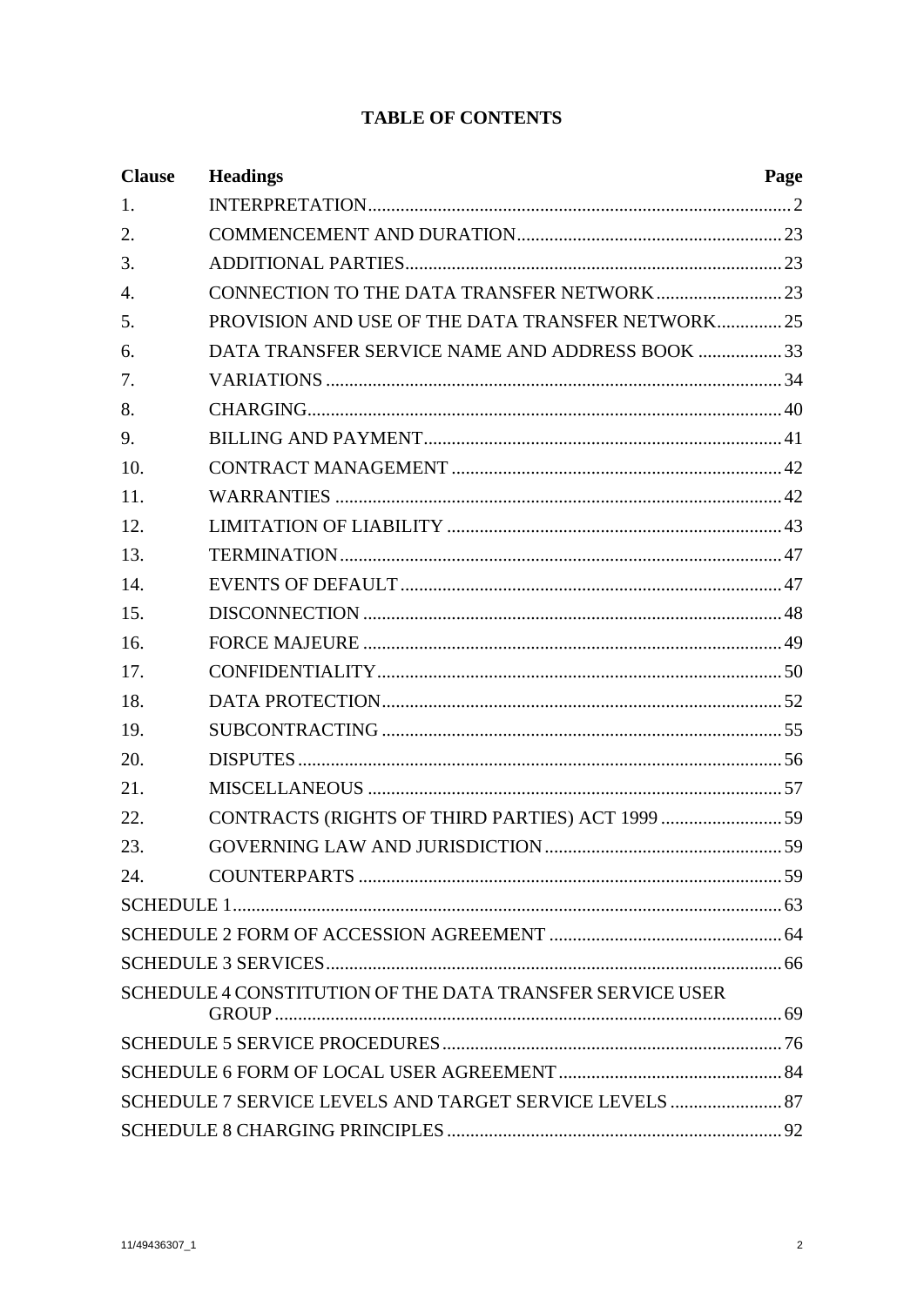# TABLE OF CONTENTS

| Clause | Headings | Page |
|---|---|---|
| 1. | INTERPRETATION | 2 |
| 2. | COMMENCEMENT AND DURATION | 23 |
| 3. | ADDITIONAL PARTIES | 23 |
| 4. | CONNECTION TO THE DATA TRANSFER NETWORK | 23 |
| 5. | PROVISION AND USE OF THE DATA TRANSFER NETWORK | 25 |
| 6. | DATA TRANSFER SERVICE NAME AND ADDRESS BOOK | 33 |
| 7. | VARIATIONS | 34 |
| 8. | CHARGING | 40 |
| 9. | BILLING AND PAYMENT | 41 |
| 10. | CONTRACT MANAGEMENT | 42 |
| 11. | WARRANTIES | 42 |
| 12. | LIMITATION OF LIABILITY | 43 |
| 13. | TERMINATION | 47 |
| 14. | EVENTS OF DEFAULT | 47 |
| 15. | DISCONNECTION | 48 |
| 16. | FORCE MAJEURE | 49 |
| 17. | CONFIDENTIALITY | 50 |
| 18. | DATA PROTECTION | 52 |
| 19. | SUBCONTRACTING | 55 |
| 20. | DISPUTES | 56 |
| 21. | MISCELLANEOUS | 57 |
| 22. | CONTRACTS (RIGHTS OF THIRD PARTIES) ACT 1999 | 59 |
| 23. | GOVERNING LAW AND JURISDICTION | 59 |
| 24. | COUNTERPARTS | 59 |
| SCHEDULE 1 | | 63 |
| SCHEDULE 2 FORM OF ACCESSION AGREEMENT | | 64 |
| SCHEDULE 3 SERVICES | | 66 |
| SCHEDULE 4 CONSTITUTION OF THE DATA TRANSFER SERVICE USER GROUP | | 69 |
| SCHEDULE 5 SERVICE PROCEDURES | | 76 |
| SCHEDULE 6 FORM OF LOCAL USER AGREEMENT | | 84 |
| SCHEDULE 7 SERVICE LEVELS AND TARGET SERVICE LEVELS | | 87 |
| SCHEDULE 8 CHARGING PRINCIPLES | | 92 |

11/49436307_1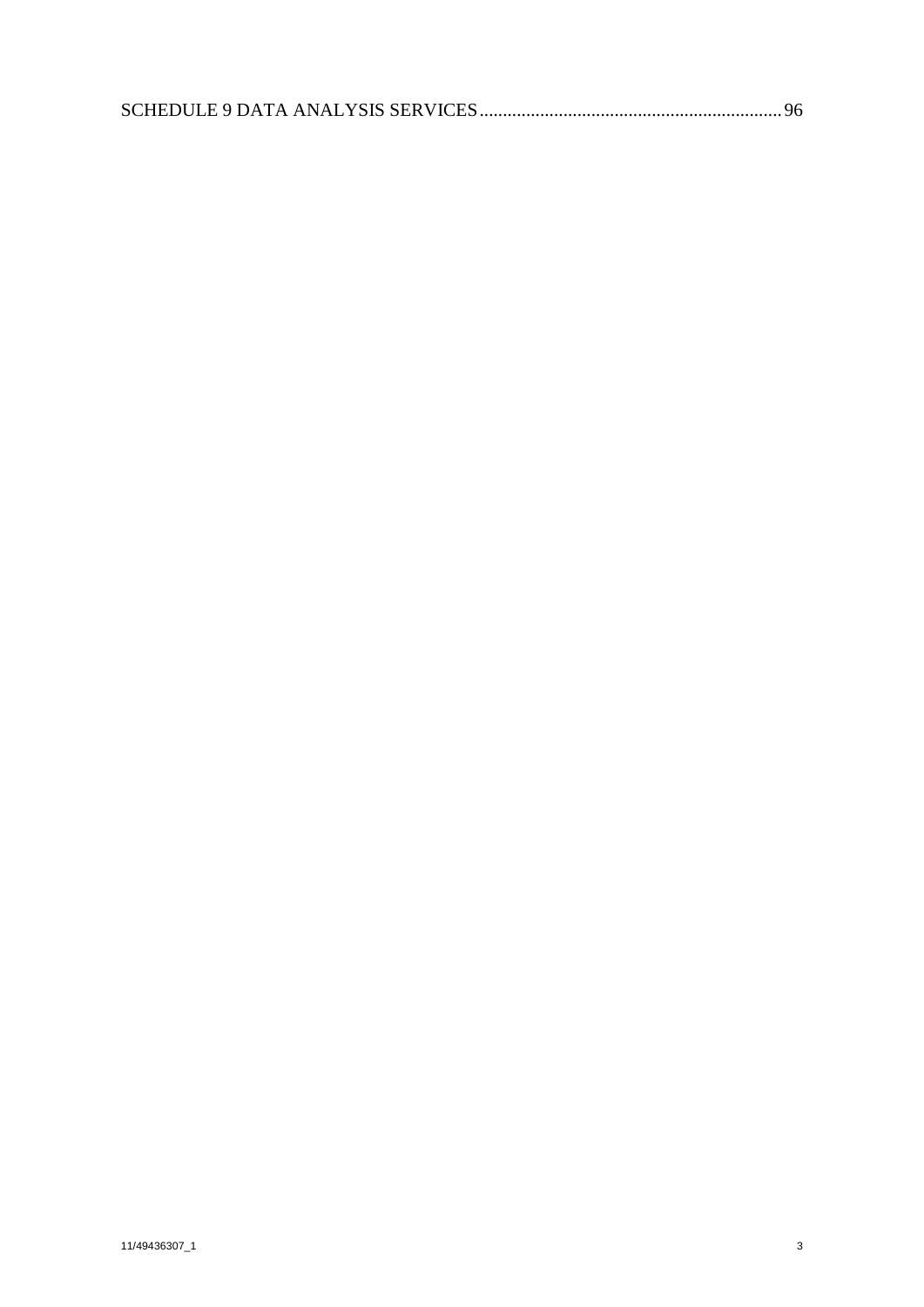SCHEDULE 9 DATA ANALYSIS SERVICES .................................................................. 96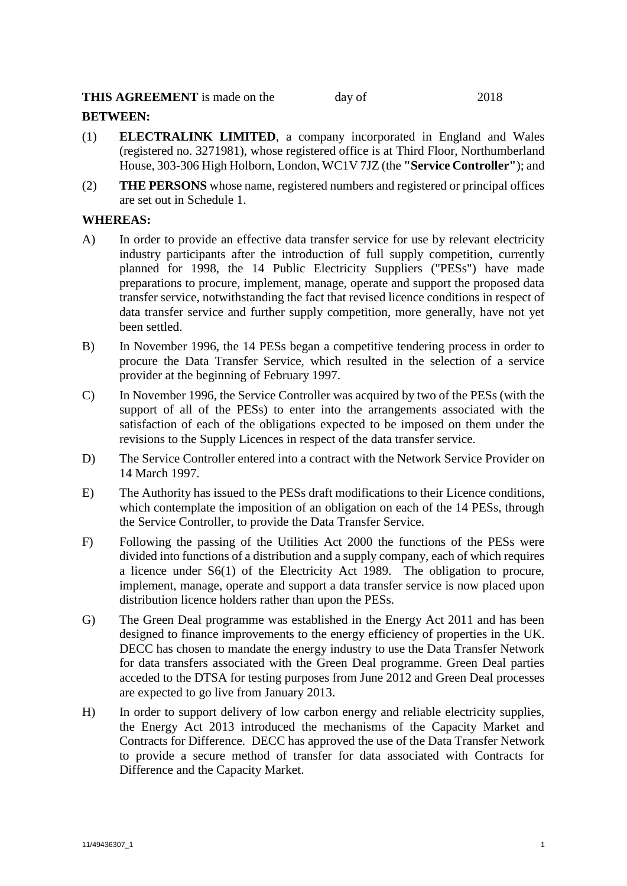**THIS AGREEMENT** is made on the day of 2018

**BETWEEN:**

(1) **ELECTRALINK LIMITED**, a company incorporated in England and Wales (registered no. 3271981), whose registered office is at Third Floor, Northumberland House, 303-306 High Holborn, London, WC1V 7JZ (the **"Service Controller"**); and

(2) **THE PERSONS** whose name, registered numbers and registered or principal offices are set out in Schedule 1.

**WHEREAS:**

A) In order to provide an effective data transfer service for use by relevant electricity industry participants after the introduction of full supply competition, currently planned for 1998, the 14 Public Electricity Suppliers ("PESs") have made preparations to procure, implement, manage, operate and support the proposed data transfer service, notwithstanding the fact that revised licence conditions in respect of data transfer service and further supply competition, more generally, have not yet been settled.

B) In November 1996, the 14 PESs began a competitive tendering process in order to procure the Data Transfer Service, which resulted in the selection of a service provider at the beginning of February 1997.

C) In November 1996, the Service Controller was acquired by two of the PESs (with the support of all of the PESs) to enter into the arrangements associated with the satisfaction of each of the obligations expected to be imposed on them under the revisions to the Supply Licences in respect of the data transfer service.

D) The Service Controller entered into a contract with the Network Service Provider on 14 March 1997.

E) The Authority has issued to the PESs draft modifications to their Licence conditions, which contemplate the imposition of an obligation on each of the 14 PESs, through the Service Controller, to provide the Data Transfer Service.

F) Following the passing of the Utilities Act 2000 the functions of the PESs were divided into functions of a distribution and a supply company, each of which requires a licence under S6(1) of the Electricity Act 1989. The obligation to procure, implement, manage, operate and support a data transfer service is now placed upon distribution licence holders rather than upon the PESs.

G) The Green Deal programme was established in the Energy Act 2011 and has been designed to finance improvements to the energy efficiency of properties in the UK. DECC has chosen to mandate the energy industry to use the Data Transfer Network for data transfers associated with the Green Deal programme. Green Deal parties acceded to the DTSA for testing purposes from June 2012 and Green Deal processes are expected to go live from January 2013.

H) In order to support delivery of low carbon energy and reliable electricity supplies, the Energy Act 2013 introduced the mechanisms of the Capacity Market and Contracts for Difference. DECC has approved the use of the Data Transfer Network to provide a secure method of transfer for data associated with Contracts for Difference and the Capacity Market.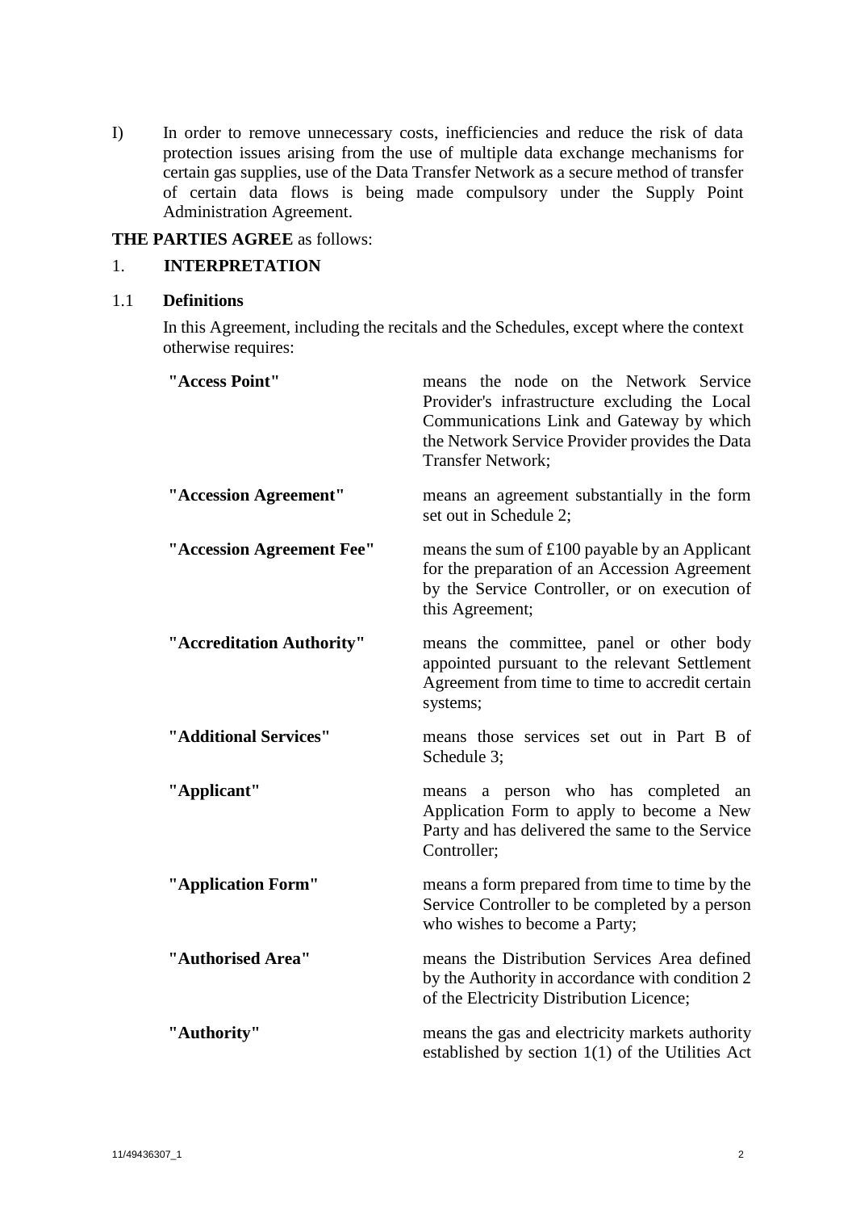I) In order to remove unnecessary costs, inefficiencies and reduce the risk of data protection issues arising from the use of multiple data exchange mechanisms for certain gas supplies, use of the Data Transfer Network as a secure method of transfer of certain data flows is being made compulsory under the Supply Point Administration Agreement.

**THE PARTIES AGREE** as follows:

## 1. INTERPRETATION

### 1.1 Definitions

In this Agreement, including the recitals and the Schedules, except where the context otherwise requires:

| | |
|---|---|
| **"Access Point"** | means the node on the Network Service Provider's infrastructure excluding the Local Communications Link and Gateway by which the Network Service Provider provides the Data Transfer Network; |
| **"Accession Agreement"** | means an agreement substantially in the form set out in Schedule 2; |
| **"Accession Agreement Fee"** | means the sum of £100 payable by an Applicant for the preparation of an Accession Agreement by the Service Controller, or on execution of this Agreement; |
| **"Accreditation Authority"** | means the committee, panel or other body appointed pursuant to the relevant Settlement Agreement from time to time to accredit certain systems; |
| **"Additional Services"** | means those services set out in Part B of Schedule 3; |
| **"Applicant"** | means a person who has completed an Application Form to apply to become a New Party and has delivered the same to the Service Controller; |
| **"Application Form"** | means a form prepared from time to time by the Service Controller to be completed by a person who wishes to become a Party; |
| **"Authorised Area"** | means the Distribution Services Area defined by the Authority in accordance with condition 2 of the Electricity Distribution Licence; |
| **"Authority"** | means the gas and electricity markets authority established by section 1(1) of the Utilities Act |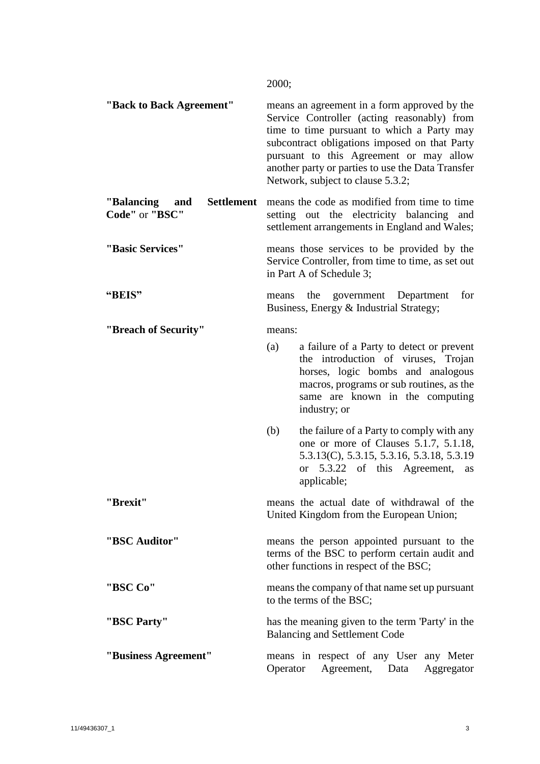2000;

| | |
|---|---|
| **"Back to Back Agreement"** | means an agreement in a form approved by the Service Controller (acting reasonably) from time to time pursuant to which a Party may subcontract obligations imposed on that Party pursuant to this Agreement or may allow another party or parties to use the Data Transfer Network, subject to clause 5.3.2; |
| **"Balancing and Settlement Code"** or **"BSC"** | means the code as modified from time to time setting out the electricity balancing and settlement arrangements in England and Wales; |
| **"Basic Services"** | means those services to be provided by the Service Controller, from time to time, as set out in Part A of Schedule 3; |
| **"BEIS"** | means the government Department for Business, Energy & Industrial Strategy; |
| **"Breach of Security"** | means: (a) a failure of a Party to detect or prevent the introduction of viruses, Trojan horses, logic bombs and analogous macros, programs or sub routines, as the same are known in the computing industry; or (b) the failure of a Party to comply with any one or more of Clauses 5.1.7, 5.1.18, 5.3.13(C), 5.3.15, 5.3.16, 5.3.18, 5.3.19 or 5.3.22 of this Agreement, as applicable; |
| **"Brexit"** | means the actual date of withdrawal of the United Kingdom from the European Union; |
| **"BSC Auditor"** | means the person appointed pursuant to the terms of the BSC to perform certain audit and other functions in respect of the BSC; |
| **"BSC Co"** | means the company of that name set up pursuant to the terms of the BSC; |
| **"BSC Party"** | has the meaning given to the term 'Party' in the Balancing and Settlement Code |
| **"Business Agreement"** | means in respect of any User any Meter Operator Agreement, Data Aggregator |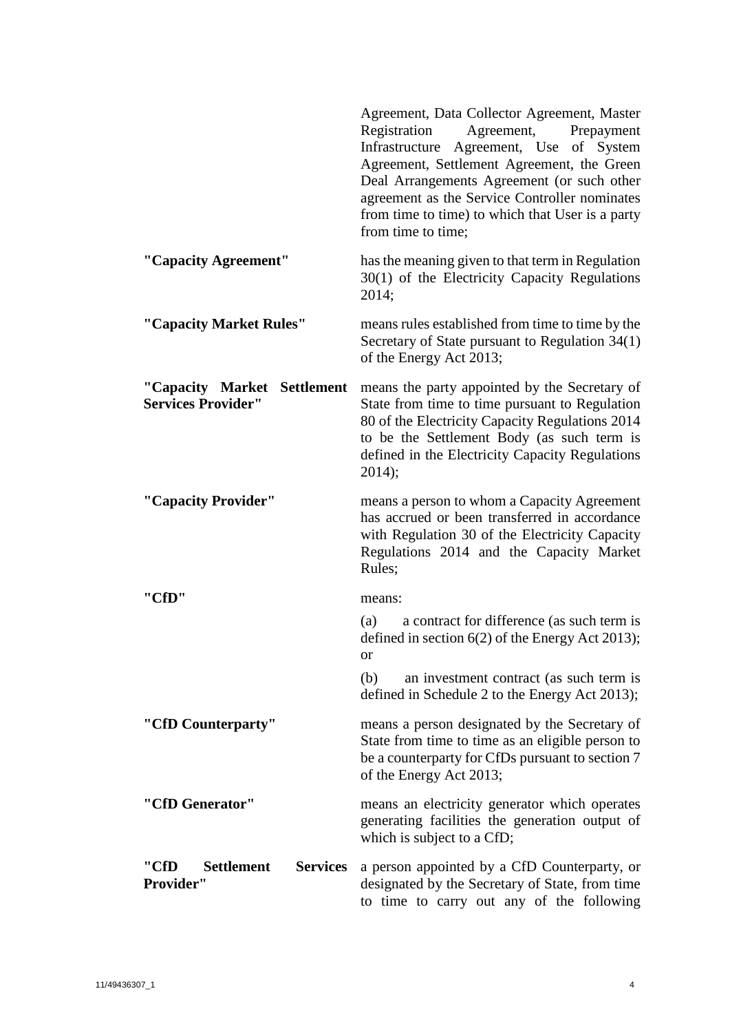Agreement, Data Collector Agreement, Master Registration Agreement, Prepayment Infrastructure Agreement, Use of System Agreement, Settlement Agreement, the Green Deal Arrangements Agreement (or such other agreement as the Service Controller nominates from time to time) to which that User is a party from time to time;

**"Capacity Agreement"** has the meaning given to that term in Regulation 30(1) of the Electricity Capacity Regulations 2014;

**"Capacity Market Rules"** means rules established from time to time by the Secretary of State pursuant to Regulation 34(1) of the Energy Act 2013;

**"Capacity Market Settlement Services Provider"** means the party appointed by the Secretary of State from time to time pursuant to Regulation 80 of the Electricity Capacity Regulations 2014 to be the Settlement Body (as such term is defined in the Electricity Capacity Regulations 2014);

**"Capacity Provider"** means a person to whom a Capacity Agreement has accrued or been transferred in accordance with Regulation 30 of the Electricity Capacity Regulations 2014 and the Capacity Market Rules;

**"CfD"** means:

(a) a contract for difference (as such term is defined in section 6(2) of the Energy Act 2013); or

(b) an investment contract (as such term is defined in Schedule 2 to the Energy Act 2013);

**"CfD Counterparty"** means a person designated by the Secretary of State from time to time as an eligible person to be a counterparty for CfDs pursuant to section 7 of the Energy Act 2013;

**"CfD Generator"** means an electricity generator which operates generating facilities the generation output of which is subject to a CfD;

**"CfD Settlement Services Provider"** a person appointed by a CfD Counterparty, or designated by the Secretary of State, from time to time to carry out any of the following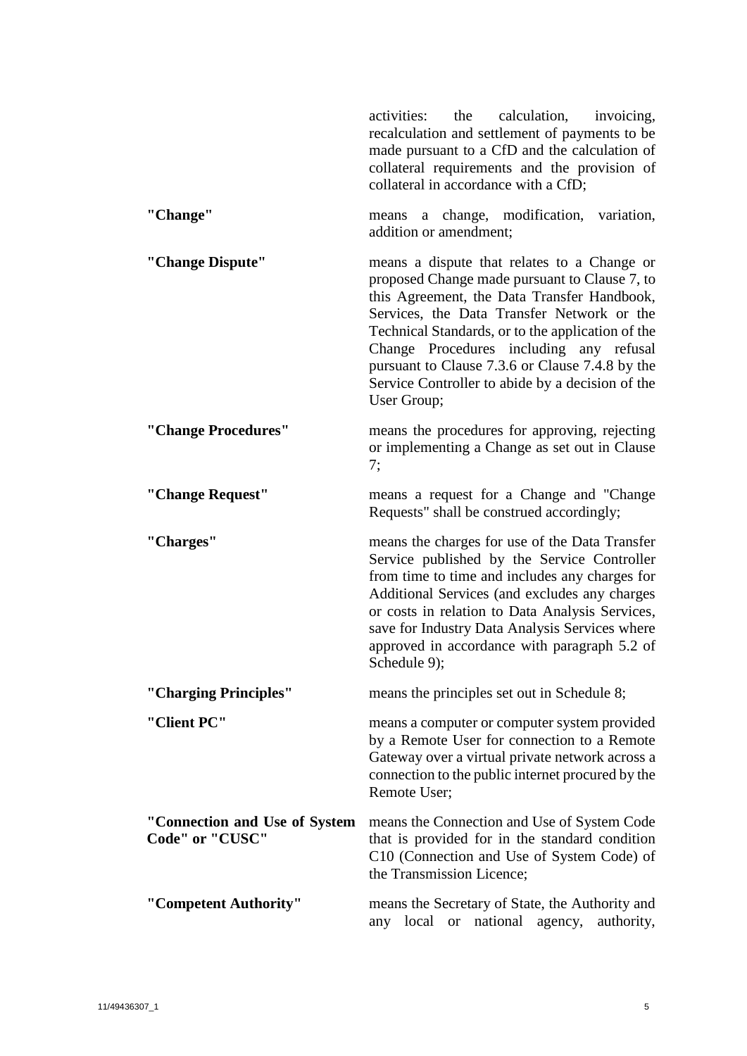activities: the calculation, invoicing, recalculation and settlement of payments to be made pursuant to a CfD and the calculation of collateral requirements and the provision of collateral in accordance with a CfD;

**"Change"** means a change, modification, variation, addition or amendment;

**"Change Dispute"** means a dispute that relates to a Change or proposed Change made pursuant to Clause 7, to this Agreement, the Data Transfer Handbook, Services, the Data Transfer Network or the Technical Standards, or to the application of the Change Procedures including any refusal pursuant to Clause 7.3.6 or Clause 7.4.8 by the Service Controller to abide by a decision of the User Group;

**"Change Procedures"** means the procedures for approving, rejecting or implementing a Change as set out in Clause 7;

**"Change Request"** means a request for a Change and "Change Requests" shall be construed accordingly;

**"Charges"** means the charges for use of the Data Transfer Service published by the Service Controller from time to time and includes any charges for Additional Services (and excludes any charges or costs in relation to Data Analysis Services, save for Industry Data Analysis Services where approved in accordance with paragraph 5.2 of Schedule 9);

**"Charging Principles"** means the principles set out in Schedule 8;

**"Client PC"** means a computer or computer system provided by a Remote User for connection to a Remote Gateway over a virtual private network across a connection to the public internet procured by the Remote User;

**"Connection and Use of System Code" or "CUSC"** means the Connection and Use of System Code that is provided for in the standard condition C10 (Connection and Use of System Code) of the Transmission Licence;

**"Competent Authority"** means the Secretary of State, the Authority and any local or national agency, authority,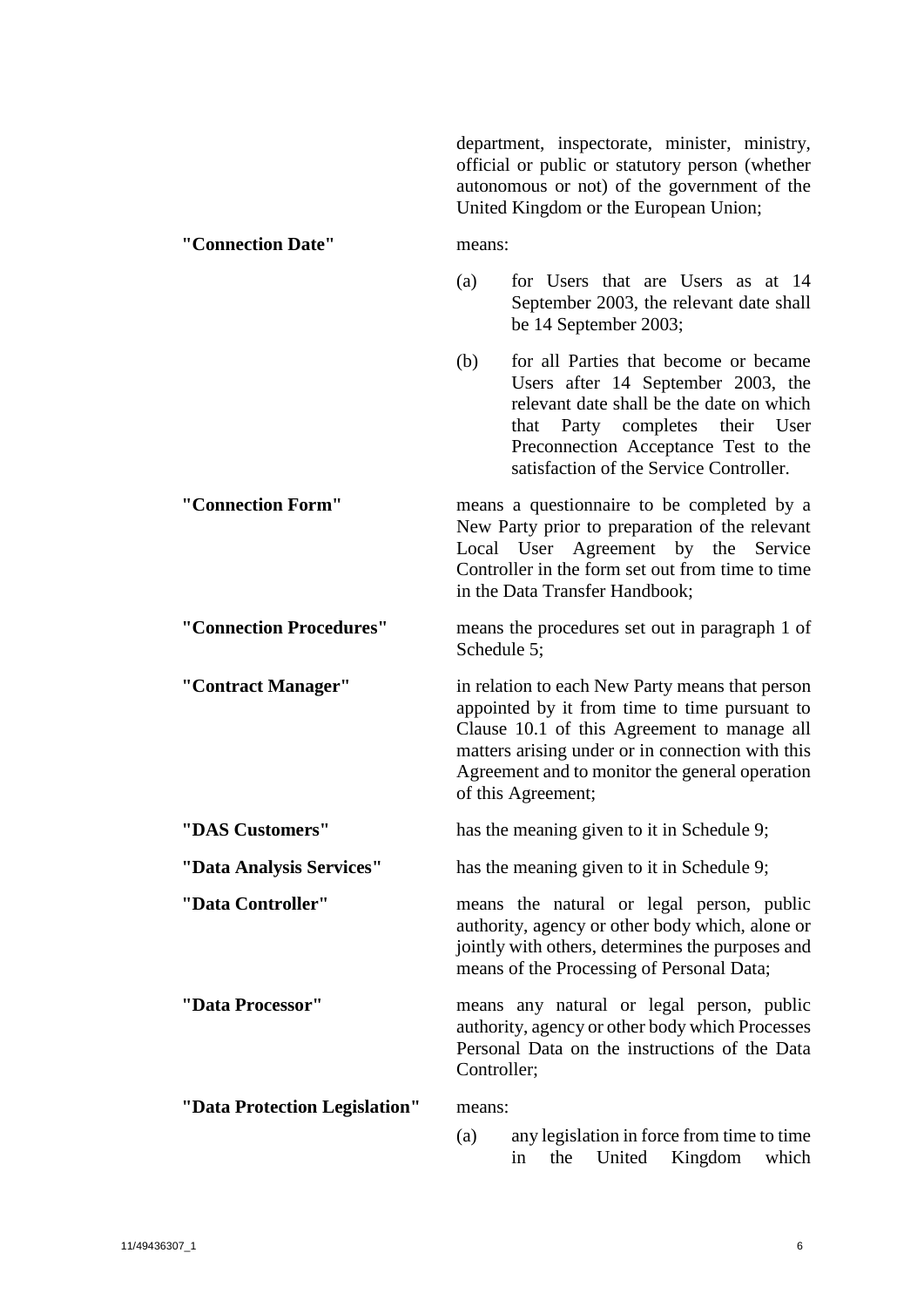department, inspectorate, minister, ministry, official or public or statutory person (whether autonomous or not) of the government of the United Kingdom or the European Union;

**"Connection Date"** means:

(a) for Users that are Users as at 14 September 2003, the relevant date shall be 14 September 2003;

(b) for all Parties that become or became Users after 14 September 2003, the relevant date shall be the date on which that Party completes their User Preconnection Acceptance Test to the satisfaction of the Service Controller.

**"Connection Form"** means a questionnaire to be completed by a New Party prior to preparation of the relevant Local User Agreement by the Service Controller in the form set out from time to time in the Data Transfer Handbook;

**"Connection Procedures"** means the procedures set out in paragraph 1 of Schedule 5;

**"Contract Manager"** in relation to each New Party means that person appointed by it from time to time pursuant to Clause 10.1 of this Agreement to manage all matters arising under or in connection with this Agreement and to monitor the general operation of this Agreement;

**"DAS Customers"** has the meaning given to it in Schedule 9;

**"Data Analysis Services"** has the meaning given to it in Schedule 9;

**"Data Controller"** means the natural or legal person, public authority, agency or other body which, alone or jointly with others, determines the purposes and means of the Processing of Personal Data;

**"Data Processor"** means any natural or legal person, public authority, agency or other body which Processes Personal Data on the instructions of the Data Controller;

**"Data Protection Legislation"** means:

(a) any legislation in force from time to time in the United Kingdom which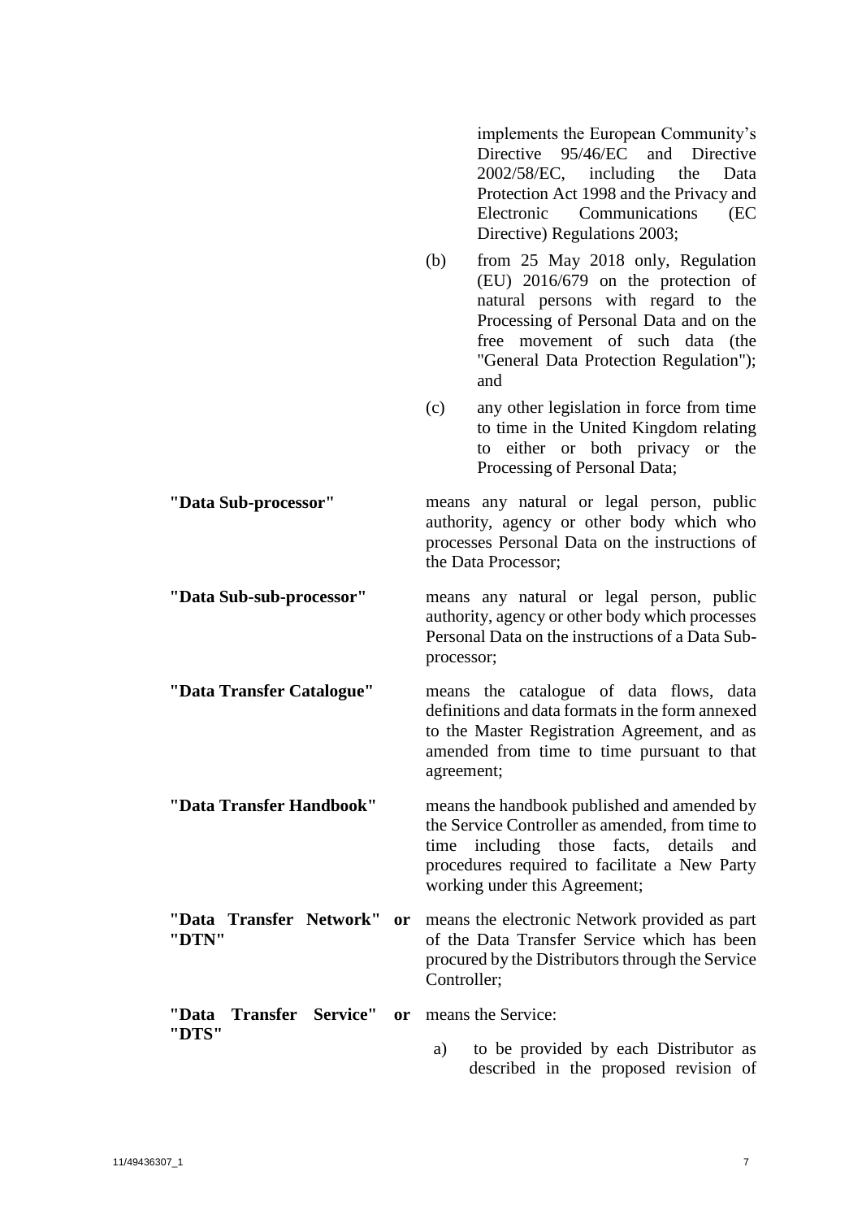implements the European Community's Directive 95/46/EC and Directive 2002/58/EC, including the Data Protection Act 1998 and the Privacy and Electronic Communications (EC Directive) Regulations 2003;

(b) from 25 May 2018 only, Regulation (EU) 2016/679 on the protection of natural persons with regard to the Processing of Personal Data and on the free movement of such data (the "General Data Protection Regulation"); and

(c) any other legislation in force from time to time in the United Kingdom relating to either or both privacy or the Processing of Personal Data;

**"Data Sub-processor"** means any natural or legal person, public authority, agency or other body which who processes Personal Data on the instructions of the Data Processor;

**"Data Sub-sub-processor"** means any natural or legal person, public authority, agency or other body which processes Personal Data on the instructions of a Data Sub-processor;

**"Data Transfer Catalogue"** means the catalogue of data flows, data definitions and data formats in the form annexed to the Master Registration Agreement, and as amended from time to time pursuant to that agreement;

**"Data Transfer Handbook"** means the handbook published and amended by the Service Controller as amended, from time to time including those facts, details and procedures required to facilitate a New Party working under this Agreement;

**"Data Transfer Network" or "DTN"** means the electronic Network provided as part of the Data Transfer Service which has been procured by the Distributors through the Service Controller;

**"Data Transfer Service" or "DTS"** means the Service:

a) to be provided by each Distributor as described in the proposed revision of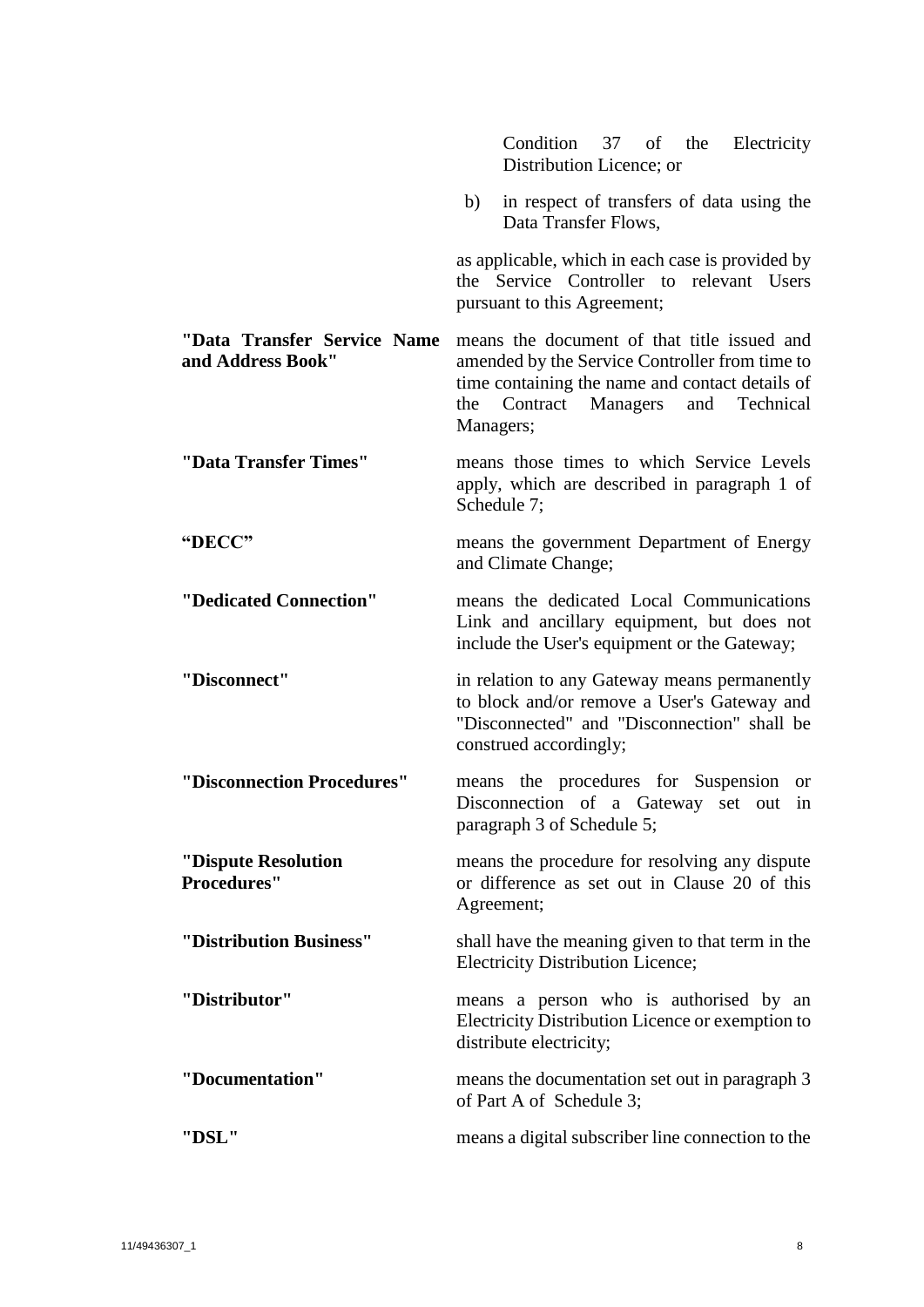Condition 37 of the Electricity Distribution Licence; or

b) in respect of transfers of data using the Data Transfer Flows,

as applicable, which in each case is provided by the Service Controller to relevant Users pursuant to this Agreement;

| | |
|---|---|
| **"Data Transfer Service Name and Address Book"** | means the document of that title issued and amended by the Service Controller from time to time containing the name and contact details of the Contract Managers and Technical Managers; |
| **"Data Transfer Times"** | means those times to which Service Levels apply, which are described in paragraph 1 of Schedule 7; |
| **"DECC"** | means the government Department of Energy and Climate Change; |
| **"Dedicated Connection"** | means the dedicated Local Communications Link and ancillary equipment, but does not include the User's equipment or the Gateway; |
| **"Disconnect"** | in relation to any Gateway means permanently to block and/or remove a User's Gateway and "Disconnected" and "Disconnection" shall be construed accordingly; |
| **"Disconnection Procedures"** | means the procedures for Suspension or Disconnection of a Gateway set out in paragraph 3 of Schedule 5; |
| **"Dispute Resolution Procedures"** | means the procedure for resolving any dispute or difference as set out in Clause 20 of this Agreement; |
| **"Distribution Business"** | shall have the meaning given to that term in the Electricity Distribution Licence; |
| **"Distributor"** | means a person who is authorised by an Electricity Distribution Licence or exemption to distribute electricity; |
| **"Documentation"** | means the documentation set out in paragraph 3 of Part A of Schedule 3; |
| **"DSL"** | means a digital subscriber line connection to the |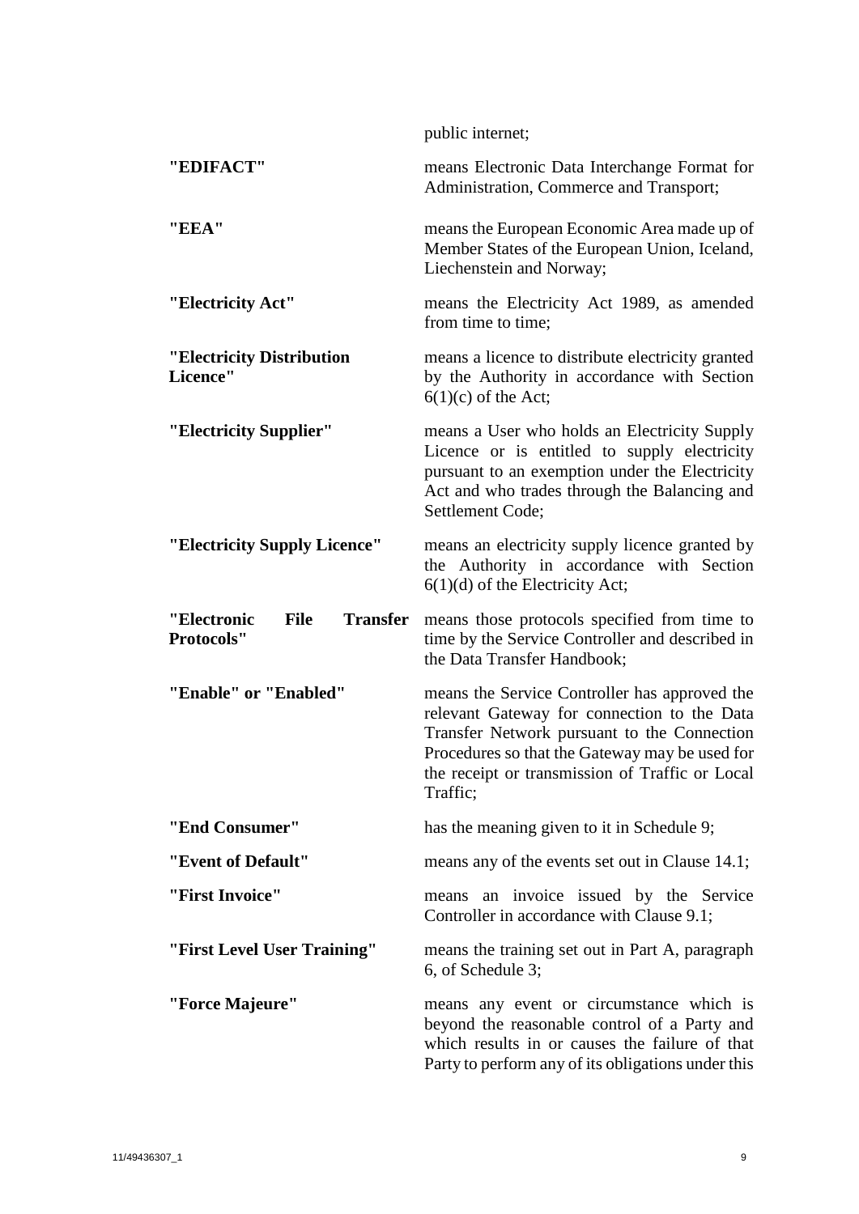public internet;

| | |
|---|---|
| **"EDIFACT"** | means Electronic Data Interchange Format for Administration, Commerce and Transport; |
| **"EEA"** | means the European Economic Area made up of Member States of the European Union, Iceland, Liechenstein and Norway; |
| **"Electricity Act"** | means the Electricity Act 1989, as amended from time to time; |
| **"Electricity Distribution Licence"** | means a licence to distribute electricity granted by the Authority in accordance with Section 6(1)(c) of the Act; |
| **"Electricity Supplier"** | means a User who holds an Electricity Supply Licence or is entitled to supply electricity pursuant to an exemption under the Electricity Act and who trades through the Balancing and Settlement Code; |
| **"Electricity Supply Licence"** | means an electricity supply licence granted by the Authority in accordance with Section 6(1)(d) of the Electricity Act; |
| **"Electronic File Transfer Protocols"** | means those protocols specified from time to time by the Service Controller and described in the Data Transfer Handbook; |
| **"Enable" or "Enabled"** | means the Service Controller has approved the relevant Gateway for connection to the Data Transfer Network pursuant to the Connection Procedures so that the Gateway may be used for the receipt or transmission of Traffic or Local Traffic; |
| **"End Consumer"** | has the meaning given to it in Schedule 9; |
| **"Event of Default"** | means any of the events set out in Clause 14.1; |
| **"First Invoice"** | means an invoice issued by the Service Controller in accordance with Clause 9.1; |
| **"First Level User Training"** | means the training set out in Part A, paragraph 6, of Schedule 3; |
| **"Force Majeure"** | means any event or circumstance which is beyond the reasonable control of a Party and which results in or causes the failure of that Party to perform any of its obligations under this |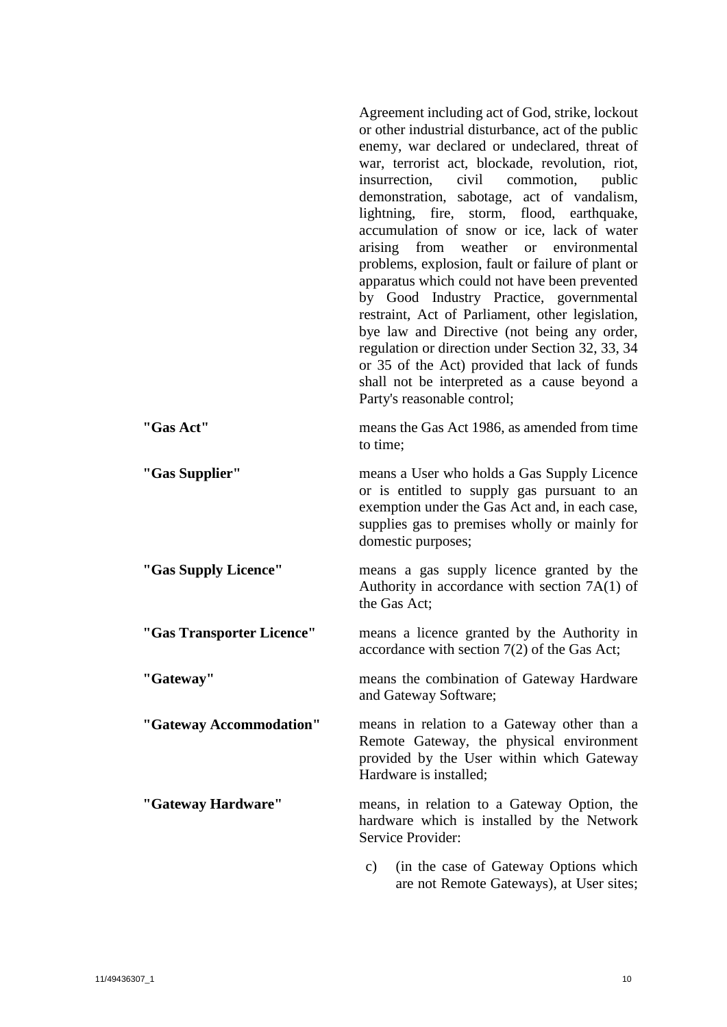Agreement including act of God, strike, lockout or other industrial disturbance, act of the public enemy, war declared or undeclared, threat of war, terrorist act, blockade, revolution, riot, insurrection, civil commotion, public demonstration, sabotage, act of vandalism, lightning, fire, storm, flood, earthquake, accumulation of snow or ice, lack of water arising from weather or environmental problems, explosion, fault or failure of plant or apparatus which could not have been prevented by Good Industry Practice, governmental restraint, Act of Parliament, other legislation, bye law and Directive (not being any order, regulation or direction under Section 32, 33, 34 or 35 of the Act) provided that lack of funds shall not be interpreted as a cause beyond a Party's reasonable control;

**"Gas Act"** means the Gas Act 1986, as amended from time to time;

**"Gas Supplier"** means a User who holds a Gas Supply Licence or is entitled to supply gas pursuant to an exemption under the Gas Act and, in each case, supplies gas to premises wholly or mainly for domestic purposes;

**"Gas Supply Licence"** means a gas supply licence granted by the Authority in accordance with section 7A(1) of the Gas Act;

**"Gas Transporter Licence"** means a licence granted by the Authority in accordance with section 7(2) of the Gas Act;

**"Gateway"** means the combination of Gateway Hardware and Gateway Software;

**"Gateway Accommodation"** means in relation to a Gateway other than a Remote Gateway, the physical environment provided by the User within which Gateway Hardware is installed;

**"Gateway Hardware"** means, in relation to a Gateway Option, the hardware which is installed by the Network Service Provider:

c) (in the case of Gateway Options which are not Remote Gateways), at User sites;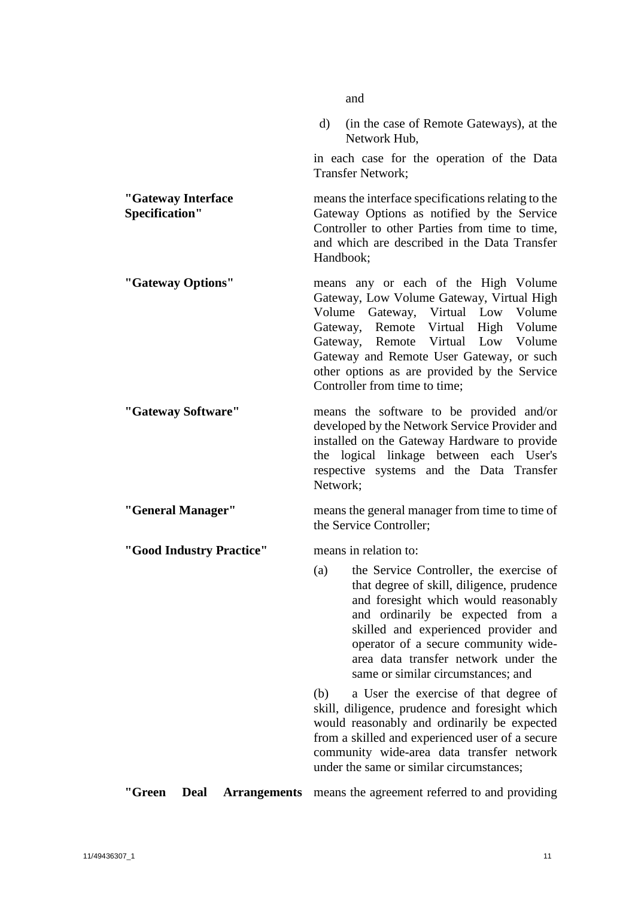and

d) (in the case of Remote Gateways), at the Network Hub,

in each case for the operation of the Data Transfer Network;

**"Gateway Interface Specification"** means the interface specifications relating to the Gateway Options as notified by the Service Controller to other Parties from time to time, and which are described in the Data Transfer Handbook;

**"Gateway Options"** means any or each of the High Volume Gateway, Low Volume Gateway, Virtual High Volume Gateway, Virtual Low Volume Gateway, Remote Virtual High Volume Gateway, Remote Virtual Low Volume Gateway and Remote User Gateway, or such other options as are provided by the Service Controller from time to time;

**"Gateway Software"** means the software to be provided and/or developed by the Network Service Provider and installed on the Gateway Hardware to provide the logical linkage between each User's respective systems and the Data Transfer Network;

**"General Manager"** means the general manager from time to time of the Service Controller;

**"Good Industry Practice"** means in relation to:

(a) the Service Controller, the exercise of that degree of skill, diligence, prudence and foresight which would reasonably and ordinarily be expected from a skilled and experienced provider and operator of a secure community wide-area data transfer network under the same or similar circumstances; and

(b) a User the exercise of that degree of skill, diligence, prudence and foresight which would reasonably and ordinarily be expected from a skilled and experienced user of a secure community wide-area data transfer network under the same or similar circumstances;

**"Green Deal Arrangements** means the agreement referred to and providing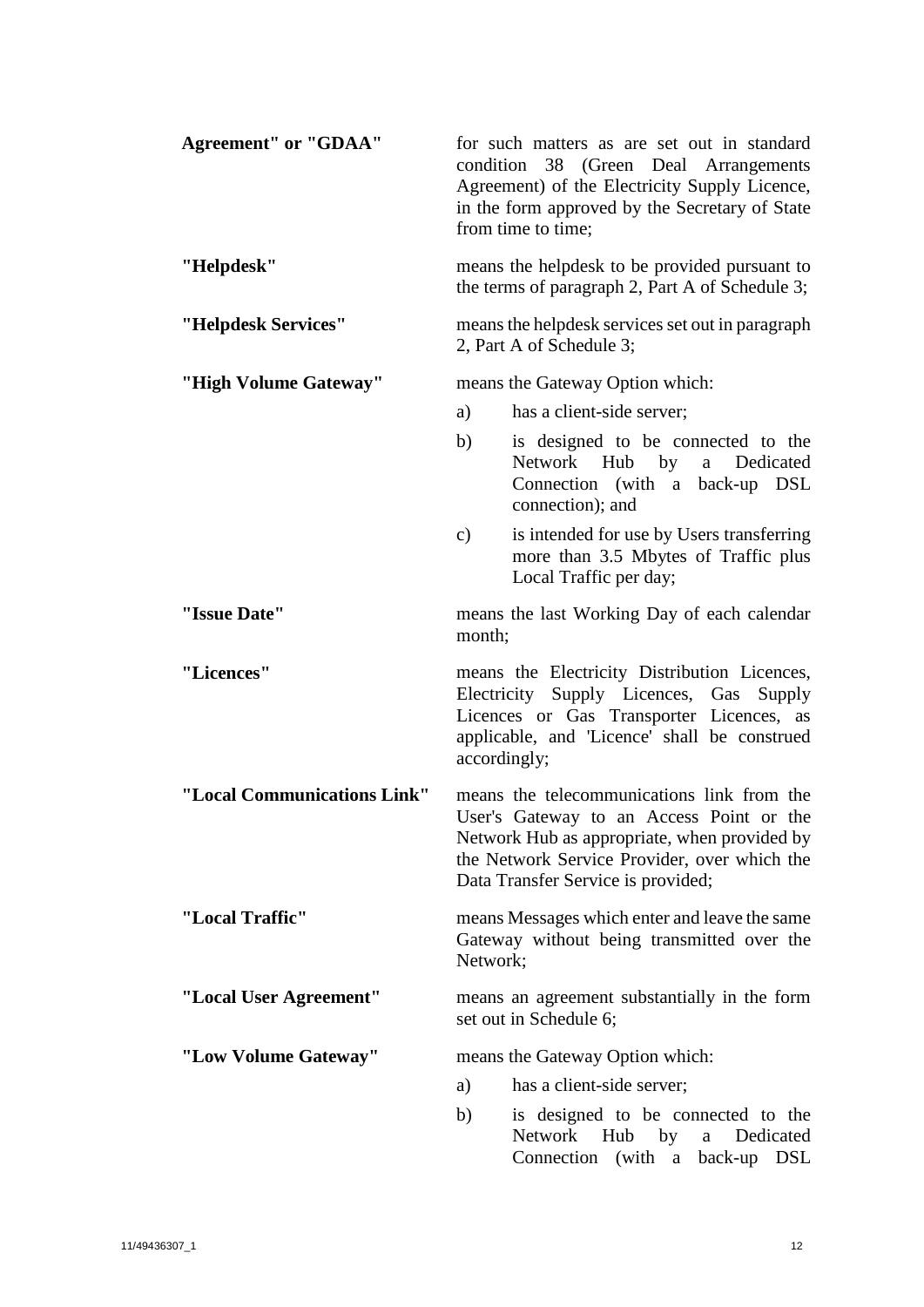**Agreement" or "GDAA"** for such matters as are set out in standard condition 38 (Green Deal Arrangements Agreement) of the Electricity Supply Licence, in the form approved by the Secretary of State from time to time;

**"Helpdesk"** means the helpdesk to be provided pursuant to the terms of paragraph 2, Part A of Schedule 3;

**"Helpdesk Services"** means the helpdesk services set out in paragraph 2, Part A of Schedule 3;

**"High Volume Gateway"** means the Gateway Option which:

a) has a client-side server;

b) is designed to be connected to the Network Hub by a Dedicated Connection (with a back-up DSL connection); and

c) is intended for use by Users transferring more than 3.5 Mbytes of Traffic plus Local Traffic per day;

**"Issue Date"** means the last Working Day of each calendar month;

**"Licences"** means the Electricity Distribution Licences, Electricity Supply Licences, Gas Supply Licences or Gas Transporter Licences, as applicable, and 'Licence' shall be construed accordingly;

**"Local Communications Link"** means the telecommunications link from the User's Gateway to an Access Point or the Network Hub as appropriate, when provided by the Network Service Provider, over which the Data Transfer Service is provided;

**"Local Traffic"** means Messages which enter and leave the same Gateway without being transmitted over the Network;

**"Local User Agreement"** means an agreement substantially in the form set out in Schedule 6;

**"Low Volume Gateway"** means the Gateway Option which:

a) has a client-side server;

b) is designed to be connected to the Network Hub by a Dedicated Connection (with a back-up DSL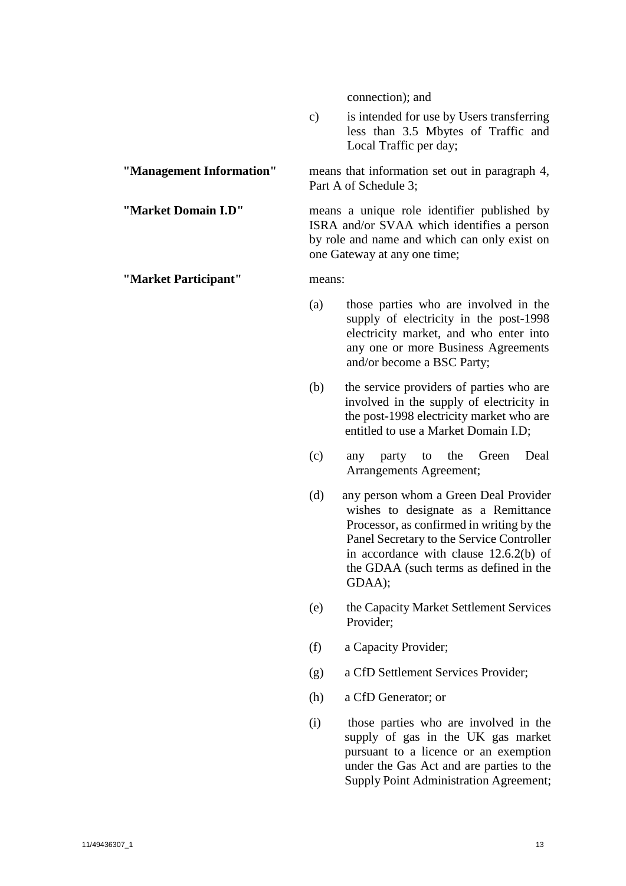connection); and

c) is intended for use by Users transferring less than 3.5 Mbytes of Traffic and Local Traffic per day;

**"Management Information"** means that information set out in paragraph 4, Part A of Schedule 3;

**"Market Domain I.D"** means a unique role identifier published by ISRA and/or SVAA which identifies a person by role and name and which can only exist on one Gateway at any one time;

**"Market Participant"** means:

(a) those parties who are involved in the supply of electricity in the post-1998 electricity market, and who enter into any one or more Business Agreements and/or become a BSC Party;

(b) the service providers of parties who are involved in the supply of electricity in the post-1998 electricity market who are entitled to use a Market Domain I.D;

(c) any party to the Green Deal Arrangements Agreement;

(d) any person whom a Green Deal Provider wishes to designate as a Remittance Processor, as confirmed in writing by the Panel Secretary to the Service Controller in accordance with clause 12.6.2(b) of the GDAA (such terms as defined in the GDAA);

(e) the Capacity Market Settlement Services Provider;

(f) a Capacity Provider;

(g) a CfD Settlement Services Provider;

(h) a CfD Generator; or

(i) those parties who are involved in the supply of gas in the UK gas market pursuant to a licence or an exemption under the Gas Act and are parties to the Supply Point Administration Agreement;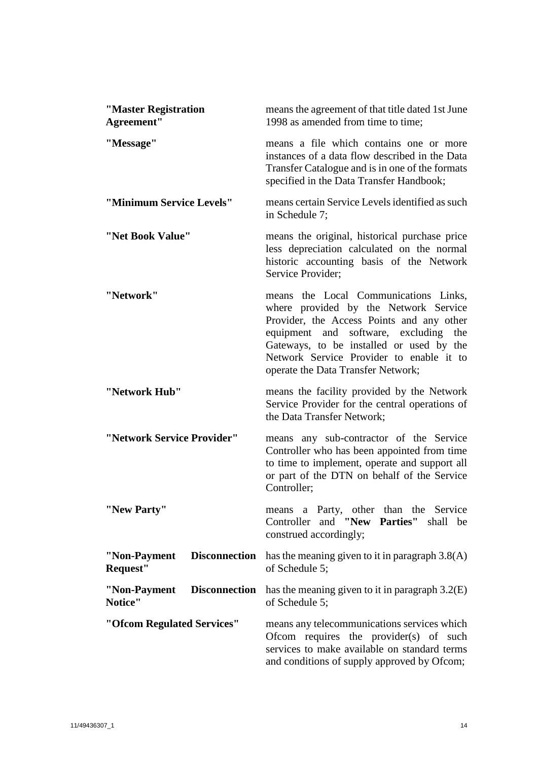| | |
|---|---|
| **"Master Registration Agreement"** | means the agreement of that title dated 1st June 1998 as amended from time to time; |
| **"Message"** | means a file which contains one or more instances of a data flow described in the Data Transfer Catalogue and is in one of the formats specified in the Data Transfer Handbook; |
| **"Minimum Service Levels"** | means certain Service Levels identified as such in Schedule 7; |
| **"Net Book Value"** | means the original, historical purchase price less depreciation calculated on the normal historic accounting basis of the Network Service Provider; |
| **"Network"** | means the Local Communications Links, where provided by the Network Service Provider, the Access Points and any other equipment and software, excluding the Gateways, to be installed or used by the Network Service Provider to enable it to operate the Data Transfer Network; |
| **"Network Hub"** | means the facility provided by the Network Service Provider for the central operations of the Data Transfer Network; |
| **"Network Service Provider"** | means any sub-contractor of the Service Controller who has been appointed from time to time to implement, operate and support all or part of the DTN on behalf of the Service Controller; |
| **"New Party"** | means a Party, other than the Service Controller and **"New Parties"** shall be construed accordingly; |
| **"Non-Payment Disconnection Request"** | has the meaning given to it in paragraph 3.8(A) of Schedule 5; |
| **"Non-Payment Disconnection Notice"** | has the meaning given to it in paragraph 3.2(E) of Schedule 5; |
| **"Ofcom Regulated Services"** | means any telecommunications services which Ofcom requires the provider(s) of such services to make available on standard terms and conditions of supply approved by Ofcom; |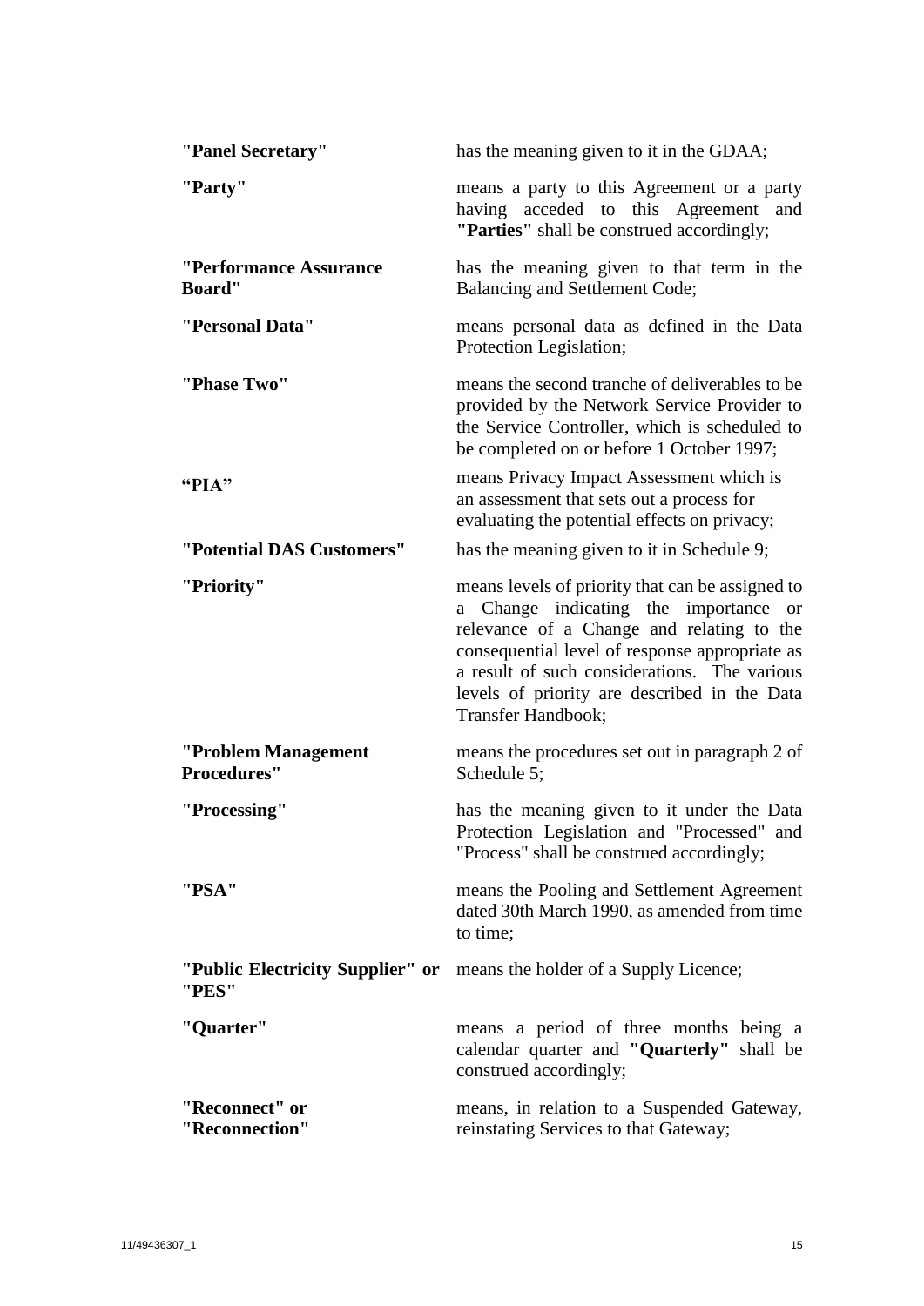| | |
|---|---|
| **"Panel Secretary"** | has the meaning given to it in the GDAA; |
| **"Party"** | means a party to this Agreement or a party having acceded to this Agreement and **"Parties"** shall be construed accordingly; |
| **"Performance Assurance Board"** | has the meaning given to that term in the Balancing and Settlement Code; |
| **"Personal Data"** | means personal data as defined in the Data Protection Legislation; |
| **"Phase Two"** | means the second tranche of deliverables to be provided by the Network Service Provider to the Service Controller, which is scheduled to be completed on or before 1 October 1997; |
| **"PIA"** | means Privacy Impact Assessment which is an assessment that sets out a process for evaluating the potential effects on privacy; |
| **"Potential DAS Customers"** | has the meaning given to it in Schedule 9; |
| **"Priority"** | means levels of priority that can be assigned to a Change indicating the importance or relevance of a Change and relating to the consequential level of response appropriate as a result of such considerations. The various levels of priority are described in the Data Transfer Handbook; |
| **"Problem Management Procedures"** | means the procedures set out in paragraph 2 of Schedule 5; |
| **"Processing"** | has the meaning given to it under the Data Protection Legislation and "Processed" and "Process" shall be construed accordingly; |
| **"PSA"** | means the Pooling and Settlement Agreement dated 30th March 1990, as amended from time to time; |
| **"Public Electricity Supplier" or "PES"** | means the holder of a Supply Licence; |
| **"Quarter"** | means a period of three months being a calendar quarter and **"Quarterly"** shall be construed accordingly; |
| **"Reconnect" or "Reconnection"** | means, in relation to a Suspended Gateway, reinstating Services to that Gateway; |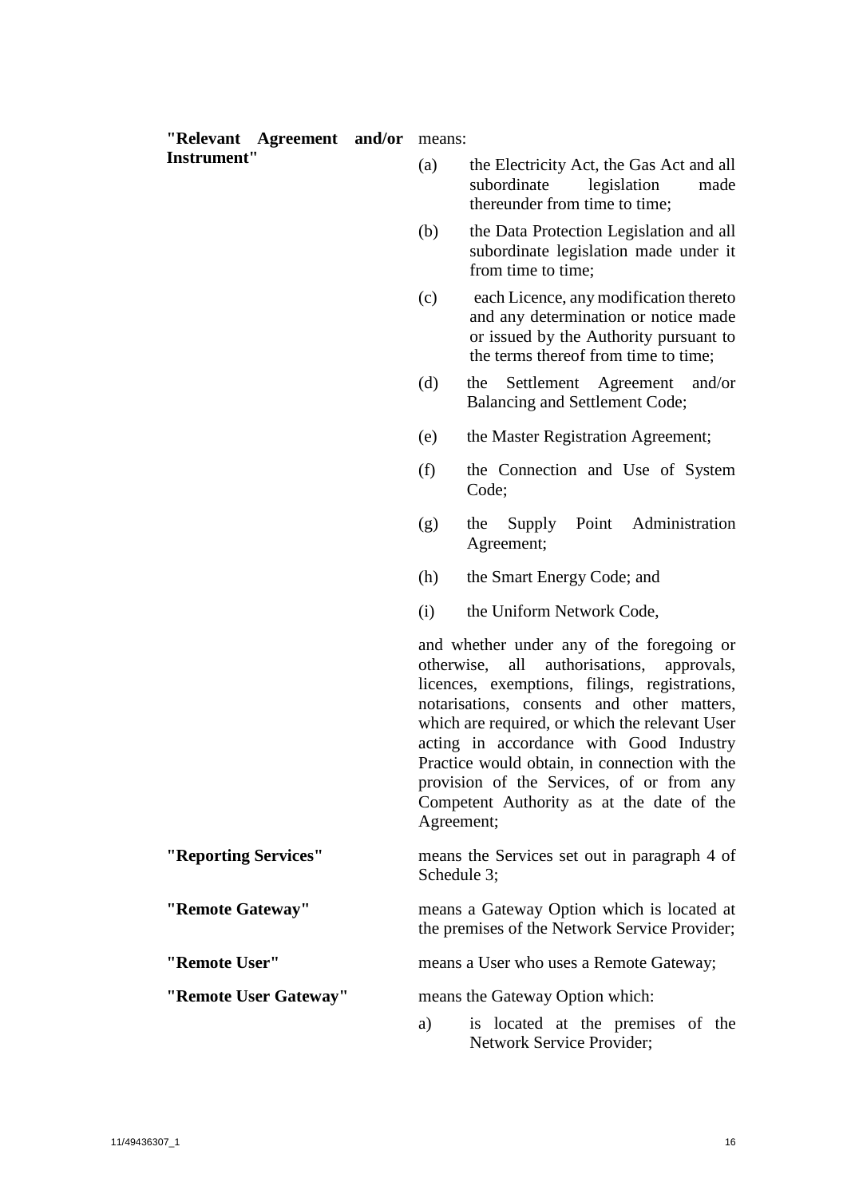**"Relevant Agreement and/or Instrument"** means:

(a) the Electricity Act, the Gas Act and all subordinate legislation made thereunder from time to time;

(b) the Data Protection Legislation and all subordinate legislation made under it from time to time;

(c) each Licence, any modification thereto and any determination or notice made or issued by the Authority pursuant to the terms thereof from time to time;

(d) the Settlement Agreement and/or Balancing and Settlement Code;

(e) the Master Registration Agreement;

(f) the Connection and Use of System Code;

(g) the Supply Point Administration Agreement;

(h) the Smart Energy Code; and

(i) the Uniform Network Code,

and whether under any of the foregoing or otherwise, all authorisations, approvals, licences, exemptions, filings, registrations, notarisations, consents and other matters, which are required, or which the relevant User acting in accordance with Good Industry Practice would obtain, in connection with the provision of the Services, of or from any Competent Authority as at the date of the Agreement;

**"Reporting Services"** means the Services set out in paragraph 4 of Schedule 3;

**"Remote Gateway"** means a Gateway Option which is located at the premises of the Network Service Provider;

**"Remote User"** means a User who uses a Remote Gateway;

**"Remote User Gateway"** means the Gateway Option which:

a) is located at the premises of the Network Service Provider;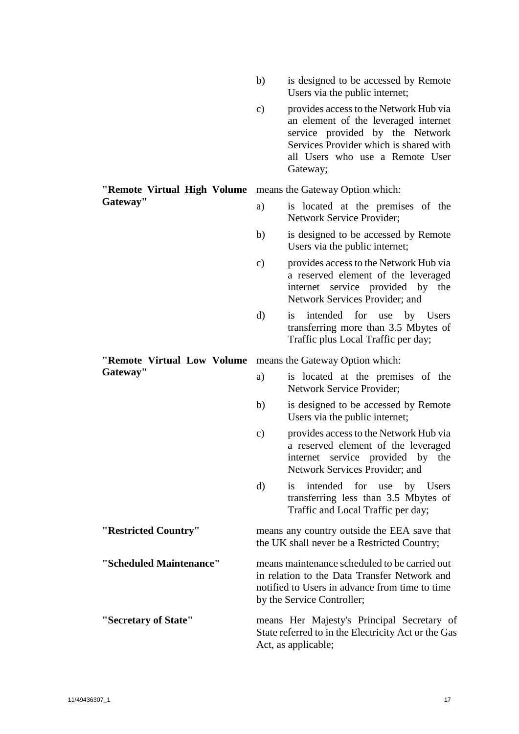b) is designed to be accessed by Remote Users via the public internet;

c) provides access to the Network Hub via an element of the leveraged internet service provided by the Network Services Provider which is shared with all Users who use a Remote User Gateway;

**"Remote Virtual High Volume Gateway"** means the Gateway Option which:

a) is located at the premises of the Network Service Provider;

b) is designed to be accessed by Remote Users via the public internet;

c) provides access to the Network Hub via a reserved element of the leveraged internet service provided by the Network Services Provider; and

d) is intended for use by Users transferring more than 3.5 Mbytes of Traffic plus Local Traffic per day;

**"Remote Virtual Low Volume Gateway"** means the Gateway Option which:

a) is located at the premises of the Network Service Provider;

b) is designed to be accessed by Remote Users via the public internet;

c) provides access to the Network Hub via a reserved element of the leveraged internet service provided by the Network Services Provider; and

d) is intended for use by Users transferring less than 3.5 Mbytes of Traffic and Local Traffic per day;

**"Restricted Country"** means any country outside the EEA save that the UK shall never be a Restricted Country;

**"Scheduled Maintenance"** means maintenance scheduled to be carried out in relation to the Data Transfer Network and notified to Users in advance from time to time by the Service Controller;

**"Secretary of State"** means Her Majesty's Principal Secretary of State referred to in the Electricity Act or the Gas Act, as applicable;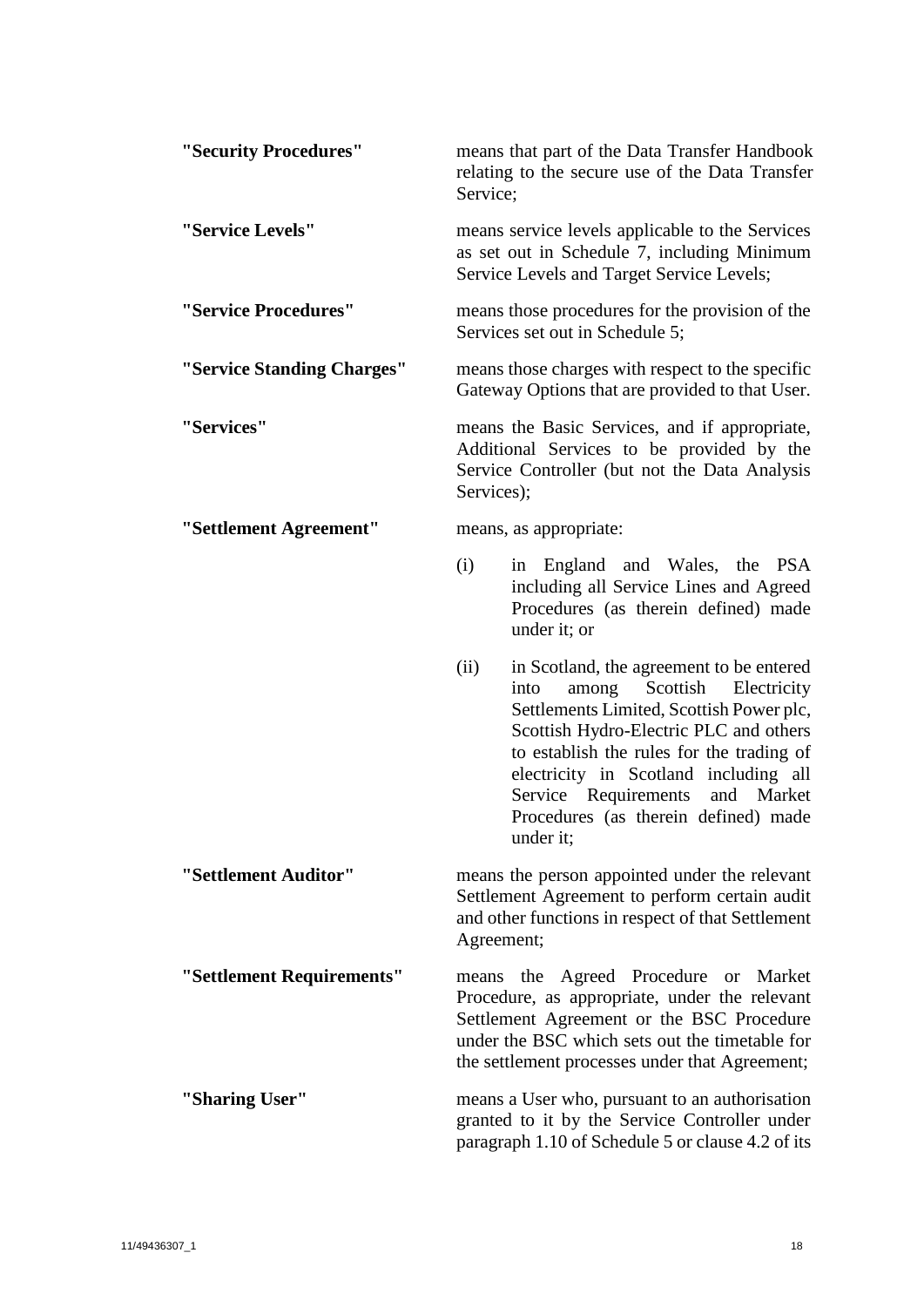**"Security Procedures"** means that part of the Data Transfer Handbook relating to the secure use of the Data Transfer Service;

**"Service Levels"** means service levels applicable to the Services as set out in Schedule 7, including Minimum Service Levels and Target Service Levels;

**"Service Procedures"** means those procedures for the provision of the Services set out in Schedule 5;

**"Service Standing Charges"** means those charges with respect to the specific Gateway Options that are provided to that User.

**"Services"** means the Basic Services, and if appropriate, Additional Services to be provided by the Service Controller (but not the Data Analysis Services);

**"Settlement Agreement"** means, as appropriate:

(i) in England and Wales, the PSA including all Service Lines and Agreed Procedures (as therein defined) made under it; or

(ii) in Scotland, the agreement to be entered into among Scottish Electricity Settlements Limited, Scottish Power plc, Scottish Hydro-Electric PLC and others to establish the rules for the trading of electricity in Scotland including all Service Requirements and Market Procedures (as therein defined) made under it;

**"Settlement Auditor"** means the person appointed under the relevant Settlement Agreement to perform certain audit and other functions in respect of that Settlement Agreement;

**"Settlement Requirements"** means the Agreed Procedure or Market Procedure, as appropriate, under the relevant Settlement Agreement or the BSC Procedure under the BSC which sets out the timetable for the settlement processes under that Agreement;

**"Sharing User"** means a User who, pursuant to an authorisation granted to it by the Service Controller under paragraph 1.10 of Schedule 5 or clause 4.2 of its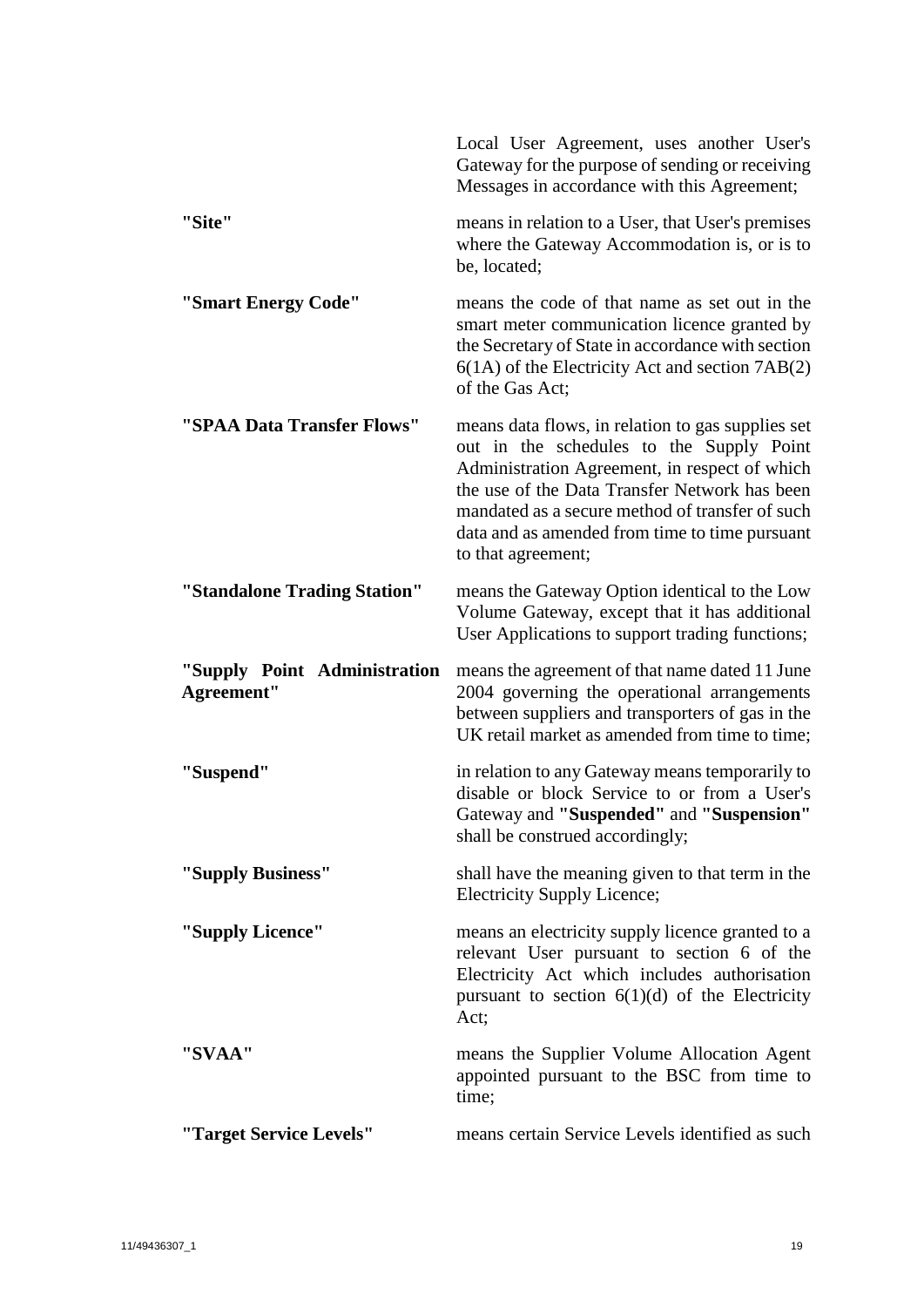Local User Agreement, uses another User's Gateway for the purpose of sending or receiving Messages in accordance with this Agreement;

| | |
|---|---|
| **"Site"** | means in relation to a User, that User's premises where the Gateway Accommodation is, or is to be, located; |
| **"Smart Energy Code"** | means the code of that name as set out in the smart meter communication licence granted by the Secretary of State in accordance with section 6(1A) of the Electricity Act and section 7AB(2) of the Gas Act; |
| **"SPAA Data Transfer Flows"** | means data flows, in relation to gas supplies set out in the schedules to the Supply Point Administration Agreement, in respect of which the use of the Data Transfer Network has been mandated as a secure method of transfer of such data and as amended from time to time pursuant to that agreement; |
| **"Standalone Trading Station"** | means the Gateway Option identical to the Low Volume Gateway, except that it has additional User Applications to support trading functions; |
| **"Supply Point Administration Agreement"** | means the agreement of that name dated 11 June 2004 governing the operational arrangements between suppliers and transporters of gas in the UK retail market as amended from time to time; |
| **"Suspend"** | in relation to any Gateway means temporarily to disable or block Service to or from a User's Gateway and **"Suspended"** and **"Suspension"** shall be construed accordingly; |
| **"Supply Business"** | shall have the meaning given to that term in the Electricity Supply Licence; |
| **"Supply Licence"** | means an electricity supply licence granted to a relevant User pursuant to section 6 of the Electricity Act which includes authorisation pursuant to section 6(1)(d) of the Electricity Act; |
| **"SVAA"** | means the Supplier Volume Allocation Agent appointed pursuant to the BSC from time to time; |
| **"Target Service Levels"** | means certain Service Levels identified as such |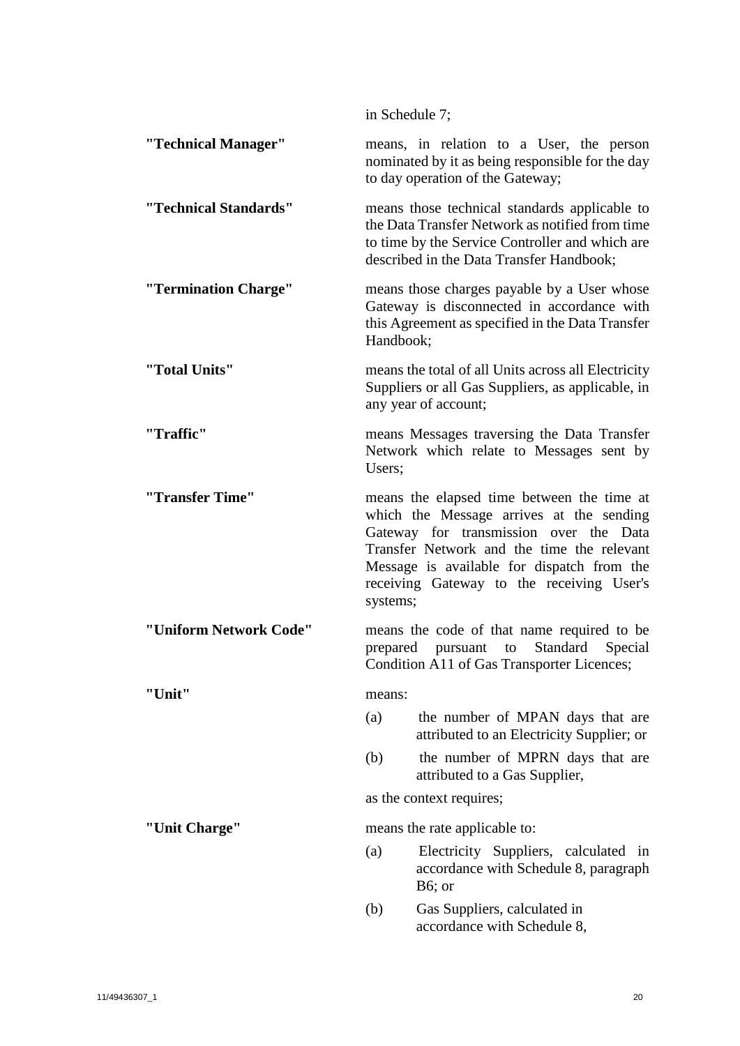in Schedule 7;

**"Technical Manager"** means, in relation to a User, the person nominated by it as being responsible for the day to day operation of the Gateway;

**"Technical Standards"** means those technical standards applicable to the Data Transfer Network as notified from time to time by the Service Controller and which are described in the Data Transfer Handbook;

**"Termination Charge"** means those charges payable by a User whose Gateway is disconnected in accordance with this Agreement as specified in the Data Transfer Handbook;

**"Total Units"** means the total of all Units across all Electricity Suppliers or all Gas Suppliers, as applicable, in any year of account;

**"Traffic"** means Messages traversing the Data Transfer Network which relate to Messages sent by Users;

**"Transfer Time"** means the elapsed time between the time at which the Message arrives at the sending Gateway for transmission over the Data Transfer Network and the time the relevant Message is available for dispatch from the receiving Gateway to the receiving User's systems;

**"Uniform Network Code"** means the code of that name required to be prepared pursuant to Standard Special Condition A11 of Gas Transporter Licences;

**"Unit"** means:

(a) the number of MPAN days that are attributed to an Electricity Supplier; or

(b) the number of MPRN days that are attributed to a Gas Supplier,

as the context requires;

**"Unit Charge"** means the rate applicable to:

(a) Electricity Suppliers, calculated in accordance with Schedule 8, paragraph B6; or

(b) Gas Suppliers, calculated in accordance with Schedule 8,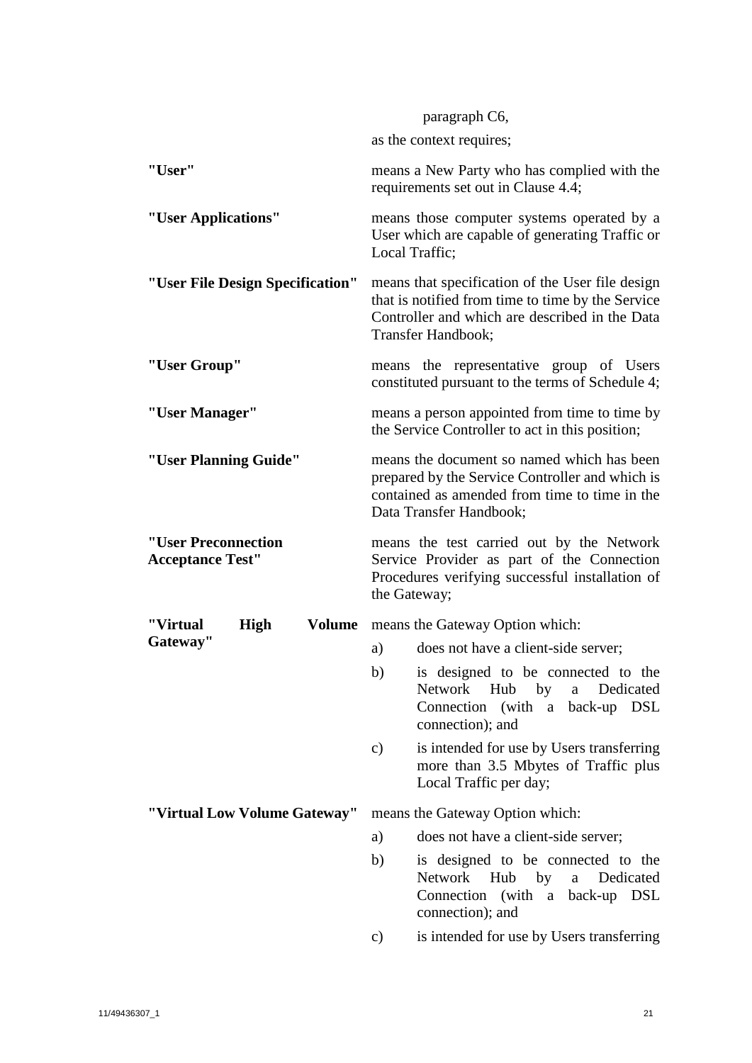paragraph C6,

as the context requires;

**"User"** means a New Party who has complied with the requirements set out in Clause 4.4;

**"User Applications"** means those computer systems operated by a User which are capable of generating Traffic or Local Traffic;

**"User File Design Specification"** means that specification of the User file design that is notified from time to time by the Service Controller and which are described in the Data Transfer Handbook;

**"User Group"** means the representative group of Users constituted pursuant to the terms of Schedule 4;

**"User Manager"** means a person appointed from time to time by the Service Controller to act in this position;

**"User Planning Guide"** means the document so named which has been prepared by the Service Controller and which is contained as amended from time to time in the Data Transfer Handbook;

**"User Preconnection Acceptance Test"** means the test carried out by the Network Service Provider as part of the Connection Procedures verifying successful installation of the Gateway;

**"Virtual High Volume Gateway"** means the Gateway Option which:

a) does not have a client-side server;

b) is designed to be connected to the Network Hub by a Dedicated Connection (with a back-up DSL connection); and

c) is intended for use by Users transferring more than 3.5 Mbytes of Traffic plus Local Traffic per day;

**"Virtual Low Volume Gateway"** means the Gateway Option which:

a) does not have a client-side server;

b) is designed to be connected to the Network Hub by a Dedicated Connection (with a back-up DSL connection); and

c) is intended for use by Users transferring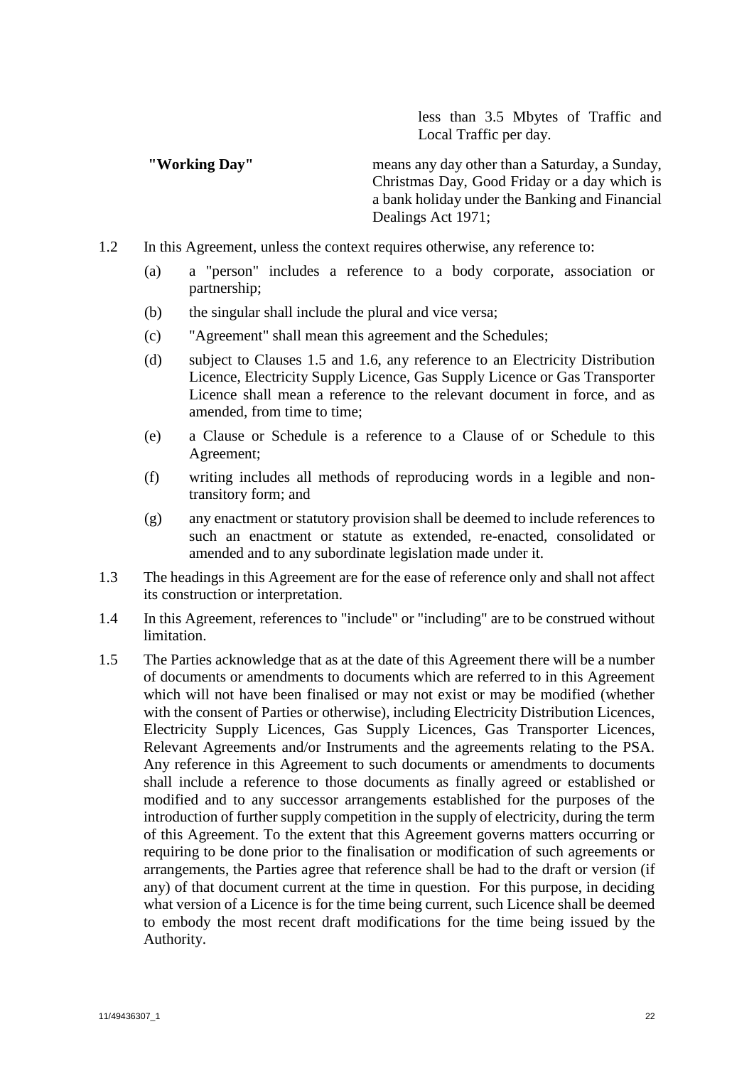less than 3.5 Mbytes of Traffic and Local Traffic per day.

**"Working Day"** means any day other than a Saturday, a Sunday, Christmas Day, Good Friday or a day which is a bank holiday under the Banking and Financial Dealings Act 1971;

1.2 In this Agreement, unless the context requires otherwise, any reference to:

(a) a "person" includes a reference to a body corporate, association or partnership;

(b) the singular shall include the plural and vice versa;

(c) "Agreement" shall mean this agreement and the Schedules;

(d) subject to Clauses 1.5 and 1.6, any reference to an Electricity Distribution Licence, Electricity Supply Licence, Gas Supply Licence or Gas Transporter Licence shall mean a reference to the relevant document in force, and as amended, from time to time;

(e) a Clause or Schedule is a reference to a Clause of or Schedule to this Agreement;

(f) writing includes all methods of reproducing words in a legible and non-transitory form; and

(g) any enactment or statutory provision shall be deemed to include references to such an enactment or statute as extended, re-enacted, consolidated or amended and to any subordinate legislation made under it.

1.3 The headings in this Agreement are for the ease of reference only and shall not affect its construction or interpretation.

1.4 In this Agreement, references to "include" or "including" are to be construed without limitation.

1.5 The Parties acknowledge that as at the date of this Agreement there will be a number of documents or amendments to documents which are referred to in this Agreement which will not have been finalised or may not exist or may be modified (whether with the consent of Parties or otherwise), including Electricity Distribution Licences, Electricity Supply Licences, Gas Supply Licences, Gas Transporter Licences, Relevant Agreements and/or Instruments and the agreements relating to the PSA. Any reference in this Agreement to such documents or amendments to documents shall include a reference to those documents as finally agreed or established or modified and to any successor arrangements established for the purposes of the introduction of further supply competition in the supply of electricity, during the term of this Agreement. To the extent that this Agreement governs matters occurring or requiring to be done prior to the finalisation or modification of such agreements or arrangements, the Parties agree that reference shall be had to the draft or version (if any) of that document current at the time in question. For this purpose, in deciding what version of a Licence is for the time being current, such Licence shall be deemed to embody the most recent draft modifications for the time being issued by the Authority.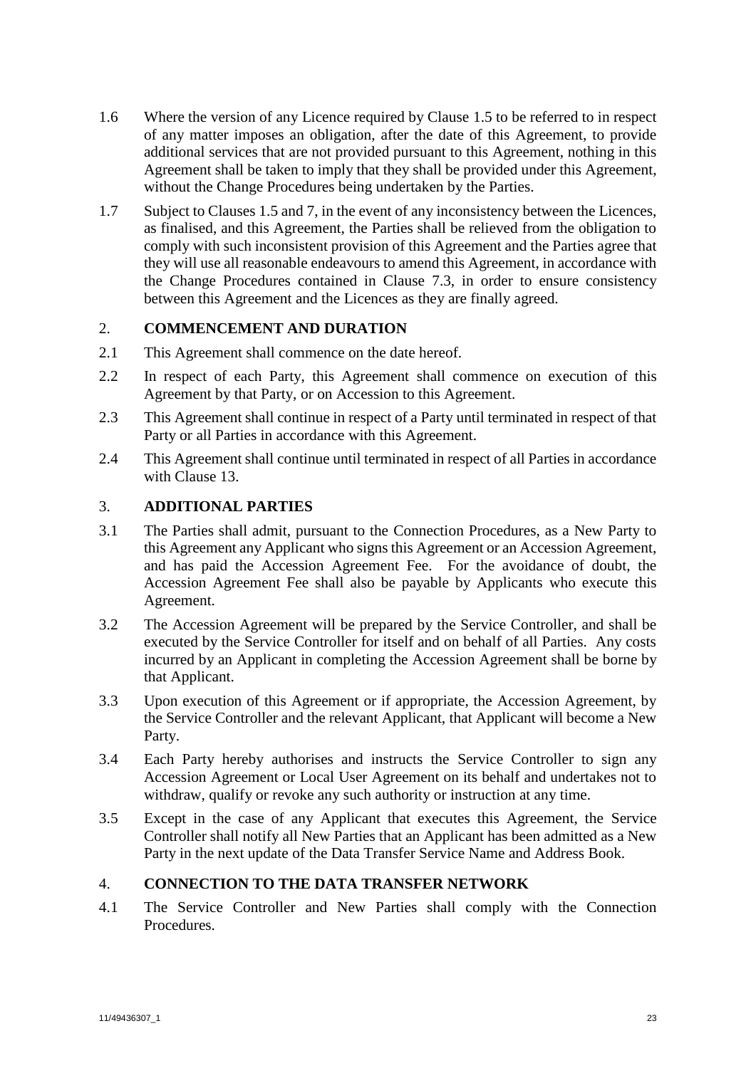1.6 Where the version of any Licence required by Clause 1.5 to be referred to in respect of any matter imposes an obligation, after the date of this Agreement, to provide additional services that are not provided pursuant to this Agreement, nothing in this Agreement shall be taken to imply that they shall be provided under this Agreement, without the Change Procedures being undertaken by the Parties.

1.7 Subject to Clauses 1.5 and 7, in the event of any inconsistency between the Licences, as finalised, and this Agreement, the Parties shall be relieved from the obligation to comply with such inconsistent provision of this Agreement and the Parties agree that they will use all reasonable endeavours to amend this Agreement, in accordance with the Change Procedures contained in Clause 7.3, in order to ensure consistency between this Agreement and the Licences as they are finally agreed.

## 2. COMMENCEMENT AND DURATION

2.1 This Agreement shall commence on the date hereof.

2.2 In respect of each Party, this Agreement shall commence on execution of this Agreement by that Party, or on Accession to this Agreement.

2.3 This Agreement shall continue in respect of a Party until terminated in respect of that Party or all Parties in accordance with this Agreement.

2.4 This Agreement shall continue until terminated in respect of all Parties in accordance with Clause 13.

## 3. ADDITIONAL PARTIES

3.1 The Parties shall admit, pursuant to the Connection Procedures, as a New Party to this Agreement any Applicant who signs this Agreement or an Accession Agreement, and has paid the Accession Agreement Fee. For the avoidance of doubt, the Accession Agreement Fee shall also be payable by Applicants who execute this Agreement.

3.2 The Accession Agreement will be prepared by the Service Controller, and shall be executed by the Service Controller for itself and on behalf of all Parties. Any costs incurred by an Applicant in completing the Accession Agreement shall be borne by that Applicant.

3.3 Upon execution of this Agreement or if appropriate, the Accession Agreement, by the Service Controller and the relevant Applicant, that Applicant will become a New Party.

3.4 Each Party hereby authorises and instructs the Service Controller to sign any Accession Agreement or Local User Agreement on its behalf and undertakes not to withdraw, qualify or revoke any such authority or instruction at any time.

3.5 Except in the case of any Applicant that executes this Agreement, the Service Controller shall notify all New Parties that an Applicant has been admitted as a New Party in the next update of the Data Transfer Service Name and Address Book.

## 4. CONNECTION TO THE DATA TRANSFER NETWORK

4.1 The Service Controller and New Parties shall comply with the Connection Procedures.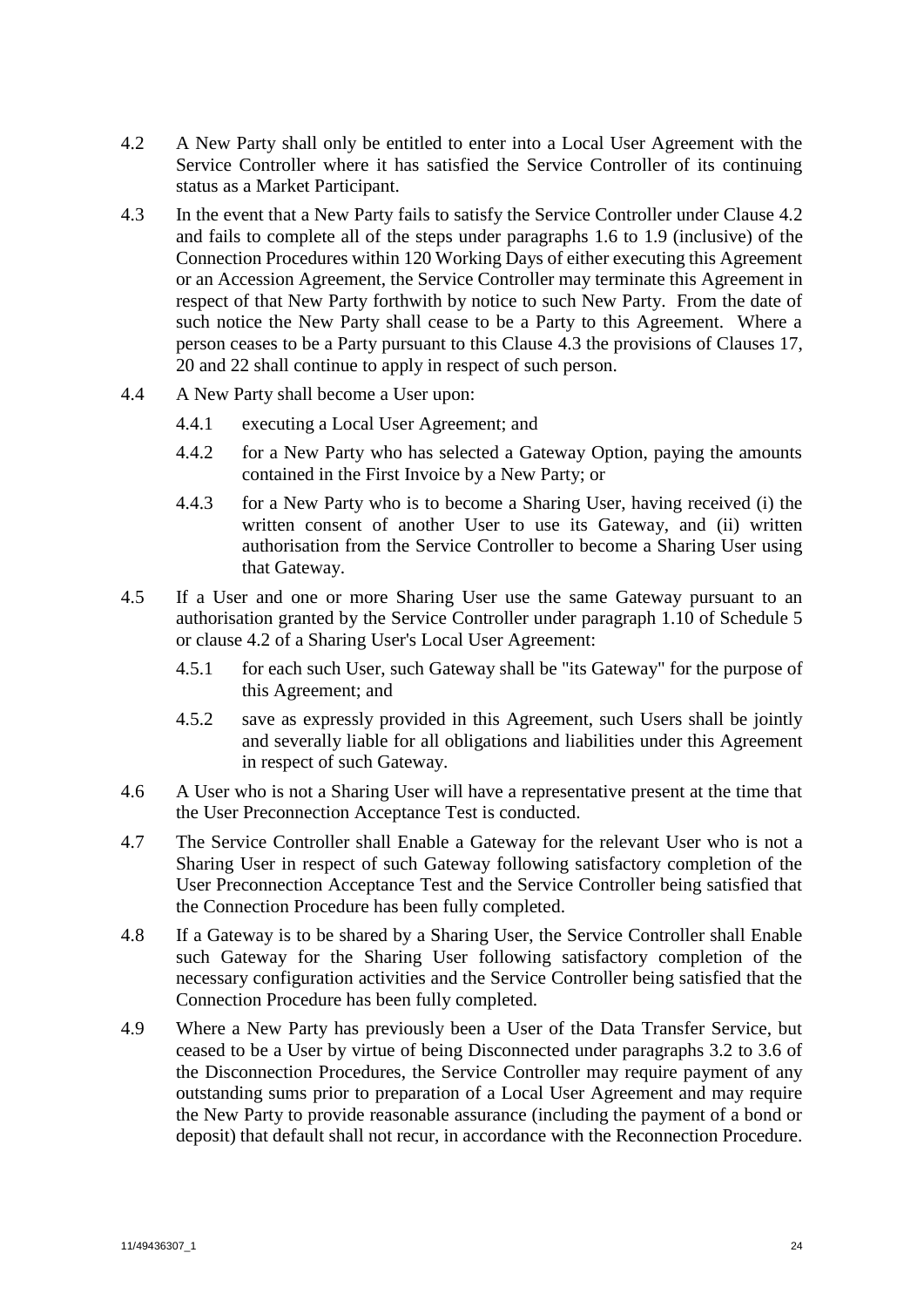4.2 A New Party shall only be entitled to enter into a Local User Agreement with the Service Controller where it has satisfied the Service Controller of its continuing status as a Market Participant.

4.3 In the event that a New Party fails to satisfy the Service Controller under Clause 4.2 and fails to complete all of the steps under paragraphs 1.6 to 1.9 (inclusive) of the Connection Procedures within 120 Working Days of either executing this Agreement or an Accession Agreement, the Service Controller may terminate this Agreement in respect of that New Party forthwith by notice to such New Party. From the date of such notice the New Party shall cease to be a Party to this Agreement. Where a person ceases to be a Party pursuant to this Clause 4.3 the provisions of Clauses 17, 20 and 22 shall continue to apply in respect of such person.

4.4 A New Party shall become a User upon:

4.4.1 executing a Local User Agreement; and

4.4.2 for a New Party who has selected a Gateway Option, paying the amounts contained in the First Invoice by a New Party; or

4.4.3 for a New Party who is to become a Sharing User, having received (i) the written consent of another User to use its Gateway, and (ii) written authorisation from the Service Controller to become a Sharing User using that Gateway.

4.5 If a User and one or more Sharing User use the same Gateway pursuant to an authorisation granted by the Service Controller under paragraph 1.10 of Schedule 5 or clause 4.2 of a Sharing User's Local User Agreement:

4.5.1 for each such User, such Gateway shall be "its Gateway" for the purpose of this Agreement; and

4.5.2 save as expressly provided in this Agreement, such Users shall be jointly and severally liable for all obligations and liabilities under this Agreement in respect of such Gateway.

4.6 A User who is not a Sharing User will have a representative present at the time that the User Preconnection Acceptance Test is conducted.

4.7 The Service Controller shall Enable a Gateway for the relevant User who is not a Sharing User in respect of such Gateway following satisfactory completion of the User Preconnection Acceptance Test and the Service Controller being satisfied that the Connection Procedure has been fully completed.

4.8 If a Gateway is to be shared by a Sharing User, the Service Controller shall Enable such Gateway for the Sharing User following satisfactory completion of the necessary configuration activities and the Service Controller being satisfied that the Connection Procedure has been fully completed.

4.9 Where a New Party has previously been a User of the Data Transfer Service, but ceased to be a User by virtue of being Disconnected under paragraphs 3.2 to 3.6 of the Disconnection Procedures, the Service Controller may require payment of any outstanding sums prior to preparation of a Local User Agreement and may require the New Party to provide reasonable assurance (including the payment of a bond or deposit) that default shall not recur, in accordance with the Reconnection Procedure.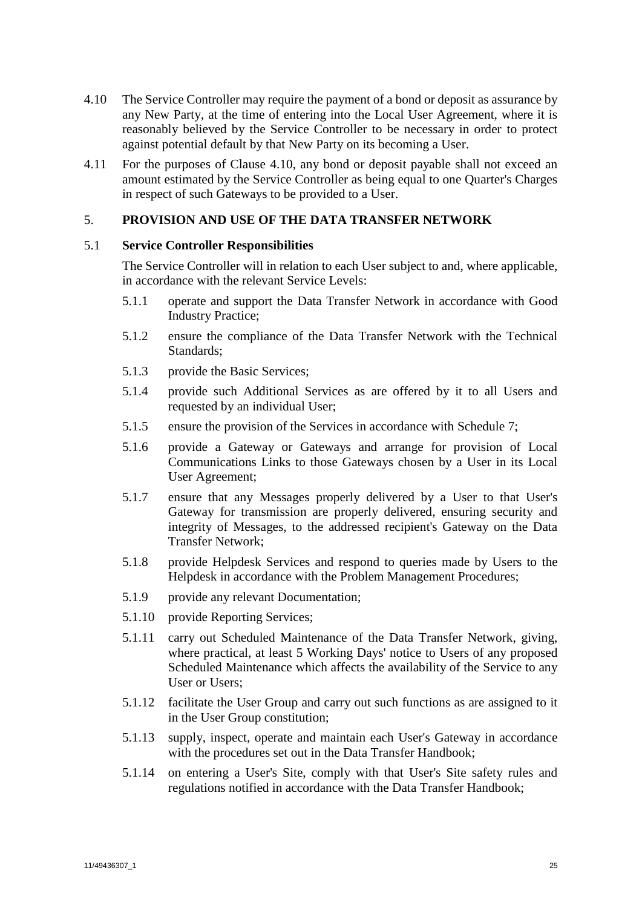4.10 The Service Controller may require the payment of a bond or deposit as assurance by any New Party, at the time of entering into the Local User Agreement, where it is reasonably believed by the Service Controller to be necessary in order to protect against potential default by that New Party on its becoming a User.

4.11 For the purposes of Clause 4.10, any bond or deposit payable shall not exceed an amount estimated by the Service Controller as being equal to one Quarter's Charges in respect of such Gateways to be provided to a User.

## 5. PROVISION AND USE OF THE DATA TRANSFER NETWORK

### 5.1 Service Controller Responsibilities

The Service Controller will in relation to each User subject to and, where applicable, in accordance with the relevant Service Levels:

5.1.1 operate and support the Data Transfer Network in accordance with Good Industry Practice;

5.1.2 ensure the compliance of the Data Transfer Network with the Technical Standards;

5.1.3 provide the Basic Services;

5.1.4 provide such Additional Services as are offered by it to all Users and requested by an individual User;

5.1.5 ensure the provision of the Services in accordance with Schedule 7;

5.1.6 provide a Gateway or Gateways and arrange for provision of Local Communications Links to those Gateways chosen by a User in its Local User Agreement;

5.1.7 ensure that any Messages properly delivered by a User to that User's Gateway for transmission are properly delivered, ensuring security and integrity of Messages, to the addressed recipient's Gateway on the Data Transfer Network;

5.1.8 provide Helpdesk Services and respond to queries made by Users to the Helpdesk in accordance with the Problem Management Procedures;

5.1.9 provide any relevant Documentation;

5.1.10 provide Reporting Services;

5.1.11 carry out Scheduled Maintenance of the Data Transfer Network, giving, where practical, at least 5 Working Days' notice to Users of any proposed Scheduled Maintenance which affects the availability of the Service to any User or Users;

5.1.12 facilitate the User Group and carry out such functions as are assigned to it in the User Group constitution;

5.1.13 supply, inspect, operate and maintain each User's Gateway in accordance with the procedures set out in the Data Transfer Handbook;

5.1.14 on entering a User's Site, comply with that User's Site safety rules and regulations notified in accordance with the Data Transfer Handbook;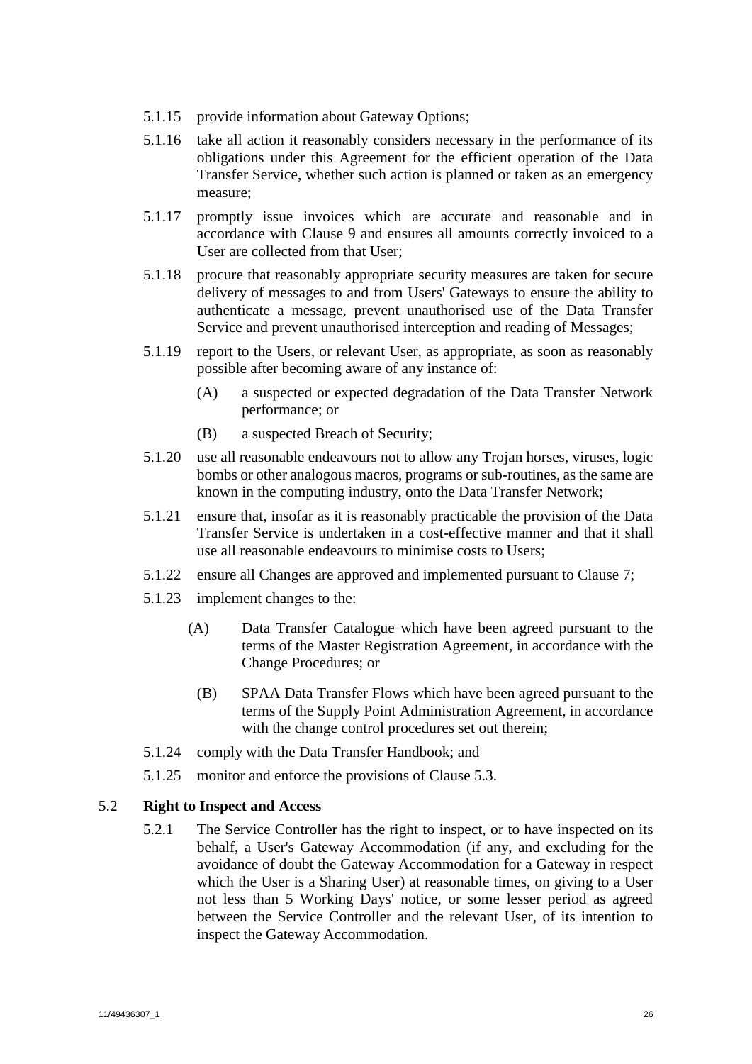5.1.15 provide information about Gateway Options;

5.1.16 take all action it reasonably considers necessary in the performance of its obligations under this Agreement for the efficient operation of the Data Transfer Service, whether such action is planned or taken as an emergency measure;

5.1.17 promptly issue invoices which are accurate and reasonable and in accordance with Clause 9 and ensures all amounts correctly invoiced to a User are collected from that User;

5.1.18 procure that reasonably appropriate security measures are taken for secure delivery of messages to and from Users' Gateways to ensure the ability to authenticate a message, prevent unauthorised use of the Data Transfer Service and prevent unauthorised interception and reading of Messages;

5.1.19 report to the Users, or relevant User, as appropriate, as soon as reasonably possible after becoming aware of any instance of:

(A) a suspected or expected degradation of the Data Transfer Network performance; or

(B) a suspected Breach of Security;

5.1.20 use all reasonable endeavours not to allow any Trojan horses, viruses, logic bombs or other analogous macros, programs or sub-routines, as the same are known in the computing industry, onto the Data Transfer Network;

5.1.21 ensure that, insofar as it is reasonably practicable the provision of the Data Transfer Service is undertaken in a cost-effective manner and that it shall use all reasonable endeavours to minimise costs to Users;

5.1.22 ensure all Changes are approved and implemented pursuant to Clause 7;

5.1.23 implement changes to the:

(A) Data Transfer Catalogue which have been agreed pursuant to the terms of the Master Registration Agreement, in accordance with the Change Procedures; or

(B) SPAA Data Transfer Flows which have been agreed pursuant to the terms of the Supply Point Administration Agreement, in accordance with the change control procedures set out therein;

5.1.24 comply with the Data Transfer Handbook; and

5.1.25 monitor and enforce the provisions of Clause 5.3.

5.2 **Right to Inspect and Access**

5.2.1 The Service Controller has the right to inspect, or to have inspected on its behalf, a User's Gateway Accommodation (if any, and excluding for the avoidance of doubt the Gateway Accommodation for a Gateway in respect which the User is a Sharing User) at reasonable times, on giving to a User not less than 5 Working Days' notice, or some lesser period as agreed between the Service Controller and the relevant User, of its intention to inspect the Gateway Accommodation.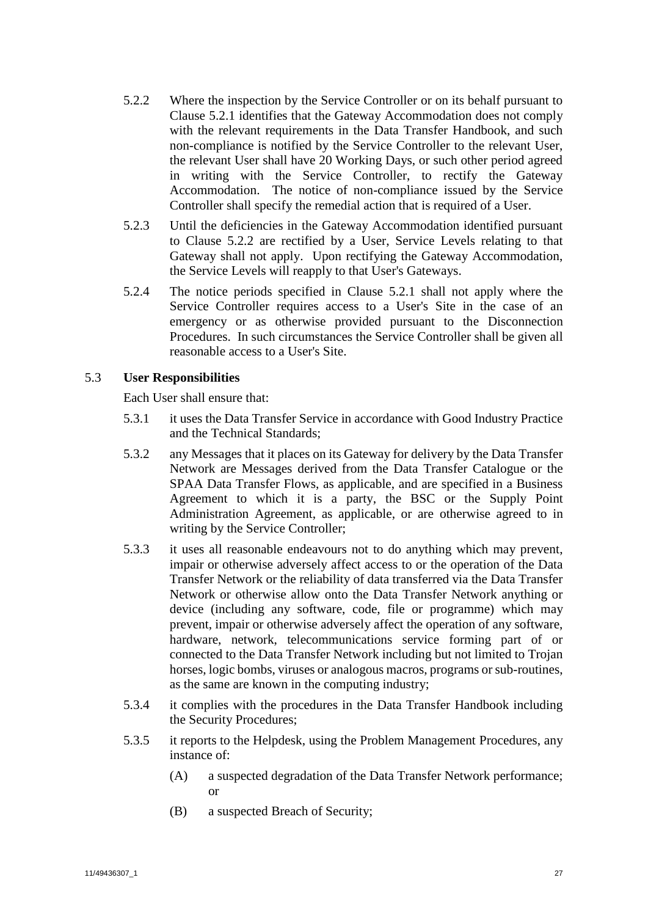5.2.2 Where the inspection by the Service Controller or on its behalf pursuant to Clause 5.2.1 identifies that the Gateway Accommodation does not comply with the relevant requirements in the Data Transfer Handbook, and such non-compliance is notified by the Service Controller to the relevant User, the relevant User shall have 20 Working Days, or such other period agreed in writing with the Service Controller, to rectify the Gateway Accommodation. The notice of non-compliance issued by the Service Controller shall specify the remedial action that is required of a User.

5.2.3 Until the deficiencies in the Gateway Accommodation identified pursuant to Clause 5.2.2 are rectified by a User, Service Levels relating to that Gateway shall not apply. Upon rectifying the Gateway Accommodation, the Service Levels will reapply to that User's Gateways.

5.2.4 The notice periods specified in Clause 5.2.1 shall not apply where the Service Controller requires access to a User's Site in the case of an emergency or as otherwise provided pursuant to the Disconnection Procedures. In such circumstances the Service Controller shall be given all reasonable access to a User's Site.

5.3 **User Responsibilities**

Each User shall ensure that:

5.3.1 it uses the Data Transfer Service in accordance with Good Industry Practice and the Technical Standards;

5.3.2 any Messages that it places on its Gateway for delivery by the Data Transfer Network are Messages derived from the Data Transfer Catalogue or the SPAA Data Transfer Flows, as applicable, and are specified in a Business Agreement to which it is a party, the BSC or the Supply Point Administration Agreement, as applicable, or are otherwise agreed to in writing by the Service Controller;

5.3.3 it uses all reasonable endeavours not to do anything which may prevent, impair or otherwise adversely affect access to or the operation of the Data Transfer Network or the reliability of data transferred via the Data Transfer Network or otherwise allow onto the Data Transfer Network anything or device (including any software, code, file or programme) which may prevent, impair or otherwise adversely affect the operation of any software, hardware, network, telecommunications service forming part of or connected to the Data Transfer Network including but not limited to Trojan horses, logic bombs, viruses or analogous macros, programs or sub-routines, as the same are known in the computing industry;

5.3.4 it complies with the procedures in the Data Transfer Handbook including the Security Procedures;

5.3.5 it reports to the Helpdesk, using the Problem Management Procedures, any instance of:

(A) a suspected degradation of the Data Transfer Network performance; or

(B) a suspected Breach of Security;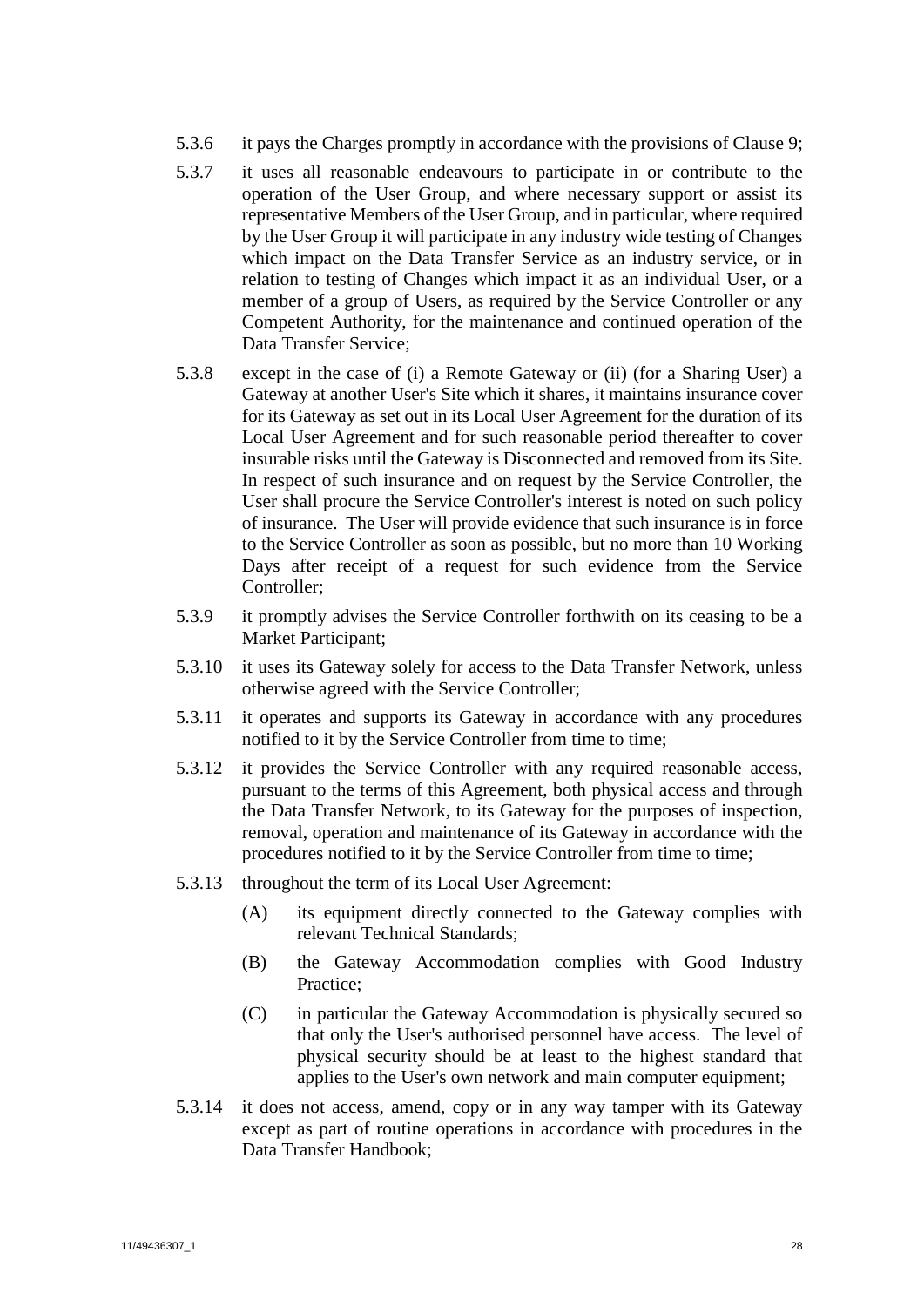5.3.6 it pays the Charges promptly in accordance with the provisions of Clause 9;

5.3.7 it uses all reasonable endeavours to participate in or contribute to the operation of the User Group, and where necessary support or assist its representative Members of the User Group, and in particular, where required by the User Group it will participate in any industry wide testing of Changes which impact on the Data Transfer Service as an industry service, or in relation to testing of Changes which impact it as an individual User, or a member of a group of Users, as required by the Service Controller or any Competent Authority, for the maintenance and continued operation of the Data Transfer Service;

5.3.8 except in the case of (i) a Remote Gateway or (ii) (for a Sharing User) a Gateway at another User's Site which it shares, it maintains insurance cover for its Gateway as set out in its Local User Agreement for the duration of its Local User Agreement and for such reasonable period thereafter to cover insurable risks until the Gateway is Disconnected and removed from its Site. In respect of such insurance and on request by the Service Controller, the User shall procure the Service Controller's interest is noted on such policy of insurance. The User will provide evidence that such insurance is in force to the Service Controller as soon as possible, but no more than 10 Working Days after receipt of a request for such evidence from the Service Controller;

5.3.9 it promptly advises the Service Controller forthwith on its ceasing to be a Market Participant;

5.3.10 it uses its Gateway solely for access to the Data Transfer Network, unless otherwise agreed with the Service Controller;

5.3.11 it operates and supports its Gateway in accordance with any procedures notified to it by the Service Controller from time to time;

5.3.12 it provides the Service Controller with any required reasonable access, pursuant to the terms of this Agreement, both physical access and through the Data Transfer Network, to its Gateway for the purposes of inspection, removal, operation and maintenance of its Gateway in accordance with the procedures notified to it by the Service Controller from time to time;

5.3.13 throughout the term of its Local User Agreement:

(A) its equipment directly connected to the Gateway complies with relevant Technical Standards;

(B) the Gateway Accommodation complies with Good Industry Practice;

(C) in particular the Gateway Accommodation is physically secured so that only the User's authorised personnel have access. The level of physical security should be at least to the highest standard that applies to the User's own network and main computer equipment;

5.3.14 it does not access, amend, copy or in any way tamper with its Gateway except as part of routine operations in accordance with procedures in the Data Transfer Handbook;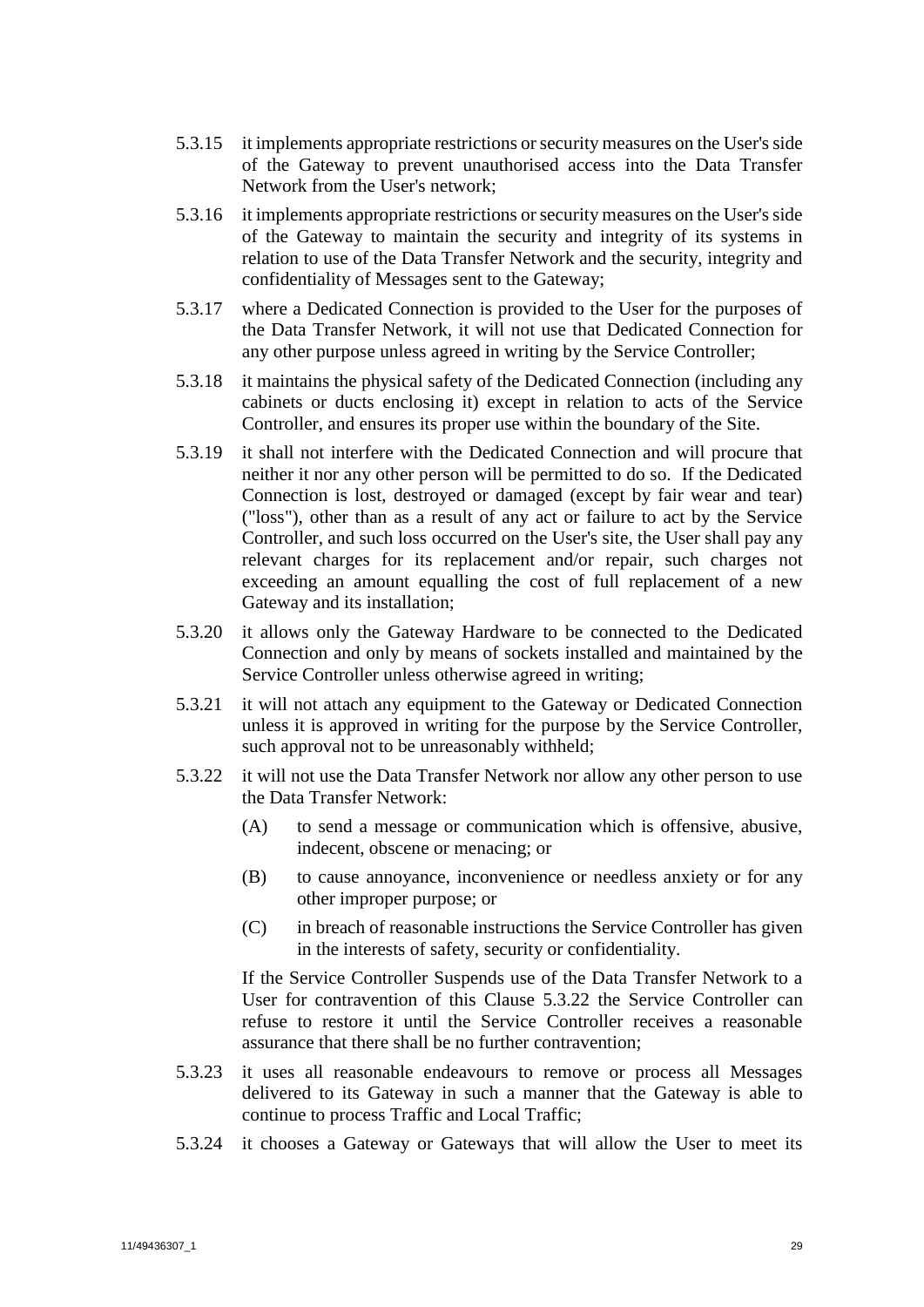5.3.15 it implements appropriate restrictions or security measures on the User's side of the Gateway to prevent unauthorised access into the Data Transfer Network from the User's network;

5.3.16 it implements appropriate restrictions or security measures on the User's side of the Gateway to maintain the security and integrity of its systems in relation to use of the Data Transfer Network and the security, integrity and confidentiality of Messages sent to the Gateway;

5.3.17 where a Dedicated Connection is provided to the User for the purposes of the Data Transfer Network, it will not use that Dedicated Connection for any other purpose unless agreed in writing by the Service Controller;

5.3.18 it maintains the physical safety of the Dedicated Connection (including any cabinets or ducts enclosing it) except in relation to acts of the Service Controller, and ensures its proper use within the boundary of the Site.

5.3.19 it shall not interfere with the Dedicated Connection and will procure that neither it nor any other person will be permitted to do so. If the Dedicated Connection is lost, destroyed or damaged (except by fair wear and tear) ("loss"), other than as a result of any act or failure to act by the Service Controller, and such loss occurred on the User's site, the User shall pay any relevant charges for its replacement and/or repair, such charges not exceeding an amount equalling the cost of full replacement of a new Gateway and its installation;

5.3.20 it allows only the Gateway Hardware to be connected to the Dedicated Connection and only by means of sockets installed and maintained by the Service Controller unless otherwise agreed in writing;

5.3.21 it will not attach any equipment to the Gateway or Dedicated Connection unless it is approved in writing for the purpose by the Service Controller, such approval not to be unreasonably withheld;

5.3.22 it will not use the Data Transfer Network nor allow any other person to use the Data Transfer Network:

(A) to send a message or communication which is offensive, abusive, indecent, obscene or menacing; or

(B) to cause annoyance, inconvenience or needless anxiety or for any other improper purpose; or

(C) in breach of reasonable instructions the Service Controller has given in the interests of safety, security or confidentiality.

If the Service Controller Suspends use of the Data Transfer Network to a User for contravention of this Clause 5.3.22 the Service Controller can refuse to restore it until the Service Controller receives a reasonable assurance that there shall be no further contravention;

5.3.23 it uses all reasonable endeavours to remove or process all Messages delivered to its Gateway in such a manner that the Gateway is able to continue to process Traffic and Local Traffic;

5.3.24 it chooses a Gateway or Gateways that will allow the User to meet its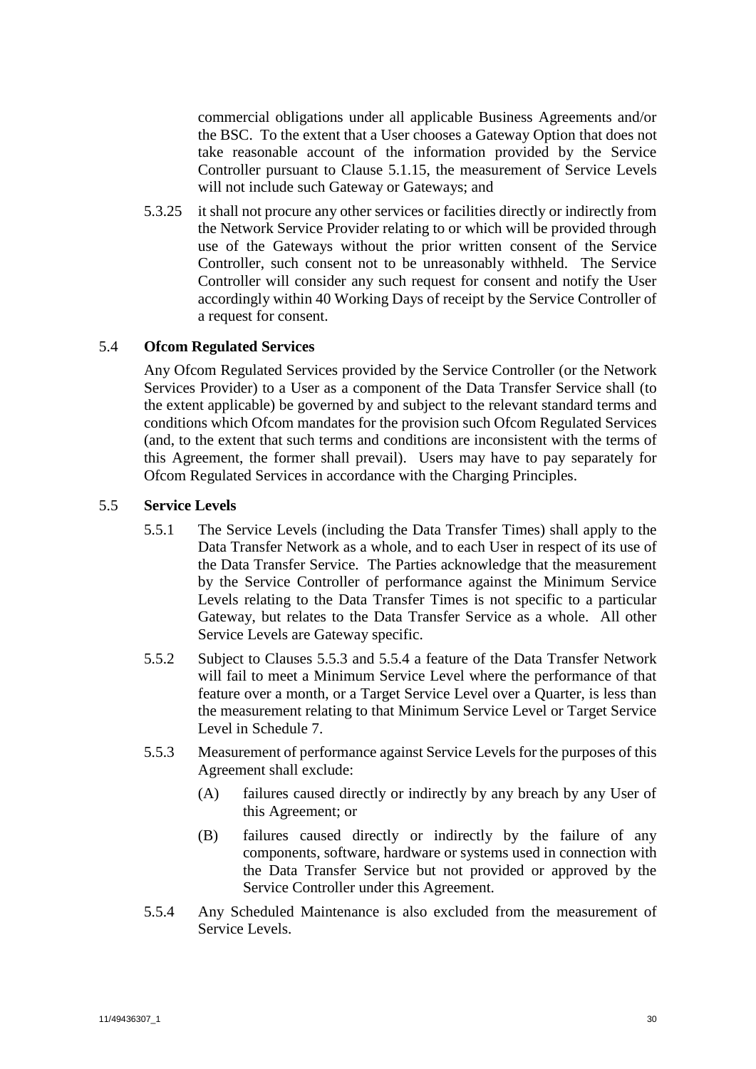commercial obligations under all applicable Business Agreements and/or the BSC. To the extent that a User chooses a Gateway Option that does not take reasonable account of the information provided by the Service Controller pursuant to Clause 5.1.15, the measurement of Service Levels will not include such Gateway or Gateways; and

5.3.25 it shall not procure any other services or facilities directly or indirectly from the Network Service Provider relating to or which will be provided through use of the Gateways without the prior written consent of the Service Controller, such consent not to be unreasonably withheld. The Service Controller will consider any such request for consent and notify the User accordingly within 40 Working Days of receipt by the Service Controller of a request for consent.

## 5.4 Ofcom Regulated Services

Any Ofcom Regulated Services provided by the Service Controller (or the Network Services Provider) to a User as a component of the Data Transfer Service shall (to the extent applicable) be governed by and subject to the relevant standard terms and conditions which Ofcom mandates for the provision such Ofcom Regulated Services (and, to the extent that such terms and conditions are inconsistent with the terms of this Agreement, the former shall prevail). Users may have to pay separately for Ofcom Regulated Services in accordance with the Charging Principles.

## 5.5 Service Levels

5.5.1 The Service Levels (including the Data Transfer Times) shall apply to the Data Transfer Network as a whole, and to each User in respect of its use of the Data Transfer Service. The Parties acknowledge that the measurement by the Service Controller of performance against the Minimum Service Levels relating to the Data Transfer Times is not specific to a particular Gateway, but relates to the Data Transfer Service as a whole. All other Service Levels are Gateway specific.

5.5.2 Subject to Clauses 5.5.3 and 5.5.4 a feature of the Data Transfer Network will fail to meet a Minimum Service Level where the performance of that feature over a month, or a Target Service Level over a Quarter, is less than the measurement relating to that Minimum Service Level or Target Service Level in Schedule 7.

5.5.3 Measurement of performance against Service Levels for the purposes of this Agreement shall exclude:

(A) failures caused directly or indirectly by any breach by any User of this Agreement; or

(B) failures caused directly or indirectly by the failure of any components, software, hardware or systems used in connection with the Data Transfer Service but not provided or approved by the Service Controller under this Agreement.

5.5.4 Any Scheduled Maintenance is also excluded from the measurement of Service Levels.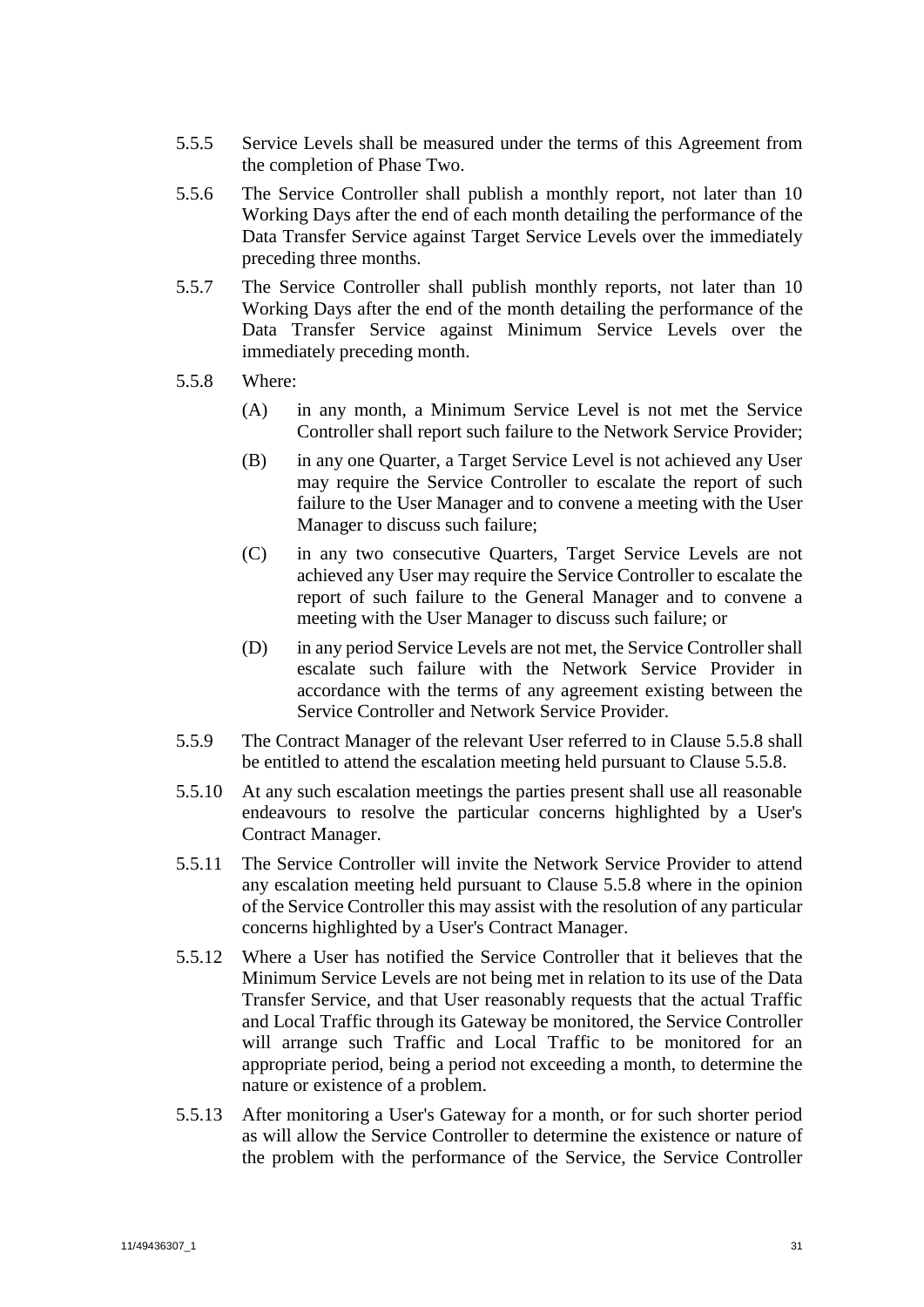5.5.5 Service Levels shall be measured under the terms of this Agreement from the completion of Phase Two.

5.5.6 The Service Controller shall publish a monthly report, not later than 10 Working Days after the end of each month detailing the performance of the Data Transfer Service against Target Service Levels over the immediately preceding three months.

5.5.7 The Service Controller shall publish monthly reports, not later than 10 Working Days after the end of the month detailing the performance of the Data Transfer Service against Minimum Service Levels over the immediately preceding month.

5.5.8 Where:

(A) in any month, a Minimum Service Level is not met the Service Controller shall report such failure to the Network Service Provider;

(B) in any one Quarter, a Target Service Level is not achieved any User may require the Service Controller to escalate the report of such failure to the User Manager and to convene a meeting with the User Manager to discuss such failure;

(C) in any two consecutive Quarters, Target Service Levels are not achieved any User may require the Service Controller to escalate the report of such failure to the General Manager and to convene a meeting with the User Manager to discuss such failure; or

(D) in any period Service Levels are not met, the Service Controller shall escalate such failure with the Network Service Provider in accordance with the terms of any agreement existing between the Service Controller and Network Service Provider.

5.5.9 The Contract Manager of the relevant User referred to in Clause 5.5.8 shall be entitled to attend the escalation meeting held pursuant to Clause 5.5.8.

5.5.10 At any such escalation meetings the parties present shall use all reasonable endeavours to resolve the particular concerns highlighted by a User's Contract Manager.

5.5.11 The Service Controller will invite the Network Service Provider to attend any escalation meeting held pursuant to Clause 5.5.8 where in the opinion of the Service Controller this may assist with the resolution of any particular concerns highlighted by a User's Contract Manager.

5.5.12 Where a User has notified the Service Controller that it believes that the Minimum Service Levels are not being met in relation to its use of the Data Transfer Service, and that User reasonably requests that the actual Traffic and Local Traffic through its Gateway be monitored, the Service Controller will arrange such Traffic and Local Traffic to be monitored for an appropriate period, being a period not exceeding a month, to determine the nature or existence of a problem.

5.5.13 After monitoring a User's Gateway for a month, or for such shorter period as will allow the Service Controller to determine the existence or nature of the problem with the performance of the Service, the Service Controller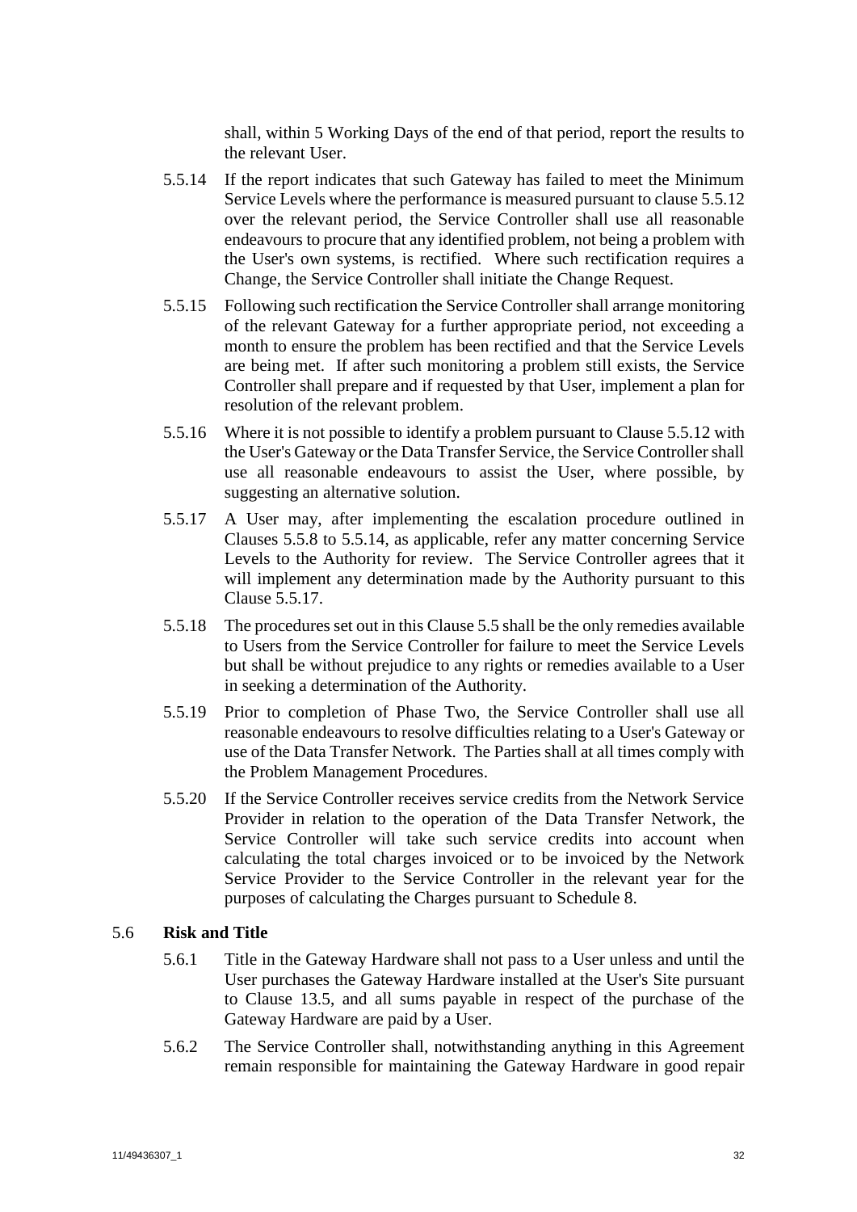shall, within 5 Working Days of the end of that period, report the results to the relevant User.

5.5.14 If the report indicates that such Gateway has failed to meet the Minimum Service Levels where the performance is measured pursuant to clause 5.5.12 over the relevant period, the Service Controller shall use all reasonable endeavours to procure that any identified problem, not being a problem with the User's own systems, is rectified. Where such rectification requires a Change, the Service Controller shall initiate the Change Request.

5.5.15 Following such rectification the Service Controller shall arrange monitoring of the relevant Gateway for a further appropriate period, not exceeding a month to ensure the problem has been rectified and that the Service Levels are being met. If after such monitoring a problem still exists, the Service Controller shall prepare and if requested by that User, implement a plan for resolution of the relevant problem.

5.5.16 Where it is not possible to identify a problem pursuant to Clause 5.5.12 with the User's Gateway or the Data Transfer Service, the Service Controller shall use all reasonable endeavours to assist the User, where possible, by suggesting an alternative solution.

5.5.17 A User may, after implementing the escalation procedure outlined in Clauses 5.5.8 to 5.5.14, as applicable, refer any matter concerning Service Levels to the Authority for review. The Service Controller agrees that it will implement any determination made by the Authority pursuant to this Clause 5.5.17.

5.5.18 The procedures set out in this Clause 5.5 shall be the only remedies available to Users from the Service Controller for failure to meet the Service Levels but shall be without prejudice to any rights or remedies available to a User in seeking a determination of the Authority.

5.5.19 Prior to completion of Phase Two, the Service Controller shall use all reasonable endeavours to resolve difficulties relating to a User's Gateway or use of the Data Transfer Network. The Parties shall at all times comply with the Problem Management Procedures.

5.5.20 If the Service Controller receives service credits from the Network Service Provider in relation to the operation of the Data Transfer Network, the Service Controller will take such service credits into account when calculating the total charges invoiced or to be invoiced by the Network Service Provider to the Service Controller in the relevant year for the purposes of calculating the Charges pursuant to Schedule 8.

5.6 **Risk and Title**

5.6.1 Title in the Gateway Hardware shall not pass to a User unless and until the User purchases the Gateway Hardware installed at the User's Site pursuant to Clause 13.5, and all sums payable in respect of the purchase of the Gateway Hardware are paid by a User.

5.6.2 The Service Controller shall, notwithstanding anything in this Agreement remain responsible for maintaining the Gateway Hardware in good repair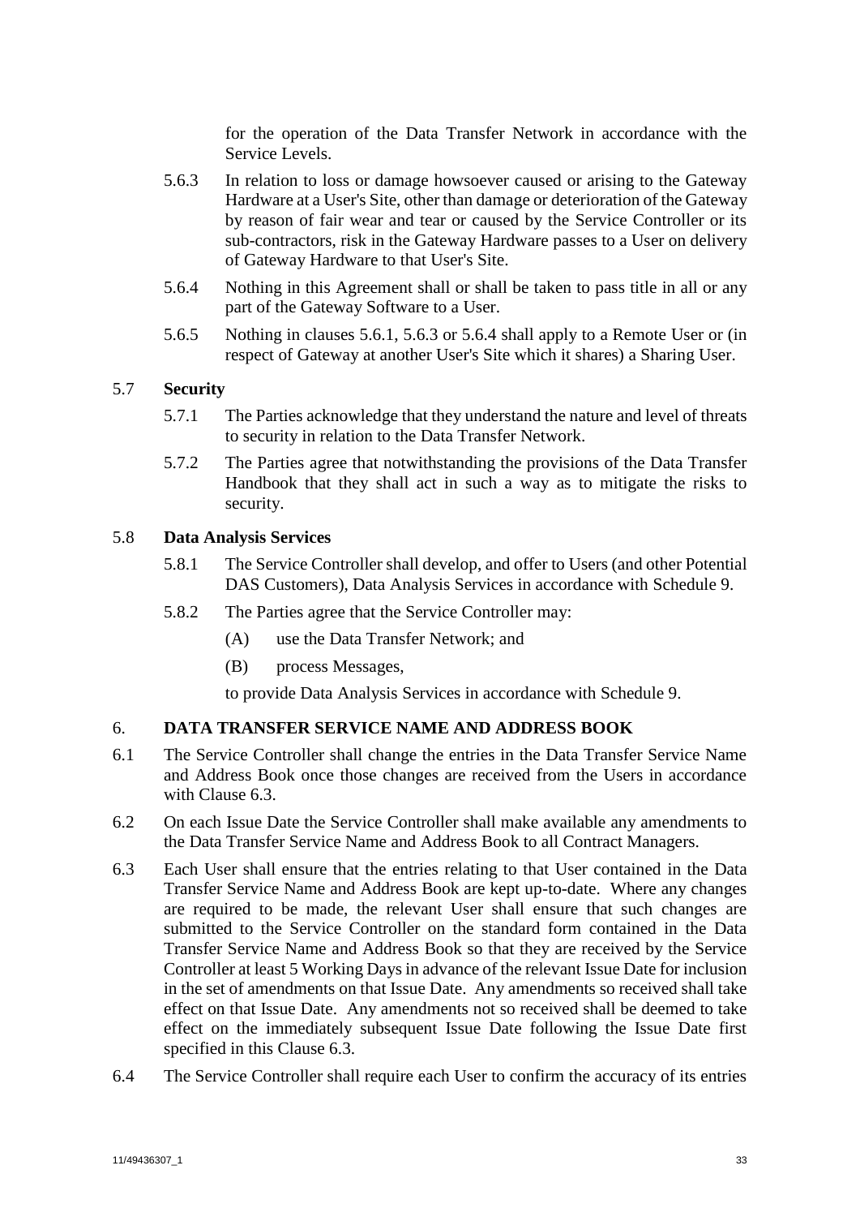for the operation of the Data Transfer Network in accordance with the Service Levels.

5.6.3 In relation to loss or damage howsoever caused or arising to the Gateway Hardware at a User's Site, other than damage or deterioration of the Gateway by reason of fair wear and tear or caused by the Service Controller or its sub-contractors, risk in the Gateway Hardware passes to a User on delivery of Gateway Hardware to that User's Site.

5.6.4 Nothing in this Agreement shall or shall be taken to pass title in all or any part of the Gateway Software to a User.

5.6.5 Nothing in clauses 5.6.1, 5.6.3 or 5.6.4 shall apply to a Remote User or (in respect of Gateway at another User's Site which it shares) a Sharing User.

5.7 **Security**

5.7.1 The Parties acknowledge that they understand the nature and level of threats to security in relation to the Data Transfer Network.

5.7.2 The Parties agree that notwithstanding the provisions of the Data Transfer Handbook that they shall act in such a way as to mitigate the risks to security.

5.8 **Data Analysis Services**

5.8.1 The Service Controller shall develop, and offer to Users (and other Potential DAS Customers), Data Analysis Services in accordance with Schedule 9.

5.8.2 The Parties agree that the Service Controller may:

(A) use the Data Transfer Network; and

(B) process Messages,

to provide Data Analysis Services in accordance with Schedule 9.

## 6. DATA TRANSFER SERVICE NAME AND ADDRESS BOOK

6.1 The Service Controller shall change the entries in the Data Transfer Service Name and Address Book once those changes are received from the Users in accordance with Clause 6.3.

6.2 On each Issue Date the Service Controller shall make available any amendments to the Data Transfer Service Name and Address Book to all Contract Managers.

6.3 Each User shall ensure that the entries relating to that User contained in the Data Transfer Service Name and Address Book are kept up-to-date. Where any changes are required to be made, the relevant User shall ensure that such changes are submitted to the Service Controller on the standard form contained in the Data Transfer Service Name and Address Book so that they are received by the Service Controller at least 5 Working Days in advance of the relevant Issue Date for inclusion in the set of amendments on that Issue Date. Any amendments so received shall take effect on that Issue Date. Any amendments not so received shall be deemed to take effect on the immediately subsequent Issue Date following the Issue Date first specified in this Clause 6.3.

6.4 The Service Controller shall require each User to confirm the accuracy of its entries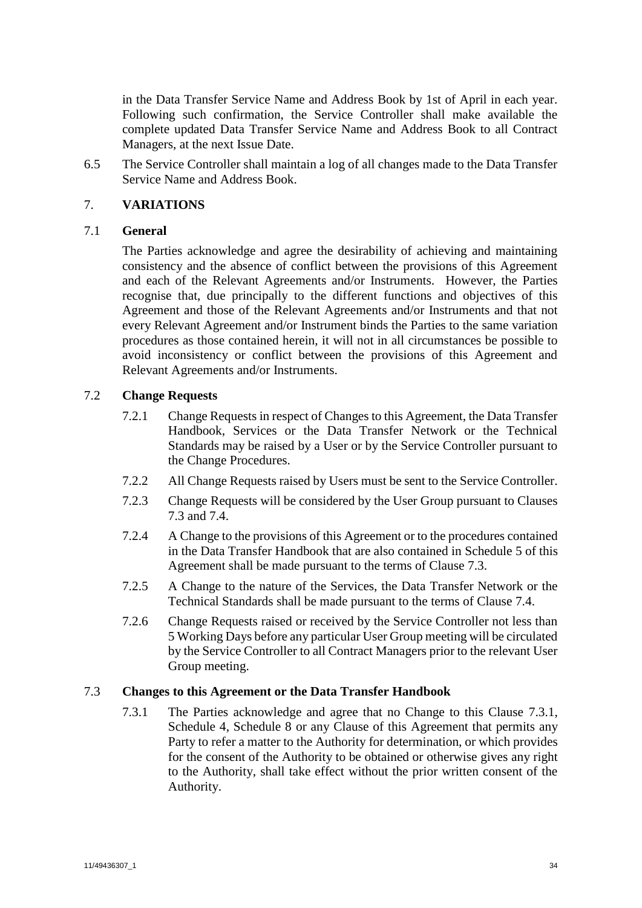in the Data Transfer Service Name and Address Book by 1st of April in each year. Following such confirmation, the Service Controller shall make available the complete updated Data Transfer Service Name and Address Book to all Contract Managers, at the next Issue Date.

6.5 The Service Controller shall maintain a log of all changes made to the Data Transfer Service Name and Address Book.

## 7. VARIATIONS

### 7.1 General

The Parties acknowledge and agree the desirability of achieving and maintaining consistency and the absence of conflict between the provisions of this Agreement and each of the Relevant Agreements and/or Instruments. However, the Parties recognise that, due principally to the different functions and objectives of this Agreement and those of the Relevant Agreements and/or Instruments and that not every Relevant Agreement and/or Instrument binds the Parties to the same variation procedures as those contained herein, it will not in all circumstances be possible to avoid inconsistency or conflict between the provisions of this Agreement and Relevant Agreements and/or Instruments.

### 7.2 Change Requests

7.2.1 Change Requests in respect of Changes to this Agreement, the Data Transfer Handbook, Services or the Data Transfer Network or the Technical Standards may be raised by a User or by the Service Controller pursuant to the Change Procedures.

7.2.2 All Change Requests raised by Users must be sent to the Service Controller.

7.2.3 Change Requests will be considered by the User Group pursuant to Clauses 7.3 and 7.4.

7.2.4 A Change to the provisions of this Agreement or to the procedures contained in the Data Transfer Handbook that are also contained in Schedule 5 of this Agreement shall be made pursuant to the terms of Clause 7.3.

7.2.5 A Change to the nature of the Services, the Data Transfer Network or the Technical Standards shall be made pursuant to the terms of Clause 7.4.

7.2.6 Change Requests raised or received by the Service Controller not less than 5 Working Days before any particular User Group meeting will be circulated by the Service Controller to all Contract Managers prior to the relevant User Group meeting.

### 7.3 Changes to this Agreement or the Data Transfer Handbook

7.3.1 The Parties acknowledge and agree that no Change to this Clause 7.3.1, Schedule 4, Schedule 8 or any Clause of this Agreement that permits any Party to refer a matter to the Authority for determination, or which provides for the consent of the Authority to be obtained or otherwise gives any right to the Authority, shall take effect without the prior written consent of the Authority.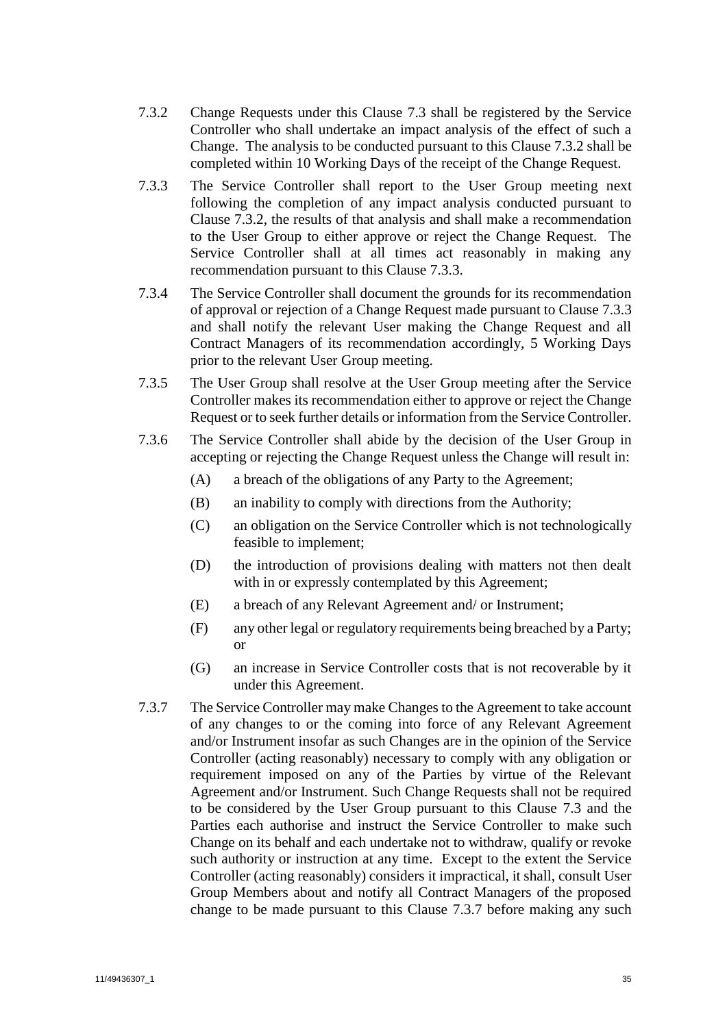7.3.2 Change Requests under this Clause 7.3 shall be registered by the Service Controller who shall undertake an impact analysis of the effect of such a Change. The analysis to be conducted pursuant to this Clause 7.3.2 shall be completed within 10 Working Days of the receipt of the Change Request.

7.3.3 The Service Controller shall report to the User Group meeting next following the completion of any impact analysis conducted pursuant to Clause 7.3.2, the results of that analysis and shall make a recommendation to the User Group to either approve or reject the Change Request. The Service Controller shall at all times act reasonably in making any recommendation pursuant to this Clause 7.3.3.

7.3.4 The Service Controller shall document the grounds for its recommendation of approval or rejection of a Change Request made pursuant to Clause 7.3.3 and shall notify the relevant User making the Change Request and all Contract Managers of its recommendation accordingly, 5 Working Days prior to the relevant User Group meeting.

7.3.5 The User Group shall resolve at the User Group meeting after the Service Controller makes its recommendation either to approve or reject the Change Request or to seek further details or information from the Service Controller.

7.3.6 The Service Controller shall abide by the decision of the User Group in accepting or rejecting the Change Request unless the Change will result in:

(A) a breach of the obligations of any Party to the Agreement;

(B) an inability to comply with directions from the Authority;

(C) an obligation on the Service Controller which is not technologically feasible to implement;

(D) the introduction of provisions dealing with matters not then dealt with in or expressly contemplated by this Agreement;

(E) a breach of any Relevant Agreement and/ or Instrument;

(F) any other legal or regulatory requirements being breached by a Party; or

(G) an increase in Service Controller costs that is not recoverable by it under this Agreement.

7.3.7 The Service Controller may make Changes to the Agreement to take account of any changes to or the coming into force of any Relevant Agreement and/or Instrument insofar as such Changes are in the opinion of the Service Controller (acting reasonably) necessary to comply with any obligation or requirement imposed on any of the Parties by virtue of the Relevant Agreement and/or Instrument. Such Change Requests shall not be required to be considered by the User Group pursuant to this Clause 7.3 and the Parties each authorise and instruct the Service Controller to make such Change on its behalf and each undertake not to withdraw, qualify or revoke such authority or instruction at any time. Except to the extent the Service Controller (acting reasonably) considers it impractical, it shall, consult User Group Members about and notify all Contract Managers of the proposed change to be made pursuant to this Clause 7.3.7 before making any such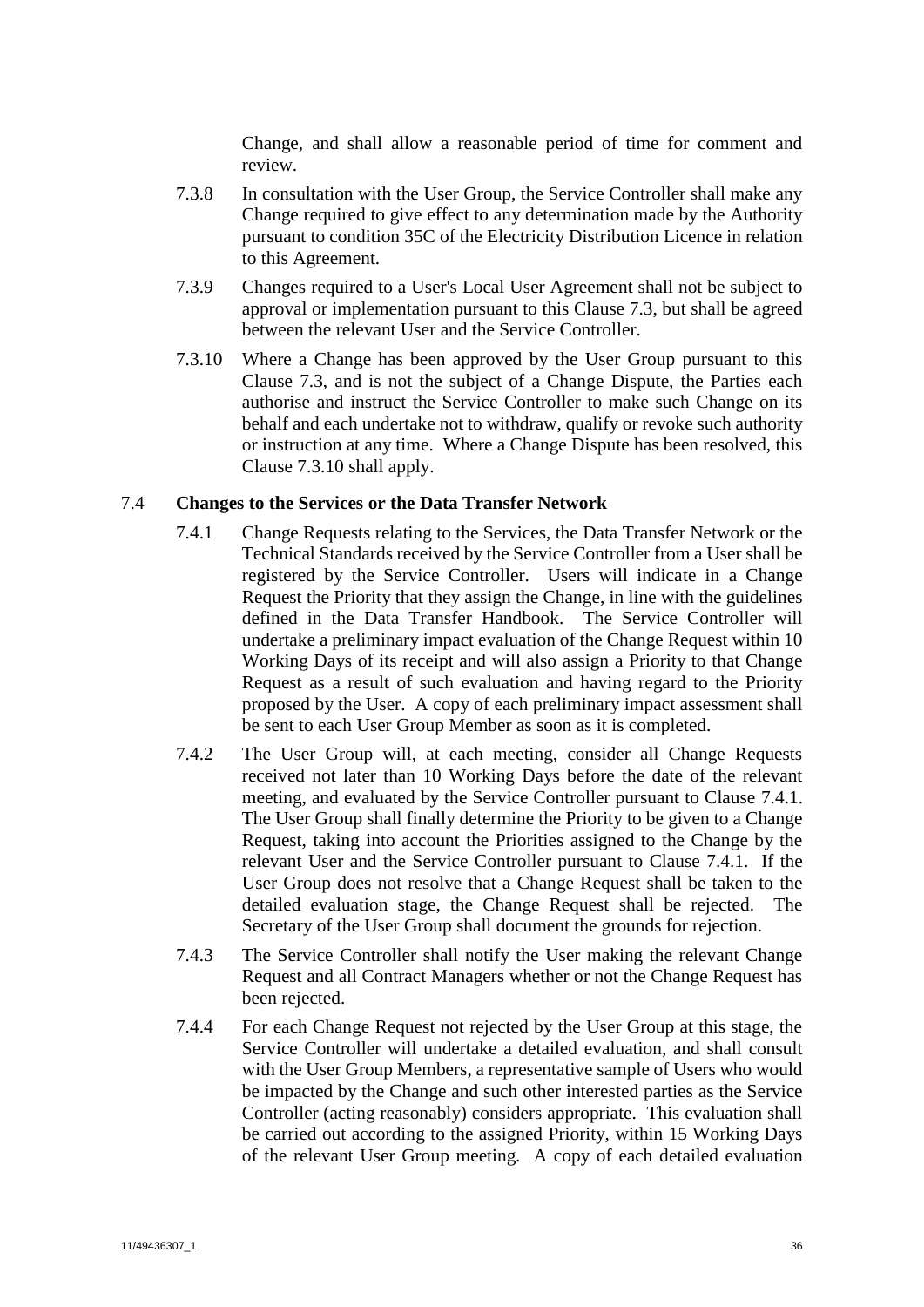Change, and shall allow a reasonable period of time for comment and review.

7.3.8 In consultation with the User Group, the Service Controller shall make any Change required to give effect to any determination made by the Authority pursuant to condition 35C of the Electricity Distribution Licence in relation to this Agreement.

7.3.9 Changes required to a User's Local User Agreement shall not be subject to approval or implementation pursuant to this Clause 7.3, but shall be agreed between the relevant User and the Service Controller.

7.3.10 Where a Change has been approved by the User Group pursuant to this Clause 7.3, and is not the subject of a Change Dispute, the Parties each authorise and instruct the Service Controller to make such Change on its behalf and each undertake not to withdraw, qualify or revoke such authority or instruction at any time. Where a Change Dispute has been resolved, this Clause 7.3.10 shall apply.

### 7.4 **Changes to the Services or the Data Transfer Network**

7.4.1 Change Requests relating to the Services, the Data Transfer Network or the Technical Standards received by the Service Controller from a User shall be registered by the Service Controller. Users will indicate in a Change Request the Priority that they assign the Change, in line with the guidelines defined in the Data Transfer Handbook. The Service Controller will undertake a preliminary impact evaluation of the Change Request within 10 Working Days of its receipt and will also assign a Priority to that Change Request as a result of such evaluation and having regard to the Priority proposed by the User. A copy of each preliminary impact assessment shall be sent to each User Group Member as soon as it is completed.

7.4.2 The User Group will, at each meeting, consider all Change Requests received not later than 10 Working Days before the date of the relevant meeting, and evaluated by the Service Controller pursuant to Clause 7.4.1. The User Group shall finally determine the Priority to be given to a Change Request, taking into account the Priorities assigned to the Change by the relevant User and the Service Controller pursuant to Clause 7.4.1. If the User Group does not resolve that a Change Request shall be taken to the detailed evaluation stage, the Change Request shall be rejected. The Secretary of the User Group shall document the grounds for rejection.

7.4.3 The Service Controller shall notify the User making the relevant Change Request and all Contract Managers whether or not the Change Request has been rejected.

7.4.4 For each Change Request not rejected by the User Group at this stage, the Service Controller will undertake a detailed evaluation, and shall consult with the User Group Members, a representative sample of Users who would be impacted by the Change and such other interested parties as the Service Controller (acting reasonably) considers appropriate. This evaluation shall be carried out according to the assigned Priority, within 15 Working Days of the relevant User Group meeting. A copy of each detailed evaluation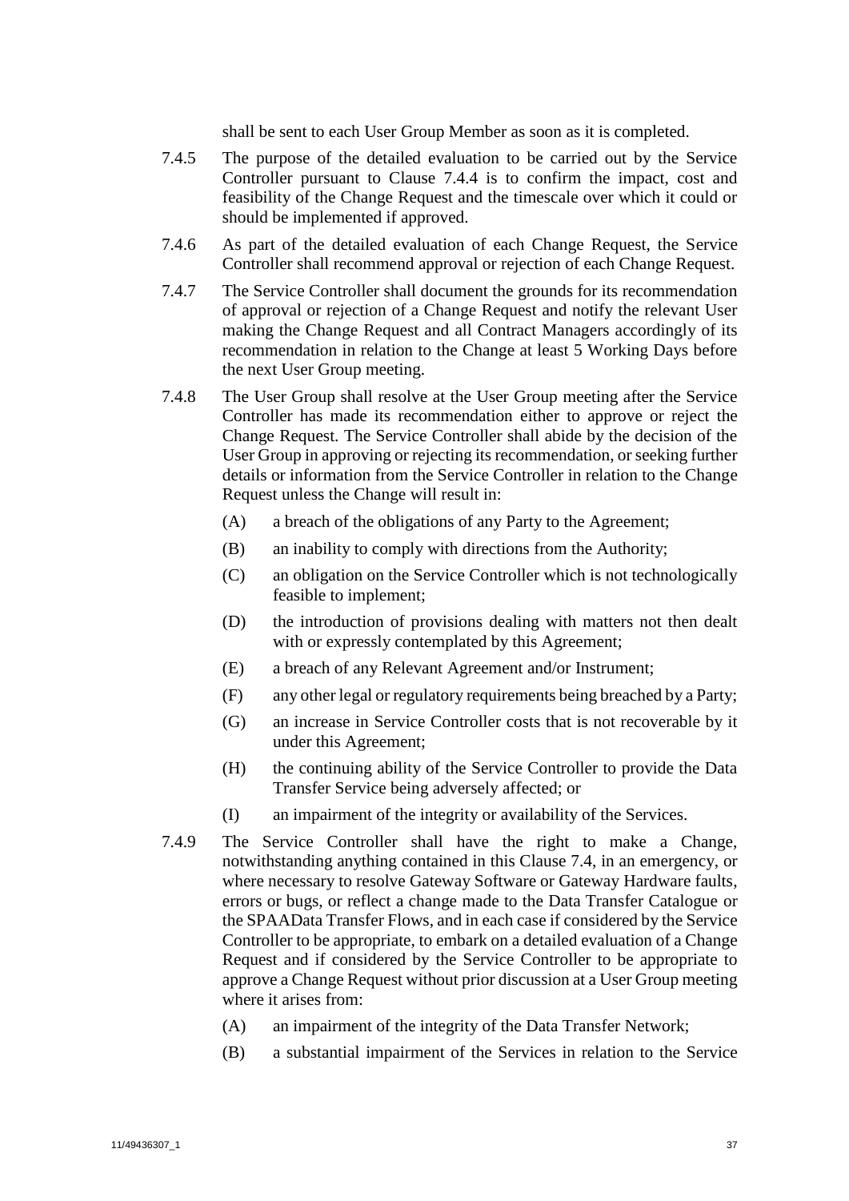shall be sent to each User Group Member as soon as it is completed.

7.4.5 The purpose of the detailed evaluation to be carried out by the Service Controller pursuant to Clause 7.4.4 is to confirm the impact, cost and feasibility of the Change Request and the timescale over which it could or should be implemented if approved.

7.4.6 As part of the detailed evaluation of each Change Request, the Service Controller shall recommend approval or rejection of each Change Request.

7.4.7 The Service Controller shall document the grounds for its recommendation of approval or rejection of a Change Request and notify the relevant User making the Change Request and all Contract Managers accordingly of its recommendation in relation to the Change at least 5 Working Days before the next User Group meeting.

7.4.8 The User Group shall resolve at the User Group meeting after the Service Controller has made its recommendation either to approve or reject the Change Request. The Service Controller shall abide by the decision of the User Group in approving or rejecting its recommendation, or seeking further details or information from the Service Controller in relation to the Change Request unless the Change will result in:

(A) a breach of the obligations of any Party to the Agreement;

(B) an inability to comply with directions from the Authority;

(C) an obligation on the Service Controller which is not technologically feasible to implement;

(D) the introduction of provisions dealing with matters not then dealt with or expressly contemplated by this Agreement;

(E) a breach of any Relevant Agreement and/or Instrument;

(F) any other legal or regulatory requirements being breached by a Party;

(G) an increase in Service Controller costs that is not recoverable by it under this Agreement;

(H) the continuing ability of the Service Controller to provide the Data Transfer Service being adversely affected; or

(I) an impairment of the integrity or availability of the Services.

7.4.9 The Service Controller shall have the right to make a Change, notwithstanding anything contained in this Clause 7.4, in an emergency, or where necessary to resolve Gateway Software or Gateway Hardware faults, errors or bugs, or reflect a change made to the Data Transfer Catalogue or the SPAAData Transfer Flows, and in each case if considered by the Service Controller to be appropriate, to embark on a detailed evaluation of a Change Request and if considered by the Service Controller to be appropriate to approve a Change Request without prior discussion at a User Group meeting where it arises from:

(A) an impairment of the integrity of the Data Transfer Network;

(B) a substantial impairment of the Services in relation to the Service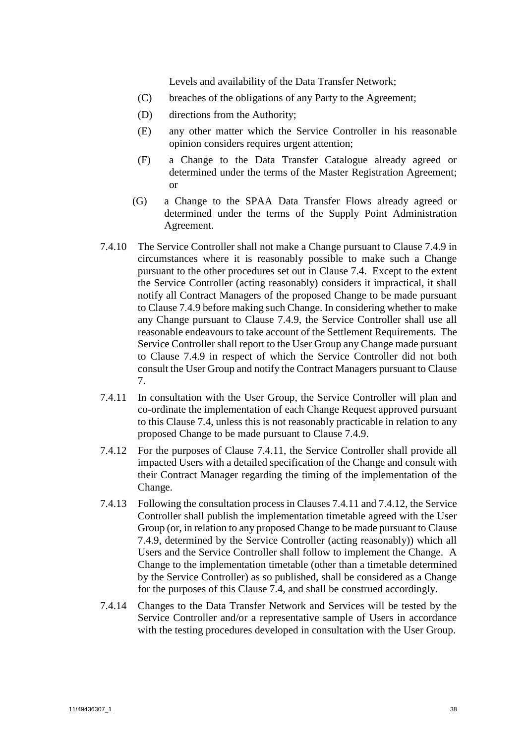Levels and availability of the Data Transfer Network;

(C) breaches of the obligations of any Party to the Agreement;

(D) directions from the Authority;

(E) any other matter which the Service Controller in his reasonable opinion considers requires urgent attention;

(F) a Change to the Data Transfer Catalogue already agreed or determined under the terms of the Master Registration Agreement; or

(G) a Change to the SPAA Data Transfer Flows already agreed or determined under the terms of the Supply Point Administration Agreement.

7.4.10 The Service Controller shall not make a Change pursuant to Clause 7.4.9 in circumstances where it is reasonably possible to make such a Change pursuant to the other procedures set out in Clause 7.4. Except to the extent the Service Controller (acting reasonably) considers it impractical, it shall notify all Contract Managers of the proposed Change to be made pursuant to Clause 7.4.9 before making such Change. In considering whether to make any Change pursuant to Clause 7.4.9, the Service Controller shall use all reasonable endeavours to take account of the Settlement Requirements. The Service Controller shall report to the User Group any Change made pursuant to Clause 7.4.9 in respect of which the Service Controller did not both consult the User Group and notify the Contract Managers pursuant to Clause 7.

7.4.11 In consultation with the User Group, the Service Controller will plan and co-ordinate the implementation of each Change Request approved pursuant to this Clause 7.4, unless this is not reasonably practicable in relation to any proposed Change to be made pursuant to Clause 7.4.9.

7.4.12 For the purposes of Clause 7.4.11, the Service Controller shall provide all impacted Users with a detailed specification of the Change and consult with their Contract Manager regarding the timing of the implementation of the Change.

7.4.13 Following the consultation process in Clauses 7.4.11 and 7.4.12, the Service Controller shall publish the implementation timetable agreed with the User Group (or, in relation to any proposed Change to be made pursuant to Clause 7.4.9, determined by the Service Controller (acting reasonably)) which all Users and the Service Controller shall follow to implement the Change. A Change to the implementation timetable (other than a timetable determined by the Service Controller) as so published, shall be considered as a Change for the purposes of this Clause 7.4, and shall be construed accordingly.

7.4.14 Changes to the Data Transfer Network and Services will be tested by the Service Controller and/or a representative sample of Users in accordance with the testing procedures developed in consultation with the User Group.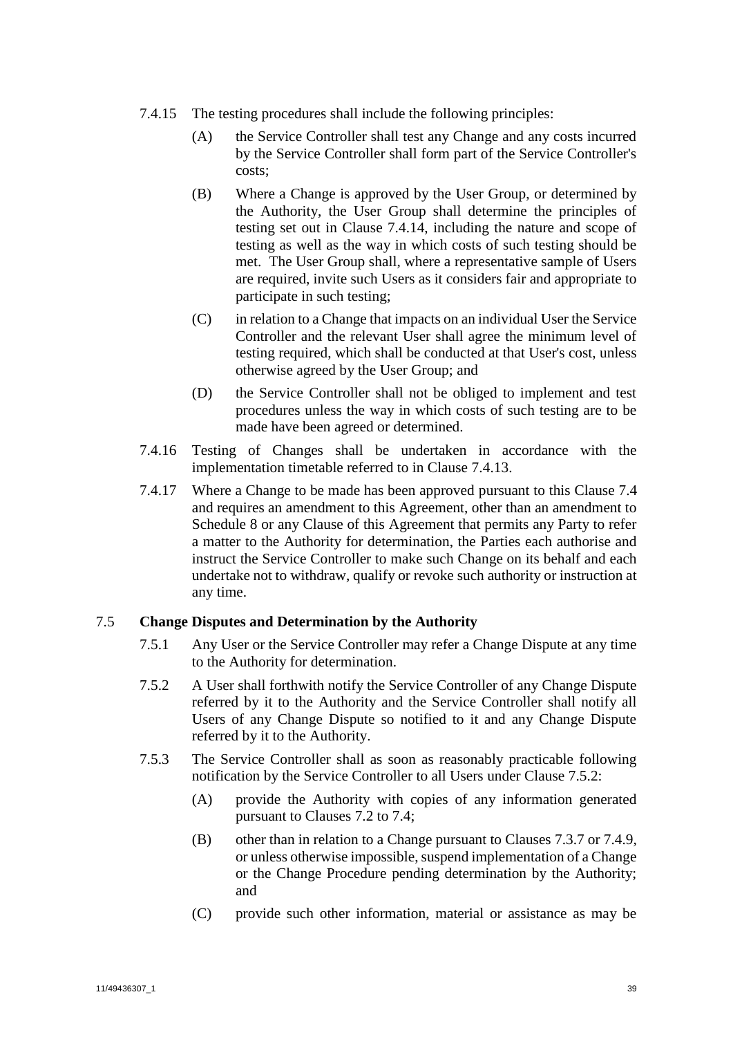7.4.15 The testing procedures shall include the following principles:

(A) the Service Controller shall test any Change and any costs incurred by the Service Controller shall form part of the Service Controller's costs;

(B) Where a Change is approved by the User Group, or determined by the Authority, the User Group shall determine the principles of testing set out in Clause 7.4.14, including the nature and scope of testing as well as the way in which costs of such testing should be met. The User Group shall, where a representative sample of Users are required, invite such Users as it considers fair and appropriate to participate in such testing;

(C) in relation to a Change that impacts on an individual User the Service Controller and the relevant User shall agree the minimum level of testing required, which shall be conducted at that User's cost, unless otherwise agreed by the User Group; and

(D) the Service Controller shall not be obliged to implement and test procedures unless the way in which costs of such testing are to be made have been agreed or determined.

7.4.16 Testing of Changes shall be undertaken in accordance with the implementation timetable referred to in Clause 7.4.13.

7.4.17 Where a Change to be made has been approved pursuant to this Clause 7.4 and requires an amendment to this Agreement, other than an amendment to Schedule 8 or any Clause of this Agreement that permits any Party to refer a matter to the Authority for determination, the Parties each authorise and instruct the Service Controller to make such Change on its behalf and each undertake not to withdraw, qualify or revoke such authority or instruction at any time.

## 7.5 Change Disputes and Determination by the Authority

7.5.1 Any User or the Service Controller may refer a Change Dispute at any time to the Authority for determination.

7.5.2 A User shall forthwith notify the Service Controller of any Change Dispute referred by it to the Authority and the Service Controller shall notify all Users of any Change Dispute so notified to it and any Change Dispute referred by it to the Authority.

7.5.3 The Service Controller shall as soon as reasonably practicable following notification by the Service Controller to all Users under Clause 7.5.2:

(A) provide the Authority with copies of any information generated pursuant to Clauses 7.2 to 7.4;

(B) other than in relation to a Change pursuant to Clauses 7.3.7 or 7.4.9, or unless otherwise impossible, suspend implementation of a Change or the Change Procedure pending determination by the Authority; and

(C) provide such other information, material or assistance as may be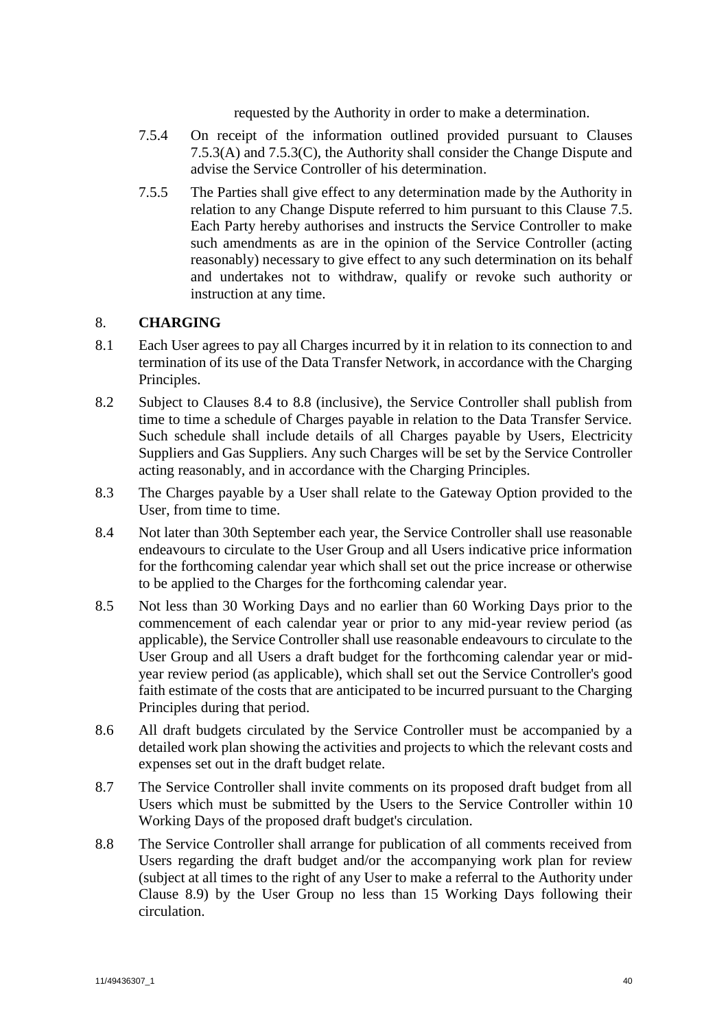requested by the Authority in order to make a determination.

7.5.4 On receipt of the information outlined provided pursuant to Clauses 7.5.3(A) and 7.5.3(C), the Authority shall consider the Change Dispute and advise the Service Controller of his determination.

7.5.5 The Parties shall give effect to any determination made by the Authority in relation to any Change Dispute referred to him pursuant to this Clause 7.5. Each Party hereby authorises and instructs the Service Controller to make such amendments as are in the opinion of the Service Controller (acting reasonably) necessary to give effect to any such determination on its behalf and undertakes not to withdraw, qualify or revoke such authority or instruction at any time.

## 8. CHARGING

8.1 Each User agrees to pay all Charges incurred by it in relation to its connection to and termination of its use of the Data Transfer Network, in accordance with the Charging Principles.

8.2 Subject to Clauses 8.4 to 8.8 (inclusive), the Service Controller shall publish from time to time a schedule of Charges payable in relation to the Data Transfer Service. Such schedule shall include details of all Charges payable by Users, Electricity Suppliers and Gas Suppliers. Any such Charges will be set by the Service Controller acting reasonably, and in accordance with the Charging Principles.

8.3 The Charges payable by a User shall relate to the Gateway Option provided to the User, from time to time.

8.4 Not later than 30th September each year, the Service Controller shall use reasonable endeavours to circulate to the User Group and all Users indicative price information for the forthcoming calendar year which shall set out the price increase or otherwise to be applied to the Charges for the forthcoming calendar year.

8.5 Not less than 30 Working Days and no earlier than 60 Working Days prior to the commencement of each calendar year or prior to any mid-year review period (as applicable), the Service Controller shall use reasonable endeavours to circulate to the User Group and all Users a draft budget for the forthcoming calendar year or mid-year review period (as applicable), which shall set out the Service Controller's good faith estimate of the costs that are anticipated to be incurred pursuant to the Charging Principles during that period.

8.6 All draft budgets circulated by the Service Controller must be accompanied by a detailed work plan showing the activities and projects to which the relevant costs and expenses set out in the draft budget relate.

8.7 The Service Controller shall invite comments on its proposed draft budget from all Users which must be submitted by the Users to the Service Controller within 10 Working Days of the proposed draft budget's circulation.

8.8 The Service Controller shall arrange for publication of all comments received from Users regarding the draft budget and/or the accompanying work plan for review (subject at all times to the right of any User to make a referral to the Authority under Clause 8.9) by the User Group no less than 15 Working Days following their circulation.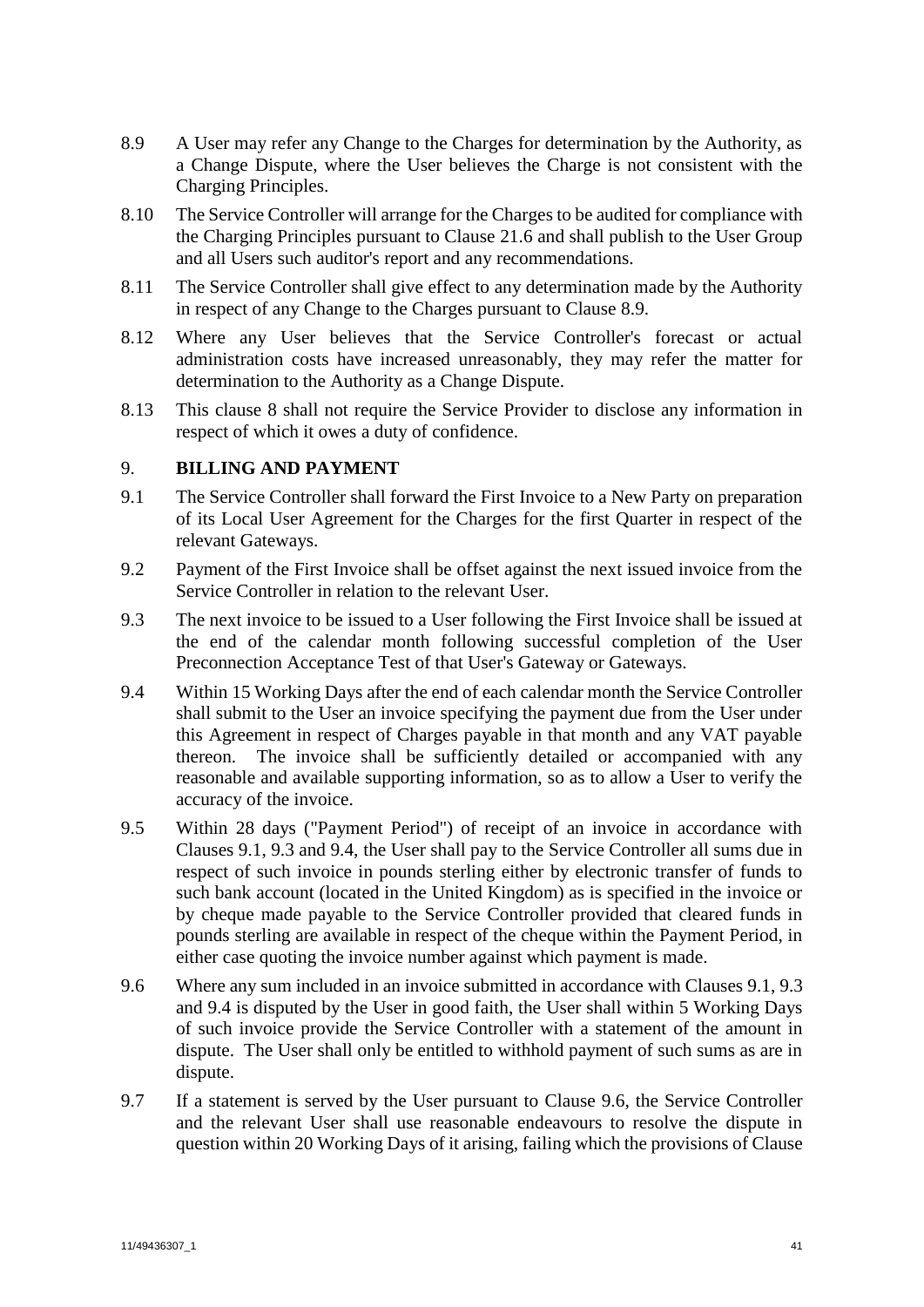8.9 A User may refer any Change to the Charges for determination by the Authority, as a Change Dispute, where the User believes the Charge is not consistent with the Charging Principles.

8.10 The Service Controller will arrange for the Charges to be audited for compliance with the Charging Principles pursuant to Clause 21.6 and shall publish to the User Group and all Users such auditor's report and any recommendations.

8.11 The Service Controller shall give effect to any determination made by the Authority in respect of any Change to the Charges pursuant to Clause 8.9.

8.12 Where any User believes that the Service Controller's forecast or actual administration costs have increased unreasonably, they may refer the matter for determination to the Authority as a Change Dispute.

8.13 This clause 8 shall not require the Service Provider to disclose any information in respect of which it owes a duty of confidence.

## 9. BILLING AND PAYMENT

9.1 The Service Controller shall forward the First Invoice to a New Party on preparation of its Local User Agreement for the Charges for the first Quarter in respect of the relevant Gateways.

9.2 Payment of the First Invoice shall be offset against the next issued invoice from the Service Controller in relation to the relevant User.

9.3 The next invoice to be issued to a User following the First Invoice shall be issued at the end of the calendar month following successful completion of the User Preconnection Acceptance Test of that User's Gateway or Gateways.

9.4 Within 15 Working Days after the end of each calendar month the Service Controller shall submit to the User an invoice specifying the payment due from the User under this Agreement in respect of Charges payable in that month and any VAT payable thereon. The invoice shall be sufficiently detailed or accompanied with any reasonable and available supporting information, so as to allow a User to verify the accuracy of the invoice.

9.5 Within 28 days ("Payment Period") of receipt of an invoice in accordance with Clauses 9.1, 9.3 and 9.4, the User shall pay to the Service Controller all sums due in respect of such invoice in pounds sterling either by electronic transfer of funds to such bank account (located in the United Kingdom) as is specified in the invoice or by cheque made payable to the Service Controller provided that cleared funds in pounds sterling are available in respect of the cheque within the Payment Period, in either case quoting the invoice number against which payment is made.

9.6 Where any sum included in an invoice submitted in accordance with Clauses 9.1, 9.3 and 9.4 is disputed by the User in good faith, the User shall within 5 Working Days of such invoice provide the Service Controller with a statement of the amount in dispute. The User shall only be entitled to withhold payment of such sums as are in dispute.

9.7 If a statement is served by the User pursuant to Clause 9.6, the Service Controller and the relevant User shall use reasonable endeavours to resolve the dispute in question within 20 Working Days of it arising, failing which the provisions of Clause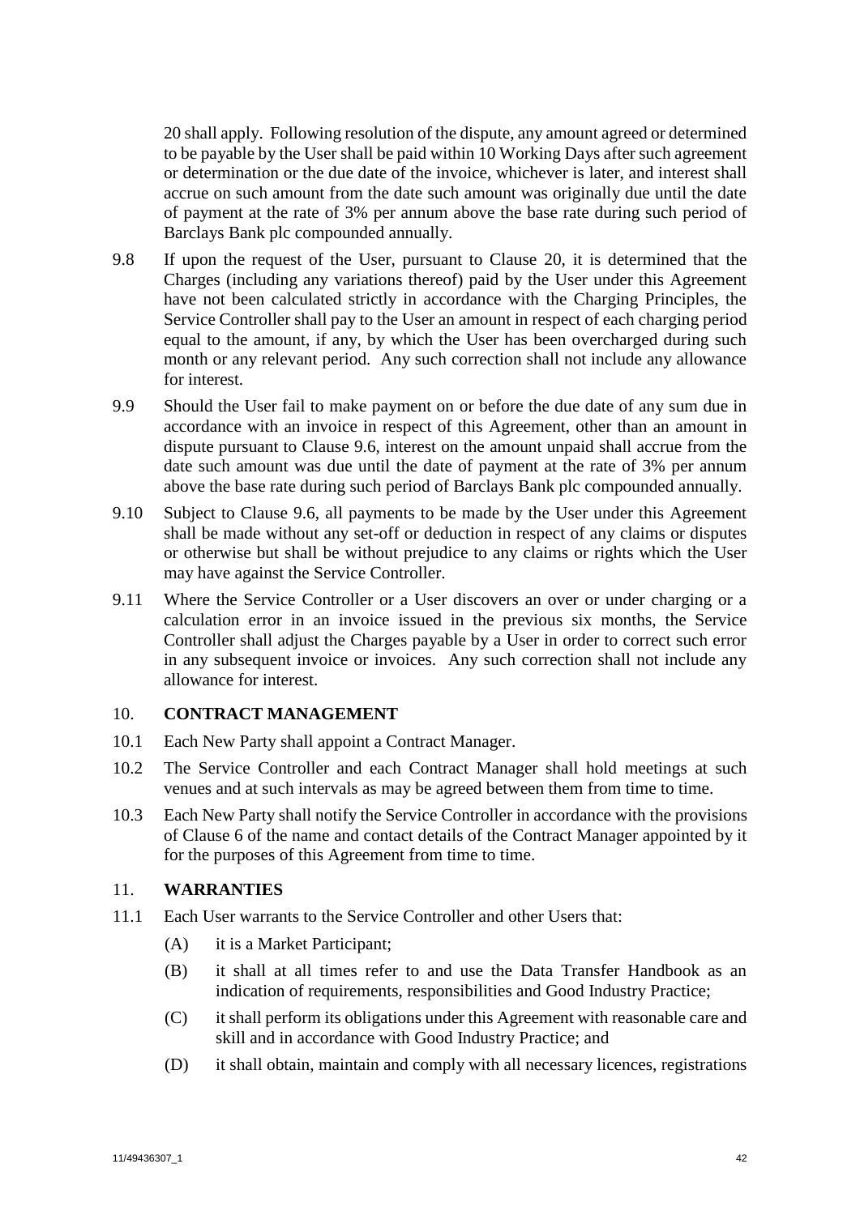20 shall apply. Following resolution of the dispute, any amount agreed or determined to be payable by the User shall be paid within 10 Working Days after such agreement or determination or the due date of the invoice, whichever is later, and interest shall accrue on such amount from the date such amount was originally due until the date of payment at the rate of 3% per annum above the base rate during such period of Barclays Bank plc compounded annually.

9.8 If upon the request of the User, pursuant to Clause 20, it is determined that the Charges (including any variations thereof) paid by the User under this Agreement have not been calculated strictly in accordance with the Charging Principles, the Service Controller shall pay to the User an amount in respect of each charging period equal to the amount, if any, by which the User has been overcharged during such month or any relevant period. Any such correction shall not include any allowance for interest.

9.9 Should the User fail to make payment on or before the due date of any sum due in accordance with an invoice in respect of this Agreement, other than an amount in dispute pursuant to Clause 9.6, interest on the amount unpaid shall accrue from the date such amount was due until the date of payment at the rate of 3% per annum above the base rate during such period of Barclays Bank plc compounded annually.

9.10 Subject to Clause 9.6, all payments to be made by the User under this Agreement shall be made without any set-off or deduction in respect of any claims or disputes or otherwise but shall be without prejudice to any claims or rights which the User may have against the Service Controller.

9.11 Where the Service Controller or a User discovers an over or under charging or a calculation error in an invoice issued in the previous six months, the Service Controller shall adjust the Charges payable by a User in order to correct such error in any subsequent invoice or invoices. Any such correction shall not include any allowance for interest.

## 10. CONTRACT MANAGEMENT

10.1 Each New Party shall appoint a Contract Manager.

10.2 The Service Controller and each Contract Manager shall hold meetings at such venues and at such intervals as may be agreed between them from time to time.

10.3 Each New Party shall notify the Service Controller in accordance with the provisions of Clause 6 of the name and contact details of the Contract Manager appointed by it for the purposes of this Agreement from time to time.

## 11. WARRANTIES

11.1 Each User warrants to the Service Controller and other Users that:

(A) it is a Market Participant;

(B) it shall at all times refer to and use the Data Transfer Handbook as an indication of requirements, responsibilities and Good Industry Practice;

(C) it shall perform its obligations under this Agreement with reasonable care and skill and in accordance with Good Industry Practice; and

(D) it shall obtain, maintain and comply with all necessary licences, registrations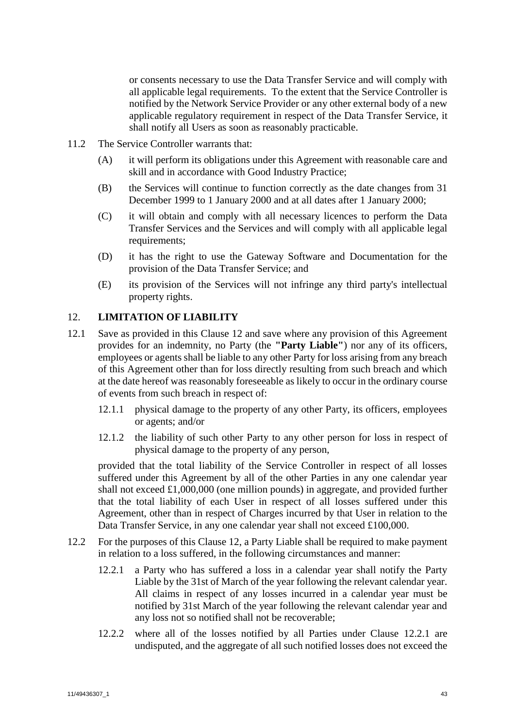or consents necessary to use the Data Transfer Service and will comply with all applicable legal requirements. To the extent that the Service Controller is notified by the Network Service Provider or any other external body of a new applicable regulatory requirement in respect of the Data Transfer Service, it shall notify all Users as soon as reasonably practicable.

11.2 The Service Controller warrants that:

(A) it will perform its obligations under this Agreement with reasonable care and skill and in accordance with Good Industry Practice;

(B) the Services will continue to function correctly as the date changes from 31 December 1999 to 1 January 2000 and at all dates after 1 January 2000;

(C) it will obtain and comply with all necessary licences to perform the Data Transfer Services and the Services and will comply with all applicable legal requirements;

(D) it has the right to use the Gateway Software and Documentation for the provision of the Data Transfer Service; and

(E) its provision of the Services will not infringe any third party's intellectual property rights.

## 12. LIMITATION OF LIABILITY

12.1 Save as provided in this Clause 12 and save where any provision of this Agreement provides for an indemnity, no Party (the **"Party Liable"**) nor any of its officers, employees or agents shall be liable to any other Party for loss arising from any breach of this Agreement other than for loss directly resulting from such breach and which at the date hereof was reasonably foreseeable as likely to occur in the ordinary course of events from such breach in respect of:

12.1.1 physical damage to the property of any other Party, its officers, employees or agents; and/or

12.1.2 the liability of such other Party to any other person for loss in respect of physical damage to the property of any person,

provided that the total liability of the Service Controller in respect of all losses suffered under this Agreement by all of the other Parties in any one calendar year shall not exceed £1,000,000 (one million pounds) in aggregate, and provided further that the total liability of each User in respect of all losses suffered under this Agreement, other than in respect of Charges incurred by that User in relation to the Data Transfer Service, in any one calendar year shall not exceed £100,000.

12.2 For the purposes of this Clause 12, a Party Liable shall be required to make payment in relation to a loss suffered, in the following circumstances and manner:

12.2.1 a Party who has suffered a loss in a calendar year shall notify the Party Liable by the 31st of March of the year following the relevant calendar year. All claims in respect of any losses incurred in a calendar year must be notified by 31st March of the year following the relevant calendar year and any loss not so notified shall not be recoverable;

12.2.2 where all of the losses notified by all Parties under Clause 12.2.1 are undisputed, and the aggregate of all such notified losses does not exceed the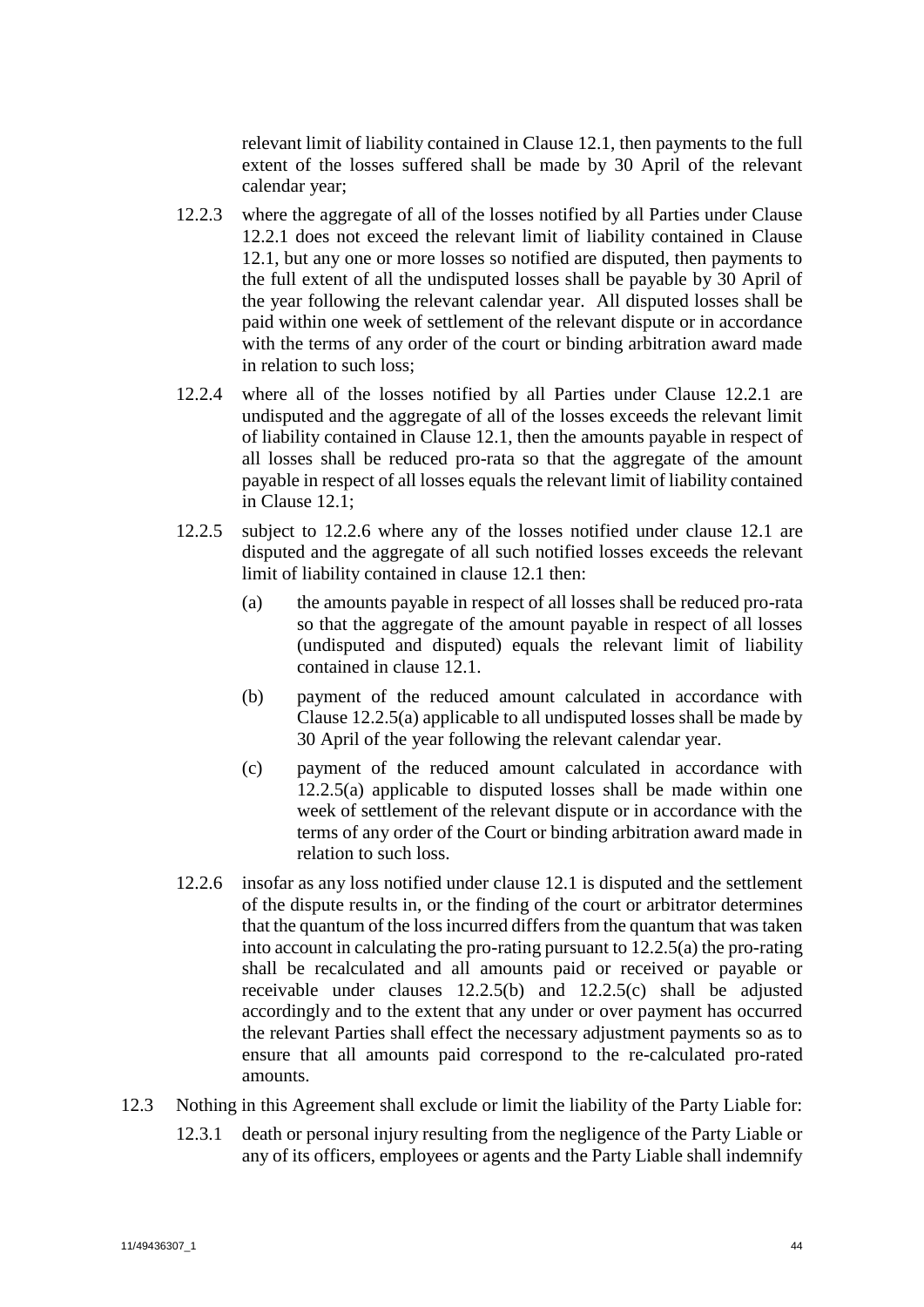relevant limit of liability contained in Clause 12.1, then payments to the full extent of the losses suffered shall be made by 30 April of the relevant calendar year;

12.2.3 where the aggregate of all of the losses notified by all Parties under Clause 12.2.1 does not exceed the relevant limit of liability contained in Clause 12.1, but any one or more losses so notified are disputed, then payments to the full extent of all the undisputed losses shall be payable by 30 April of the year following the relevant calendar year. All disputed losses shall be paid within one week of settlement of the relevant dispute or in accordance with the terms of any order of the court or binding arbitration award made in relation to such loss;

12.2.4 where all of the losses notified by all Parties under Clause 12.2.1 are undisputed and the aggregate of all of the losses exceeds the relevant limit of liability contained in Clause 12.1, then the amounts payable in respect of all losses shall be reduced pro-rata so that the aggregate of the amount payable in respect of all losses equals the relevant limit of liability contained in Clause 12.1;

12.2.5 subject to 12.2.6 where any of the losses notified under clause 12.1 are disputed and the aggregate of all such notified losses exceeds the relevant limit of liability contained in clause 12.1 then:

(a) the amounts payable in respect of all losses shall be reduced pro-rata so that the aggregate of the amount payable in respect of all losses (undisputed and disputed) equals the relevant limit of liability contained in clause 12.1.

(b) payment of the reduced amount calculated in accordance with Clause 12.2.5(a) applicable to all undisputed losses shall be made by 30 April of the year following the relevant calendar year.

(c) payment of the reduced amount calculated in accordance with 12.2.5(a) applicable to disputed losses shall be made within one week of settlement of the relevant dispute or in accordance with the terms of any order of the Court or binding arbitration award made in relation to such loss.

12.2.6 insofar as any loss notified under clause 12.1 is disputed and the settlement of the dispute results in, or the finding of the court or arbitrator determines that the quantum of the loss incurred differs from the quantum that was taken into account in calculating the pro-rating pursuant to 12.2.5(a) the pro-rating shall be recalculated and all amounts paid or received or payable or receivable under clauses 12.2.5(b) and 12.2.5(c) shall be adjusted accordingly and to the extent that any under or over payment has occurred the relevant Parties shall effect the necessary adjustment payments so as to ensure that all amounts paid correspond to the re-calculated pro-rated amounts.

12.3 Nothing in this Agreement shall exclude or limit the liability of the Party Liable for:

12.3.1 death or personal injury resulting from the negligence of the Party Liable or any of its officers, employees or agents and the Party Liable shall indemnify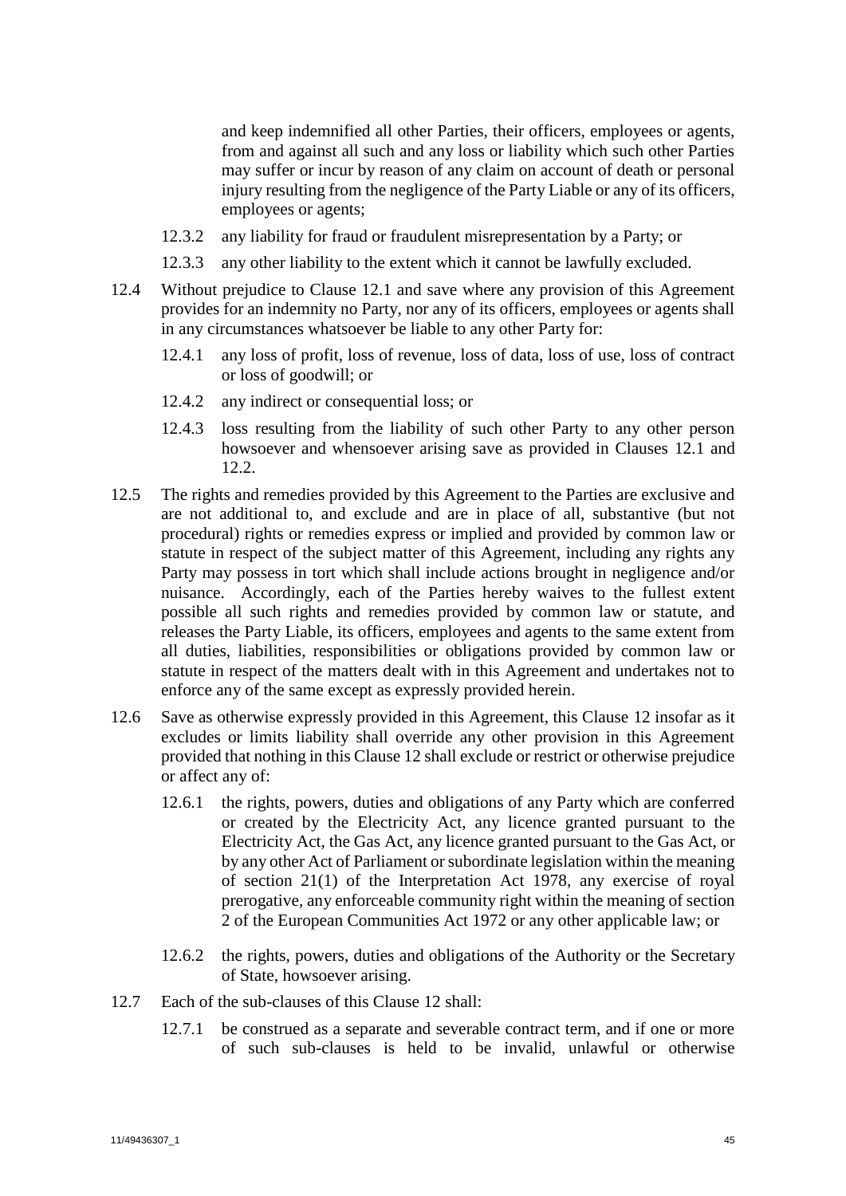and keep indemnified all other Parties, their officers, employees or agents, from and against all such and any loss or liability which such other Parties may suffer or incur by reason of any claim on account of death or personal injury resulting from the negligence of the Party Liable or any of its officers, employees or agents;

12.3.2 any liability for fraud or fraudulent misrepresentation by a Party; or

12.3.3 any other liability to the extent which it cannot be lawfully excluded.

12.4 Without prejudice to Clause 12.1 and save where any provision of this Agreement provides for an indemnity no Party, nor any of its officers, employees or agents shall in any circumstances whatsoever be liable to any other Party for:

12.4.1 any loss of profit, loss of revenue, loss of data, loss of use, loss of contract or loss of goodwill; or

12.4.2 any indirect or consequential loss; or

12.4.3 loss resulting from the liability of such other Party to any other person howsoever and whensoever arising save as provided in Clauses 12.1 and 12.2.

12.5 The rights and remedies provided by this Agreement to the Parties are exclusive and are not additional to, and exclude and are in place of all, substantive (but not procedural) rights or remedies express or implied and provided by common law or statute in respect of the subject matter of this Agreement, including any rights any Party may possess in tort which shall include actions brought in negligence and/or nuisance. Accordingly, each of the Parties hereby waives to the fullest extent possible all such rights and remedies provided by common law or statute, and releases the Party Liable, its officers, employees and agents to the same extent from all duties, liabilities, responsibilities or obligations provided by common law or statute in respect of the matters dealt with in this Agreement and undertakes not to enforce any of the same except as expressly provided herein.

12.6 Save as otherwise expressly provided in this Agreement, this Clause 12 insofar as it excludes or limits liability shall override any other provision in this Agreement provided that nothing in this Clause 12 shall exclude or restrict or otherwise prejudice or affect any of:

12.6.1 the rights, powers, duties and obligations of any Party which are conferred or created by the Electricity Act, any licence granted pursuant to the Electricity Act, the Gas Act, any licence granted pursuant to the Gas Act, or by any other Act of Parliament or subordinate legislation within the meaning of section 21(1) of the Interpretation Act 1978, any exercise of royal prerogative, any enforceable community right within the meaning of section 2 of the European Communities Act 1972 or any other applicable law; or

12.6.2 the rights, powers, duties and obligations of the Authority or the Secretary of State, howsoever arising.

12.7 Each of the sub-clauses of this Clause 12 shall:

12.7.1 be construed as a separate and severable contract term, and if one or more of such sub-clauses is held to be invalid, unlawful or otherwise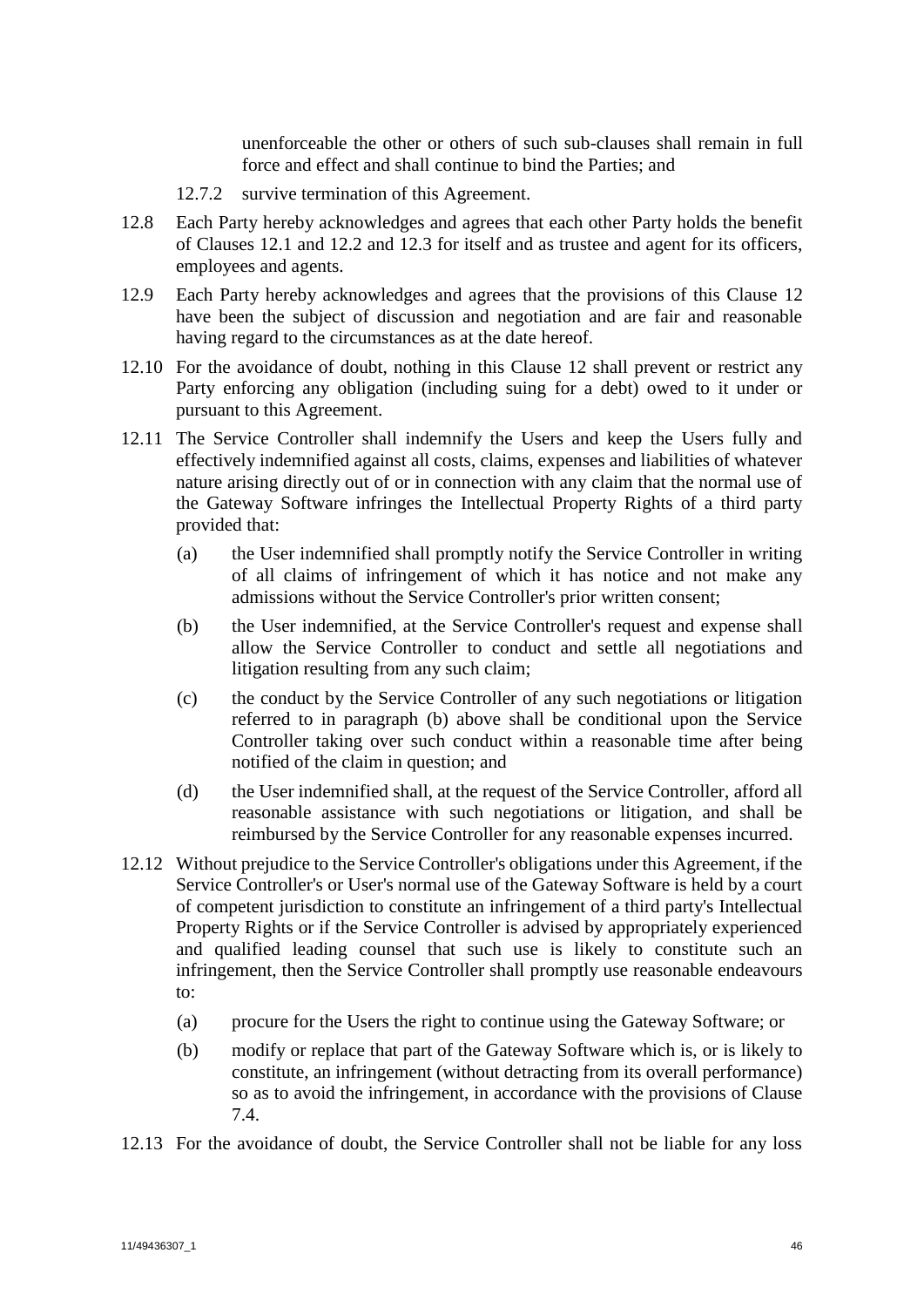unenforceable the other or others of such sub-clauses shall remain in full force and effect and shall continue to bind the Parties; and

12.7.2 survive termination of this Agreement.

12.8 Each Party hereby acknowledges and agrees that each other Party holds the benefit of Clauses 12.1 and 12.2 and 12.3 for itself and as trustee and agent for its officers, employees and agents.

12.9 Each Party hereby acknowledges and agrees that the provisions of this Clause 12 have been the subject of discussion and negotiation and are fair and reasonable having regard to the circumstances as at the date hereof.

12.10 For the avoidance of doubt, nothing in this Clause 12 shall prevent or restrict any Party enforcing any obligation (including suing for a debt) owed to it under or pursuant to this Agreement.

12.11 The Service Controller shall indemnify the Users and keep the Users fully and effectively indemnified against all costs, claims, expenses and liabilities of whatever nature arising directly out of or in connection with any claim that the normal use of the Gateway Software infringes the Intellectual Property Rights of a third party provided that:

(a) the User indemnified shall promptly notify the Service Controller in writing of all claims of infringement of which it has notice and not make any admissions without the Service Controller's prior written consent;

(b) the User indemnified, at the Service Controller's request and expense shall allow the Service Controller to conduct and settle all negotiations and litigation resulting from any such claim;

(c) the conduct by the Service Controller of any such negotiations or litigation referred to in paragraph (b) above shall be conditional upon the Service Controller taking over such conduct within a reasonable time after being notified of the claim in question; and

(d) the User indemnified shall, at the request of the Service Controller, afford all reasonable assistance with such negotiations or litigation, and shall be reimbursed by the Service Controller for any reasonable expenses incurred.

12.12 Without prejudice to the Service Controller's obligations under this Agreement, if the Service Controller's or User's normal use of the Gateway Software is held by a court of competent jurisdiction to constitute an infringement of a third party's Intellectual Property Rights or if the Service Controller is advised by appropriately experienced and qualified leading counsel that such use is likely to constitute such an infringement, then the Service Controller shall promptly use reasonable endeavours to:

(a) procure for the Users the right to continue using the Gateway Software; or

(b) modify or replace that part of the Gateway Software which is, or is likely to constitute, an infringement (without detracting from its overall performance) so as to avoid the infringement, in accordance with the provisions of Clause 7.4.

12.13 For the avoidance of doubt, the Service Controller shall not be liable for any loss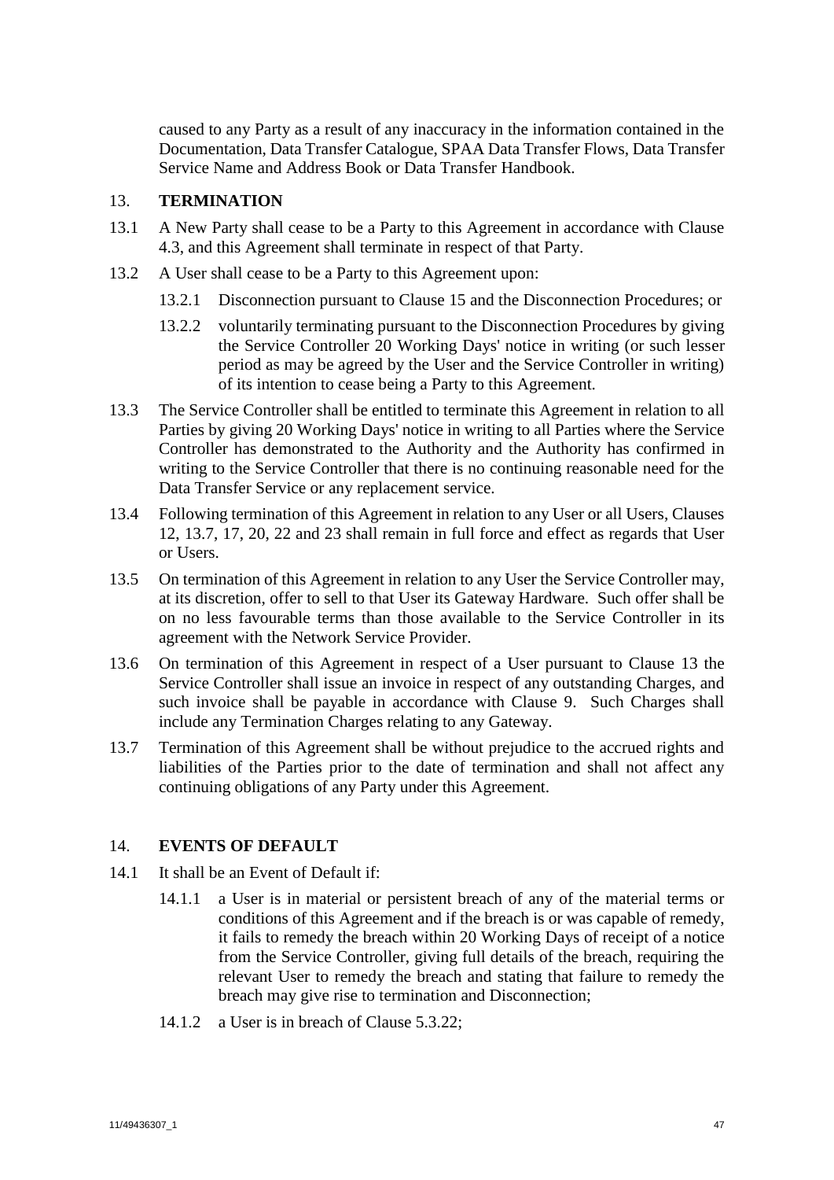caused to any Party as a result of any inaccuracy in the information contained in the Documentation, Data Transfer Catalogue, SPAA Data Transfer Flows, Data Transfer Service Name and Address Book or Data Transfer Handbook.

## 13. TERMINATION

13.1 A New Party shall cease to be a Party to this Agreement in accordance with Clause 4.3, and this Agreement shall terminate in respect of that Party.

13.2 A User shall cease to be a Party to this Agreement upon:

13.2.1 Disconnection pursuant to Clause 15 and the Disconnection Procedures; or

13.2.2 voluntarily terminating pursuant to the Disconnection Procedures by giving the Service Controller 20 Working Days' notice in writing (or such lesser period as may be agreed by the User and the Service Controller in writing) of its intention to cease being a Party to this Agreement.

13.3 The Service Controller shall be entitled to terminate this Agreement in relation to all Parties by giving 20 Working Days' notice in writing to all Parties where the Service Controller has demonstrated to the Authority and the Authority has confirmed in writing to the Service Controller that there is no continuing reasonable need for the Data Transfer Service or any replacement service.

13.4 Following termination of this Agreement in relation to any User or all Users, Clauses 12, 13.7, 17, 20, 22 and 23 shall remain in full force and effect as regards that User or Users.

13.5 On termination of this Agreement in relation to any User the Service Controller may, at its discretion, offer to sell to that User its Gateway Hardware. Such offer shall be on no less favourable terms than those available to the Service Controller in its agreement with the Network Service Provider.

13.6 On termination of this Agreement in respect of a User pursuant to Clause 13 the Service Controller shall issue an invoice in respect of any outstanding Charges, and such invoice shall be payable in accordance with Clause 9. Such Charges shall include any Termination Charges relating to any Gateway.

13.7 Termination of this Agreement shall be without prejudice to the accrued rights and liabilities of the Parties prior to the date of termination and shall not affect any continuing obligations of any Party under this Agreement.

## 14. EVENTS OF DEFAULT

14.1 It shall be an Event of Default if:

14.1.1 a User is in material or persistent breach of any of the material terms or conditions of this Agreement and if the breach is or was capable of remedy, it fails to remedy the breach within 20 Working Days of receipt of a notice from the Service Controller, giving full details of the breach, requiring the relevant User to remedy the breach and stating that failure to remedy the breach may give rise to termination and Disconnection;

14.1.2 a User is in breach of Clause 5.3.22;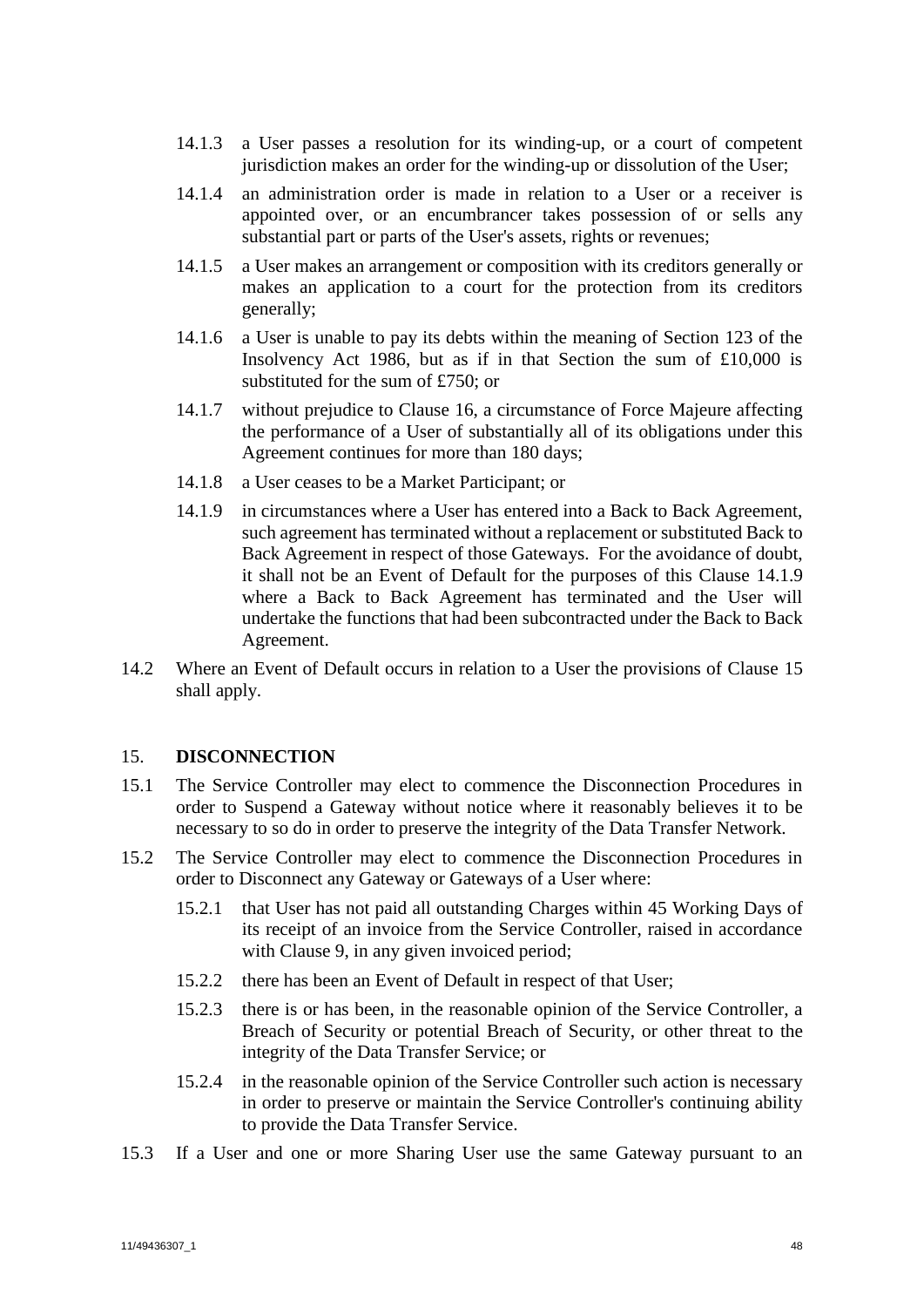14.1.3 a User passes a resolution for its winding-up, or a court of competent jurisdiction makes an order for the winding-up or dissolution of the User;

14.1.4 an administration order is made in relation to a User or a receiver is appointed over, or an encumbrancer takes possession of or sells any substantial part or parts of the User's assets, rights or revenues;

14.1.5 a User makes an arrangement or composition with its creditors generally or makes an application to a court for the protection from its creditors generally;

14.1.6 a User is unable to pay its debts within the meaning of Section 123 of the Insolvency Act 1986, but as if in that Section the sum of £10,000 is substituted for the sum of £750; or

14.1.7 without prejudice to Clause 16, a circumstance of Force Majeure affecting the performance of a User of substantially all of its obligations under this Agreement continues for more than 180 days;

14.1.8 a User ceases to be a Market Participant; or

14.1.9 in circumstances where a User has entered into a Back to Back Agreement, such agreement has terminated without a replacement or substituted Back to Back Agreement in respect of those Gateways. For the avoidance of doubt, it shall not be an Event of Default for the purposes of this Clause 14.1.9 where a Back to Back Agreement has terminated and the User will undertake the functions that had been subcontracted under the Back to Back Agreement.

14.2 Where an Event of Default occurs in relation to a User the provisions of Clause 15 shall apply.

## 15. DISCONNECTION

15.1 The Service Controller may elect to commence the Disconnection Procedures in order to Suspend a Gateway without notice where it reasonably believes it to be necessary to so do in order to preserve the integrity of the Data Transfer Network.

15.2 The Service Controller may elect to commence the Disconnection Procedures in order to Disconnect any Gateway or Gateways of a User where:

15.2.1 that User has not paid all outstanding Charges within 45 Working Days of its receipt of an invoice from the Service Controller, raised in accordance with Clause 9, in any given invoiced period;

15.2.2 there has been an Event of Default in respect of that User;

15.2.3 there is or has been, in the reasonable opinion of the Service Controller, a Breach of Security or potential Breach of Security, or other threat to the integrity of the Data Transfer Service; or

15.2.4 in the reasonable opinion of the Service Controller such action is necessary in order to preserve or maintain the Service Controller's continuing ability to provide the Data Transfer Service.

15.3 If a User and one or more Sharing User use the same Gateway pursuant to an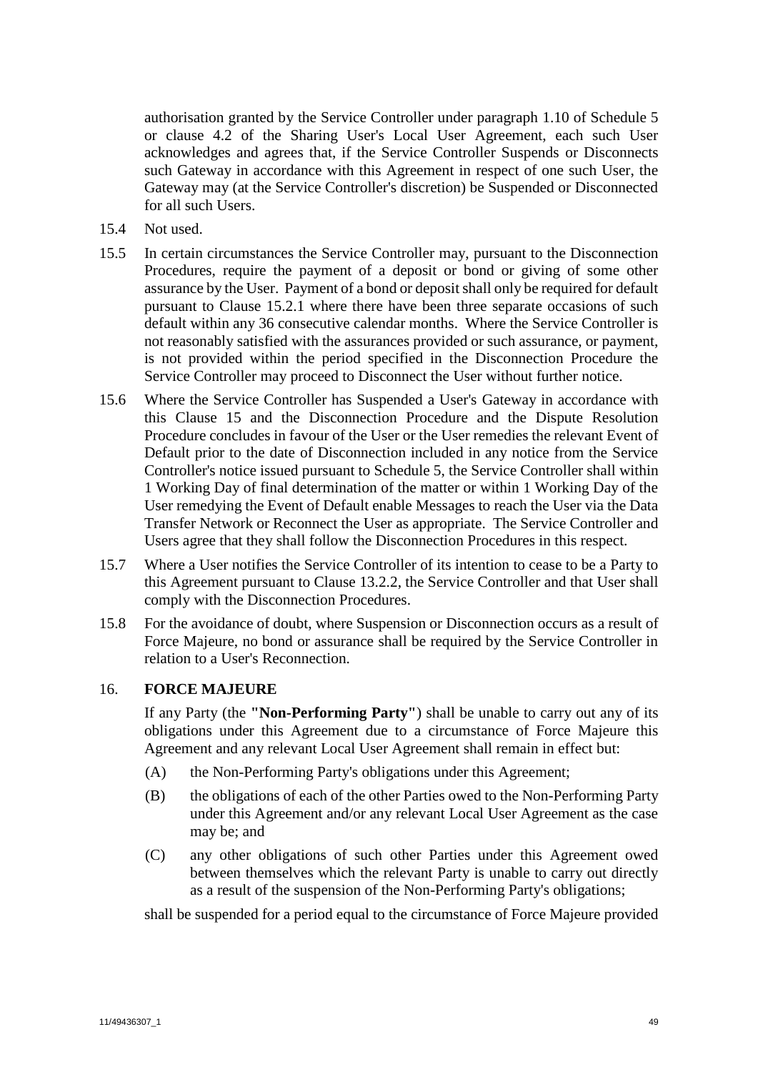authorisation granted by the Service Controller under paragraph 1.10 of Schedule 5 or clause 4.2 of the Sharing User's Local User Agreement, each such User acknowledges and agrees that, if the Service Controller Suspends or Disconnects such Gateway in accordance with this Agreement in respect of one such User, the Gateway may (at the Service Controller's discretion) be Suspended or Disconnected for all such Users.

15.4 Not used.

15.5 In certain circumstances the Service Controller may, pursuant to the Disconnection Procedures, require the payment of a deposit or bond or giving of some other assurance by the User. Payment of a bond or deposit shall only be required for default pursuant to Clause 15.2.1 where there have been three separate occasions of such default within any 36 consecutive calendar months. Where the Service Controller is not reasonably satisfied with the assurances provided or such assurance, or payment, is not provided within the period specified in the Disconnection Procedure the Service Controller may proceed to Disconnect the User without further notice.

15.6 Where the Service Controller has Suspended a User's Gateway in accordance with this Clause 15 and the Disconnection Procedure and the Dispute Resolution Procedure concludes in favour of the User or the User remedies the relevant Event of Default prior to the date of Disconnection included in any notice from the Service Controller's notice issued pursuant to Schedule 5, the Service Controller shall within 1 Working Day of final determination of the matter or within 1 Working Day of the User remedying the Event of Default enable Messages to reach the User via the Data Transfer Network or Reconnect the User as appropriate. The Service Controller and Users agree that they shall follow the Disconnection Procedures in this respect.

15.7 Where a User notifies the Service Controller of its intention to cease to be a Party to this Agreement pursuant to Clause 13.2.2, the Service Controller and that User shall comply with the Disconnection Procedures.

15.8 For the avoidance of doubt, where Suspension or Disconnection occurs as a result of Force Majeure, no bond or assurance shall be required by the Service Controller in relation to a User's Reconnection.

## 16. FORCE MAJEURE

If any Party (the **"Non-Performing Party"**) shall be unable to carry out any of its obligations under this Agreement due to a circumstance of Force Majeure this Agreement and any relevant Local User Agreement shall remain in effect but:

(A) the Non-Performing Party's obligations under this Agreement;

(B) the obligations of each of the other Parties owed to the Non-Performing Party under this Agreement and/or any relevant Local User Agreement as the case may be; and

(C) any other obligations of such other Parties under this Agreement owed between themselves which the relevant Party is unable to carry out directly as a result of the suspension of the Non-Performing Party's obligations;

shall be suspended for a period equal to the circumstance of Force Majeure provided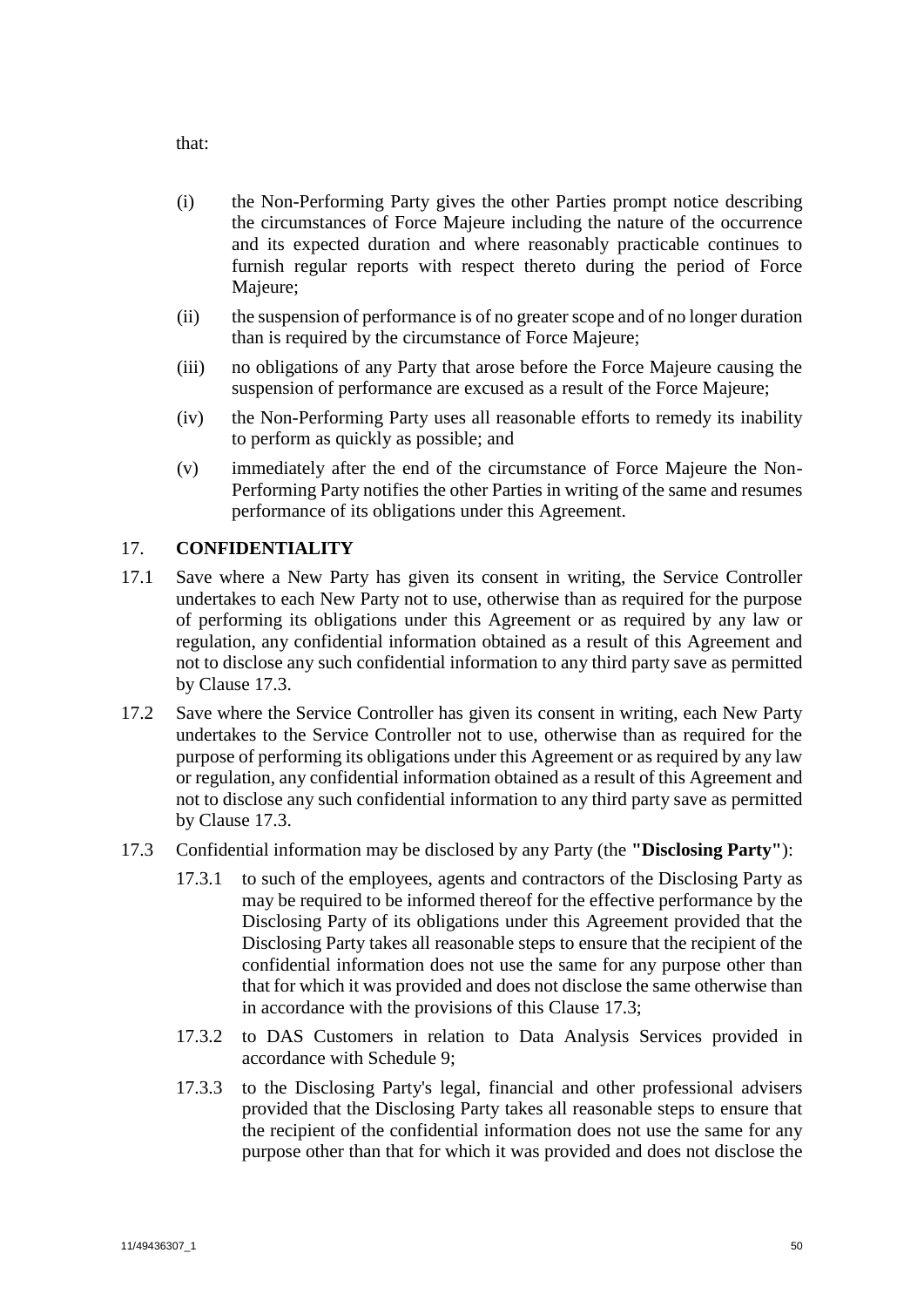that:

(i) the Non-Performing Party gives the other Parties prompt notice describing the circumstances of Force Majeure including the nature of the occurrence and its expected duration and where reasonably practicable continues to furnish regular reports with respect thereto during the period of Force Majeure;

(ii) the suspension of performance is of no greater scope and of no longer duration than is required by the circumstance of Force Majeure;

(iii) no obligations of any Party that arose before the Force Majeure causing the suspension of performance are excused as a result of the Force Majeure;

(iv) the Non-Performing Party uses all reasonable efforts to remedy its inability to perform as quickly as possible; and

(v) immediately after the end of the circumstance of Force Majeure the Non-Performing Party notifies the other Parties in writing of the same and resumes performance of its obligations under this Agreement.

## 17. CONFIDENTIALITY

17.1 Save where a New Party has given its consent in writing, the Service Controller undertakes to each New Party not to use, otherwise than as required for the purpose of performing its obligations under this Agreement or as required by any law or regulation, any confidential information obtained as a result of this Agreement and not to disclose any such confidential information to any third party save as permitted by Clause 17.3.

17.2 Save where the Service Controller has given its consent in writing, each New Party undertakes to the Service Controller not to use, otherwise than as required for the purpose of performing its obligations under this Agreement or as required by any law or regulation, any confidential information obtained as a result of this Agreement and not to disclose any such confidential information to any third party save as permitted by Clause 17.3.

17.3 Confidential information may be disclosed by any Party (the **"Disclosing Party"**):

17.3.1 to such of the employees, agents and contractors of the Disclosing Party as may be required to be informed thereof for the effective performance by the Disclosing Party of its obligations under this Agreement provided that the Disclosing Party takes all reasonable steps to ensure that the recipient of the confidential information does not use the same for any purpose other than that for which it was provided and does not disclose the same otherwise than in accordance with the provisions of this Clause 17.3;

17.3.2 to DAS Customers in relation to Data Analysis Services provided in accordance with Schedule 9;

17.3.3 to the Disclosing Party's legal, financial and other professional advisers provided that the Disclosing Party takes all reasonable steps to ensure that the recipient of the confidential information does not use the same for any purpose other than that for which it was provided and does not disclose the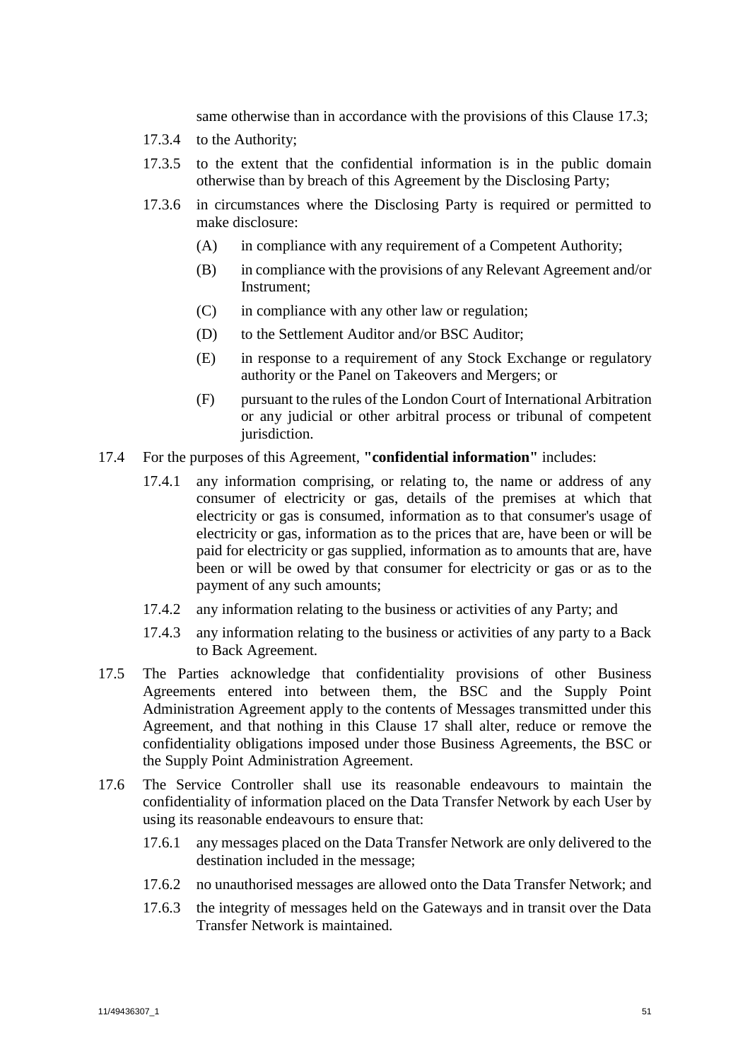same otherwise than in accordance with the provisions of this Clause 17.3;

17.3.4 to the Authority;

17.3.5 to the extent that the confidential information is in the public domain otherwise than by breach of this Agreement by the Disclosing Party;

17.3.6 in circumstances where the Disclosing Party is required or permitted to make disclosure:

(A) in compliance with any requirement of a Competent Authority;

(B) in compliance with the provisions of any Relevant Agreement and/or Instrument;

(C) in compliance with any other law or regulation;

(D) to the Settlement Auditor and/or BSC Auditor;

(E) in response to a requirement of any Stock Exchange or regulatory authority or the Panel on Takeovers and Mergers; or

(F) pursuant to the rules of the London Court of International Arbitration or any judicial or other arbitral process or tribunal of competent jurisdiction.

17.4 For the purposes of this Agreement, **"confidential information"** includes:

17.4.1 any information comprising, or relating to, the name or address of any consumer of electricity or gas, details of the premises at which that electricity or gas is consumed, information as to that consumer's usage of electricity or gas, information as to the prices that are, have been or will be paid for electricity or gas supplied, information as to amounts that are, have been or will be owed by that consumer for electricity or gas or as to the payment of any such amounts;

17.4.2 any information relating to the business or activities of any Party; and

17.4.3 any information relating to the business or activities of any party to a Back to Back Agreement.

17.5 The Parties acknowledge that confidentiality provisions of other Business Agreements entered into between them, the BSC and the Supply Point Administration Agreement apply to the contents of Messages transmitted under this Agreement, and that nothing in this Clause 17 shall alter, reduce or remove the confidentiality obligations imposed under those Business Agreements, the BSC or the Supply Point Administration Agreement.

17.6 The Service Controller shall use its reasonable endeavours to maintain the confidentiality of information placed on the Data Transfer Network by each User by using its reasonable endeavours to ensure that:

17.6.1 any messages placed on the Data Transfer Network are only delivered to the destination included in the message;

17.6.2 no unauthorised messages are allowed onto the Data Transfer Network; and

17.6.3 the integrity of messages held on the Gateways and in transit over the Data Transfer Network is maintained.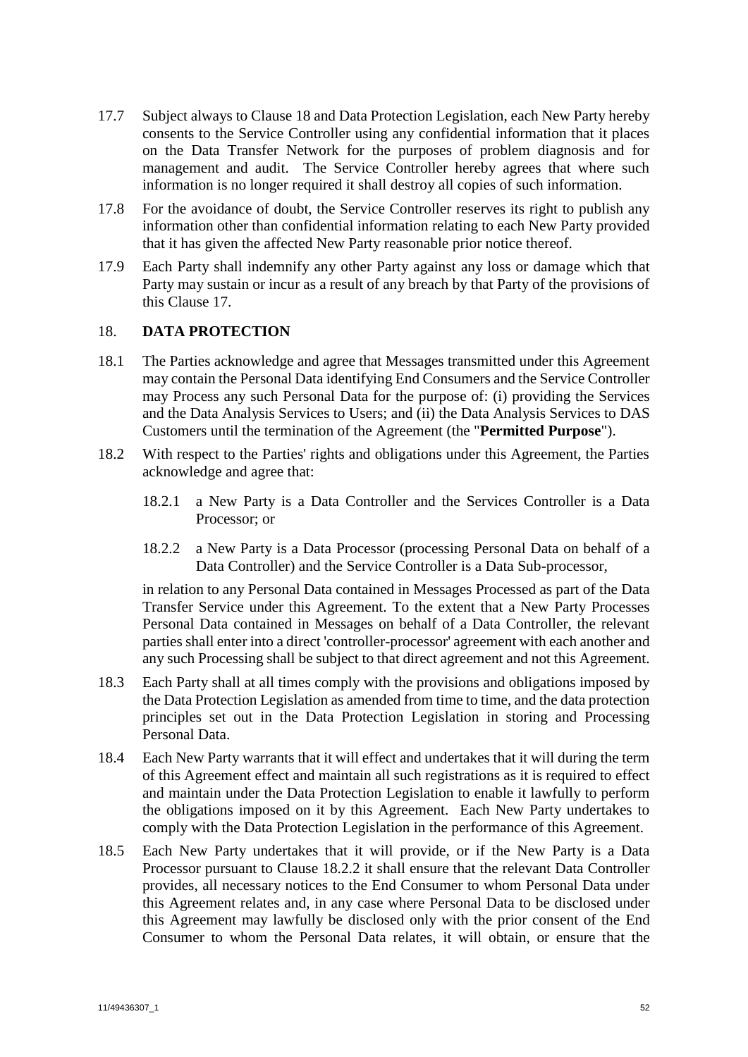17.7 Subject always to Clause 18 and Data Protection Legislation, each New Party hereby consents to the Service Controller using any confidential information that it places on the Data Transfer Network for the purposes of problem diagnosis and for management and audit. The Service Controller hereby agrees that where such information is no longer required it shall destroy all copies of such information.

17.8 For the avoidance of doubt, the Service Controller reserves its right to publish any information other than confidential information relating to each New Party provided that it has given the affected New Party reasonable prior notice thereof.

17.9 Each Party shall indemnify any other Party against any loss or damage which that Party may sustain or incur as a result of any breach by that Party of the provisions of this Clause 17.

## 18. DATA PROTECTION

18.1 The Parties acknowledge and agree that Messages transmitted under this Agreement may contain the Personal Data identifying End Consumers and the Service Controller may Process any such Personal Data for the purpose of: (i) providing the Services and the Data Analysis Services to Users; and (ii) the Data Analysis Services to DAS Customers until the termination of the Agreement (the "**Permitted Purpose**").

18.2 With respect to the Parties' rights and obligations under this Agreement, the Parties acknowledge and agree that:

18.2.1 a New Party is a Data Controller and the Services Controller is a Data Processor; or

18.2.2 a New Party is a Data Processor (processing Personal Data on behalf of a Data Controller) and the Service Controller is a Data Sub-processor,

in relation to any Personal Data contained in Messages Processed as part of the Data Transfer Service under this Agreement. To the extent that a New Party Processes Personal Data contained in Messages on behalf of a Data Controller, the relevant parties shall enter into a direct 'controller-processor' agreement with each another and any such Processing shall be subject to that direct agreement and not this Agreement.

18.3 Each Party shall at all times comply with the provisions and obligations imposed by the Data Protection Legislation as amended from time to time, and the data protection principles set out in the Data Protection Legislation in storing and Processing Personal Data.

18.4 Each New Party warrants that it will effect and undertakes that it will during the term of this Agreement effect and maintain all such registrations as it is required to effect and maintain under the Data Protection Legislation to enable it lawfully to perform the obligations imposed on it by this Agreement. Each New Party undertakes to comply with the Data Protection Legislation in the performance of this Agreement.

18.5 Each New Party undertakes that it will provide, or if the New Party is a Data Processor pursuant to Clause 18.2.2 it shall ensure that the relevant Data Controller provides, all necessary notices to the End Consumer to whom Personal Data under this Agreement relates and, in any case where Personal Data to be disclosed under this Agreement may lawfully be disclosed only with the prior consent of the End Consumer to whom the Personal Data relates, it will obtain, or ensure that the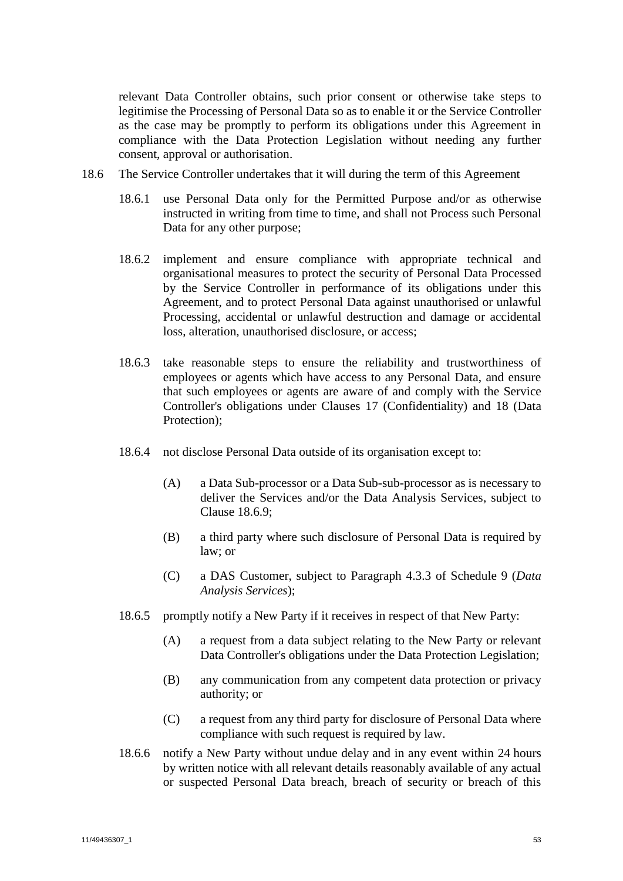relevant Data Controller obtains, such prior consent or otherwise take steps to legitimise the Processing of Personal Data so as to enable it or the Service Controller as the case may be promptly to perform its obligations under this Agreement in compliance with the Data Protection Legislation without needing any further consent, approval or authorisation.

18.6 The Service Controller undertakes that it will during the term of this Agreement

18.6.1 use Personal Data only for the Permitted Purpose and/or as otherwise instructed in writing from time to time, and shall not Process such Personal Data for any other purpose;

18.6.2 implement and ensure compliance with appropriate technical and organisational measures to protect the security of Personal Data Processed by the Service Controller in performance of its obligations under this Agreement, and to protect Personal Data against unauthorised or unlawful Processing, accidental or unlawful destruction and damage or accidental loss, alteration, unauthorised disclosure, or access;

18.6.3 take reasonable steps to ensure the reliability and trustworthiness of employees or agents which have access to any Personal Data, and ensure that such employees or agents are aware of and comply with the Service Controller's obligations under Clauses 17 (Confidentiality) and 18 (Data Protection);

18.6.4 not disclose Personal Data outside of its organisation except to:

(A) a Data Sub-processor or a Data Sub-sub-processor as is necessary to deliver the Services and/or the Data Analysis Services, subject to Clause 18.6.9;

(B) a third party where such disclosure of Personal Data is required by law; or

(C) a DAS Customer, subject to Paragraph 4.3.3 of Schedule 9 (*Data Analysis Services*);

18.6.5 promptly notify a New Party if it receives in respect of that New Party:

(A) a request from a data subject relating to the New Party or relevant Data Controller's obligations under the Data Protection Legislation;

(B) any communication from any competent data protection or privacy authority; or

(C) a request from any third party for disclosure of Personal Data where compliance with such request is required by law.

18.6.6 notify a New Party without undue delay and in any event within 24 hours by written notice with all relevant details reasonably available of any actual or suspected Personal Data breach, breach of security or breach of this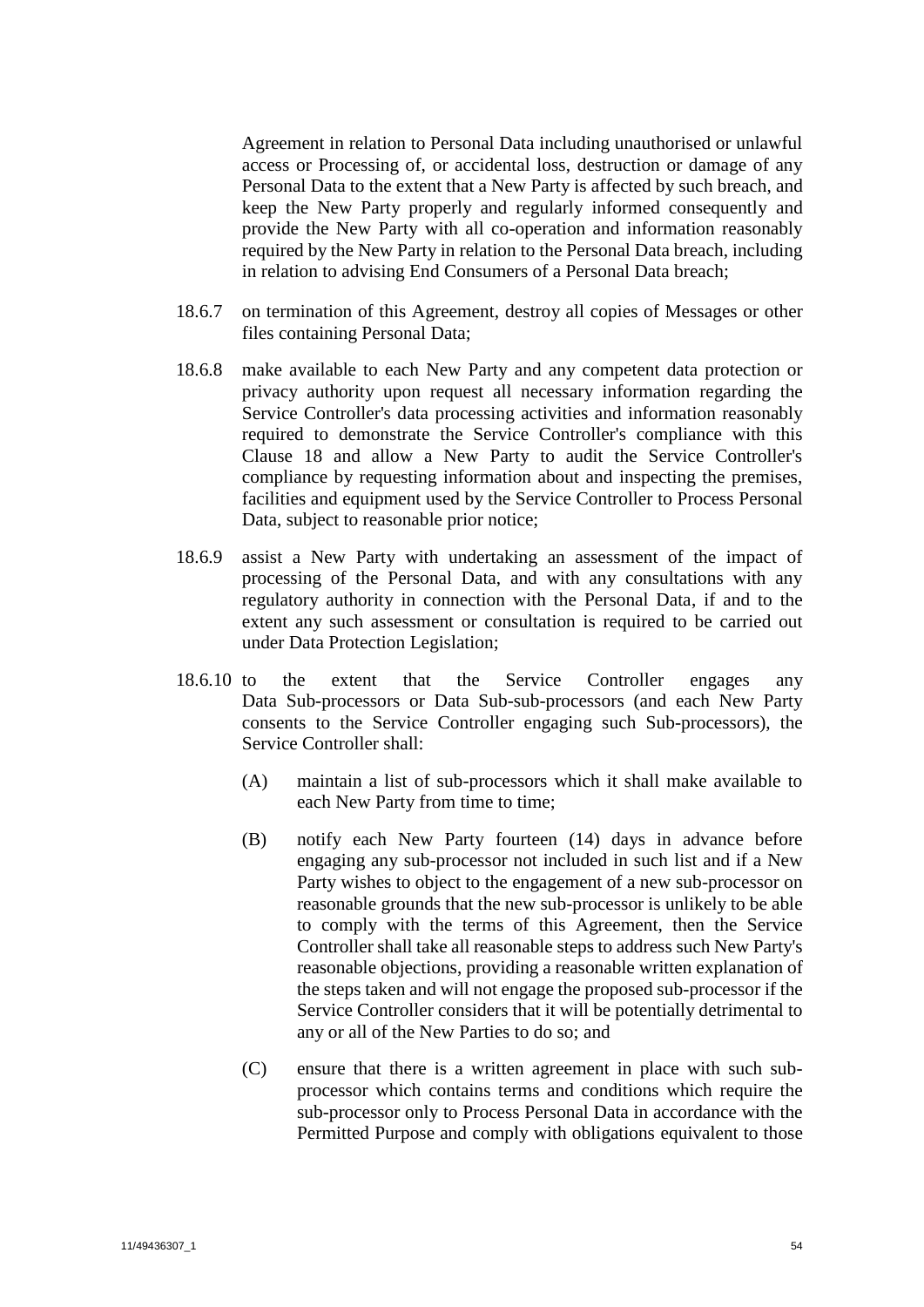Agreement in relation to Personal Data including unauthorised or unlawful access or Processing of, or accidental loss, destruction or damage of any Personal Data to the extent that a New Party is affected by such breach, and keep the New Party properly and regularly informed consequently and provide the New Party with all co-operation and information reasonably required by the New Party in relation to the Personal Data breach, including in relation to advising End Consumers of a Personal Data breach;

18.6.7 on termination of this Agreement, destroy all copies of Messages or other files containing Personal Data;

18.6.8 make available to each New Party and any competent data protection or privacy authority upon request all necessary information regarding the Service Controller's data processing activities and information reasonably required to demonstrate the Service Controller's compliance with this Clause 18 and allow a New Party to audit the Service Controller's compliance by requesting information about and inspecting the premises, facilities and equipment used by the Service Controller to Process Personal Data, subject to reasonable prior notice;

18.6.9 assist a New Party with undertaking an assessment of the impact of processing of the Personal Data, and with any consultations with any regulatory authority in connection with the Personal Data, if and to the extent any such assessment or consultation is required to be carried out under Data Protection Legislation;

18.6.10 to the extent that the Service Controller engages any Data Sub-processors or Data Sub-sub-processors (and each New Party consents to the Service Controller engaging such Sub-processors), the Service Controller shall:

(A) maintain a list of sub-processors which it shall make available to each New Party from time to time;

(B) notify each New Party fourteen (14) days in advance before engaging any sub-processor not included in such list and if a New Party wishes to object to the engagement of a new sub-processor on reasonable grounds that the new sub-processor is unlikely to be able to comply with the terms of this Agreement, then the Service Controller shall take all reasonable steps to address such New Party's reasonable objections, providing a reasonable written explanation of the steps taken and will not engage the proposed sub-processor if the Service Controller considers that it will be potentially detrimental to any or all of the New Parties to do so; and

(C) ensure that there is a written agreement in place with such sub-processor which contains terms and conditions which require the sub-processor only to Process Personal Data in accordance with the Permitted Purpose and comply with obligations equivalent to those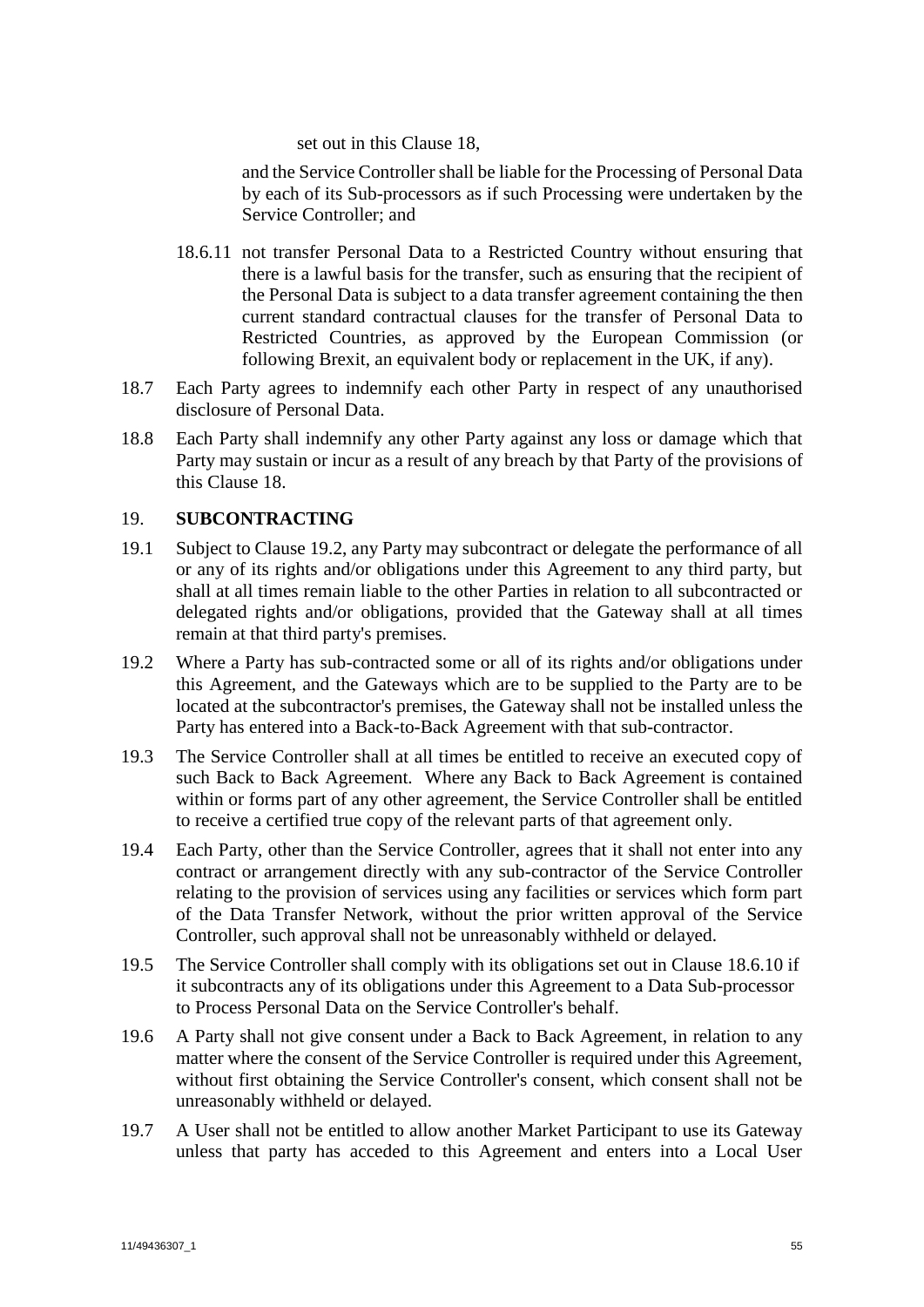set out in this Clause 18,

and the Service Controller shall be liable for the Processing of Personal Data by each of its Sub-processors as if such Processing were undertaken by the Service Controller; and

18.6.11 not transfer Personal Data to a Restricted Country without ensuring that there is a lawful basis for the transfer, such as ensuring that the recipient of the Personal Data is subject to a data transfer agreement containing the then current standard contractual clauses for the transfer of Personal Data to Restricted Countries, as approved by the European Commission (or following Brexit, an equivalent body or replacement in the UK, if any).

18.7 Each Party agrees to indemnify each other Party in respect of any unauthorised disclosure of Personal Data.

18.8 Each Party shall indemnify any other Party against any loss or damage which that Party may sustain or incur as a result of any breach by that Party of the provisions of this Clause 18.

## 19. SUBCONTRACTING

19.1 Subject to Clause 19.2, any Party may subcontract or delegate the performance of all or any of its rights and/or obligations under this Agreement to any third party, but shall at all times remain liable to the other Parties in relation to all subcontracted or delegated rights and/or obligations, provided that the Gateway shall at all times remain at that third party's premises.

19.2 Where a Party has sub-contracted some or all of its rights and/or obligations under this Agreement, and the Gateways which are to be supplied to the Party are to be located at the subcontractor's premises, the Gateway shall not be installed unless the Party has entered into a Back-to-Back Agreement with that sub-contractor.

19.3 The Service Controller shall at all times be entitled to receive an executed copy of such Back to Back Agreement. Where any Back to Back Agreement is contained within or forms part of any other agreement, the Service Controller shall be entitled to receive a certified true copy of the relevant parts of that agreement only.

19.4 Each Party, other than the Service Controller, agrees that it shall not enter into any contract or arrangement directly with any sub-contractor of the Service Controller relating to the provision of services using any facilities or services which form part of the Data Transfer Network, without the prior written approval of the Service Controller, such approval shall not be unreasonably withheld or delayed.

19.5 The Service Controller shall comply with its obligations set out in Clause 18.6.10 if it subcontracts any of its obligations under this Agreement to a Data Sub-processor to Process Personal Data on the Service Controller's behalf.

19.6 A Party shall not give consent under a Back to Back Agreement, in relation to any matter where the consent of the Service Controller is required under this Agreement, without first obtaining the Service Controller's consent, which consent shall not be unreasonably withheld or delayed.

19.7 A User shall not be entitled to allow another Market Participant to use its Gateway unless that party has acceded to this Agreement and enters into a Local User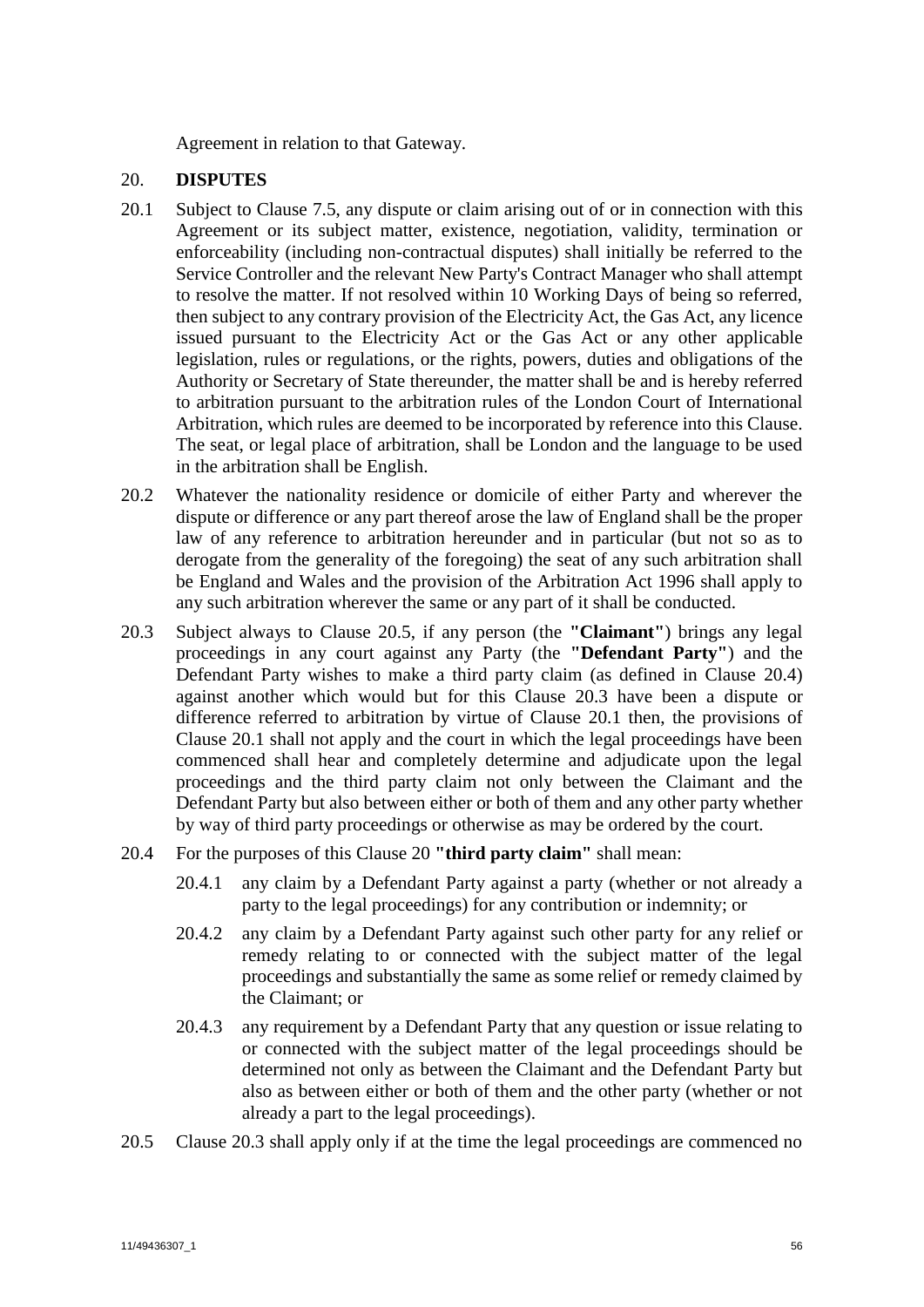Agreement in relation to that Gateway.

## 20. DISPUTES

20.1 Subject to Clause 7.5, any dispute or claim arising out of or in connection with this Agreement or its subject matter, existence, negotiation, validity, termination or enforceability (including non-contractual disputes) shall initially be referred to the Service Controller and the relevant New Party's Contract Manager who shall attempt to resolve the matter. If not resolved within 10 Working Days of being so referred, then subject to any contrary provision of the Electricity Act, the Gas Act, any licence issued pursuant to the Electricity Act or the Gas Act or any other applicable legislation, rules or regulations, or the rights, powers, duties and obligations of the Authority or Secretary of State thereunder, the matter shall be and is hereby referred to arbitration pursuant to the arbitration rules of the London Court of International Arbitration, which rules are deemed to be incorporated by reference into this Clause. The seat, or legal place of arbitration, shall be London and the language to be used in the arbitration shall be English.

20.2 Whatever the nationality residence or domicile of either Party and wherever the dispute or difference or any part thereof arose the law of England shall be the proper law of any reference to arbitration hereunder and in particular (but not so as to derogate from the generality of the foregoing) the seat of any such arbitration shall be England and Wales and the provision of the Arbitration Act 1996 shall apply to any such arbitration wherever the same or any part of it shall be conducted.

20.3 Subject always to Clause 20.5, if any person (the **"Claimant"**) brings any legal proceedings in any court against any Party (the **"Defendant Party"**) and the Defendant Party wishes to make a third party claim (as defined in Clause 20.4) against another which would but for this Clause 20.3 have been a dispute or difference referred to arbitration by virtue of Clause 20.1 then, the provisions of Clause 20.1 shall not apply and the court in which the legal proceedings have been commenced shall hear and completely determine and adjudicate upon the legal proceedings and the third party claim not only between the Claimant and the Defendant Party but also between either or both of them and any other party whether by way of third party proceedings or otherwise as may be ordered by the court.

20.4 For the purposes of this Clause 20 **"third party claim"** shall mean:

20.4.1 any claim by a Defendant Party against a party (whether or not already a party to the legal proceedings) for any contribution or indemnity; or

20.4.2 any claim by a Defendant Party against such other party for any relief or remedy relating to or connected with the subject matter of the legal proceedings and substantially the same as some relief or remedy claimed by the Claimant; or

20.4.3 any requirement by a Defendant Party that any question or issue relating to or connected with the subject matter of the legal proceedings should be determined not only as between the Claimant and the Defendant Party but also as between either or both of them and the other party (whether or not already a part to the legal proceedings).

20.5 Clause 20.3 shall apply only if at the time the legal proceedings are commenced no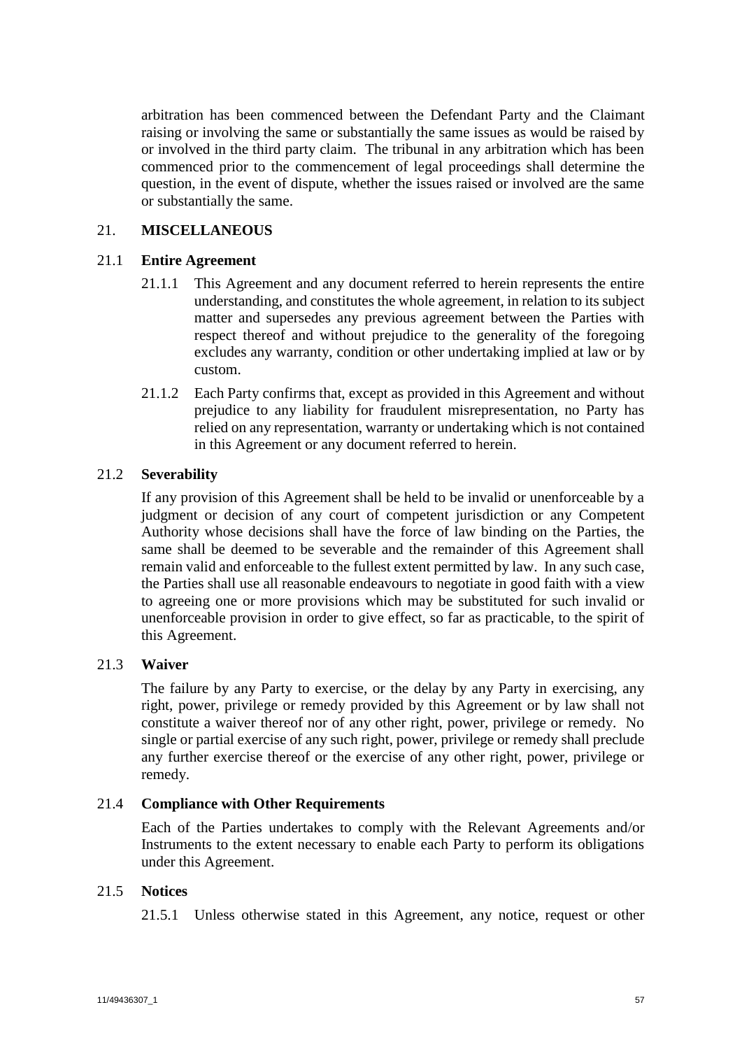arbitration has been commenced between the Defendant Party and the Claimant raising or involving the same or substantially the same issues as would be raised by or involved in the third party claim. The tribunal in any arbitration which has been commenced prior to the commencement of legal proceedings shall determine the question, in the event of dispute, whether the issues raised or involved are the same or substantially the same.

## 21. MISCELLANEOUS

### 21.1 Entire Agreement

21.1.1 This Agreement and any document referred to herein represents the entire understanding, and constitutes the whole agreement, in relation to its subject matter and supersedes any previous agreement between the Parties with respect thereof and without prejudice to the generality of the foregoing excludes any warranty, condition or other undertaking implied at law or by custom.

21.1.2 Each Party confirms that, except as provided in this Agreement and without prejudice to any liability for fraudulent misrepresentation, no Party has relied on any representation, warranty or undertaking which is not contained in this Agreement or any document referred to herein.

### 21.2 Severability

If any provision of this Agreement shall be held to be invalid or unenforceable by a judgment or decision of any court of competent jurisdiction or any Competent Authority whose decisions shall have the force of law binding on the Parties, the same shall be deemed to be severable and the remainder of this Agreement shall remain valid and enforceable to the fullest extent permitted by law. In any such case, the Parties shall use all reasonable endeavours to negotiate in good faith with a view to agreeing one or more provisions which may be substituted for such invalid or unenforceable provision in order to give effect, so far as practicable, to the spirit of this Agreement.

### 21.3 Waiver

The failure by any Party to exercise, or the delay by any Party in exercising, any right, power, privilege or remedy provided by this Agreement or by law shall not constitute a waiver thereof nor of any other right, power, privilege or remedy. No single or partial exercise of any such right, power, privilege or remedy shall preclude any further exercise thereof or the exercise of any other right, power, privilege or remedy.

### 21.4 Compliance with Other Requirements

Each of the Parties undertakes to comply with the Relevant Agreements and/or Instruments to the extent necessary to enable each Party to perform its obligations under this Agreement.

### 21.5 Notices

21.5.1 Unless otherwise stated in this Agreement, any notice, request or other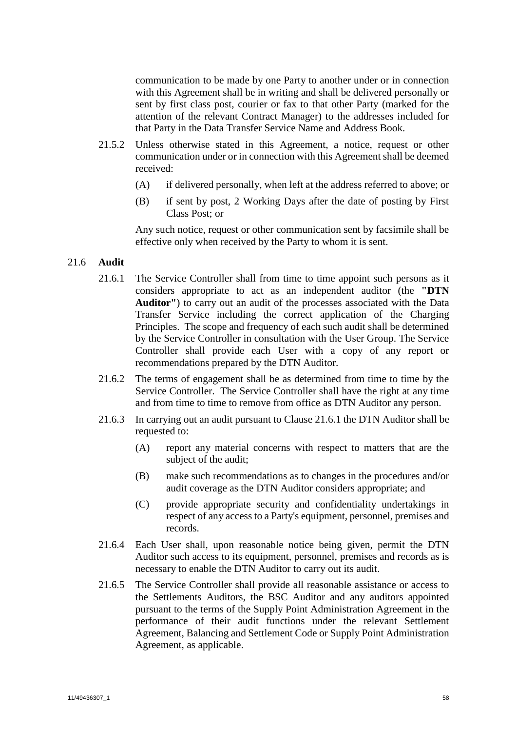communication to be made by one Party to another under or in connection with this Agreement shall be in writing and shall be delivered personally or sent by first class post, courier or fax to that other Party (marked for the attention of the relevant Contract Manager) to the addresses included for that Party in the Data Transfer Service Name and Address Book.

21.5.2 Unless otherwise stated in this Agreement, a notice, request or other communication under or in connection with this Agreement shall be deemed received:

(A) if delivered personally, when left at the address referred to above; or

(B) if sent by post, 2 Working Days after the date of posting by First Class Post; or

Any such notice, request or other communication sent by facsimile shall be effective only when received by the Party to whom it is sent.

21.6 **Audit**

21.6.1 The Service Controller shall from time to time appoint such persons as it considers appropriate to act as an independent auditor (the **"DTN Auditor"**) to carry out an audit of the processes associated with the Data Transfer Service including the correct application of the Charging Principles. The scope and frequency of each such audit shall be determined by the Service Controller in consultation with the User Group. The Service Controller shall provide each User with a copy of any report or recommendations prepared by the DTN Auditor.

21.6.2 The terms of engagement shall be as determined from time to time by the Service Controller. The Service Controller shall have the right at any time and from time to time to remove from office as DTN Auditor any person.

21.6.3 In carrying out an audit pursuant to Clause 21.6.1 the DTN Auditor shall be requested to:

(A) report any material concerns with respect to matters that are the subject of the audit;

(B) make such recommendations as to changes in the procedures and/or audit coverage as the DTN Auditor considers appropriate; and

(C) provide appropriate security and confidentiality undertakings in respect of any access to a Party's equipment, personnel, premises and records.

21.6.4 Each User shall, upon reasonable notice being given, permit the DTN Auditor such access to its equipment, personnel, premises and records as is necessary to enable the DTN Auditor to carry out its audit.

21.6.5 The Service Controller shall provide all reasonable assistance or access to the Settlements Auditors, the BSC Auditor and any auditors appointed pursuant to the terms of the Supply Point Administration Agreement in the performance of their audit functions under the relevant Settlement Agreement, Balancing and Settlement Code or Supply Point Administration Agreement, as applicable.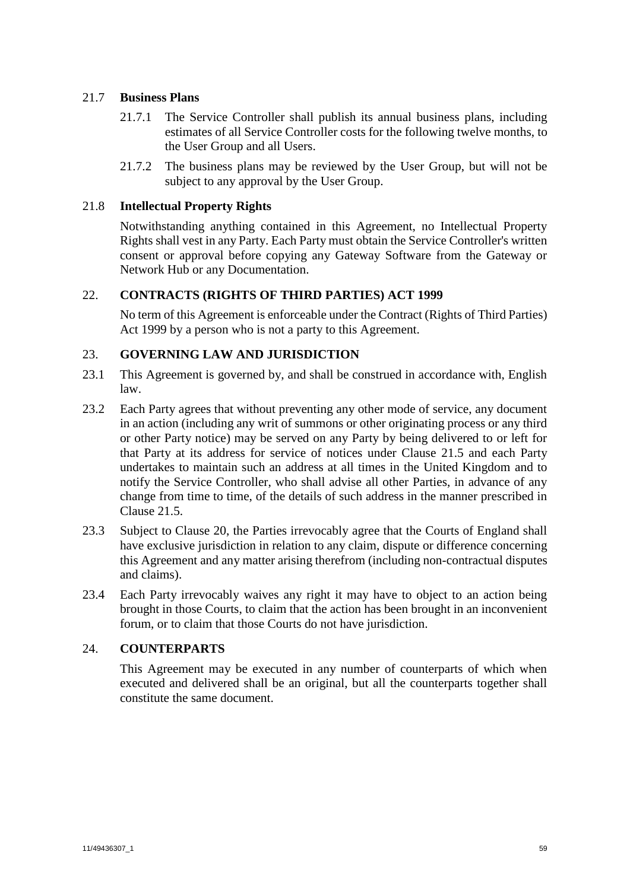21.7 **Business Plans**

21.7.1 The Service Controller shall publish its annual business plans, including estimates of all Service Controller costs for the following twelve months, to the User Group and all Users.

21.7.2 The business plans may be reviewed by the User Group, but will not be subject to any approval by the User Group.

21.8 **Intellectual Property Rights**

Notwithstanding anything contained in this Agreement, no Intellectual Property Rights shall vest in any Party. Each Party must obtain the Service Controller's written consent or approval before copying any Gateway Software from the Gateway or Network Hub or any Documentation.

## 22. CONTRACTS (RIGHTS OF THIRD PARTIES) ACT 1999

No term of this Agreement is enforceable under the Contract (Rights of Third Parties) Act 1999 by a person who is not a party to this Agreement.

## 23. GOVERNING LAW AND JURISDICTION

23.1 This Agreement is governed by, and shall be construed in accordance with, English law.

23.2 Each Party agrees that without preventing any other mode of service, any document in an action (including any writ of summons or other originating process or any third or other Party notice) may be served on any Party by being delivered to or left for that Party at its address for service of notices under Clause 21.5 and each Party undertakes to maintain such an address at all times in the United Kingdom and to notify the Service Controller, who shall advise all other Parties, in advance of any change from time to time, of the details of such address in the manner prescribed in Clause 21.5.

23.3 Subject to Clause 20, the Parties irrevocably agree that the Courts of England shall have exclusive jurisdiction in relation to any claim, dispute or difference concerning this Agreement and any matter arising therefrom (including non-contractual disputes and claims).

23.4 Each Party irrevocably waives any right it may have to object to an action being brought in those Courts, to claim that the action has been brought in an inconvenient forum, or to claim that those Courts do not have jurisdiction.

## 24. COUNTERPARTS

This Agreement may be executed in any number of counterparts of which when executed and delivered shall be an original, but all the counterparts together shall constitute the same document.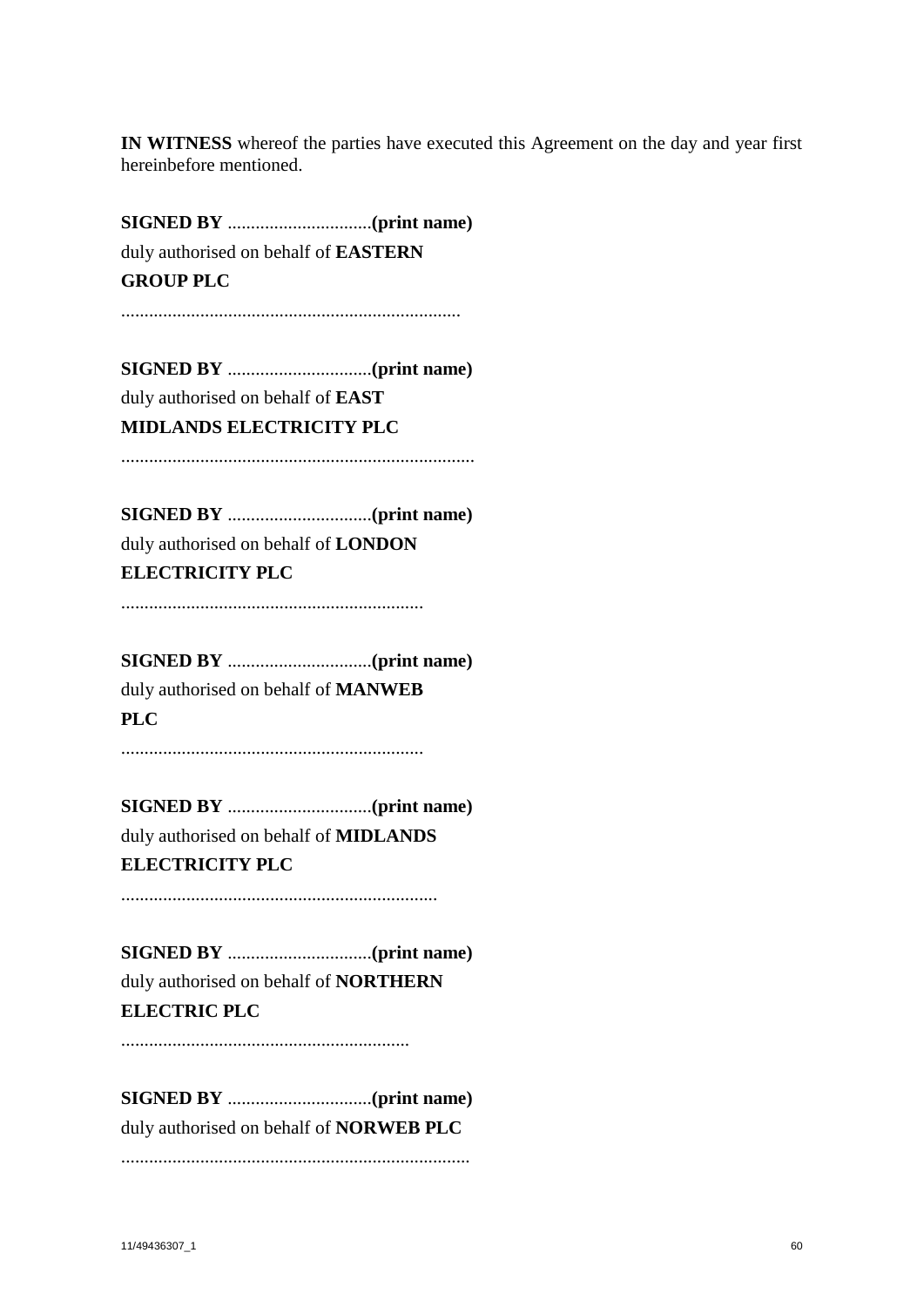**IN WITNESS** whereof the parties have executed this Agreement on the day and year first hereinbefore mentioned.

**SIGNED BY** ...............................**(print name)**
duly authorised on behalf of **EASTERN GROUP PLC**

.........................................................................

**SIGNED BY** ...............................**(print name)**
duly authorised on behalf of **EAST MIDLANDS ELECTRICITY PLC**

............................................................................

**SIGNED BY** ...............................**(print name)**
duly authorised on behalf of **LONDON ELECTRICITY PLC**

.................................................................

**SIGNED BY** ...............................**(print name)**
duly authorised on behalf of **MANWEB PLC**

.................................................................

**SIGNED BY** ...............................**(print name)**
duly authorised on behalf of **MIDLANDS ELECTRICITY PLC**

....................................................................

**SIGNED BY** ...............................**(print name)**
duly authorised on behalf of **NORTHERN ELECTRIC PLC**

..............................................................

**SIGNED BY** ...............................**(print name)**
duly authorised on behalf of **NORWEB PLC**

...........................................................................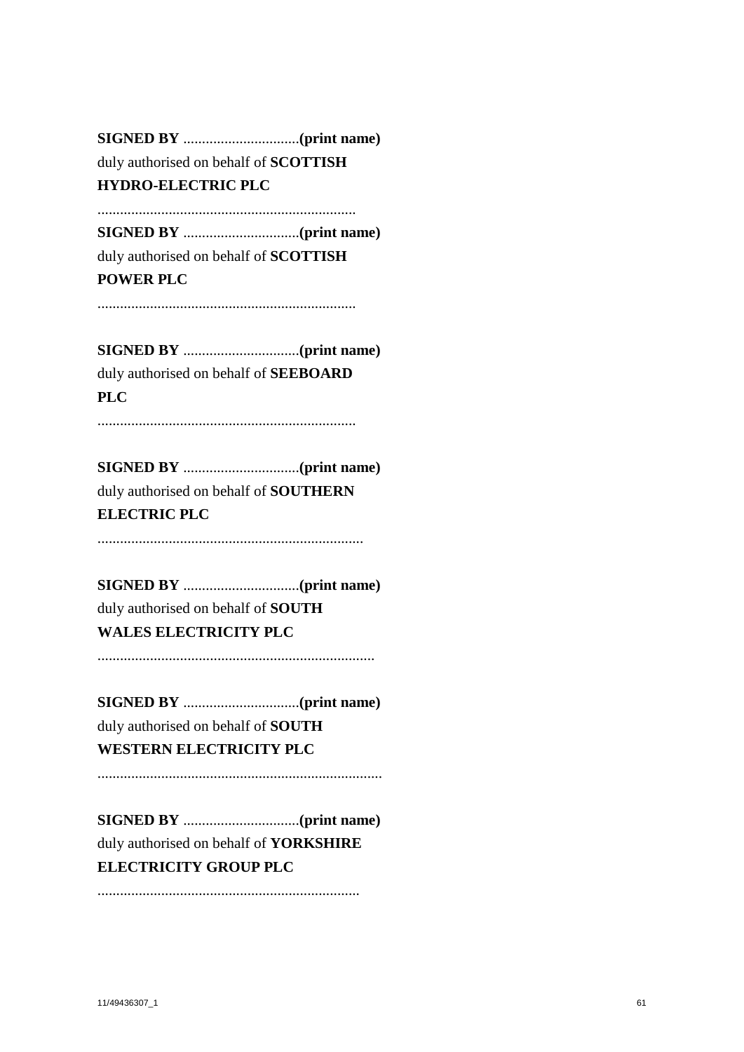**SIGNED BY** ...............................**(print name)**
duly authorised on behalf of **SCOTTISH HYDRO-ELECTRIC PLC**

....................................................................

**SIGNED BY** ...............................**(print name)**
duly authorised on behalf of **SCOTTISH POWER PLC**

....................................................................

**SIGNED BY** ...............................**(print name)**
duly authorised on behalf of **SEEBOARD PLC**

....................................................................

**SIGNED BY** ...............................**(print name)**
duly authorised on behalf of **SOUTHERN ELECTRIC PLC**

......................................................................

**SIGNED BY** ...............................**(print name)**
duly authorised on behalf of **SOUTH WALES ELECTRICITY PLC**

.........................................................................

**SIGNED BY** ...............................**(print name)**
duly authorised on behalf of **SOUTH WESTERN ELECTRICITY PLC**

...........................................................................

**SIGNED BY** ...............................**(print name)**
duly authorised on behalf of **YORKSHIRE ELECTRICITY GROUP PLC**

.....................................................................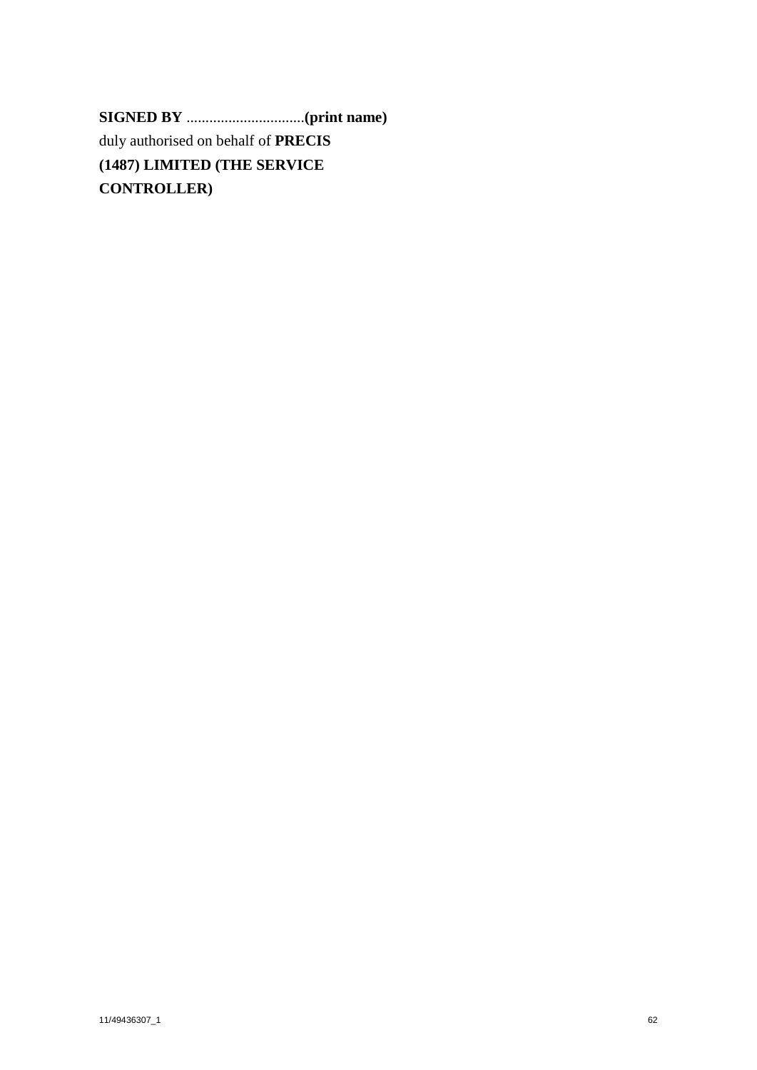**SIGNED BY** ...............................**(print name)**
duly authorised on behalf of **PRECIS (1487) LIMITED (THE SERVICE CONTROLLER)**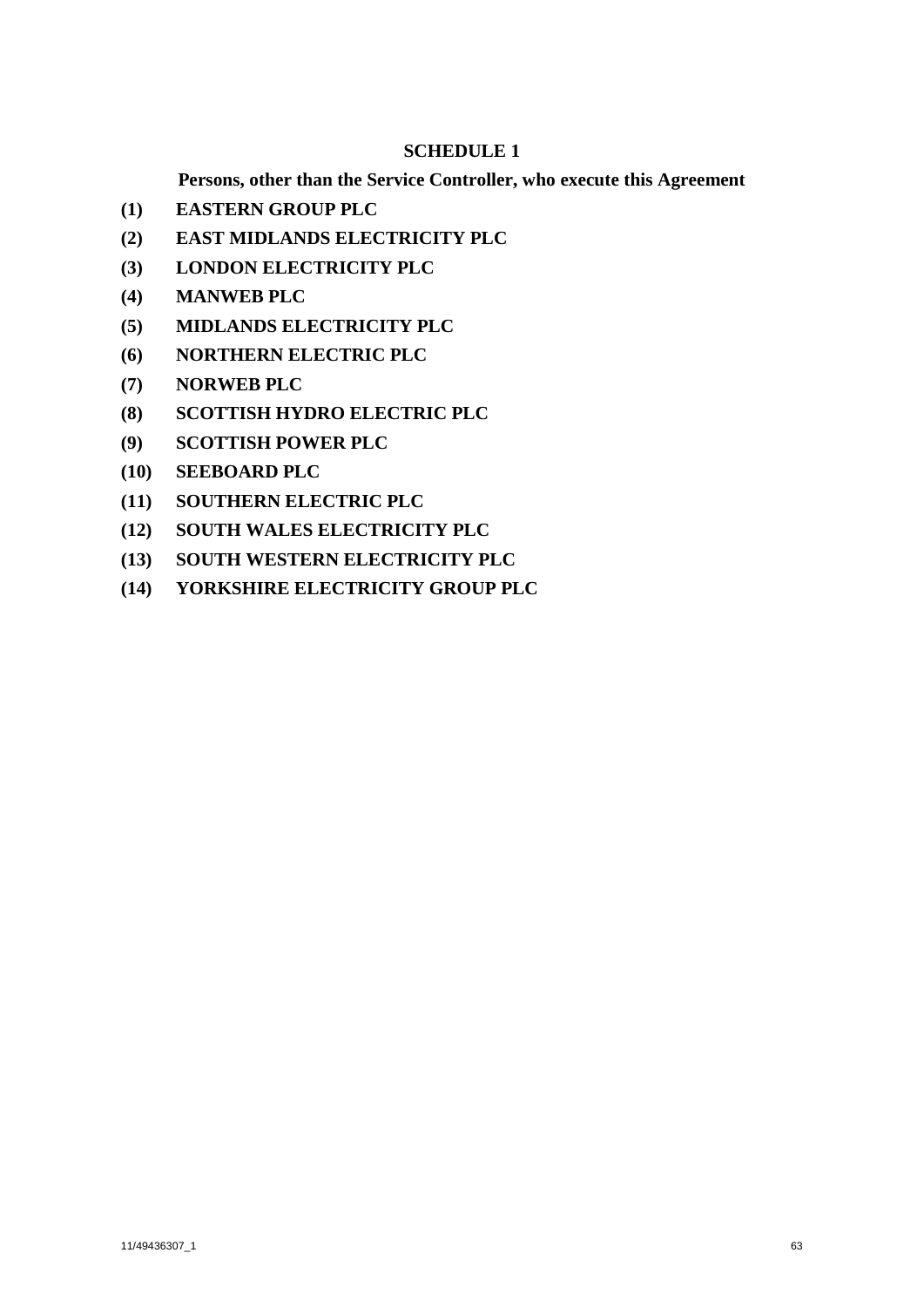# SCHEDULE 1

**Persons, other than the Service Controller, who execute this Agreement**

**(1) EASTERN GROUP PLC**

**(2) EAST MIDLANDS ELECTRICITY PLC**

**(3) LONDON ELECTRICITY PLC**

**(4) MANWEB PLC**

**(5) MIDLANDS ELECTRICITY PLC**

**(6) NORTHERN ELECTRIC PLC**

**(7) NORWEB PLC**

**(8) SCOTTISH HYDRO ELECTRIC PLC**

**(9) SCOTTISH POWER PLC**

**(10) SEEBOARD PLC**

**(11) SOUTHERN ELECTRIC PLC**

**(12) SOUTH WALES ELECTRICITY PLC**

**(13) SOUTH WESTERN ELECTRICITY PLC**

**(14) YORKSHIRE ELECTRICITY GROUP PLC**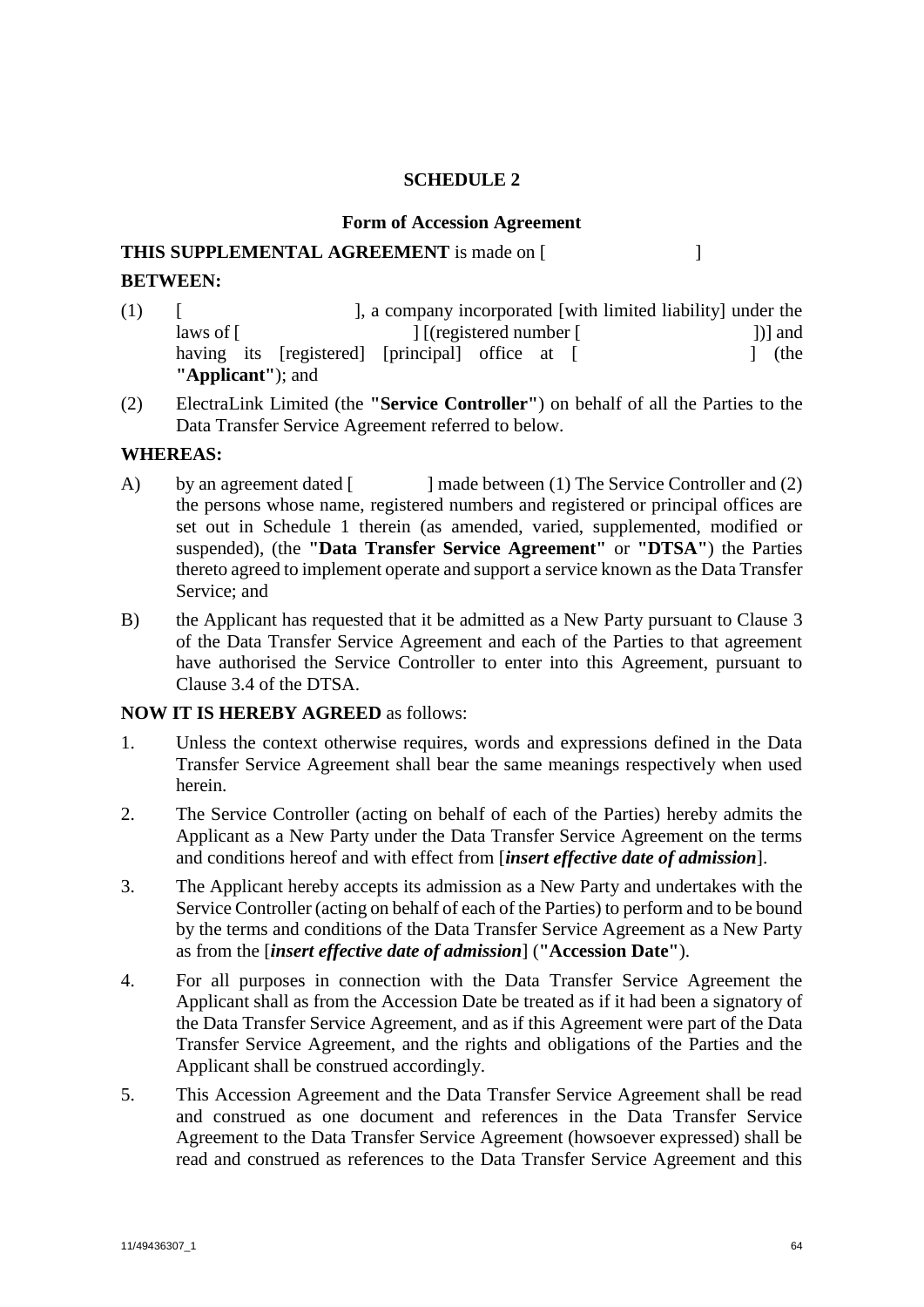# SCHEDULE 2

## Form of Accession Agreement

**THIS SUPPLEMENTAL AGREEMENT** is made on [ ]

**BETWEEN:**

(1) [ ], a company incorporated [with limited liability] under the laws of [ ] [(registered number [ ])] and having its [registered] [principal] office at [ ] (the **"Applicant"**); and

(2) ElectraLink Limited (the **"Service Controller"**) on behalf of all the Parties to the Data Transfer Service Agreement referred to below.

**WHEREAS:**

A) by an agreement dated [ ] made between (1) The Service Controller and (2) the persons whose name, registered numbers and registered or principal offices are set out in Schedule 1 therein (as amended, varied, supplemented, modified or suspended), (the **"Data Transfer Service Agreement"** or **"DTSA"**) the Parties thereto agreed to implement operate and support a service known as the Data Transfer Service; and

B) the Applicant has requested that it be admitted as a New Party pursuant to Clause 3 of the Data Transfer Service Agreement and each of the Parties to that agreement have authorised the Service Controller to enter into this Agreement, pursuant to Clause 3.4 of the DTSA.

**NOW IT IS HEREBY AGREED** as follows:

1. Unless the context otherwise requires, words and expressions defined in the Data Transfer Service Agreement shall bear the same meanings respectively when used herein.

2. The Service Controller (acting on behalf of each of the Parties) hereby admits the Applicant as a New Party under the Data Transfer Service Agreement on the terms and conditions hereof and with effect from [***insert effective date of admission***].

3. The Applicant hereby accepts its admission as a New Party and undertakes with the Service Controller (acting on behalf of each of the Parties) to perform and to be bound by the terms and conditions of the Data Transfer Service Agreement as a New Party as from the [***insert effective date of admission***] (**"Accession Date"**).

4. For all purposes in connection with the Data Transfer Service Agreement the Applicant shall as from the Accession Date be treated as if it had been a signatory of the Data Transfer Service Agreement, and as if this Agreement were part of the Data Transfer Service Agreement, and the rights and obligations of the Parties and the Applicant shall be construed accordingly.

5. This Accession Agreement and the Data Transfer Service Agreement shall be read and construed as one document and references in the Data Transfer Service Agreement to the Data Transfer Service Agreement (howsoever expressed) shall be read and construed as references to the Data Transfer Service Agreement and this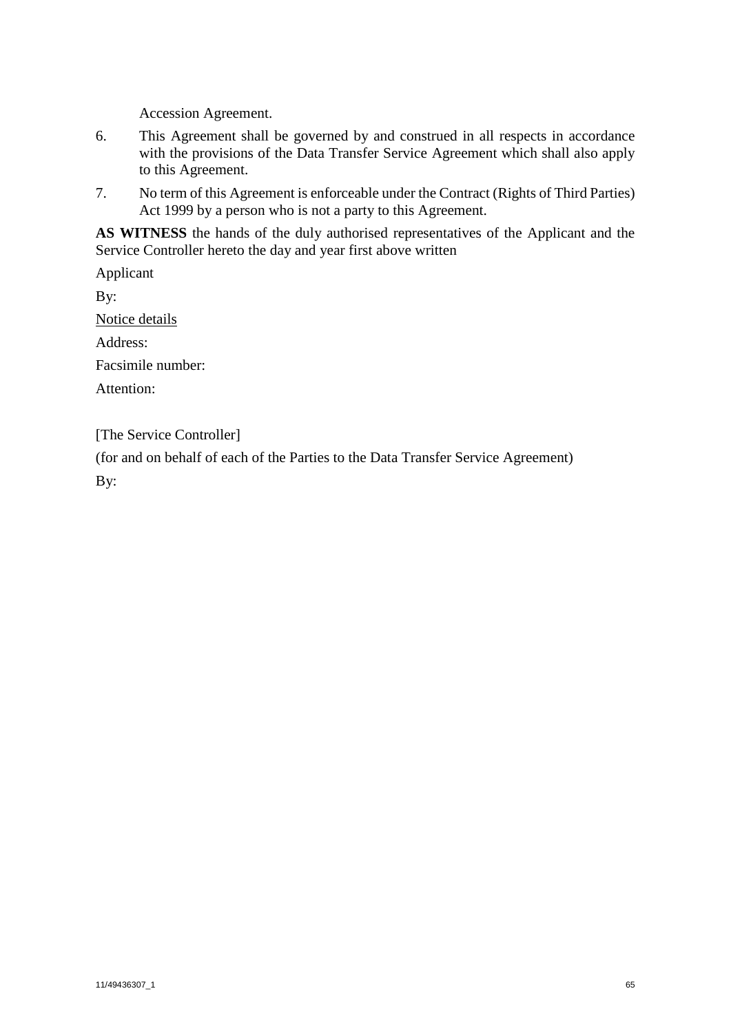Accession Agreement.

6. This Agreement shall be governed by and construed in all respects in accordance with the provisions of the Data Transfer Service Agreement which shall also apply to this Agreement.

7. No term of this Agreement is enforceable under the Contract (Rights of Third Parties) Act 1999 by a person who is not a party to this Agreement.

**AS WITNESS** the hands of the duly authorised representatives of the Applicant and the Service Controller hereto the day and year first above written

Applicant

By:

<u>Notice details</u>

Address:

Facsimile number:

Attention:

[The Service Controller]

(for and on behalf of each of the Parties to the Data Transfer Service Agreement)

By: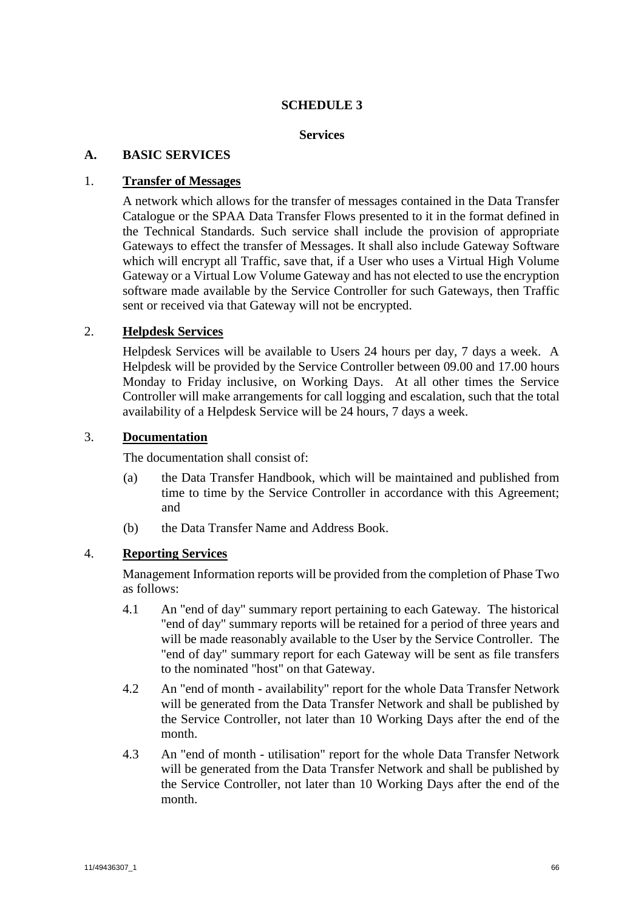# SCHEDULE 3

## Services

### A. BASIC SERVICES

1. **Transfer of Messages**

A network which allows for the transfer of messages contained in the Data Transfer Catalogue or the SPAA Data Transfer Flows presented to it in the format defined in the Technical Standards. Such service shall include the provision of appropriate Gateways to effect the transfer of Messages. It shall also include Gateway Software which will encrypt all Traffic, save that, if a User who uses a Virtual High Volume Gateway or a Virtual Low Volume Gateway and has not elected to use the encryption software made available by the Service Controller for such Gateways, then Traffic sent or received via that Gateway will not be encrypted.

2. **Helpdesk Services**

Helpdesk Services will be available to Users 24 hours per day, 7 days a week. A Helpdesk will be provided by the Service Controller between 09.00 and 17.00 hours Monday to Friday inclusive, on Working Days. At all other times the Service Controller will make arrangements for call logging and escalation, such that the total availability of a Helpdesk Service will be 24 hours, 7 days a week.

3. **Documentation**

The documentation shall consist of:

(a) the Data Transfer Handbook, which will be maintained and published from time to time by the Service Controller in accordance with this Agreement; and

(b) the Data Transfer Name and Address Book.

4. **Reporting Services**

Management Information reports will be provided from the completion of Phase Two as follows:

4.1 An "end of day" summary report pertaining to each Gateway. The historical "end of day" summary reports will be retained for a period of three years and will be made reasonably available to the User by the Service Controller. The "end of day" summary report for each Gateway will be sent as file transfers to the nominated "host" on that Gateway.

4.2 An "end of month - availability" report for the whole Data Transfer Network will be generated from the Data Transfer Network and shall be published by the Service Controller, not later than 10 Working Days after the end of the month.

4.3 An "end of month - utilisation" report for the whole Data Transfer Network will be generated from the Data Transfer Network and shall be published by the Service Controller, not later than 10 Working Days after the end of the month.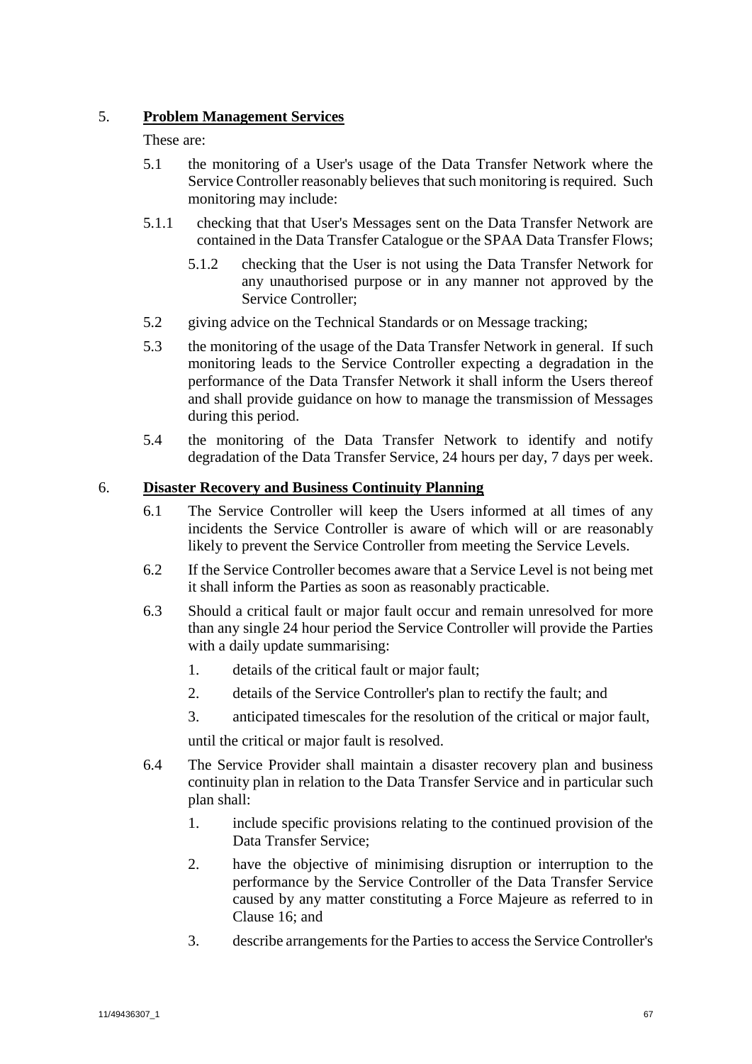## 5. **Problem Management Services**

These are:

5.1 the monitoring of a User's usage of the Data Transfer Network where the Service Controller reasonably believes that such monitoring is required. Such monitoring may include:

5.1.1 checking that that User's Messages sent on the Data Transfer Network are contained in the Data Transfer Catalogue or the SPAA Data Transfer Flows;

5.1.2 checking that the User is not using the Data Transfer Network for any unauthorised purpose or in any manner not approved by the Service Controller;

5.2 giving advice on the Technical Standards or on Message tracking;

5.3 the monitoring of the usage of the Data Transfer Network in general. If such monitoring leads to the Service Controller expecting a degradation in the performance of the Data Transfer Network it shall inform the Users thereof and shall provide guidance on how to manage the transmission of Messages during this period.

5.4 the monitoring of the Data Transfer Network to identify and notify degradation of the Data Transfer Service, 24 hours per day, 7 days per week.

## 6. **Disaster Recovery and Business Continuity Planning**

6.1 The Service Controller will keep the Users informed at all times of any incidents the Service Controller is aware of which will or are reasonably likely to prevent the Service Controller from meeting the Service Levels.

6.2 If the Service Controller becomes aware that a Service Level is not being met it shall inform the Parties as soon as reasonably practicable.

6.3 Should a critical fault or major fault occur and remain unresolved for more than any single 24 hour period the Service Controller will provide the Parties with a daily update summarising:

1. details of the critical fault or major fault;
2. details of the Service Controller's plan to rectify the fault; and
3. anticipated timescales for the resolution of the critical or major fault,

until the critical or major fault is resolved.

6.4 The Service Provider shall maintain a disaster recovery plan and business continuity plan in relation to the Data Transfer Service and in particular such plan shall:

1. include specific provisions relating to the continued provision of the Data Transfer Service;
2. have the objective of minimising disruption or interruption to the performance by the Service Controller of the Data Transfer Service caused by any matter constituting a Force Majeure as referred to in Clause 16; and
3. describe arrangements for the Parties to access the Service Controller's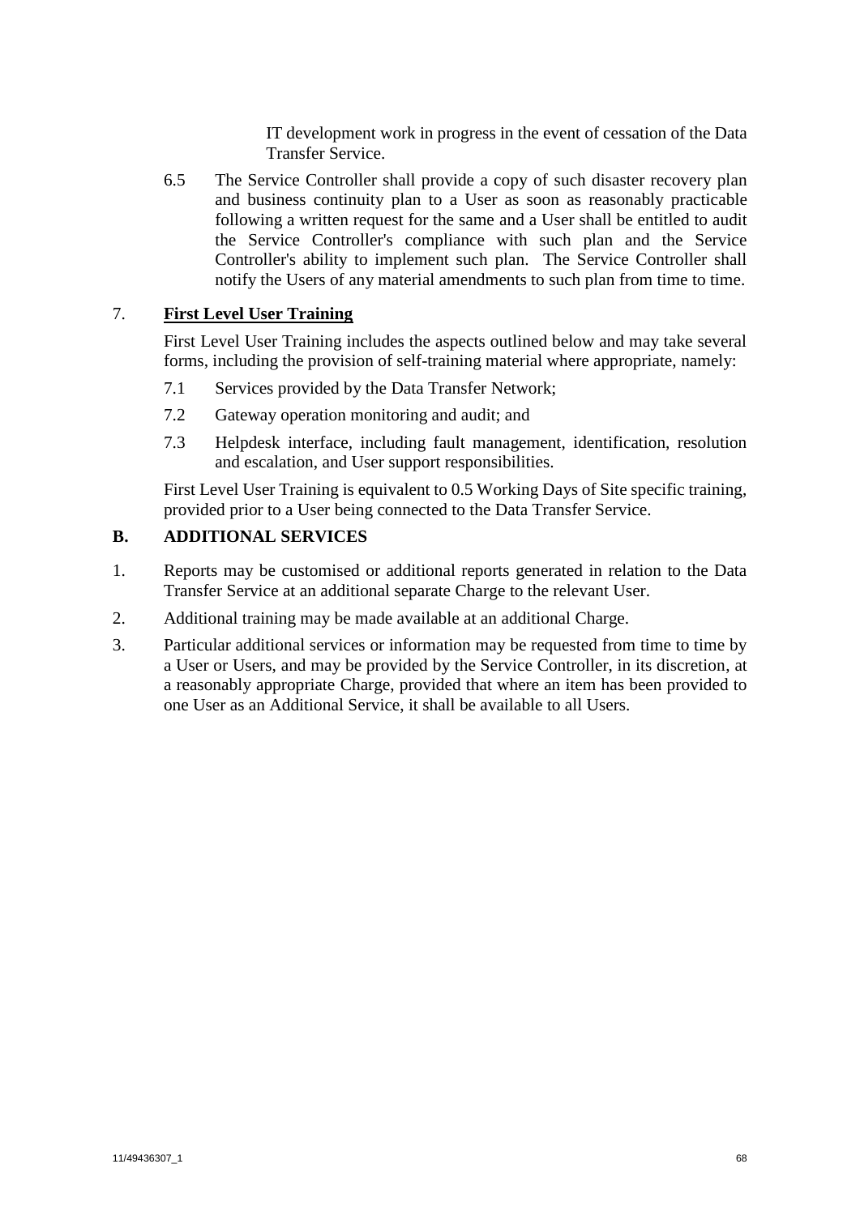IT development work in progress in the event of cessation of the Data Transfer Service.

6.5 The Service Controller shall provide a copy of such disaster recovery plan and business continuity plan to a User as soon as reasonably practicable following a written request for the same and a User shall be entitled to audit the Service Controller's compliance with such plan and the Service Controller's ability to implement such plan. The Service Controller shall notify the Users of any material amendments to such plan from time to time.

7. **First Level User Training**

First Level User Training includes the aspects outlined below and may take several forms, including the provision of self-training material where appropriate, namely:

7.1 Services provided by the Data Transfer Network;

7.2 Gateway operation monitoring and audit; and

7.3 Helpdesk interface, including fault management, identification, resolution and escalation, and User support responsibilities.

First Level User Training is equivalent to 0.5 Working Days of Site specific training, provided prior to a User being connected to the Data Transfer Service.

## B. ADDITIONAL SERVICES

1. Reports may be customised or additional reports generated in relation to the Data Transfer Service at an additional separate Charge to the relevant User.
2. Additional training may be made available at an additional Charge.
3. Particular additional services or information may be requested from time to time by a User or Users, and may be provided by the Service Controller, in its discretion, at a reasonably appropriate Charge, provided that where an item has been provided to one User as an Additional Service, it shall be available to all Users.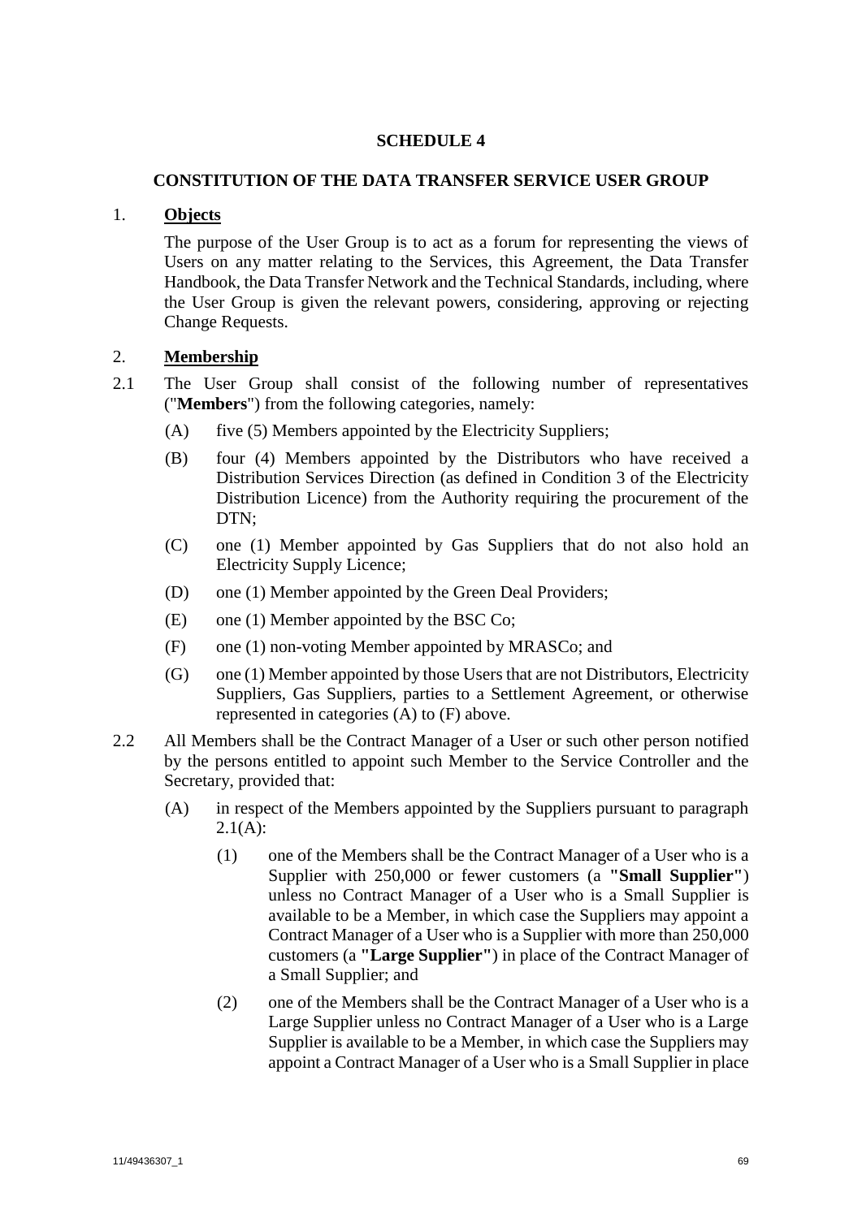# SCHEDULE 4

## CONSTITUTION OF THE DATA TRANSFER SERVICE USER GROUP

### 1. Objects

The purpose of the User Group is to act as a forum for representing the views of Users on any matter relating to the Services, this Agreement, the Data Transfer Handbook, the Data Transfer Network and the Technical Standards, including, where the User Group is given the relevant powers, considering, approving or rejecting Change Requests.

### 2. Membership

2.1 The User Group shall consist of the following number of representatives ("**Members**") from the following categories, namely:

(A) five (5) Members appointed by the Electricity Suppliers;

(B) four (4) Members appointed by the Distributors who have received a Distribution Services Direction (as defined in Condition 3 of the Electricity Distribution Licence) from the Authority requiring the procurement of the DTN;

(C) one (1) Member appointed by Gas Suppliers that do not also hold an Electricity Supply Licence;

(D) one (1) Member appointed by the Green Deal Providers;

(E) one (1) Member appointed by the BSC Co;

(F) one (1) non-voting Member appointed by MRASCo; and

(G) one (1) Member appointed by those Users that are not Distributors, Electricity Suppliers, Gas Suppliers, parties to a Settlement Agreement, or otherwise represented in categories (A) to (F) above.

2.2 All Members shall be the Contract Manager of a User or such other person notified by the persons entitled to appoint such Member to the Service Controller and the Secretary, provided that:

(A) in respect of the Members appointed by the Suppliers pursuant to paragraph 2.1(A):

(1) one of the Members shall be the Contract Manager of a User who is a Supplier with 250,000 or fewer customers (a **"Small Supplier"**) unless no Contract Manager of a User who is a Small Supplier is available to be a Member, in which case the Suppliers may appoint a Contract Manager of a User who is a Supplier with more than 250,000 customers (a **"Large Supplier"**) in place of the Contract Manager of a Small Supplier; and

(2) one of the Members shall be the Contract Manager of a User who is a Large Supplier unless no Contract Manager of a User who is a Large Supplier is available to be a Member, in which case the Suppliers may appoint a Contract Manager of a User who is a Small Supplier in place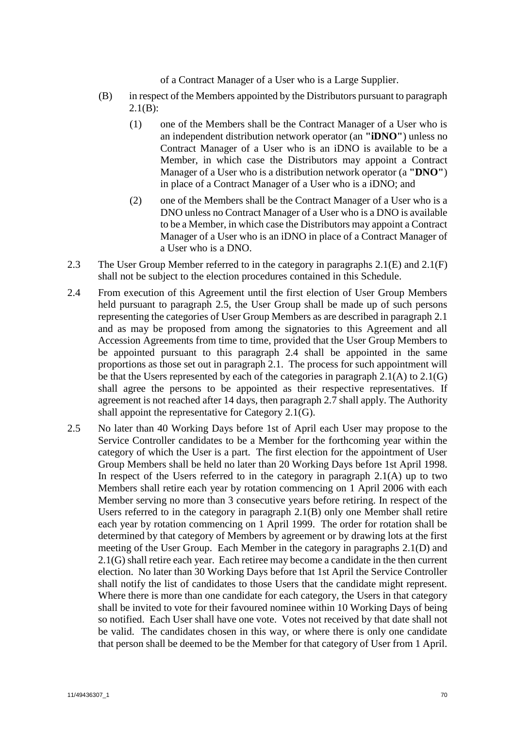of a Contract Manager of a User who is a Large Supplier.

(B) in respect of the Members appointed by the Distributors pursuant to paragraph 2.1(B):

(1) one of the Members shall be the Contract Manager of a User who is an independent distribution network operator (an **"iDNO"**) unless no Contract Manager of a User who is an iDNO is available to be a Member, in which case the Distributors may appoint a Contract Manager of a User who is a distribution network operator (a **"DNO"**) in place of a Contract Manager of a User who is a iDNO; and

(2) one of the Members shall be the Contract Manager of a User who is a DNO unless no Contract Manager of a User who is a DNO is available to be a Member, in which case the Distributors may appoint a Contract Manager of a User who is an iDNO in place of a Contract Manager of a User who is a DNO.

2.3 The User Group Member referred to in the category in paragraphs 2.1(E) and 2.1(F) shall not be subject to the election procedures contained in this Schedule.

2.4 From execution of this Agreement until the first election of User Group Members held pursuant to paragraph 2.5, the User Group shall be made up of such persons representing the categories of User Group Members as are described in paragraph 2.1 and as may be proposed from among the signatories to this Agreement and all Accession Agreements from time to time, provided that the User Group Members to be appointed pursuant to this paragraph 2.4 shall be appointed in the same proportions as those set out in paragraph 2.1. The process for such appointment will be that the Users represented by each of the categories in paragraph 2.1(A) to 2.1(G) shall agree the persons to be appointed as their respective representatives. If agreement is not reached after 14 days, then paragraph 2.7 shall apply. The Authority shall appoint the representative for Category 2.1(G).

2.5 No later than 40 Working Days before 1st of April each User may propose to the Service Controller candidates to be a Member for the forthcoming year within the category of which the User is a part. The first election for the appointment of User Group Members shall be held no later than 20 Working Days before 1st April 1998. In respect of the Users referred to in the category in paragraph 2.1(A) up to two Members shall retire each year by rotation commencing on 1 April 2006 with each Member serving no more than 3 consecutive years before retiring. In respect of the Users referred to in the category in paragraph 2.1(B) only one Member shall retire each year by rotation commencing on 1 April 1999. The order for rotation shall be determined by that category of Members by agreement or by drawing lots at the first meeting of the User Group. Each Member in the category in paragraphs 2.1(D) and 2.1(G) shall retire each year. Each retiree may become a candidate in the then current election. No later than 30 Working Days before that 1st April the Service Controller shall notify the list of candidates to those Users that the candidate might represent. Where there is more than one candidate for each category, the Users in that category shall be invited to vote for their favoured nominee within 10 Working Days of being so notified. Each User shall have one vote. Votes not received by that date shall not be valid. The candidates chosen in this way, or where there is only one candidate that person shall be deemed to be the Member for that category of User from 1 April.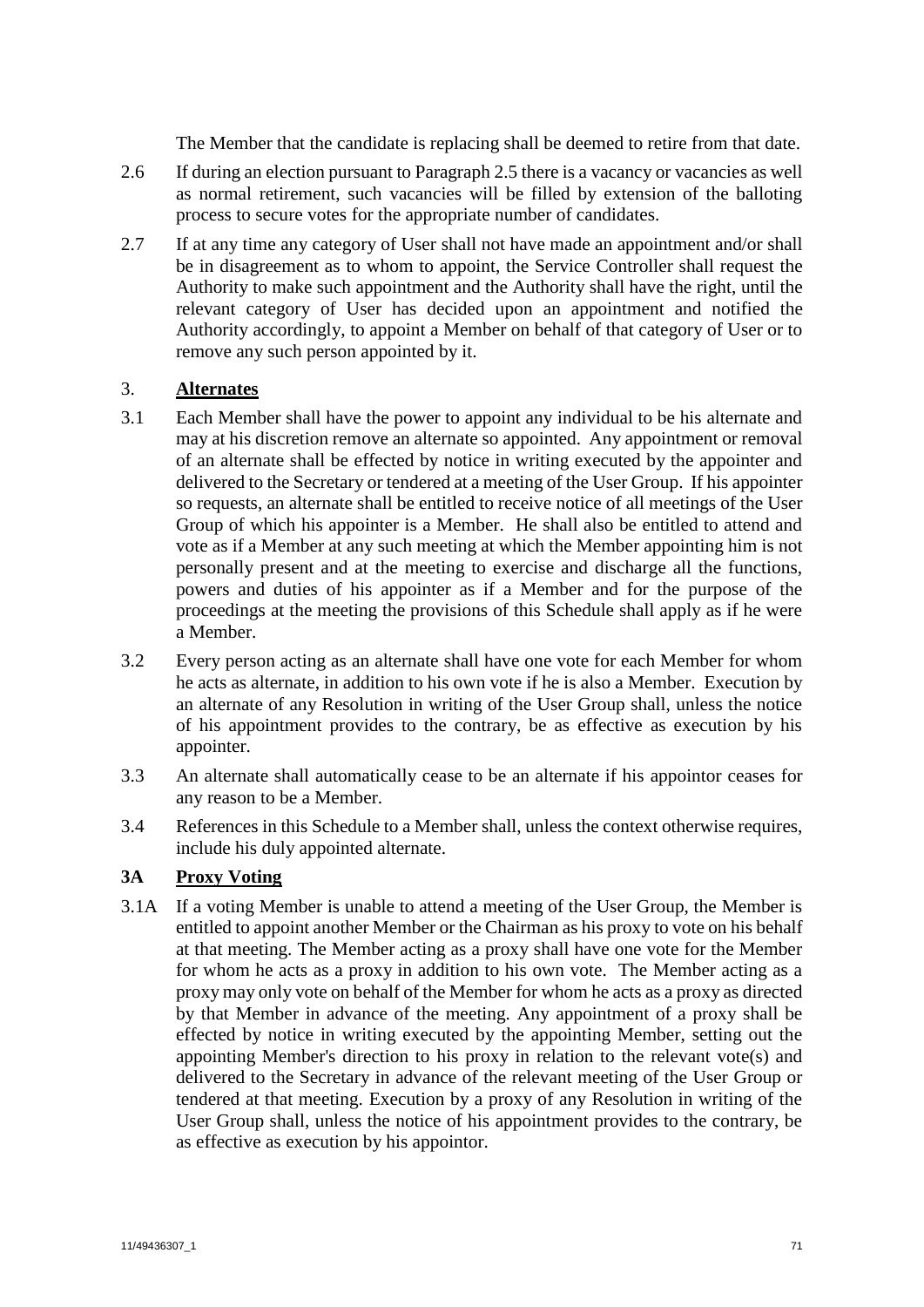The Member that the candidate is replacing shall be deemed to retire from that date.

2.6 If during an election pursuant to Paragraph 2.5 there is a vacancy or vacancies as well as normal retirement, such vacancies will be filled by extension of the balloting process to secure votes for the appropriate number of candidates.

2.7 If at any time any category of User shall not have made an appointment and/or shall be in disagreement as to whom to appoint, the Service Controller shall request the Authority to make such appointment and the Authority shall have the right, until the relevant category of User has decided upon an appointment and notified the Authority accordingly, to appoint a Member on behalf of that category of User or to remove any such person appointed by it.

## 3. Alternates

3.1 Each Member shall have the power to appoint any individual to be his alternate and may at his discretion remove an alternate so appointed. Any appointment or removal of an alternate shall be effected by notice in writing executed by the appointer and delivered to the Secretary or tendered at a meeting of the User Group. If his appointer so requests, an alternate shall be entitled to receive notice of all meetings of the User Group of which his appointer is a Member. He shall also be entitled to attend and vote as if a Member at any such meeting at which the Member appointing him is not personally present and at the meeting to exercise and discharge all the functions, powers and duties of his appointer as if a Member and for the purpose of the proceedings at the meeting the provisions of this Schedule shall apply as if he were a Member.

3.2 Every person acting as an alternate shall have one vote for each Member for whom he acts as alternate, in addition to his own vote if he is also a Member. Execution by an alternate of any Resolution in writing of the User Group shall, unless the notice of his appointment provides to the contrary, be as effective as execution by his appointer.

3.3 An alternate shall automatically cease to be an alternate if his appointor ceases for any reason to be a Member.

3.4 References in this Schedule to a Member shall, unless the context otherwise requires, include his duly appointed alternate.

## 3A Proxy Voting

3.1A If a voting Member is unable to attend a meeting of the User Group, the Member is entitled to appoint another Member or the Chairman as his proxy to vote on his behalf at that meeting. The Member acting as a proxy shall have one vote for the Member for whom he acts as a proxy in addition to his own vote. The Member acting as a proxy may only vote on behalf of the Member for whom he acts as a proxy as directed by that Member in advance of the meeting. Any appointment of a proxy shall be effected by notice in writing executed by the appointing Member, setting out the appointing Member's direction to his proxy in relation to the relevant vote(s) and delivered to the Secretary in advance of the relevant meeting of the User Group or tendered at that meeting. Execution by a proxy of any Resolution in writing of the User Group shall, unless the notice of his appointment provides to the contrary, be as effective as execution by his appointor.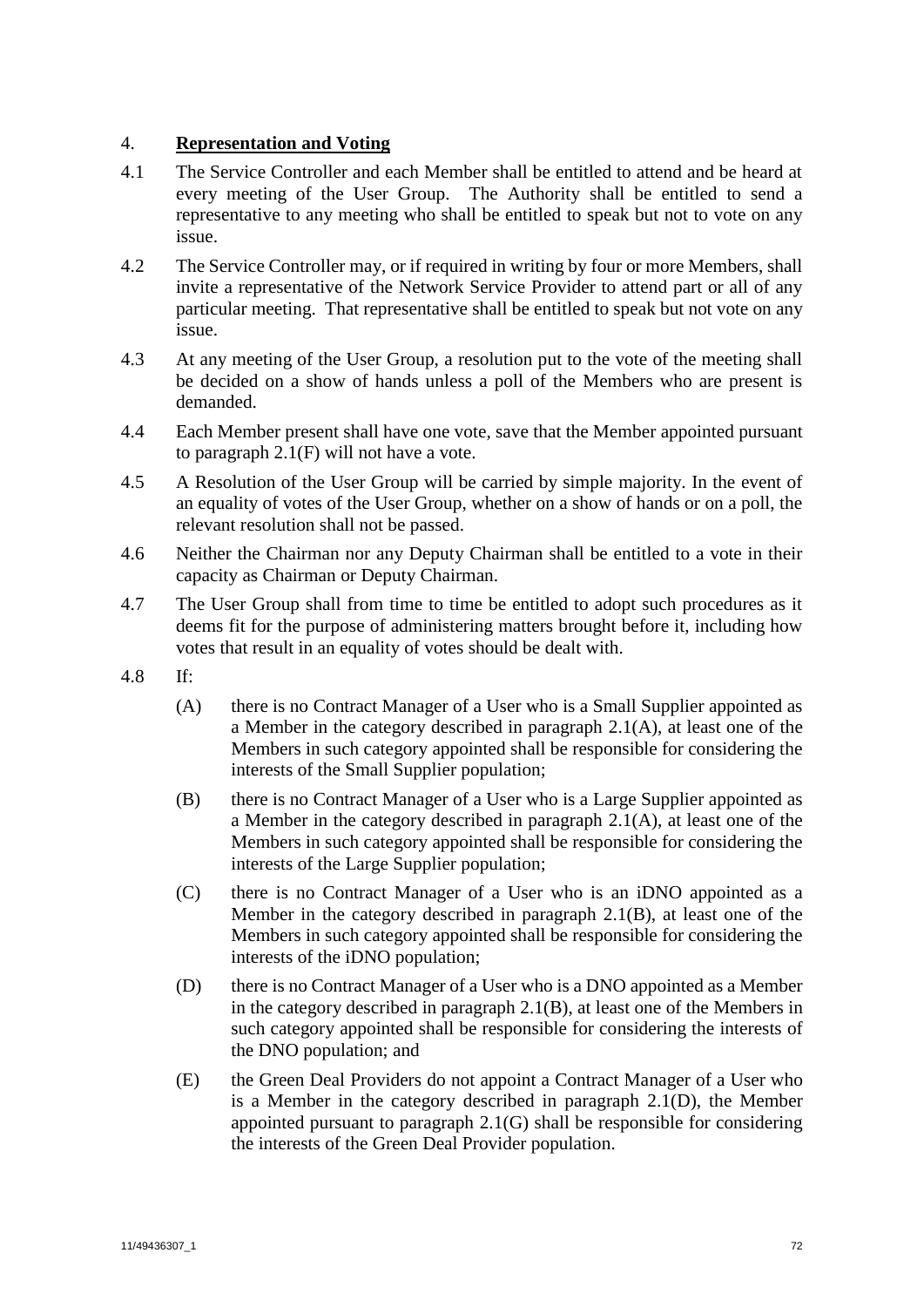## 4. **Representation and Voting**

4.1 The Service Controller and each Member shall be entitled to attend and be heard at every meeting of the User Group. The Authority shall be entitled to send a representative to any meeting who shall be entitled to speak but not to vote on any issue.

4.2 The Service Controller may, or if required in writing by four or more Members, shall invite a representative of the Network Service Provider to attend part or all of any particular meeting. That representative shall be entitled to speak but not vote on any issue.

4.3 At any meeting of the User Group, a resolution put to the vote of the meeting shall be decided on a show of hands unless a poll of the Members who are present is demanded.

4.4 Each Member present shall have one vote, save that the Member appointed pursuant to paragraph 2.1(F) will not have a vote.

4.5 A Resolution of the User Group will be carried by simple majority. In the event of an equality of votes of the User Group, whether on a show of hands or on a poll, the relevant resolution shall not be passed.

4.6 Neither the Chairman nor any Deputy Chairman shall be entitled to a vote in their capacity as Chairman or Deputy Chairman.

4.7 The User Group shall from time to time be entitled to adopt such procedures as it deems fit for the purpose of administering matters brought before it, including how votes that result in an equality of votes should be dealt with.

4.8 If:

(A) there is no Contract Manager of a User who is a Small Supplier appointed as a Member in the category described in paragraph 2.1(A), at least one of the Members in such category appointed shall be responsible for considering the interests of the Small Supplier population;

(B) there is no Contract Manager of a User who is a Large Supplier appointed as a Member in the category described in paragraph 2.1(A), at least one of the Members in such category appointed shall be responsible for considering the interests of the Large Supplier population;

(C) there is no Contract Manager of a User who is an iDNO appointed as a Member in the category described in paragraph 2.1(B), at least one of the Members in such category appointed shall be responsible for considering the interests of the iDNO population;

(D) there is no Contract Manager of a User who is a DNO appointed as a Member in the category described in paragraph 2.1(B), at least one of the Members in such category appointed shall be responsible for considering the interests of the DNO population; and

(E) the Green Deal Providers do not appoint a Contract Manager of a User who is a Member in the category described in paragraph 2.1(D), the Member appointed pursuant to paragraph 2.1(G) shall be responsible for considering the interests of the Green Deal Provider population.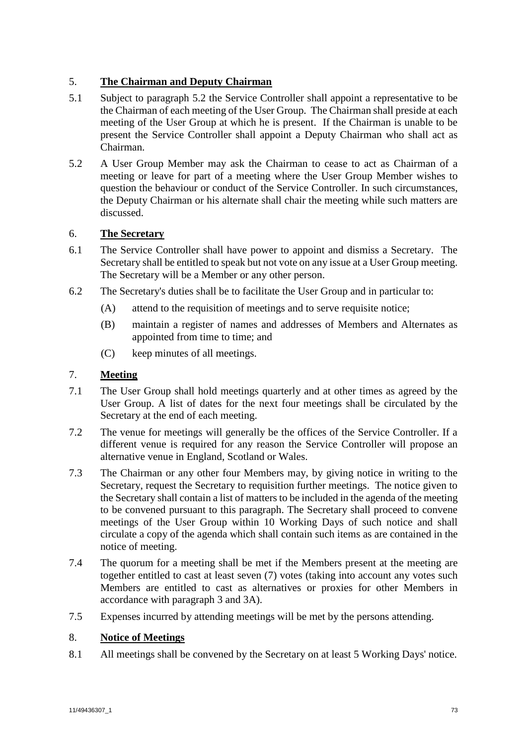## 5. **The Chairman and Deputy Chairman**

5.1 Subject to paragraph 5.2 the Service Controller shall appoint a representative to be the Chairman of each meeting of the User Group. The Chairman shall preside at each meeting of the User Group at which he is present. If the Chairman is unable to be present the Service Controller shall appoint a Deputy Chairman who shall act as Chairman.

5.2 A User Group Member may ask the Chairman to cease to act as Chairman of a meeting or leave for part of a meeting where the User Group Member wishes to question the behaviour or conduct of the Service Controller. In such circumstances, the Deputy Chairman or his alternate shall chair the meeting while such matters are discussed.

## 6. **The Secretary**

6.1 The Service Controller shall have power to appoint and dismiss a Secretary. The Secretary shall be entitled to speak but not vote on any issue at a User Group meeting. The Secretary will be a Member or any other person.

6.2 The Secretary's duties shall be to facilitate the User Group and in particular to:

(A) attend to the requisition of meetings and to serve requisite notice;

(B) maintain a register of names and addresses of Members and Alternates as appointed from time to time; and

(C) keep minutes of all meetings.

## 7. **Meeting**

7.1 The User Group shall hold meetings quarterly and at other times as agreed by the User Group. A list of dates for the next four meetings shall be circulated by the Secretary at the end of each meeting.

7.2 The venue for meetings will generally be the offices of the Service Controller. If a different venue is required for any reason the Service Controller will propose an alternative venue in England, Scotland or Wales.

7.3 The Chairman or any other four Members may, by giving notice in writing to the Secretary, request the Secretary to requisition further meetings. The notice given to the Secretary shall contain a list of matters to be included in the agenda of the meeting to be convened pursuant to this paragraph. The Secretary shall proceed to convene meetings of the User Group within 10 Working Days of such notice and shall circulate a copy of the agenda which shall contain such items as are contained in the notice of meeting.

7.4 The quorum for a meeting shall be met if the Members present at the meeting are together entitled to cast at least seven (7) votes (taking into account any votes such Members are entitled to cast as alternatives or proxies for other Members in accordance with paragraph 3 and 3A).

7.5 Expenses incurred by attending meetings will be met by the persons attending.

## 8. **Notice of Meetings**

8.1 All meetings shall be convened by the Secretary on at least 5 Working Days' notice.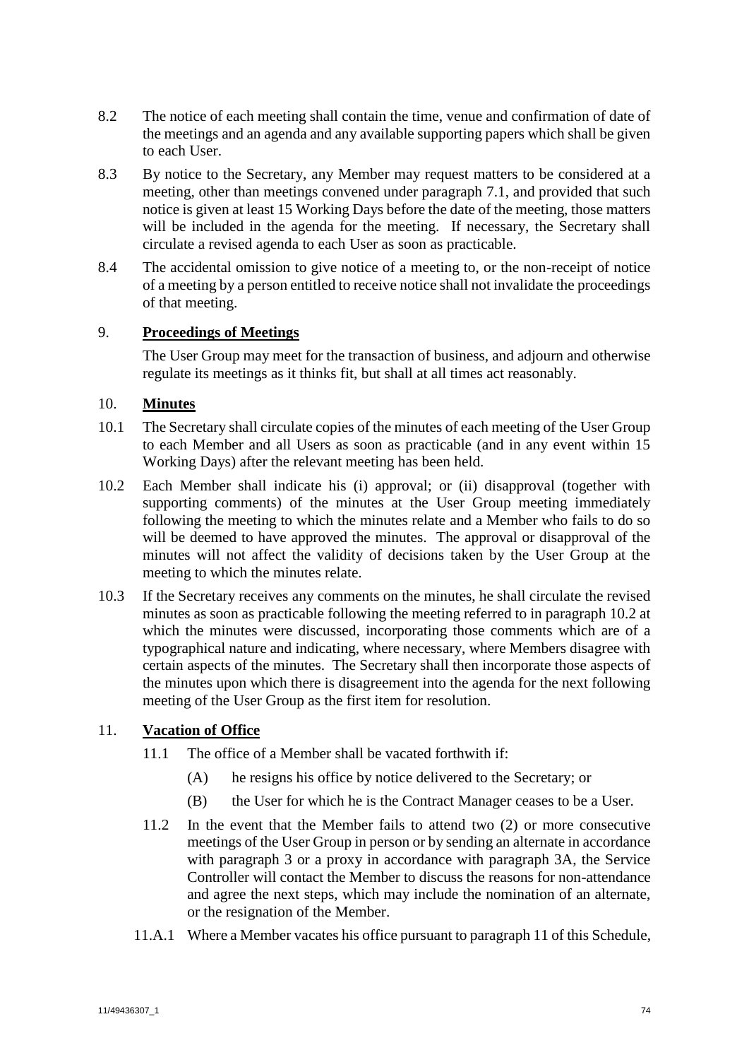8.2 The notice of each meeting shall contain the time, venue and confirmation of date of the meetings and an agenda and any available supporting papers which shall be given to each User.

8.3 By notice to the Secretary, any Member may request matters to be considered at a meeting, other than meetings convened under paragraph 7.1, and provided that such notice is given at least 15 Working Days before the date of the meeting, those matters will be included in the agenda for the meeting. If necessary, the Secretary shall circulate a revised agenda to each User as soon as practicable.

8.4 The accidental omission to give notice of a meeting to, or the non-receipt of notice of a meeting by a person entitled to receive notice shall not invalidate the proceedings of that meeting.

## 9. **Proceedings of Meetings**

The User Group may meet for the transaction of business, and adjourn and otherwise regulate its meetings as it thinks fit, but shall at all times act reasonably.

## 10. **Minutes**

10.1 The Secretary shall circulate copies of the minutes of each meeting of the User Group to each Member and all Users as soon as practicable (and in any event within 15 Working Days) after the relevant meeting has been held.

10.2 Each Member shall indicate his (i) approval; or (ii) disapproval (together with supporting comments) of the minutes at the User Group meeting immediately following the meeting to which the minutes relate and a Member who fails to do so will be deemed to have approved the minutes. The approval or disapproval of the minutes will not affect the validity of decisions taken by the User Group at the meeting to which the minutes relate.

10.3 If the Secretary receives any comments on the minutes, he shall circulate the revised minutes as soon as practicable following the meeting referred to in paragraph 10.2 at which the minutes were discussed, incorporating those comments which are of a typographical nature and indicating, where necessary, where Members disagree with certain aspects of the minutes. The Secretary shall then incorporate those aspects of the minutes upon which there is disagreement into the agenda for the next following meeting of the User Group as the first item for resolution.

## 11. **Vacation of Office**

11.1 The office of a Member shall be vacated forthwith if:

(A) he resigns his office by notice delivered to the Secretary; or

(B) the User for which he is the Contract Manager ceases to be a User.

11.2 In the event that the Member fails to attend two (2) or more consecutive meetings of the User Group in person or by sending an alternate in accordance with paragraph 3 or a proxy in accordance with paragraph 3A, the Service Controller will contact the Member to discuss the reasons for non-attendance and agree the next steps, which may include the nomination of an alternate, or the resignation of the Member.

11.A.1 Where a Member vacates his office pursuant to paragraph 11 of this Schedule,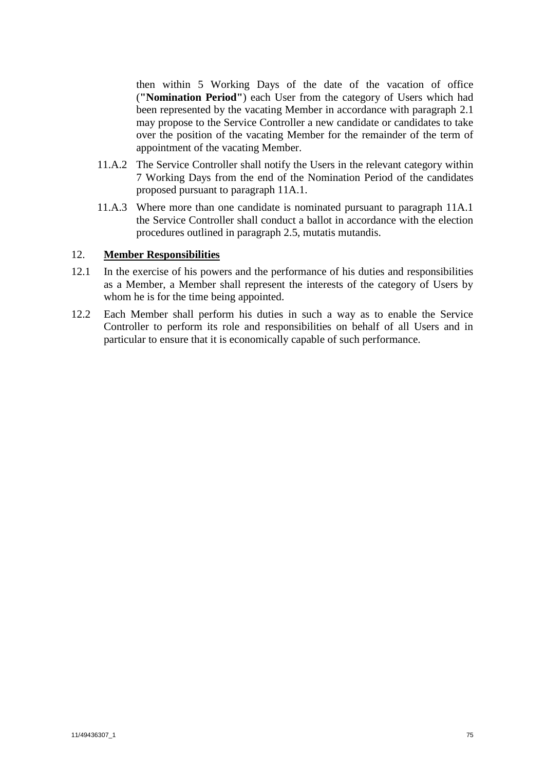then within 5 Working Days of the date of the vacation of office (**"Nomination Period"**) each User from the category of Users which had been represented by the vacating Member in accordance with paragraph 2.1 may propose to the Service Controller a new candidate or candidates to take over the position of the vacating Member for the remainder of the term of appointment of the vacating Member.

11.A.2 The Service Controller shall notify the Users in the relevant category within 7 Working Days from the end of the Nomination Period of the candidates proposed pursuant to paragraph 11A.1.

11.A.3 Where more than one candidate is nominated pursuant to paragraph 11A.1 the Service Controller shall conduct a ballot in accordance with the election procedures outlined in paragraph 2.5, mutatis mutandis.

## 12. **Member Responsibilities**

12.1 In the exercise of his powers and the performance of his duties and responsibilities as a Member, a Member shall represent the interests of the category of Users by whom he is for the time being appointed.

12.2 Each Member shall perform his duties in such a way as to enable the Service Controller to perform its role and responsibilities on behalf of all Users and in particular to ensure that it is economically capable of such performance.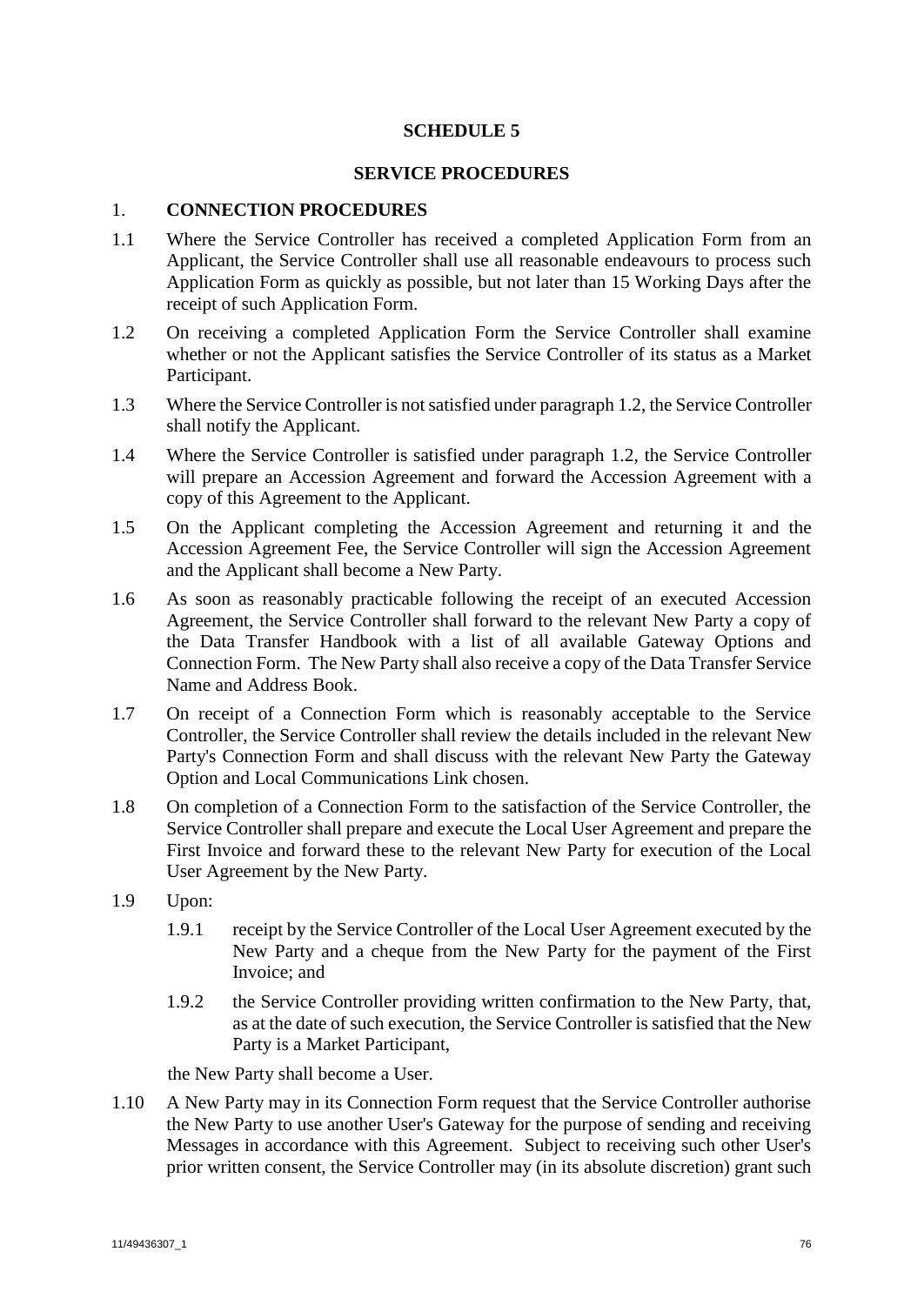# SCHEDULE 5

## SERVICE PROCEDURES

### 1. CONNECTION PROCEDURES

1.1 Where the Service Controller has received a completed Application Form from an Applicant, the Service Controller shall use all reasonable endeavours to process such Application Form as quickly as possible, but not later than 15 Working Days after the receipt of such Application Form.

1.2 On receiving a completed Application Form the Service Controller shall examine whether or not the Applicant satisfies the Service Controller of its status as a Market Participant.

1.3 Where the Service Controller is not satisfied under paragraph 1.2, the Service Controller shall notify the Applicant.

1.4 Where the Service Controller is satisfied under paragraph 1.2, the Service Controller will prepare an Accession Agreement and forward the Accession Agreement with a copy of this Agreement to the Applicant.

1.5 On the Applicant completing the Accession Agreement and returning it and the Accession Agreement Fee, the Service Controller will sign the Accession Agreement and the Applicant shall become a New Party.

1.6 As soon as reasonably practicable following the receipt of an executed Accession Agreement, the Service Controller shall forward to the relevant New Party a copy of the Data Transfer Handbook with a list of all available Gateway Options and Connection Form. The New Party shall also receive a copy of the Data Transfer Service Name and Address Book.

1.7 On receipt of a Connection Form which is reasonably acceptable to the Service Controller, the Service Controller shall review the details included in the relevant New Party's Connection Form and shall discuss with the relevant New Party the Gateway Option and Local Communications Link chosen.

1.8 On completion of a Connection Form to the satisfaction of the Service Controller, the Service Controller shall prepare and execute the Local User Agreement and prepare the First Invoice and forward these to the relevant New Party for execution of the Local User Agreement by the New Party.

1.9 Upon:

1.9.1 receipt by the Service Controller of the Local User Agreement executed by the New Party and a cheque from the New Party for the payment of the First Invoice; and

1.9.2 the Service Controller providing written confirmation to the New Party, that, as at the date of such execution, the Service Controller is satisfied that the New Party is a Market Participant,

the New Party shall become a User.

1.10 A New Party may in its Connection Form request that the Service Controller authorise the New Party to use another User's Gateway for the purpose of sending and receiving Messages in accordance with this Agreement. Subject to receiving such other User's prior written consent, the Service Controller may (in its absolute discretion) grant such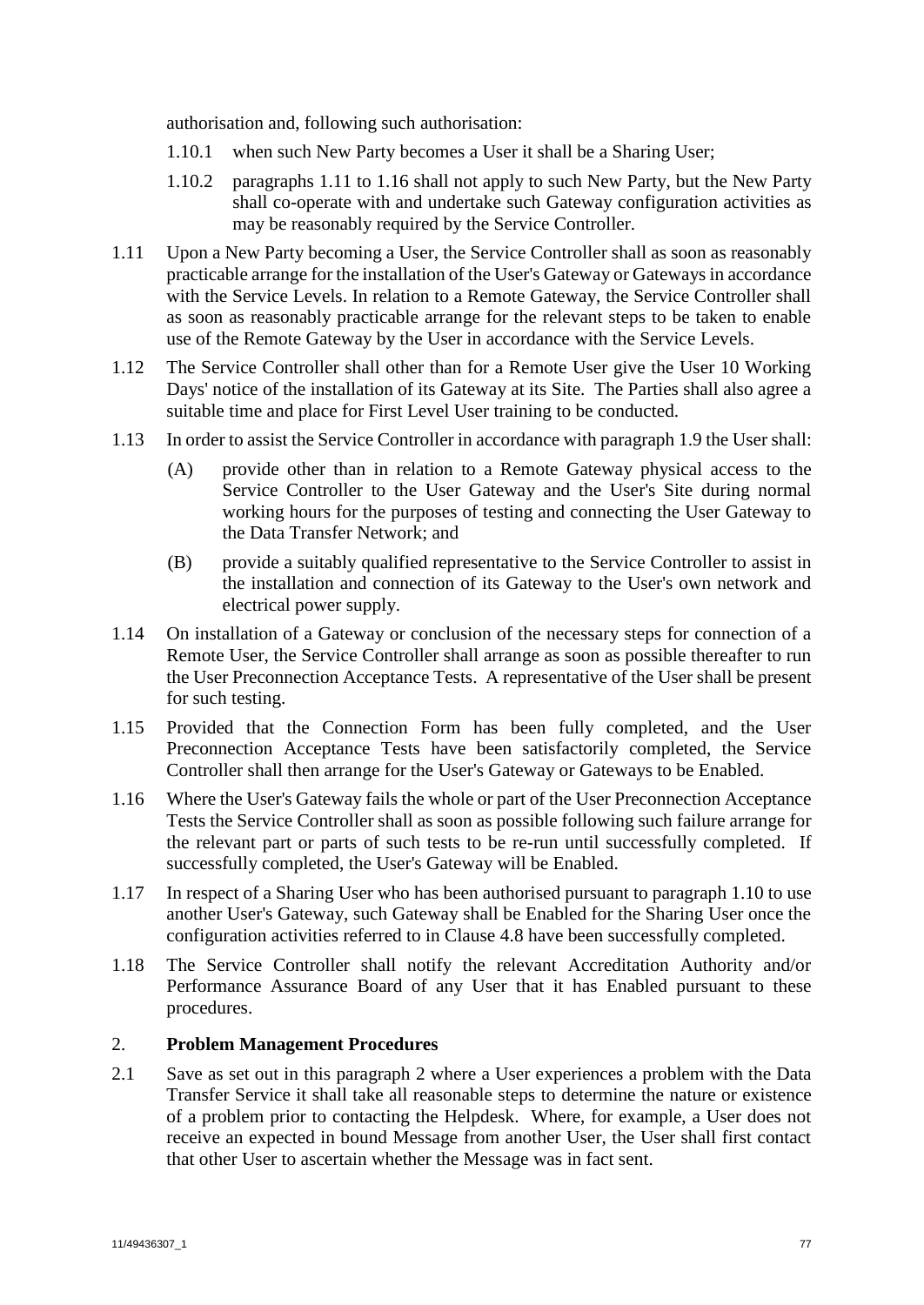authorisation and, following such authorisation:

1.10.1 when such New Party becomes a User it shall be a Sharing User;

1.10.2 paragraphs 1.11 to 1.16 shall not apply to such New Party, but the New Party shall co-operate with and undertake such Gateway configuration activities as may be reasonably required by the Service Controller.

1.11 Upon a New Party becoming a User, the Service Controller shall as soon as reasonably practicable arrange for the installation of the User's Gateway or Gateways in accordance with the Service Levels. In relation to a Remote Gateway, the Service Controller shall as soon as reasonably practicable arrange for the relevant steps to be taken to enable use of the Remote Gateway by the User in accordance with the Service Levels.

1.12 The Service Controller shall other than for a Remote User give the User 10 Working Days' notice of the installation of its Gateway at its Site. The Parties shall also agree a suitable time and place for First Level User training to be conducted.

1.13 In order to assist the Service Controller in accordance with paragraph 1.9 the User shall:

(A) provide other than in relation to a Remote Gateway physical access to the Service Controller to the User Gateway and the User's Site during normal working hours for the purposes of testing and connecting the User Gateway to the Data Transfer Network; and

(B) provide a suitably qualified representative to the Service Controller to assist in the installation and connection of its Gateway to the User's own network and electrical power supply.

1.14 On installation of a Gateway or conclusion of the necessary steps for connection of a Remote User, the Service Controller shall arrange as soon as possible thereafter to run the User Preconnection Acceptance Tests. A representative of the User shall be present for such testing.

1.15 Provided that the Connection Form has been fully completed, and the User Preconnection Acceptance Tests have been satisfactorily completed, the Service Controller shall then arrange for the User's Gateway or Gateways to be Enabled.

1.16 Where the User's Gateway fails the whole or part of the User Preconnection Acceptance Tests the Service Controller shall as soon as possible following such failure arrange for the relevant part or parts of such tests to be re-run until successfully completed. If successfully completed, the User's Gateway will be Enabled.

1.17 In respect of a Sharing User who has been authorised pursuant to paragraph 1.10 to use another User's Gateway, such Gateway shall be Enabled for the Sharing User once the configuration activities referred to in Clause 4.8 have been successfully completed.

1.18 The Service Controller shall notify the relevant Accreditation Authority and/or Performance Assurance Board of any User that it has Enabled pursuant to these procedures.

## 2. Problem Management Procedures

2.1 Save as set out in this paragraph 2 where a User experiences a problem with the Data Transfer Service it shall take all reasonable steps to determine the nature or existence of a problem prior to contacting the Helpdesk. Where, for example, a User does not receive an expected in bound Message from another User, the User shall first contact that other User to ascertain whether the Message was in fact sent.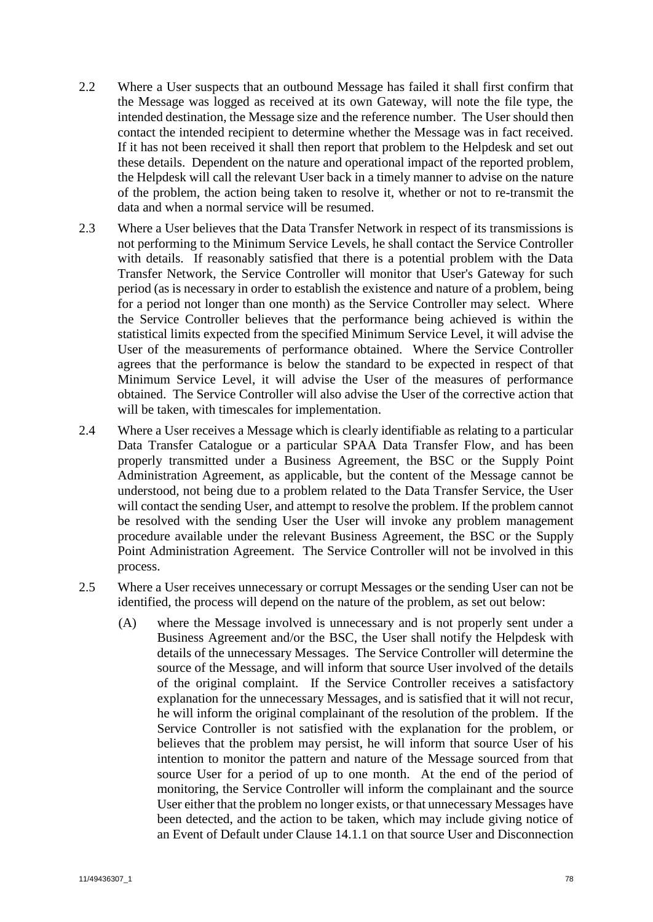2.2 Where a User suspects that an outbound Message has failed it shall first confirm that the Message was logged as received at its own Gateway, will note the file type, the intended destination, the Message size and the reference number. The User should then contact the intended recipient to determine whether the Message was in fact received. If it has not been received it shall then report that problem to the Helpdesk and set out these details. Dependent on the nature and operational impact of the reported problem, the Helpdesk will call the relevant User back in a timely manner to advise on the nature of the problem, the action being taken to resolve it, whether or not to re-transmit the data and when a normal service will be resumed.

2.3 Where a User believes that the Data Transfer Network in respect of its transmissions is not performing to the Minimum Service Levels, he shall contact the Service Controller with details. If reasonably satisfied that there is a potential problem with the Data Transfer Network, the Service Controller will monitor that User's Gateway for such period (as is necessary in order to establish the existence and nature of a problem, being for a period not longer than one month) as the Service Controller may select. Where the Service Controller believes that the performance being achieved is within the statistical limits expected from the specified Minimum Service Level, it will advise the User of the measurements of performance obtained. Where the Service Controller agrees that the performance is below the standard to be expected in respect of that Minimum Service Level, it will advise the User of the measures of performance obtained. The Service Controller will also advise the User of the corrective action that will be taken, with timescales for implementation.

2.4 Where a User receives a Message which is clearly identifiable as relating to a particular Data Transfer Catalogue or a particular SPAA Data Transfer Flow, and has been properly transmitted under a Business Agreement, the BSC or the Supply Point Administration Agreement, as applicable, but the content of the Message cannot be understood, not being due to a problem related to the Data Transfer Service, the User will contact the sending User, and attempt to resolve the problem. If the problem cannot be resolved with the sending User the User will invoke any problem management procedure available under the relevant Business Agreement, the BSC or the Supply Point Administration Agreement. The Service Controller will not be involved in this process.

2.5 Where a User receives unnecessary or corrupt Messages or the sending User can not be identified, the process will depend on the nature of the problem, as set out below:

(A) where the Message involved is unnecessary and is not properly sent under a Business Agreement and/or the BSC, the User shall notify the Helpdesk with details of the unnecessary Messages. The Service Controller will determine the source of the Message, and will inform that source User involved of the details of the original complaint. If the Service Controller receives a satisfactory explanation for the unnecessary Messages, and is satisfied that it will not recur, he will inform the original complainant of the resolution of the problem. If the Service Controller is not satisfied with the explanation for the problem, or believes that the problem may persist, he will inform that source User of his intention to monitor the pattern and nature of the Message sourced from that source User for a period of up to one month. At the end of the period of monitoring, the Service Controller will inform the complainant and the source User either that the problem no longer exists, or that unnecessary Messages have been detected, and the action to be taken, which may include giving notice of an Event of Default under Clause 14.1.1 on that source User and Disconnection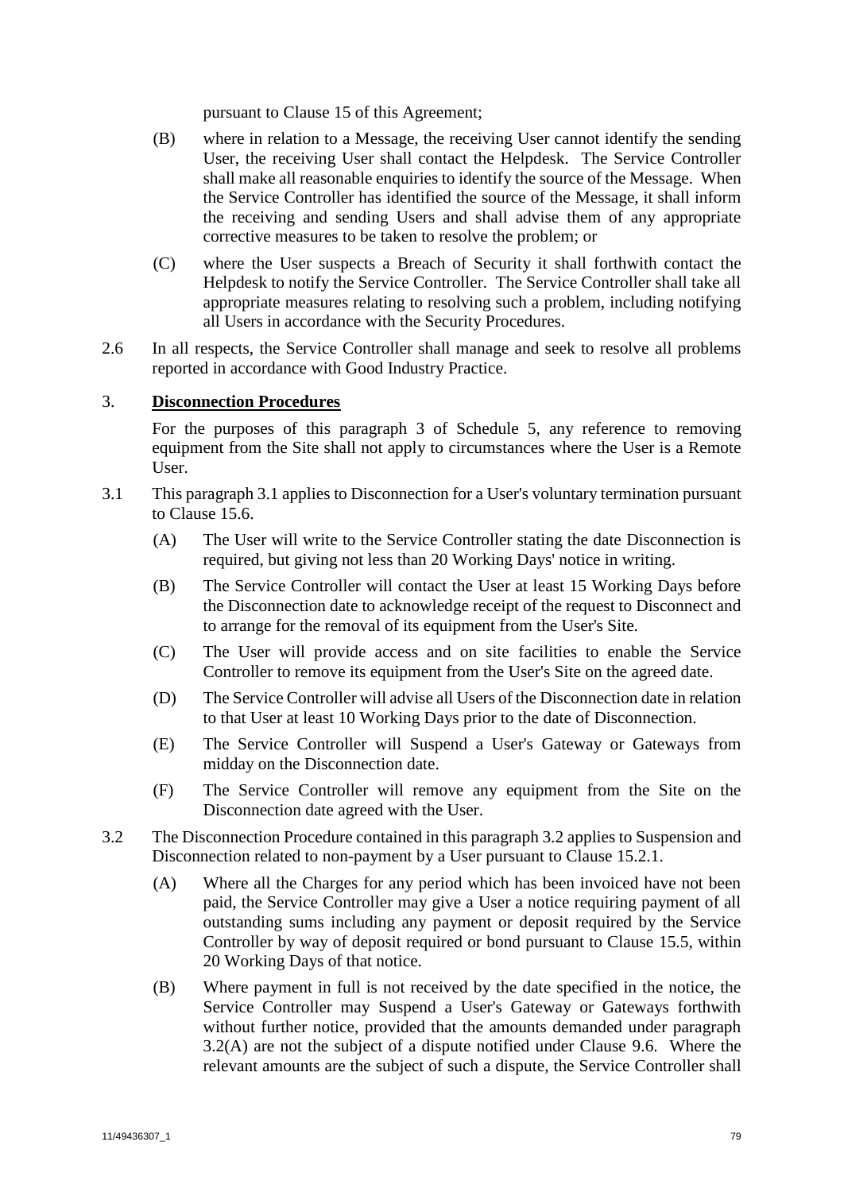pursuant to Clause 15 of this Agreement;

(B) where in relation to a Message, the receiving User cannot identify the sending User, the receiving User shall contact the Helpdesk. The Service Controller shall make all reasonable enquiries to identify the source of the Message. When the Service Controller has identified the source of the Message, it shall inform the receiving and sending Users and shall advise them of any appropriate corrective measures to be taken to resolve the problem; or

(C) where the User suspects a Breach of Security it shall forthwith contact the Helpdesk to notify the Service Controller. The Service Controller shall take all appropriate measures relating to resolving such a problem, including notifying all Users in accordance with the Security Procedures.

2.6 In all respects, the Service Controller shall manage and seek to resolve all problems reported in accordance with Good Industry Practice.

## 3. **Disconnection Procedures**

For the purposes of this paragraph 3 of Schedule 5, any reference to removing equipment from the Site shall not apply to circumstances where the User is a Remote User.

3.1 This paragraph 3.1 applies to Disconnection for a User's voluntary termination pursuant to Clause 15.6.

(A) The User will write to the Service Controller stating the date Disconnection is required, but giving not less than 20 Working Days' notice in writing.

(B) The Service Controller will contact the User at least 15 Working Days before the Disconnection date to acknowledge receipt of the request to Disconnect and to arrange for the removal of its equipment from the User's Site.

(C) The User will provide access and on site facilities to enable the Service Controller to remove its equipment from the User's Site on the agreed date.

(D) The Service Controller will advise all Users of the Disconnection date in relation to that User at least 10 Working Days prior to the date of Disconnection.

(E) The Service Controller will Suspend a User's Gateway or Gateways from midday on the Disconnection date.

(F) The Service Controller will remove any equipment from the Site on the Disconnection date agreed with the User.

3.2 The Disconnection Procedure contained in this paragraph 3.2 applies to Suspension and Disconnection related to non-payment by a User pursuant to Clause 15.2.1.

(A) Where all the Charges for any period which has been invoiced have not been paid, the Service Controller may give a User a notice requiring payment of all outstanding sums including any payment or deposit required by the Service Controller by way of deposit required or bond pursuant to Clause 15.5, within 20 Working Days of that notice.

(B) Where payment in full is not received by the date specified in the notice, the Service Controller may Suspend a User's Gateway or Gateways forthwith without further notice, provided that the amounts demanded under paragraph 3.2(A) are not the subject of a dispute notified under Clause 9.6. Where the relevant amounts are the subject of such a dispute, the Service Controller shall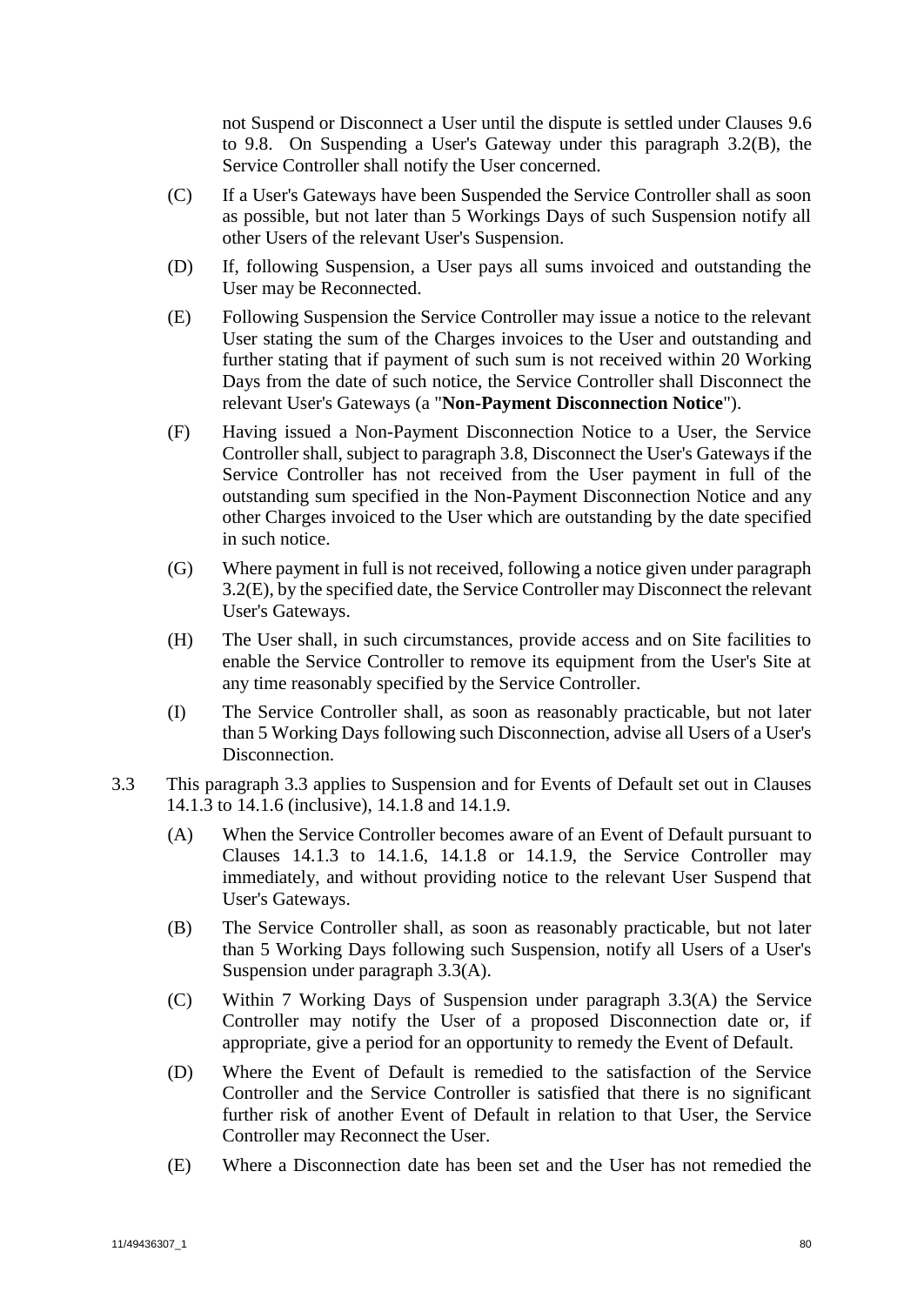not Suspend or Disconnect a User until the dispute is settled under Clauses 9.6 to 9.8. On Suspending a User's Gateway under this paragraph 3.2(B), the Service Controller shall notify the User concerned.

(C) If a User's Gateways have been Suspended the Service Controller shall as soon as possible, but not later than 5 Workings Days of such Suspension notify all other Users of the relevant User's Suspension.

(D) If, following Suspension, a User pays all sums invoiced and outstanding the User may be Reconnected.

(E) Following Suspension the Service Controller may issue a notice to the relevant User stating the sum of the Charges invoices to the User and outstanding and further stating that if payment of such sum is not received within 20 Working Days from the date of such notice, the Service Controller shall Disconnect the relevant User's Gateways (a "**Non-Payment Disconnection Notice**").

(F) Having issued a Non-Payment Disconnection Notice to a User, the Service Controller shall, subject to paragraph 3.8, Disconnect the User's Gateways if the Service Controller has not received from the User payment in full of the outstanding sum specified in the Non-Payment Disconnection Notice and any other Charges invoiced to the User which are outstanding by the date specified in such notice.

(G) Where payment in full is not received, following a notice given under paragraph 3.2(E), by the specified date, the Service Controller may Disconnect the relevant User's Gateways.

(H) The User shall, in such circumstances, provide access and on Site facilities to enable the Service Controller to remove its equipment from the User's Site at any time reasonably specified by the Service Controller.

(I) The Service Controller shall, as soon as reasonably practicable, but not later than 5 Working Days following such Disconnection, advise all Users of a User's Disconnection.

3.3 This paragraph 3.3 applies to Suspension and for Events of Default set out in Clauses 14.1.3 to 14.1.6 (inclusive), 14.1.8 and 14.1.9.

(A) When the Service Controller becomes aware of an Event of Default pursuant to Clauses 14.1.3 to 14.1.6, 14.1.8 or 14.1.9, the Service Controller may immediately, and without providing notice to the relevant User Suspend that User's Gateways.

(B) The Service Controller shall, as soon as reasonably practicable, but not later than 5 Working Days following such Suspension, notify all Users of a User's Suspension under paragraph 3.3(A).

(C) Within 7 Working Days of Suspension under paragraph 3.3(A) the Service Controller may notify the User of a proposed Disconnection date or, if appropriate, give a period for an opportunity to remedy the Event of Default.

(D) Where the Event of Default is remedied to the satisfaction of the Service Controller and the Service Controller is satisfied that there is no significant further risk of another Event of Default in relation to that User, the Service Controller may Reconnect the User.

(E) Where a Disconnection date has been set and the User has not remedied the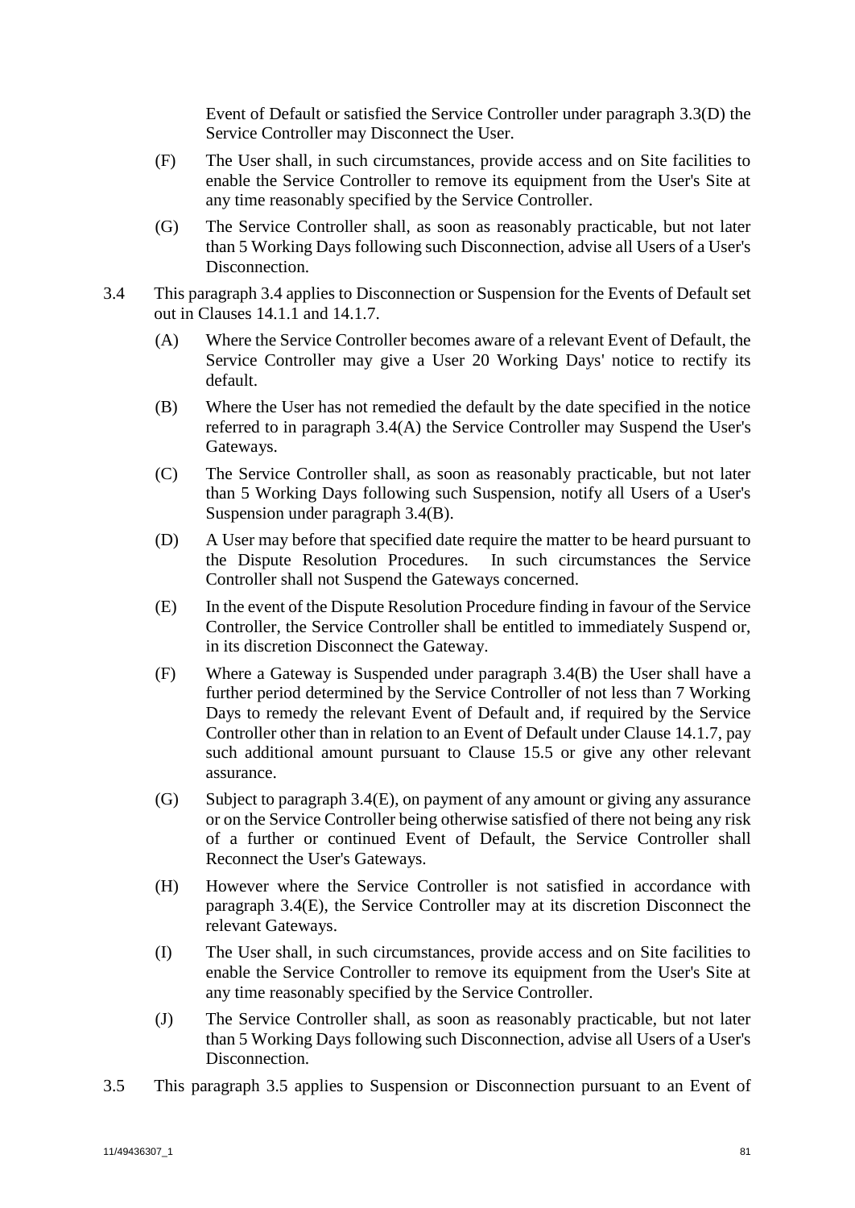Event of Default or satisfied the Service Controller under paragraph 3.3(D) the Service Controller may Disconnect the User.

(F) The User shall, in such circumstances, provide access and on Site facilities to enable the Service Controller to remove its equipment from the User's Site at any time reasonably specified by the Service Controller.

(G) The Service Controller shall, as soon as reasonably practicable, but not later than 5 Working Days following such Disconnection, advise all Users of a User's Disconnection.

3.4 This paragraph 3.4 applies to Disconnection or Suspension for the Events of Default set out in Clauses 14.1.1 and 14.1.7.

(A) Where the Service Controller becomes aware of a relevant Event of Default, the Service Controller may give a User 20 Working Days' notice to rectify its default.

(B) Where the User has not remedied the default by the date specified in the notice referred to in paragraph 3.4(A) the Service Controller may Suspend the User's Gateways.

(C) The Service Controller shall, as soon as reasonably practicable, but not later than 5 Working Days following such Suspension, notify all Users of a User's Suspension under paragraph 3.4(B).

(D) A User may before that specified date require the matter to be heard pursuant to the Dispute Resolution Procedures. In such circumstances the Service Controller shall not Suspend the Gateways concerned.

(E) In the event of the Dispute Resolution Procedure finding in favour of the Service Controller, the Service Controller shall be entitled to immediately Suspend or, in its discretion Disconnect the Gateway.

(F) Where a Gateway is Suspended under paragraph 3.4(B) the User shall have a further period determined by the Service Controller of not less than 7 Working Days to remedy the relevant Event of Default and, if required by the Service Controller other than in relation to an Event of Default under Clause 14.1.7, pay such additional amount pursuant to Clause 15.5 or give any other relevant assurance.

(G) Subject to paragraph 3.4(E), on payment of any amount or giving any assurance or on the Service Controller being otherwise satisfied of there not being any risk of a further or continued Event of Default, the Service Controller shall Reconnect the User's Gateways.

(H) However where the Service Controller is not satisfied in accordance with paragraph 3.4(E), the Service Controller may at its discretion Disconnect the relevant Gateways.

(I) The User shall, in such circumstances, provide access and on Site facilities to enable the Service Controller to remove its equipment from the User's Site at any time reasonably specified by the Service Controller.

(J) The Service Controller shall, as soon as reasonably practicable, but not later than 5 Working Days following such Disconnection, advise all Users of a User's Disconnection.

3.5 This paragraph 3.5 applies to Suspension or Disconnection pursuant to an Event of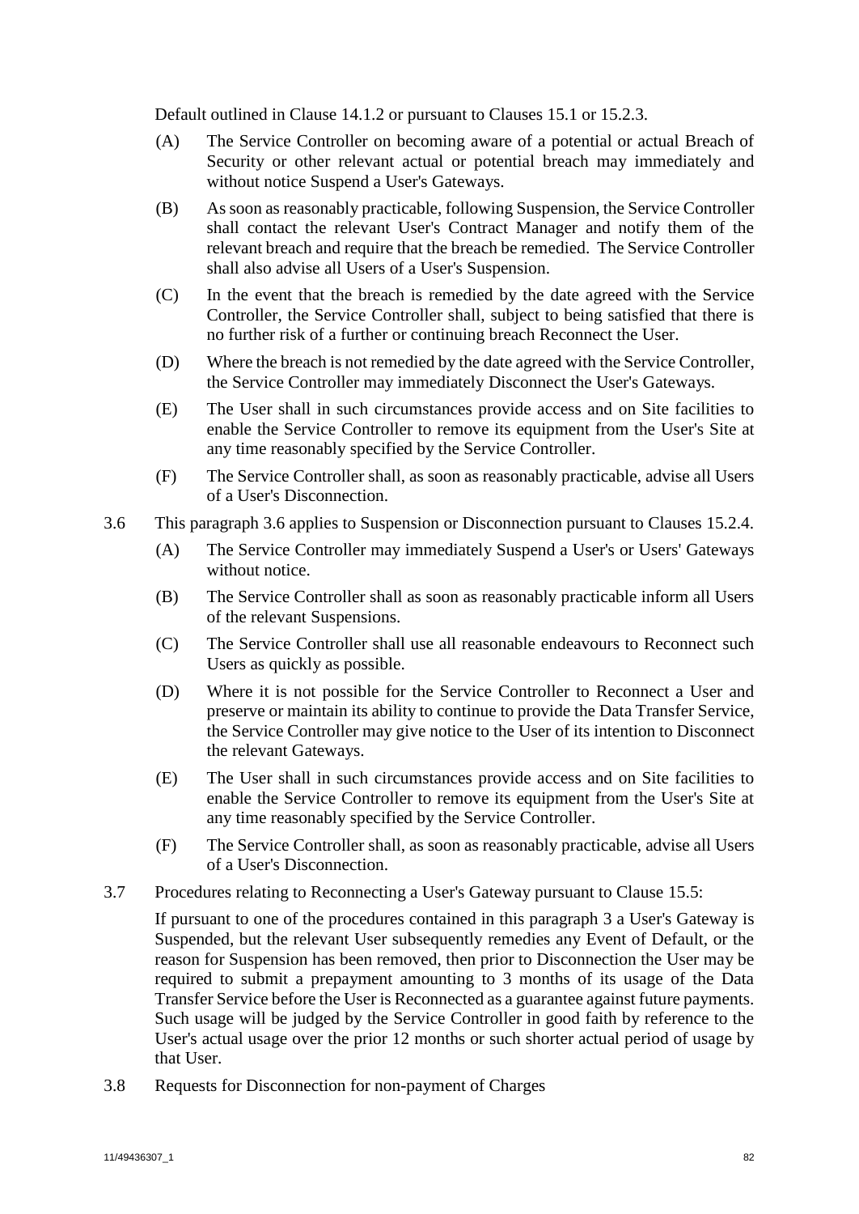Default outlined in Clause 14.1.2 or pursuant to Clauses 15.1 or 15.2.3.

(A) The Service Controller on becoming aware of a potential or actual Breach of Security or other relevant actual or potential breach may immediately and without notice Suspend a User's Gateways.

(B) As soon as reasonably practicable, following Suspension, the Service Controller shall contact the relevant User's Contract Manager and notify them of the relevant breach and require that the breach be remedied. The Service Controller shall also advise all Users of a User's Suspension.

(C) In the event that the breach is remedied by the date agreed with the Service Controller, the Service Controller shall, subject to being satisfied that there is no further risk of a further or continuing breach Reconnect the User.

(D) Where the breach is not remedied by the date agreed with the Service Controller, the Service Controller may immediately Disconnect the User's Gateways.

(E) The User shall in such circumstances provide access and on Site facilities to enable the Service Controller to remove its equipment from the User's Site at any time reasonably specified by the Service Controller.

(F) The Service Controller shall, as soon as reasonably practicable, advise all Users of a User's Disconnection.

3.6 This paragraph 3.6 applies to Suspension or Disconnection pursuant to Clauses 15.2.4.

(A) The Service Controller may immediately Suspend a User's or Users' Gateways without notice.

(B) The Service Controller shall as soon as reasonably practicable inform all Users of the relevant Suspensions.

(C) The Service Controller shall use all reasonable endeavours to Reconnect such Users as quickly as possible.

(D) Where it is not possible for the Service Controller to Reconnect a User and preserve or maintain its ability to continue to provide the Data Transfer Service, the Service Controller may give notice to the User of its intention to Disconnect the relevant Gateways.

(E) The User shall in such circumstances provide access and on Site facilities to enable the Service Controller to remove its equipment from the User's Site at any time reasonably specified by the Service Controller.

(F) The Service Controller shall, as soon as reasonably practicable, advise all Users of a User's Disconnection.

3.7 Procedures relating to Reconnecting a User's Gateway pursuant to Clause 15.5:

If pursuant to one of the procedures contained in this paragraph 3 a User's Gateway is Suspended, but the relevant User subsequently remedies any Event of Default, or the reason for Suspension has been removed, then prior to Disconnection the User may be required to submit a prepayment amounting to 3 months of its usage of the Data Transfer Service before the User is Reconnected as a guarantee against future payments. Such usage will be judged by the Service Controller in good faith by reference to the User's actual usage over the prior 12 months or such shorter actual period of usage by that User.

3.8 Requests for Disconnection for non-payment of Charges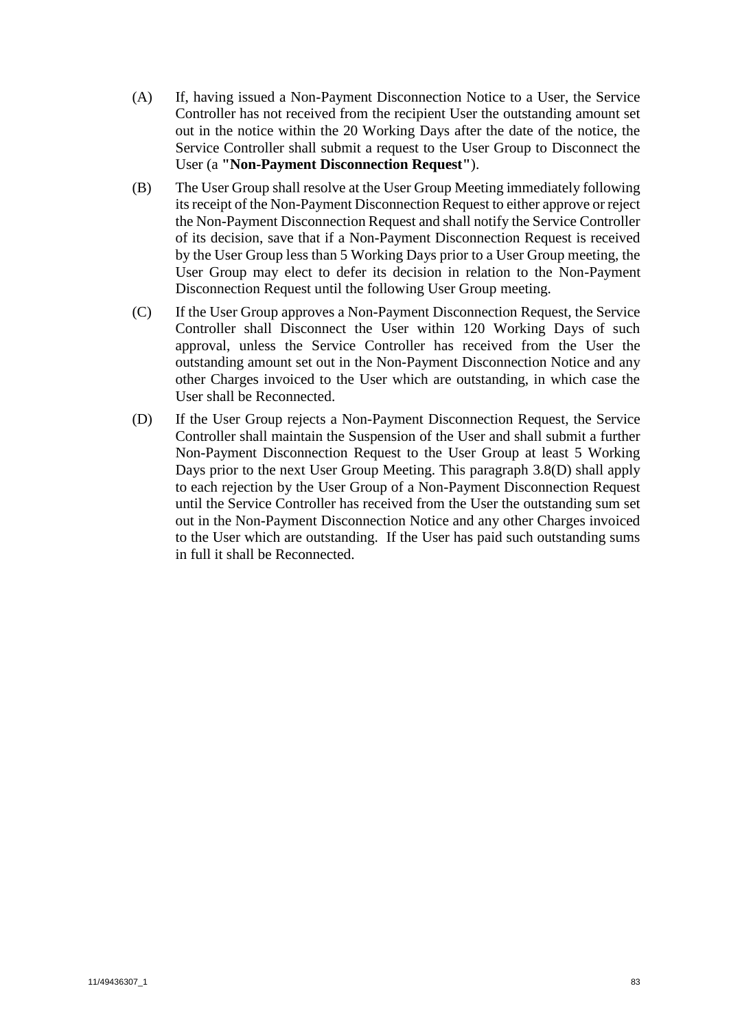(A) If, having issued a Non-Payment Disconnection Notice to a User, the Service Controller has not received from the recipient User the outstanding amount set out in the notice within the 20 Working Days after the date of the notice, the Service Controller shall submit a request to the User Group to Disconnect the User (a **"Non-Payment Disconnection Request"**).

(B) The User Group shall resolve at the User Group Meeting immediately following its receipt of the Non-Payment Disconnection Request to either approve or reject the Non-Payment Disconnection Request and shall notify the Service Controller of its decision, save that if a Non-Payment Disconnection Request is received by the User Group less than 5 Working Days prior to a User Group meeting, the User Group may elect to defer its decision in relation to the Non-Payment Disconnection Request until the following User Group meeting.

(C) If the User Group approves a Non-Payment Disconnection Request, the Service Controller shall Disconnect the User within 120 Working Days of such approval, unless the Service Controller has received from the User the outstanding amount set out in the Non-Payment Disconnection Notice and any other Charges invoiced to the User which are outstanding, in which case the User shall be Reconnected.

(D) If the User Group rejects a Non-Payment Disconnection Request, the Service Controller shall maintain the Suspension of the User and shall submit a further Non-Payment Disconnection Request to the User Group at least 5 Working Days prior to the next User Group Meeting. This paragraph 3.8(D) shall apply to each rejection by the User Group of a Non-Payment Disconnection Request until the Service Controller has received from the User the outstanding sum set out in the Non-Payment Disconnection Notice and any other Charges invoiced to the User which are outstanding. If the User has paid such outstanding sums in full it shall be Reconnected.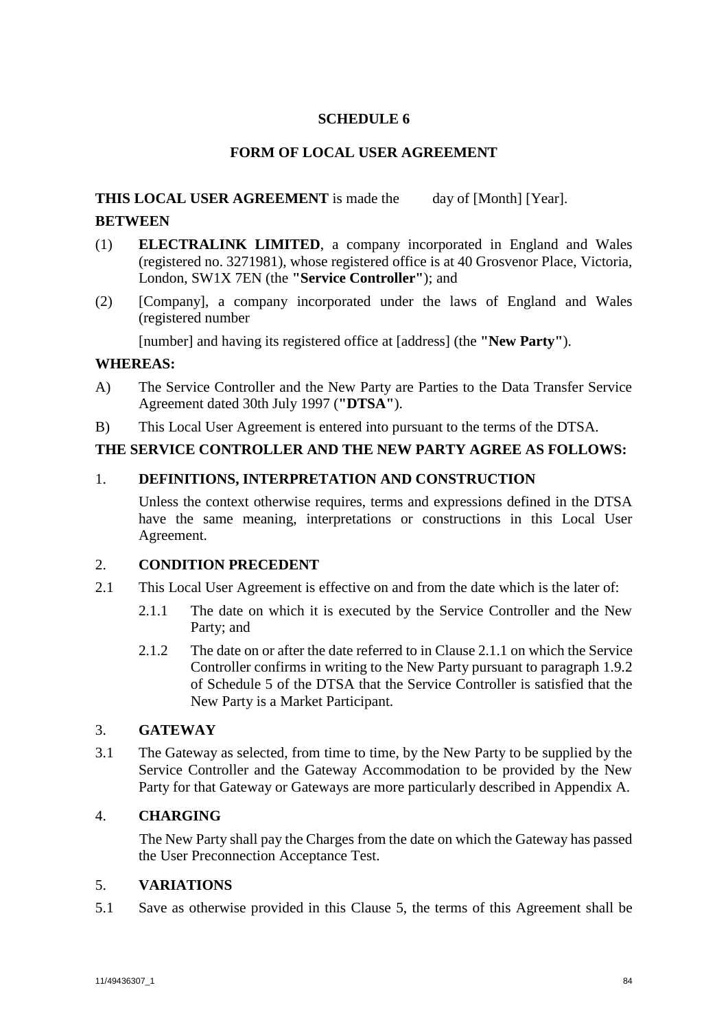# SCHEDULE 6

## FORM OF LOCAL USER AGREEMENT

**THIS LOCAL USER AGREEMENT** is made the day of [Month] [Year].

**BETWEEN**

(1) **ELECTRALINK LIMITED**, a company incorporated in England and Wales (registered no. 3271981), whose registered office is at 40 Grosvenor Place, Victoria, London, SW1X 7EN (the **"Service Controller"**); and

(2) [Company], a company incorporated under the laws of England and Wales (registered number

[number] and having its registered office at [address] (the **"New Party"**).

**WHEREAS:**

A) The Service Controller and the New Party are Parties to the Data Transfer Service Agreement dated 30th July 1997 (**"DTSA"**).

B) This Local User Agreement is entered into pursuant to the terms of the DTSA.

**THE SERVICE CONTROLLER AND THE NEW PARTY AGREE AS FOLLOWS:**

### 1. DEFINITIONS, INTERPRETATION AND CONSTRUCTION

Unless the context otherwise requires, terms and expressions defined in the DTSA have the same meaning, interpretations or constructions in this Local User Agreement.

### 2. CONDITION PRECEDENT

2.1 This Local User Agreement is effective on and from the date which is the later of:

2.1.1 The date on which it is executed by the Service Controller and the New Party; and

2.1.2 The date on or after the date referred to in Clause 2.1.1 on which the Service Controller confirms in writing to the New Party pursuant to paragraph 1.9.2 of Schedule 5 of the DTSA that the Service Controller is satisfied that the New Party is a Market Participant.

### 3. GATEWAY

3.1 The Gateway as selected, from time to time, by the New Party to be supplied by the Service Controller and the Gateway Accommodation to be provided by the New Party for that Gateway or Gateways are more particularly described in Appendix A.

### 4. CHARGING

The New Party shall pay the Charges from the date on which the Gateway has passed the User Preconnection Acceptance Test.

### 5. VARIATIONS

5.1 Save as otherwise provided in this Clause 5, the terms of this Agreement shall be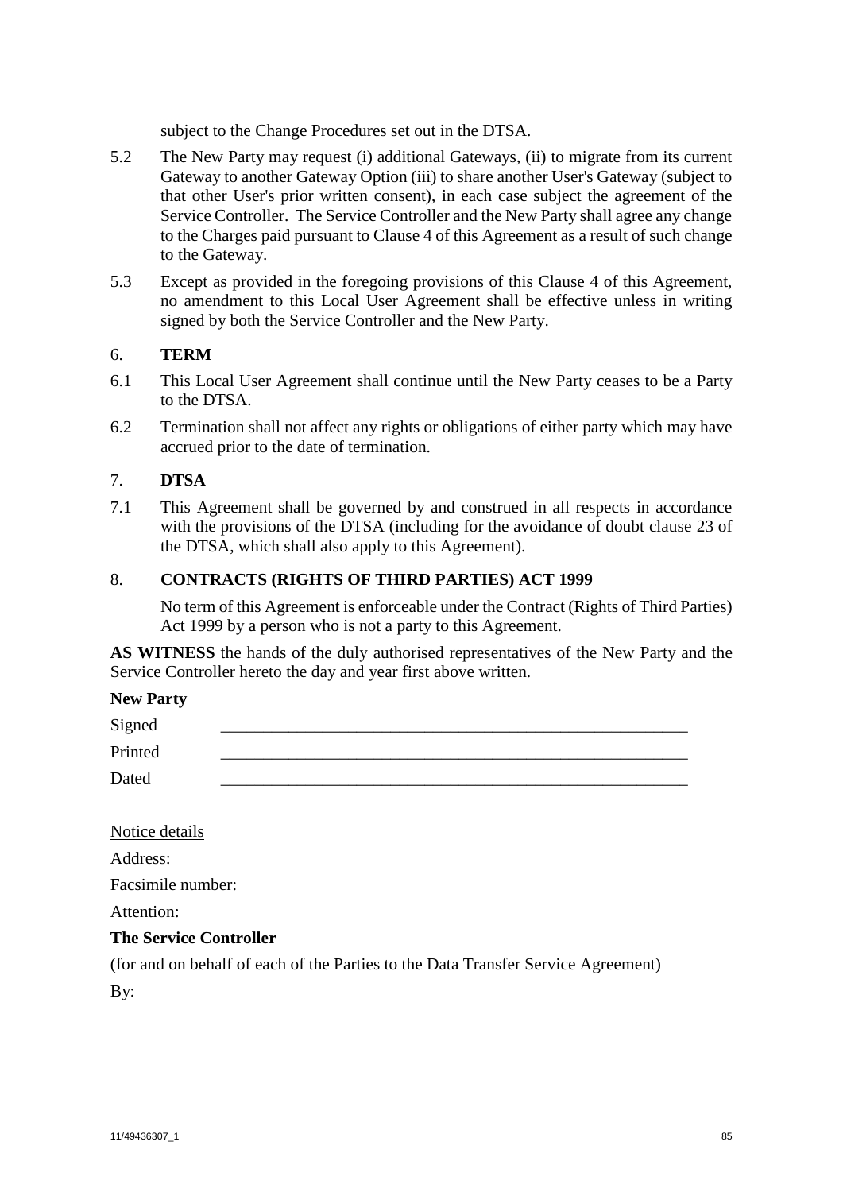subject to the Change Procedures set out in the DTSA.

5.2 The New Party may request (i) additional Gateways, (ii) to migrate from its current Gateway to another Gateway Option (iii) to share another User's Gateway (subject to that other User's prior written consent), in each case subject the agreement of the Service Controller. The Service Controller and the New Party shall agree any change to the Charges paid pursuant to Clause 4 of this Agreement as a result of such change to the Gateway.

5.3 Except as provided in the foregoing provisions of this Clause 4 of this Agreement, no amendment to this Local User Agreement shall be effective unless in writing signed by both the Service Controller and the New Party.

## 6. TERM

6.1 This Local User Agreement shall continue until the New Party ceases to be a Party to the DTSA.

6.2 Termination shall not affect any rights or obligations of either party which may have accrued prior to the date of termination.

## 7. DTSA

7.1 This Agreement shall be governed by and construed in all respects in accordance with the provisions of the DTSA (including for the avoidance of doubt clause 23 of the DTSA, which shall also apply to this Agreement).

## 8. CONTRACTS (RIGHTS OF THIRD PARTIES) ACT 1999

No term of this Agreement is enforceable under the Contract (Rights of Third Parties) Act 1999 by a person who is not a party to this Agreement.

**AS WITNESS** the hands of the duly authorised representatives of the New Party and the Service Controller hereto the day and year first above written.

**New Party**

Signed \_\_\_\_\_\_\_\_\_\_\_\_\_\_\_\_\_\_\_\_\_\_\_\_\_\_\_\_\_\_\_\_\_\_\_\_\_\_\_\_\_\_\_\_\_\_\_\_\_\_\_\_

Printed \_\_\_\_\_\_\_\_\_\_\_\_\_\_\_\_\_\_\_\_\_\_\_\_\_\_\_\_\_\_\_\_\_\_\_\_\_\_\_\_\_\_\_\_\_\_\_\_\_\_\_\_

Dated \_\_\_\_\_\_\_\_\_\_\_\_\_\_\_\_\_\_\_\_\_\_\_\_\_\_\_\_\_\_\_\_\_\_\_\_\_\_\_\_\_\_\_\_\_\_\_\_\_\_\_\_

Notice details

Address:

Facsimile number:

Attention:

**The Service Controller**

(for and on behalf of each of the Parties to the Data Transfer Service Agreement)

By: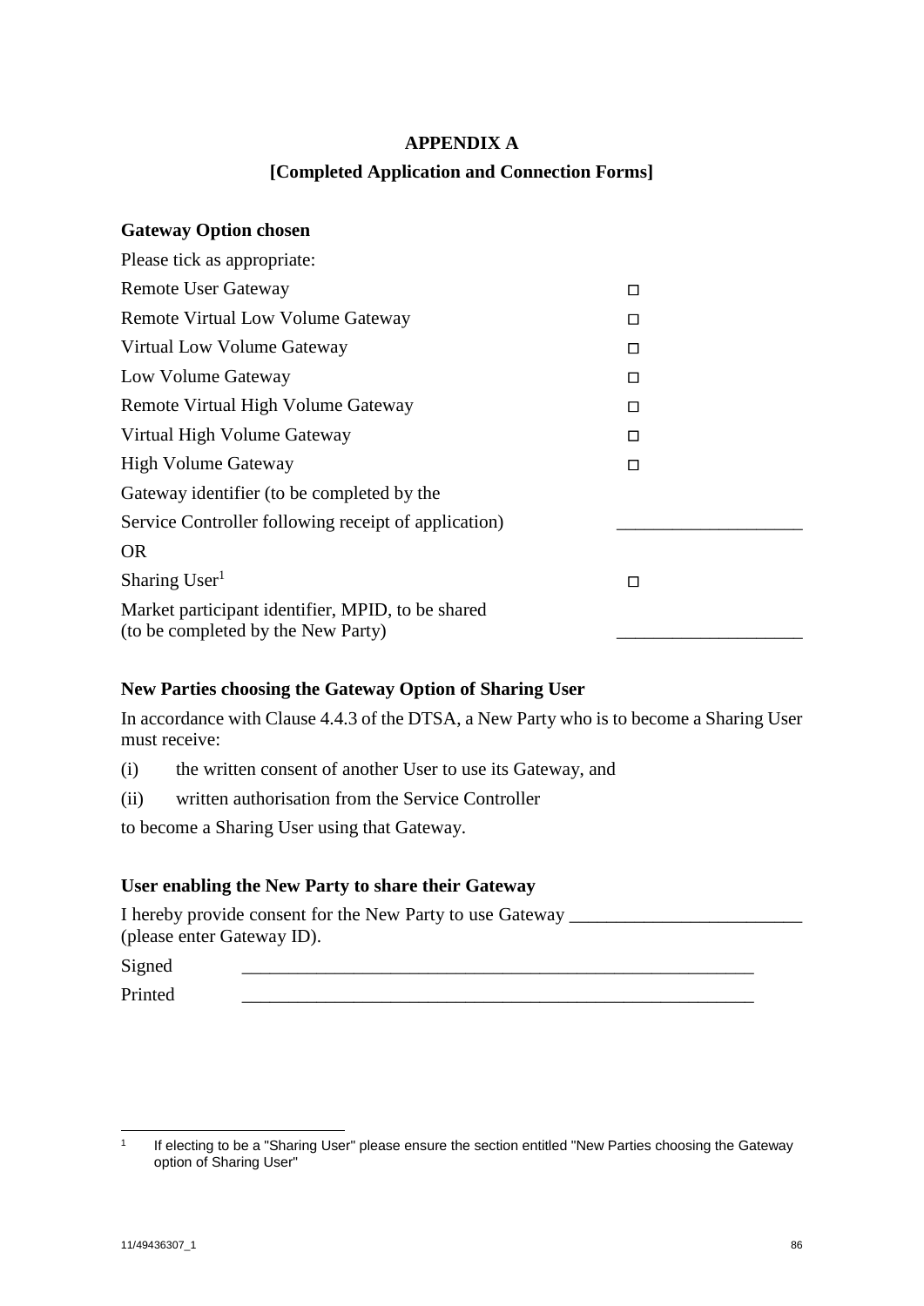# APPENDIX A

## [Completed Application and Connection Forms]

**Gateway Option chosen**

Please tick as appropriate:

| | |
|---|---|
| Remote User Gateway | ☐ |
| Remote Virtual Low Volume Gateway | ☐ |
| Virtual Low Volume Gateway | ☐ |
| Low Volume Gateway | ☐ |
| Remote Virtual High Volume Gateway | ☐ |
| Virtual High Volume Gateway | ☐ |
| High Volume Gateway | ☐ |
| Gateway identifier (to be completed by the Service Controller following receipt of application) | ____________________ |
| OR | |
| Sharing User[1] | ☐ |
| Market participant identifier, MPID, to be shared (to be completed by the New Party) | ____________________ |

**New Parties choosing the Gateway Option of Sharing User**

In accordance with Clause 4.4.3 of the DTSA, a New Party who is to become a Sharing User must receive:

(i) the written consent of another User to use its Gateway, and

(ii) written authorisation from the Service Controller

to become a Sharing User using that Gateway.

**User enabling the New Party to share their Gateway**

I hereby provide consent for the New Party to use Gateway _________________________ (please enter Gateway ID).

Signed _______________________________________________________

Printed _______________________________________________________

---

[1] If electing to be a "Sharing User" please ensure the section entitled "New Parties choosing the Gateway option of Sharing User"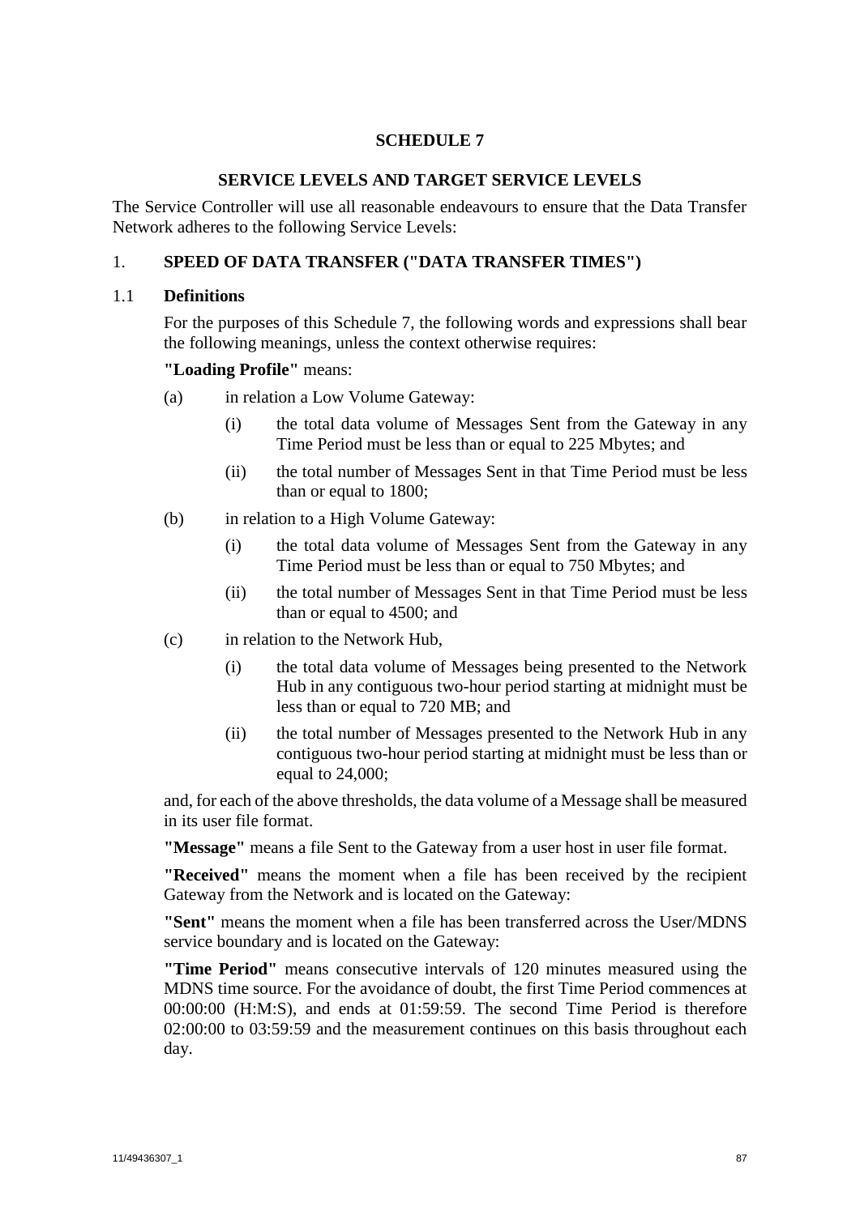# SCHEDULE 7

## SERVICE LEVELS AND TARGET SERVICE LEVELS

The Service Controller will use all reasonable endeavours to ensure that the Data Transfer Network adheres to the following Service Levels:

1. **SPEED OF DATA TRANSFER ("DATA TRANSFER TIMES")**

1.1 **Definitions**

For the purposes of this Schedule 7, the following words and expressions shall bear the following meanings, unless the context otherwise requires:

**"Loading Profile"** means:

(a) in relation a Low Volume Gateway:

   (i) the total data volume of Messages Sent from the Gateway in any Time Period must be less than or equal to 225 Mbytes; and

   (ii) the total number of Messages Sent in that Time Period must be less than or equal to 1800;

(b) in relation to a High Volume Gateway:

   (i) the total data volume of Messages Sent from the Gateway in any Time Period must be less than or equal to 750 Mbytes; and

   (ii) the total number of Messages Sent in that Time Period must be less than or equal to 4500; and

(c) in relation to the Network Hub,

   (i) the total data volume of Messages being presented to the Network Hub in any contiguous two-hour period starting at midnight must be less than or equal to 720 MB; and

   (ii) the total number of Messages presented to the Network Hub in any contiguous two-hour period starting at midnight must be less than or equal to 24,000;

and, for each of the above thresholds, the data volume of a Message shall be measured in its user file format.

**"Message"** means a file Sent to the Gateway from a user host in user file format.

**"Received"** means the moment when a file has been received by the recipient Gateway from the Network and is located on the Gateway:

**"Sent"** means the moment when a file has been transferred across the User/MDNS service boundary and is located on the Gateway:

**"Time Period"** means consecutive intervals of 120 minutes measured using the MDNS time source. For the avoidance of doubt, the first Time Period commences at 00:00:00 (H:M:S), and ends at 01:59:59. The second Time Period is therefore 02:00:00 to 03:59:59 and the measurement continues on this basis throughout each day.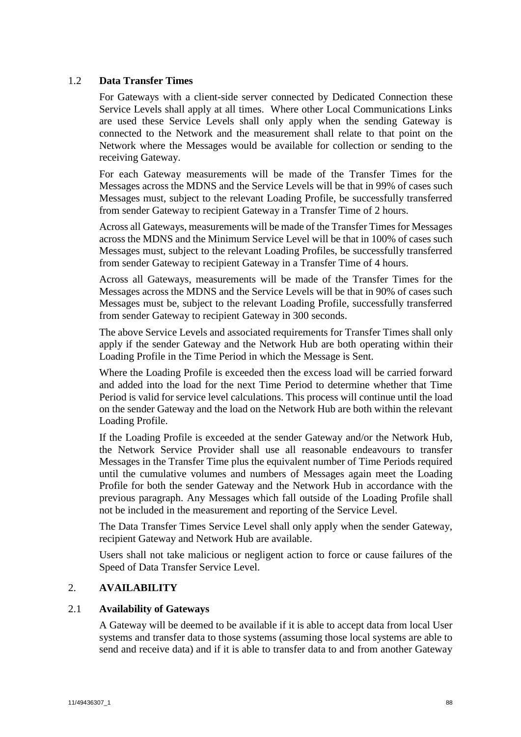### 1.2 **Data Transfer Times**

For Gateways with a client-side server connected by Dedicated Connection these Service Levels shall apply at all times. Where other Local Communications Links are used these Service Levels shall only apply when the sending Gateway is connected to the Network and the measurement shall relate to that point on the Network where the Messages would be available for collection or sending to the receiving Gateway.

For each Gateway measurements will be made of the Transfer Times for the Messages across the MDNS and the Service Levels will be that in 99% of cases such Messages must, subject to the relevant Loading Profile, be successfully transferred from sender Gateway to recipient Gateway in a Transfer Time of 2 hours.

Across all Gateways, measurements will be made of the Transfer Times for Messages across the MDNS and the Minimum Service Level will be that in 100% of cases such Messages must, subject to the relevant Loading Profiles, be successfully transferred from sender Gateway to recipient Gateway in a Transfer Time of 4 hours.

Across all Gateways, measurements will be made of the Transfer Times for the Messages across the MDNS and the Service Levels will be that in 90% of cases such Messages must be, subject to the relevant Loading Profile, successfully transferred from sender Gateway to recipient Gateway in 300 seconds.

The above Service Levels and associated requirements for Transfer Times shall only apply if the sender Gateway and the Network Hub are both operating within their Loading Profile in the Time Period in which the Message is Sent.

Where the Loading Profile is exceeded then the excess load will be carried forward and added into the load for the next Time Period to determine whether that Time Period is valid for service level calculations. This process will continue until the load on the sender Gateway and the load on the Network Hub are both within the relevant Loading Profile.

If the Loading Profile is exceeded at the sender Gateway and/or the Network Hub, the Network Service Provider shall use all reasonable endeavours to transfer Messages in the Transfer Time plus the equivalent number of Time Periods required until the cumulative volumes and numbers of Messages again meet the Loading Profile for both the sender Gateway and the Network Hub in accordance with the previous paragraph. Any Messages which fall outside of the Loading Profile shall not be included in the measurement and reporting of the Service Level.

The Data Transfer Times Service Level shall only apply when the sender Gateway, recipient Gateway and Network Hub are available.

Users shall not take malicious or negligent action to force or cause failures of the Speed of Data Transfer Service Level.

## 2. **AVAILABILITY**

### 2.1 **Availability of Gateways**

A Gateway will be deemed to be available if it is able to accept data from local User systems and transfer data to those systems (assuming those local systems are able to send and receive data) and if it is able to transfer data to and from another Gateway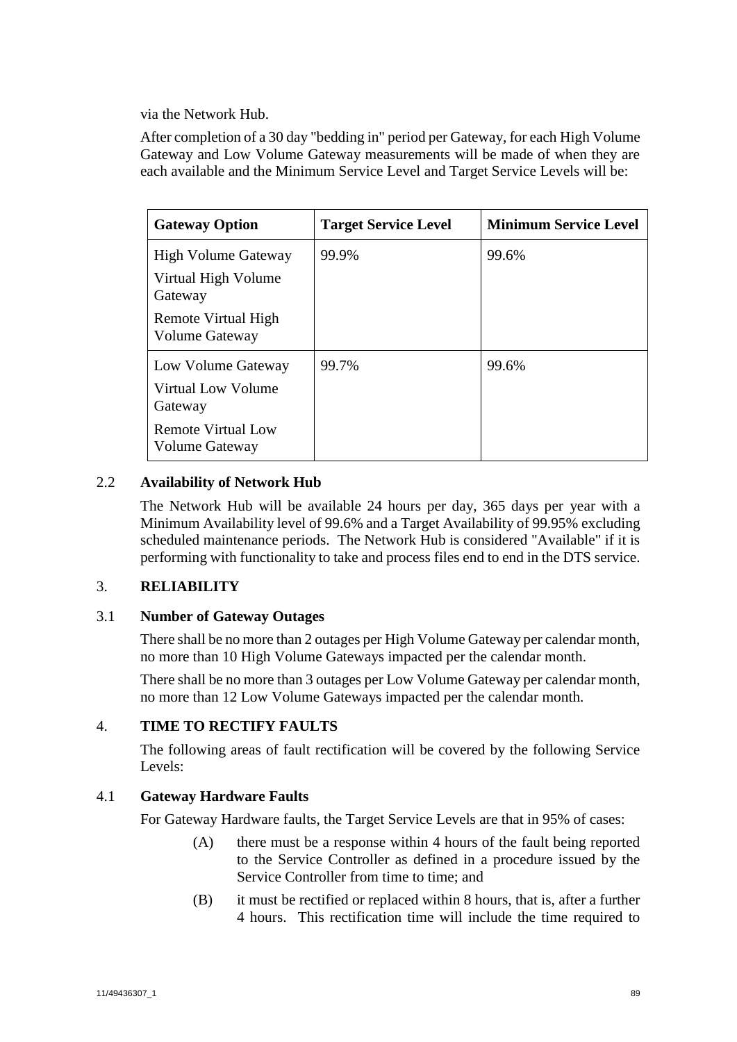via the Network Hub.

After completion of a 30 day "bedding in" period per Gateway, for each High Volume Gateway and Low Volume Gateway measurements will be made of when they are each available and the Minimum Service Level and Target Service Levels will be:

| Gateway Option | Target Service Level | Minimum Service Level |
|---|---|---|
| High Volume Gateway<br>Virtual High Volume Gateway<br>Remote Virtual High Volume Gateway | 99.9% | 99.6% |
| Low Volume Gateway<br>Virtual Low Volume Gateway<br>Remote Virtual Low Volume Gateway | 99.7% | 99.6% |

### 2.2 Availability of Network Hub

The Network Hub will be available 24 hours per day, 365 days per year with a Minimum Availability level of 99.6% and a Target Availability of 99.95% excluding scheduled maintenance periods. The Network Hub is considered "Available" if it is performing with functionality to take and process files end to end in the DTS service.

## 3. RELIABILITY

### 3.1 Number of Gateway Outages

There shall be no more than 2 outages per High Volume Gateway per calendar month, no more than 10 High Volume Gateways impacted per the calendar month.

There shall be no more than 3 outages per Low Volume Gateway per calendar month, no more than 12 Low Volume Gateways impacted per the calendar month.

## 4. TIME TO RECTIFY FAULTS

The following areas of fault rectification will be covered by the following Service Levels:

### 4.1 Gateway Hardware Faults

For Gateway Hardware faults, the Target Service Levels are that in 95% of cases:

(A) there must be a response within 4 hours of the fault being reported to the Service Controller as defined in a procedure issued by the Service Controller from time to time; and

(B) it must be rectified or replaced within 8 hours, that is, after a further 4 hours. This rectification time will include the time required to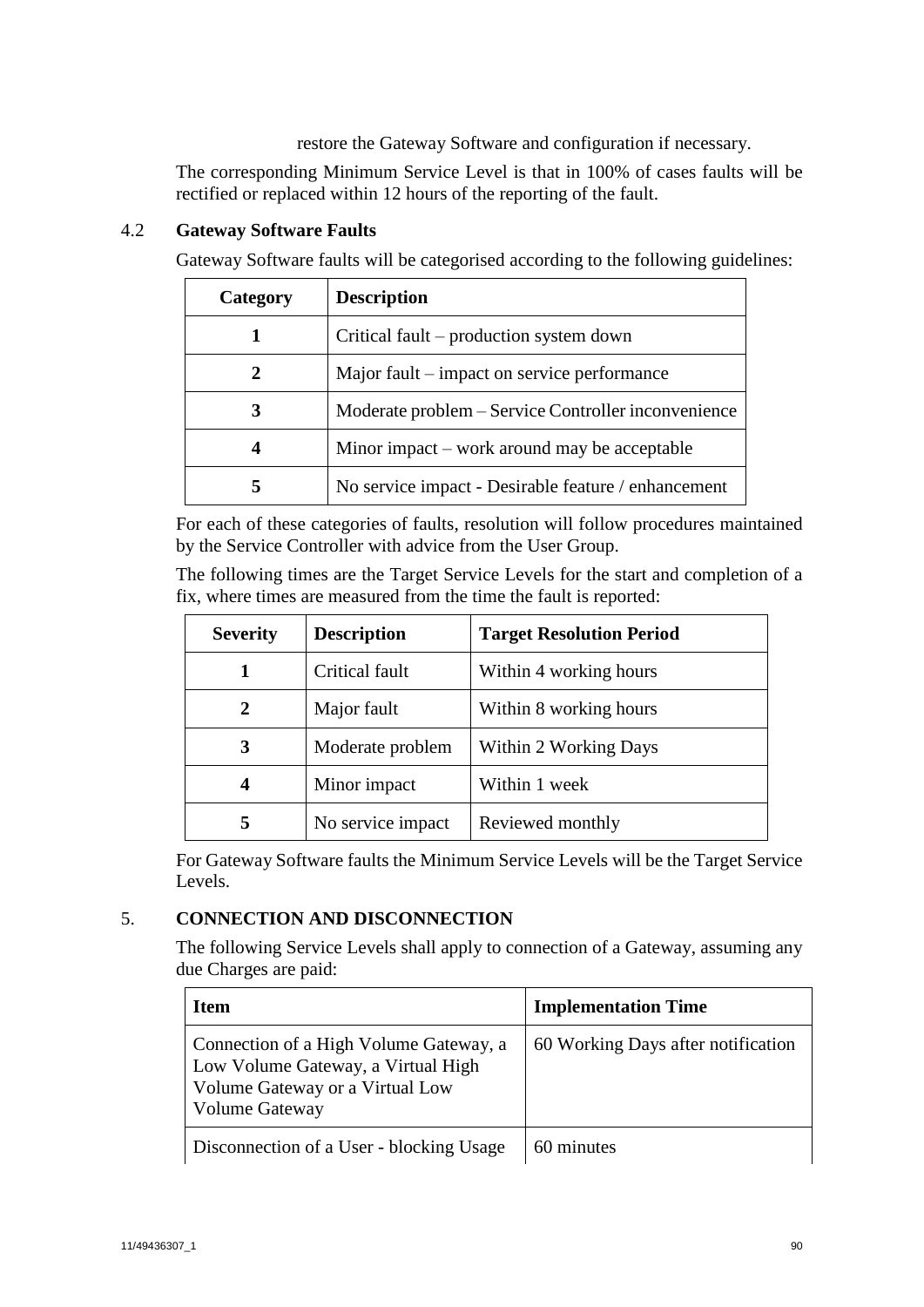restore the Gateway Software and configuration if necessary.

The corresponding Minimum Service Level is that in 100% of cases faults will be rectified or replaced within 12 hours of the reporting of the fault.

### 4.2 Gateway Software Faults

Gateway Software faults will be categorised according to the following guidelines:

| Category | Description |
|---|---|
| 1 | Critical fault – production system down |
| 2 | Major fault – impact on service performance |
| 3 | Moderate problem – Service Controller inconvenience |
| 4 | Minor impact – work around may be acceptable |
| 5 | No service impact - Desirable feature / enhancement |

For each of these categories of faults, resolution will follow procedures maintained by the Service Controller with advice from the User Group.

The following times are the Target Service Levels for the start and completion of a fix, where times are measured from the time the fault is reported:

| Severity | Description | Target Resolution Period |
|---|---|---|
| 1 | Critical fault | Within 4 working hours |
| 2 | Major fault | Within 8 working hours |
| 3 | Moderate problem | Within 2 Working Days |
| 4 | Minor impact | Within 1 week |
| 5 | No service impact | Reviewed monthly |

For Gateway Software faults the Minimum Service Levels will be the Target Service Levels.

## 5. CONNECTION AND DISCONNECTION

The following Service Levels shall apply to connection of a Gateway, assuming any due Charges are paid:

| Item | Implementation Time |
|---|---|
| Connection of a High Volume Gateway, a Low Volume Gateway, a Virtual High Volume Gateway or a Virtual Low Volume Gateway | 60 Working Days after notification |
| Disconnection of a User - blocking Usage | 60 minutes |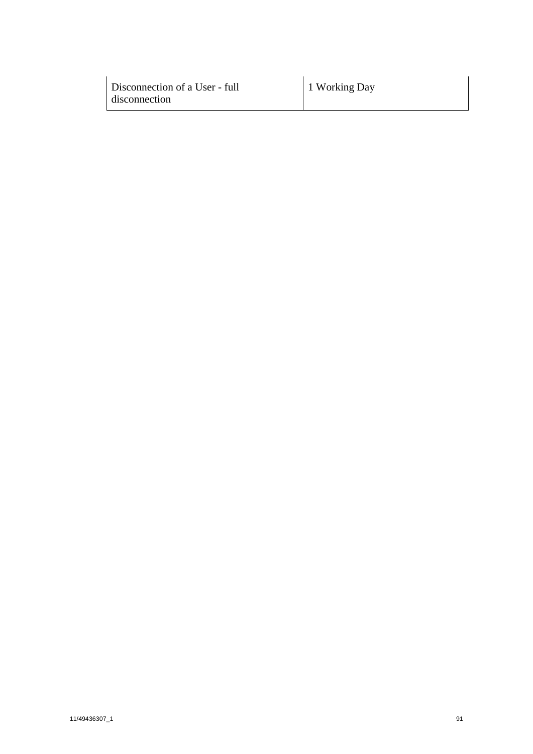| | |
|---|---|
| Disconnection of a User - full disconnection | 1 Working Day |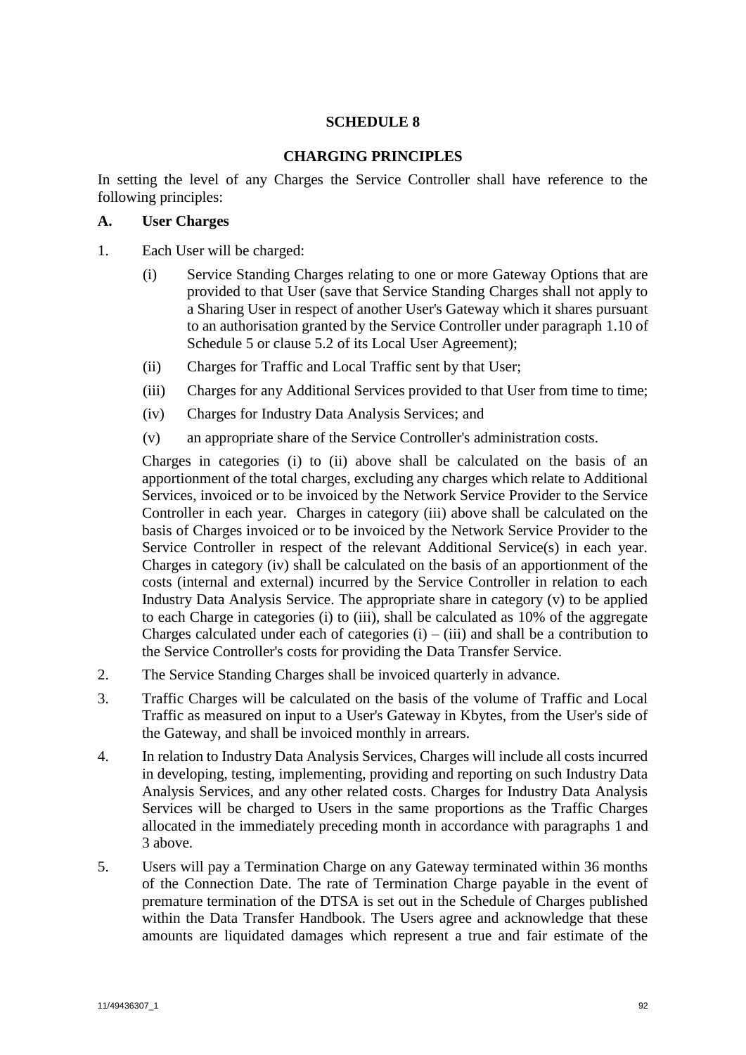**SCHEDULE 8**

**CHARGING PRINCIPLES**

In setting the level of any Charges the Service Controller shall have reference to the following principles:

**A. User Charges**

1. Each User will be charged:

   (i) Service Standing Charges relating to one or more Gateway Options that are provided to that User (save that Service Standing Charges shall not apply to a Sharing User in respect of another User's Gateway which it shares pursuant to an authorisation granted by the Service Controller under paragraph 1.10 of Schedule 5 or clause 5.2 of its Local User Agreement);

   (ii) Charges for Traffic and Local Traffic sent by that User;

   (iii) Charges for any Additional Services provided to that User from time to time;

   (iv) Charges for Industry Data Analysis Services; and

   (v) an appropriate share of the Service Controller's administration costs.

   Charges in categories (i) to (ii) above shall be calculated on the basis of an apportionment of the total charges, excluding any charges which relate to Additional Services, invoiced or to be invoiced by the Network Service Provider to the Service Controller in each year. Charges in category (iii) above shall be calculated on the basis of Charges invoiced or to be invoiced by the Network Service Provider to the Service Controller in respect of the relevant Additional Service(s) in each year. Charges in category (iv) shall be calculated on the basis of an apportionment of the costs (internal and external) incurred by the Service Controller in relation to each Industry Data Analysis Service. The appropriate share in category (v) to be applied to each Charge in categories (i) to (iii), shall be calculated as 10% of the aggregate Charges calculated under each of categories (i) – (iii) and shall be a contribution to the Service Controller's costs for providing the Data Transfer Service.

2. The Service Standing Charges shall be invoiced quarterly in advance.

3. Traffic Charges will be calculated on the basis of the volume of Traffic and Local Traffic as measured on input to a User's Gateway in Kbytes, from the User's side of the Gateway, and shall be invoiced monthly in arrears.

4. In relation to Industry Data Analysis Services, Charges will include all costs incurred in developing, testing, implementing, providing and reporting on such Industry Data Analysis Services, and any other related costs. Charges for Industry Data Analysis Services will be charged to Users in the same proportions as the Traffic Charges allocated in the immediately preceding month in accordance with paragraphs 1 and 3 above.

5. Users will pay a Termination Charge on any Gateway terminated within 36 months of the Connection Date. The rate of Termination Charge payable in the event of premature termination of the DTSA is set out in the Schedule of Charges published within the Data Transfer Handbook. The Users agree and acknowledge that these amounts are liquidated damages which represent a true and fair estimate of the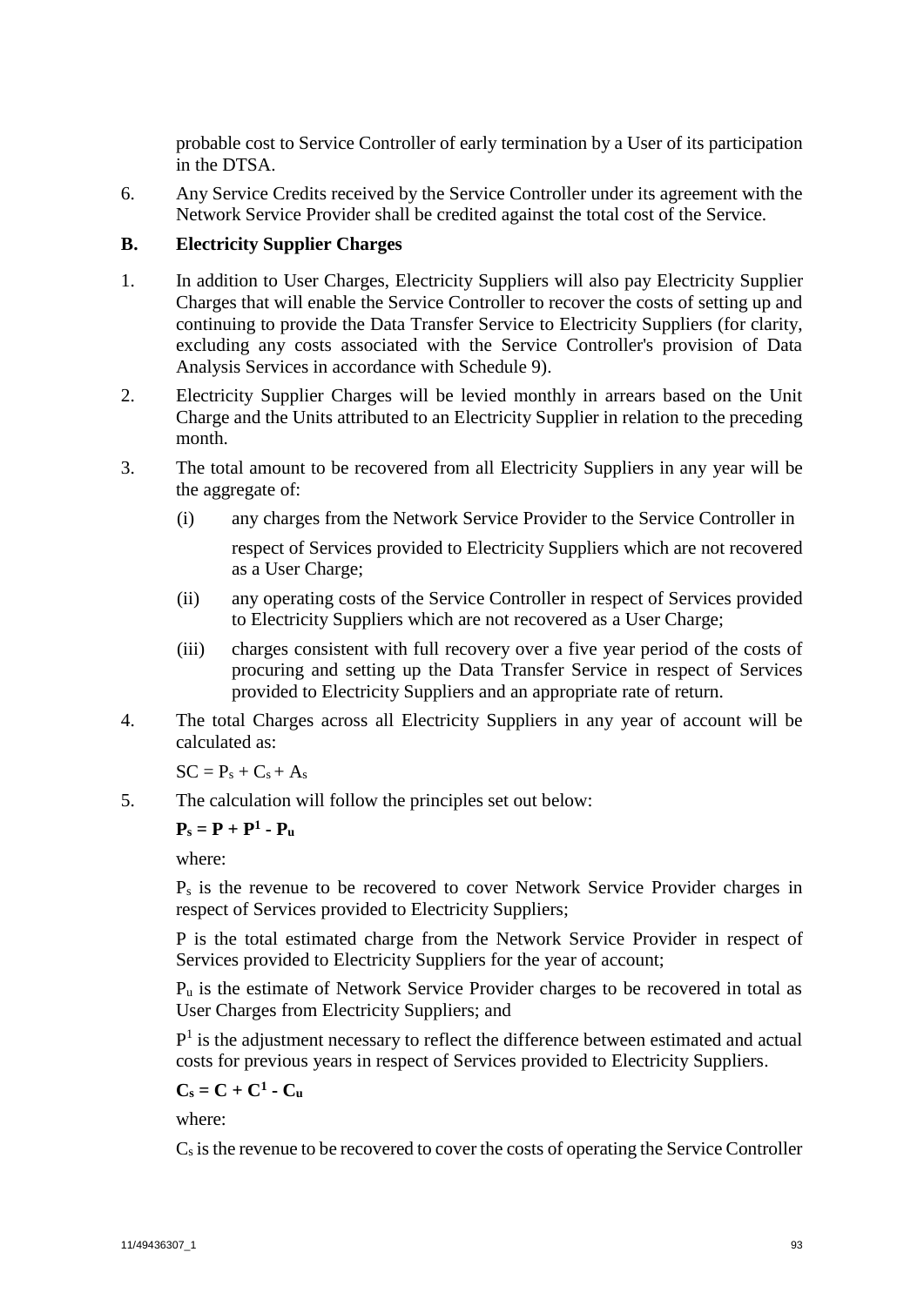probable cost to Service Controller of early termination by a User of its participation in the DTSA.

6. Any Service Credits received by the Service Controller under its agreement with the Network Service Provider shall be credited against the total cost of the Service.

**B. Electricity Supplier Charges**

1. In addition to User Charges, Electricity Suppliers will also pay Electricity Supplier Charges that will enable the Service Controller to recover the costs of setting up and continuing to provide the Data Transfer Service to Electricity Suppliers (for clarity, excluding any costs associated with the Service Controller's provision of Data Analysis Services in accordance with Schedule 9).

2. Electricity Supplier Charges will be levied monthly in arrears based on the Unit Charge and the Units attributed to an Electricity Supplier in relation to the preceding month.

3. The total amount to be recovered from all Electricity Suppliers in any year will be the aggregate of:

   (i) any charges from the Network Service Provider to the Service Controller in respect of Services provided to Electricity Suppliers which are not recovered as a User Charge;

   (ii) any operating costs of the Service Controller in respect of Services provided to Electricity Suppliers which are not recovered as a User Charge;

   (iii) charges consistent with full recovery over a five year period of the costs of procuring and setting up the Data Transfer Service in respect of Services provided to Electricity Suppliers and an appropriate rate of return.

4. The total Charges across all Electricity Suppliers in any year of account will be calculated as:

   $SC = P_s + C_s + A_s$

5. The calculation will follow the principles set out below:

   $\mathbf{P_s = P + P^1 - P_u}$

   where:

   $P_s$ is the revenue to be recovered to cover Network Service Provider charges in respect of Services provided to Electricity Suppliers;

   P is the total estimated charge from the Network Service Provider in respect of Services provided to Electricity Suppliers for the year of account;

   $P_u$ is the estimate of Network Service Provider charges to be recovered in total as User Charges from Electricity Suppliers; and

   $P^1$ is the adjustment necessary to reflect the difference between estimated and actual costs for previous years in respect of Services provided to Electricity Suppliers.

   $\mathbf{C_s = C + C^1 - C_u}$

   where:

   $C_s$ is the revenue to be recovered to cover the costs of operating the Service Controller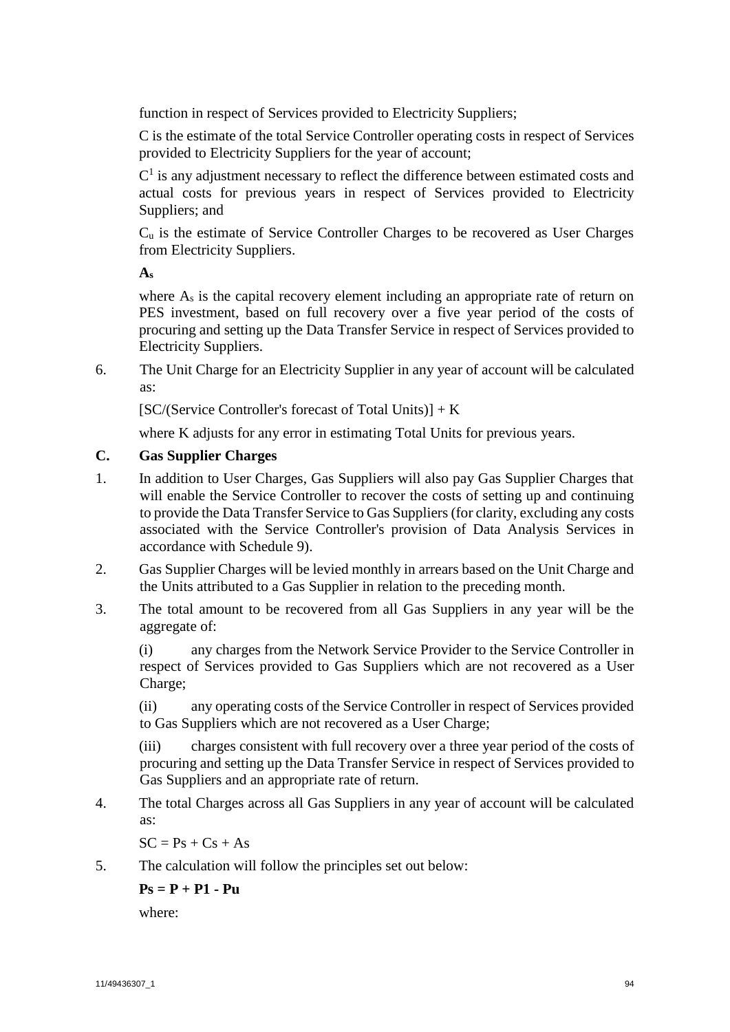function in respect of Services provided to Electricity Suppliers;

C is the estimate of the total Service Controller operating costs in respect of Services provided to Electricity Suppliers for the year of account;

$C^1$ is any adjustment necessary to reflect the difference between estimated costs and actual costs for previous years in respect of Services provided to Electricity Suppliers; and

$C_u$ is the estimate of Service Controller Charges to be recovered as User Charges from Electricity Suppliers.

$\mathbf{A_s}$

where $A_s$ is the capital recovery element including an appropriate rate of return on PES investment, based on full recovery over a five year period of the costs of procuring and setting up the Data Transfer Service in respect of Services provided to Electricity Suppliers.

6. The Unit Charge for an Electricity Supplier in any year of account will be calculated as:

   [SC/(Service Controller's forecast of Total Units)] + K

   where K adjusts for any error in estimating Total Units for previous years.

## C. Gas Supplier Charges

1. In addition to User Charges, Gas Suppliers will also pay Gas Supplier Charges that will enable the Service Controller to recover the costs of setting up and continuing to provide the Data Transfer Service to Gas Suppliers (for clarity, excluding any costs associated with the Service Controller's provision of Data Analysis Services in accordance with Schedule 9).

2. Gas Supplier Charges will be levied monthly in arrears based on the Unit Charge and the Units attributed to a Gas Supplier in relation to the preceding month.

3. The total amount to be recovered from all Gas Suppliers in any year will be the aggregate of:

   (i) any charges from the Network Service Provider to the Service Controller in respect of Services provided to Gas Suppliers which are not recovered as a User Charge;

   (ii) any operating costs of the Service Controller in respect of Services provided to Gas Suppliers which are not recovered as a User Charge;

   (iii) charges consistent with full recovery over a three year period of the costs of procuring and setting up the Data Transfer Service in respect of Services provided to Gas Suppliers and an appropriate rate of return.

4. The total Charges across all Gas Suppliers in any year of account will be calculated as:

   SC = Ps + Cs + As

5. The calculation will follow the principles set out below:

   **Ps = P + P1 - Pu**

   where: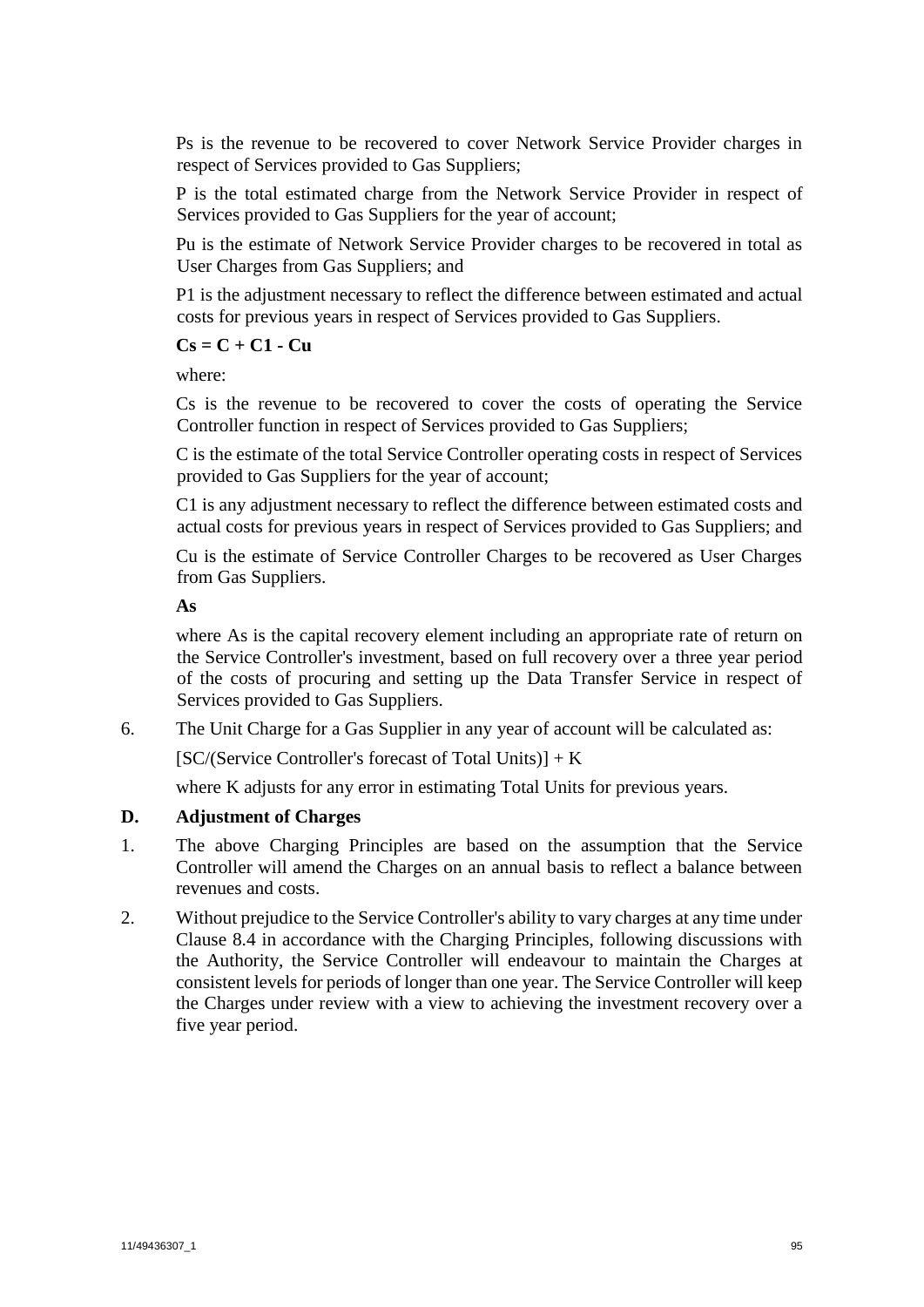Ps is the revenue to be recovered to cover Network Service Provider charges in respect of Services provided to Gas Suppliers;

P is the total estimated charge from the Network Service Provider in respect of Services provided to Gas Suppliers for the year of account;

Pu is the estimate of Network Service Provider charges to be recovered in total as User Charges from Gas Suppliers; and

P1 is the adjustment necessary to reflect the difference between estimated and actual costs for previous years in respect of Services provided to Gas Suppliers.

**Cs = C + C1 - Cu**

where:

Cs is the revenue to be recovered to cover the costs of operating the Service Controller function in respect of Services provided to Gas Suppliers;

C is the estimate of the total Service Controller operating costs in respect of Services provided to Gas Suppliers for the year of account;

C1 is any adjustment necessary to reflect the difference between estimated costs and actual costs for previous years in respect of Services provided to Gas Suppliers; and

Cu is the estimate of Service Controller Charges to be recovered as User Charges from Gas Suppliers.

**As**

where As is the capital recovery element including an appropriate rate of return on the Service Controller's investment, based on full recovery over a three year period of the costs of procuring and setting up the Data Transfer Service in respect of Services provided to Gas Suppliers.

6. The Unit Charge for a Gas Supplier in any year of account will be calculated as:

   [SC/(Service Controller's forecast of Total Units)] + K

   where K adjusts for any error in estimating Total Units for previous years.

**D. Adjustment of Charges**

1. The above Charging Principles are based on the assumption that the Service Controller will amend the Charges on an annual basis to reflect a balance between revenues and costs.

2. Without prejudice to the Service Controller's ability to vary charges at any time under Clause 8.4 in accordance with the Charging Principles, following discussions with the Authority, the Service Controller will endeavour to maintain the Charges at consistent levels for periods of longer than one year. The Service Controller will keep the Charges under review with a view to achieving the investment recovery over a five year period.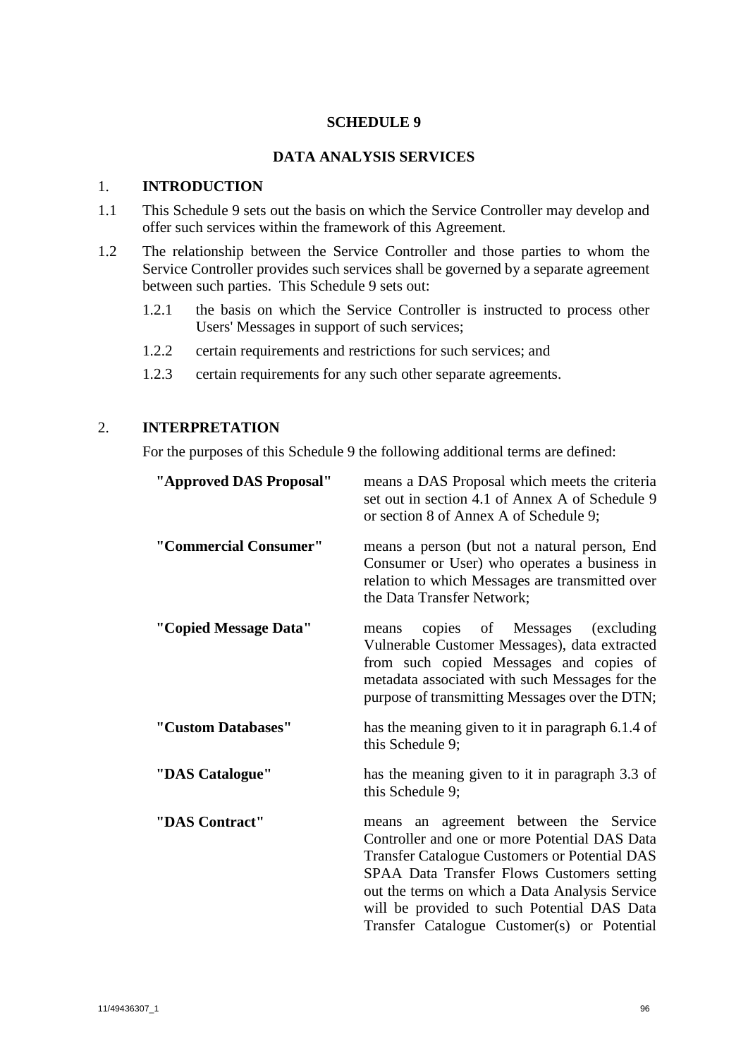# SCHEDULE 9

## DATA ANALYSIS SERVICES

### 1. INTRODUCTION

1.1 This Schedule 9 sets out the basis on which the Service Controller may develop and offer such services within the framework of this Agreement.

1.2 The relationship between the Service Controller and those parties to whom the Service Controller provides such services shall be governed by a separate agreement between such parties. This Schedule 9 sets out:

1.2.1 the basis on which the Service Controller is instructed to process other Users' Messages in support of such services;

1.2.2 certain requirements and restrictions for such services; and

1.2.3 certain requirements for any such other separate agreements.

### 2. INTERPRETATION

For the purposes of this Schedule 9 the following additional terms are defined:

| | |
|---|---|
| **"Approved DAS Proposal"** | means a DAS Proposal which meets the criteria set out in section 4.1 of Annex A of Schedule 9 or section 8 of Annex A of Schedule 9; |
| **"Commercial Consumer"** | means a person (but not a natural person, End Consumer or User) who operates a business in relation to which Messages are transmitted over the Data Transfer Network; |
| **"Copied Message Data"** | means copies of Messages (excluding Vulnerable Customer Messages), data extracted from such copied Messages and copies of metadata associated with such Messages for the purpose of transmitting Messages over the DTN; |
| **"Custom Databases"** | has the meaning given to it in paragraph 6.1.4 of this Schedule 9; |
| **"DAS Catalogue"** | has the meaning given to it in paragraph 3.3 of this Schedule 9; |
| **"DAS Contract"** | means an agreement between the Service Controller and one or more Potential DAS Data Transfer Catalogue Customers or Potential DAS SPAA Data Transfer Flows Customers setting out the terms on which a Data Analysis Service will be provided to such Potential DAS Data Transfer Catalogue Customer(s) or Potential |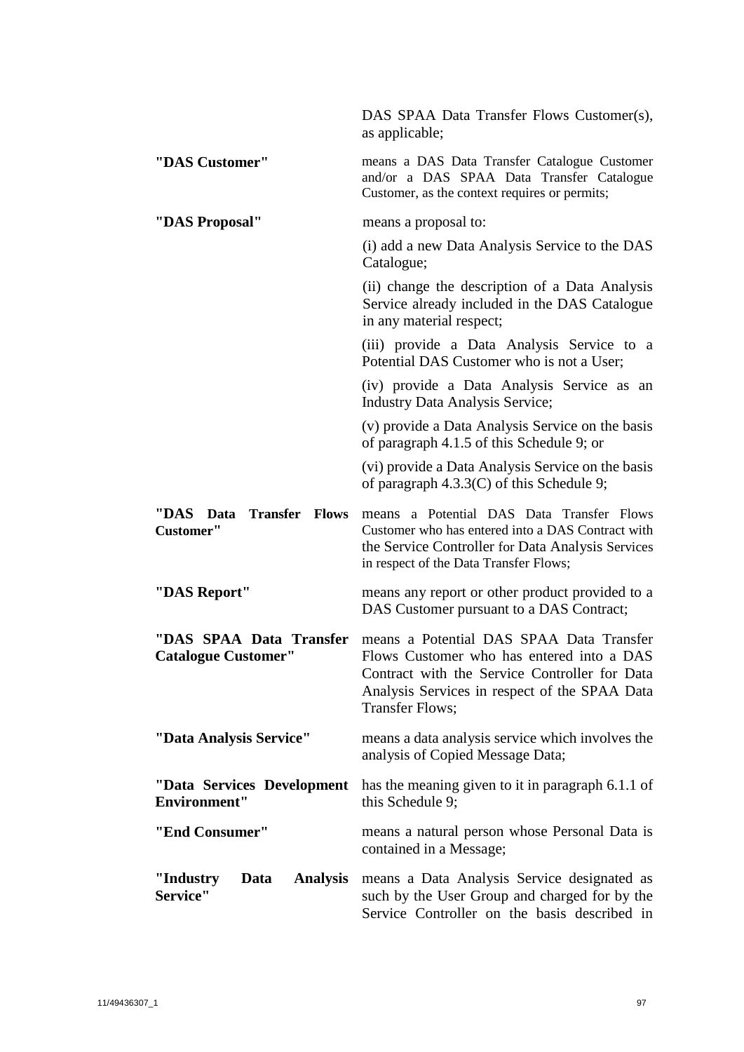| | |
|---|---|
| | DAS SPAA Data Transfer Flows Customer(s), as applicable; |
| **"DAS Customer"** | means a DAS Data Transfer Catalogue Customer and/or a DAS SPAA Data Transfer Catalogue Customer, as the context requires or permits; |
| **"DAS Proposal"** | means a proposal to:<br>(i) add a new Data Analysis Service to the DAS Catalogue;<br>(ii) change the description of a Data Analysis Service already included in the DAS Catalogue in any material respect;<br>(iii) provide a Data Analysis Service to a Potential DAS Customer who is not a User;<br>(iv) provide a Data Analysis Service as an Industry Data Analysis Service;<br>(v) provide a Data Analysis Service on the basis of paragraph 4.1.5 of this Schedule 9; or<br>(vi) provide a Data Analysis Service on the basis of paragraph 4.3.3(C) of this Schedule 9; |
| **"DAS Data Transfer Flows Customer"** | means a Potential DAS Data Transfer Flows Customer who has entered into a DAS Contract with the Service Controller for Data Analysis Services in respect of the Data Transfer Flows; |
| **"DAS Report"** | means any report or other product provided to a DAS Customer pursuant to a DAS Contract; |
| **"DAS SPAA Data Transfer Catalogue Customer"** | means a Potential DAS SPAA Data Transfer Flows Customer who has entered into a DAS Contract with the Service Controller for Data Analysis Services in respect of the SPAA Data Transfer Flows; |
| **"Data Analysis Service"** | means a data analysis service which involves the analysis of Copied Message Data; |
| **"Data Services Development Environment"** | has the meaning given to it in paragraph 6.1.1 of this Schedule 9; |
| **"End Consumer"** | means a natural person whose Personal Data is contained in a Message; |
| **"Industry Data Analysis Service"** | means a Data Analysis Service designated as such by the User Group and charged for by the Service Controller on the basis described in |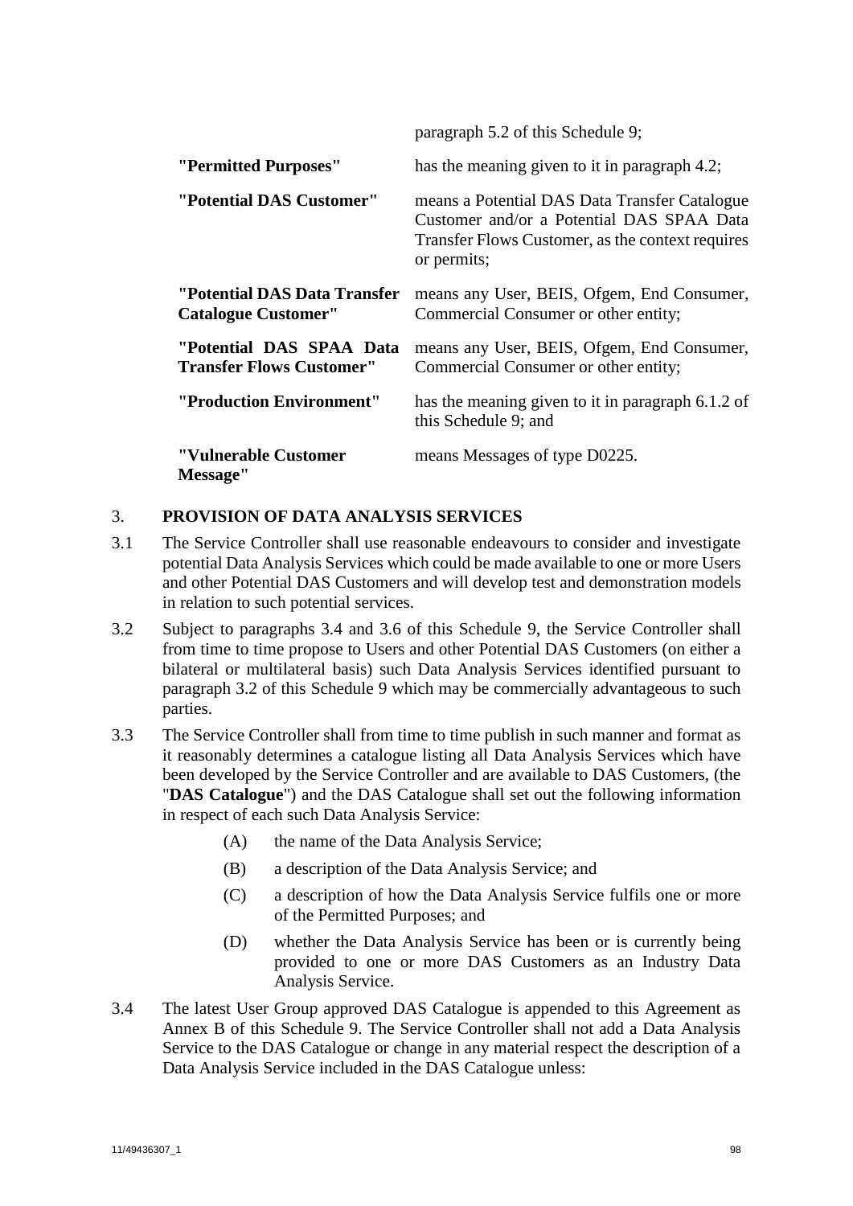paragraph 5.2 of this Schedule 9;

| | |
|---|---|
| **"Permitted Purposes"** | has the meaning given to it in paragraph 4.2; |
| **"Potential DAS Customer"** | means a Potential DAS Data Transfer Catalogue Customer and/or a Potential DAS SPAA Data Transfer Flows Customer, as the context requires or permits; |
| **"Potential DAS Data Transfer Catalogue Customer"** | means any User, BEIS, Ofgem, End Consumer, Commercial Consumer or other entity; |
| **"Potential DAS SPAA Data Transfer Flows Customer"** | means any User, BEIS, Ofgem, End Consumer, Commercial Consumer or other entity; |
| **"Production Environment"** | has the meaning given to it in paragraph 6.1.2 of this Schedule 9; and |
| **"Vulnerable Customer Message"** | means Messages of type D0225. |

## 3. PROVISION OF DATA ANALYSIS SERVICES

3.1 The Service Controller shall use reasonable endeavours to consider and investigate potential Data Analysis Services which could be made available to one or more Users and other Potential DAS Customers and will develop test and demonstration models in relation to such potential services.

3.2 Subject to paragraphs 3.4 and 3.6 of this Schedule 9, the Service Controller shall from time to time propose to Users and other Potential DAS Customers (on either a bilateral or multilateral basis) such Data Analysis Services identified pursuant to paragraph 3.2 of this Schedule 9 which may be commercially advantageous to such parties.

3.3 The Service Controller shall from time to time publish in such manner and format as it reasonably determines a catalogue listing all Data Analysis Services which have been developed by the Service Controller and are available to DAS Customers, (the "**DAS Catalogue**") and the DAS Catalogue shall set out the following information in respect of each such Data Analysis Service:

(A) the name of the Data Analysis Service;

(B) a description of the Data Analysis Service; and

(C) a description of how the Data Analysis Service fulfils one or more of the Permitted Purposes; and

(D) whether the Data Analysis Service has been or is currently being provided to one or more DAS Customers as an Industry Data Analysis Service.

3.4 The latest User Group approved DAS Catalogue is appended to this Agreement as Annex B of this Schedule 9. The Service Controller shall not add a Data Analysis Service to the DAS Catalogue or change in any material respect the description of a Data Analysis Service included in the DAS Catalogue unless: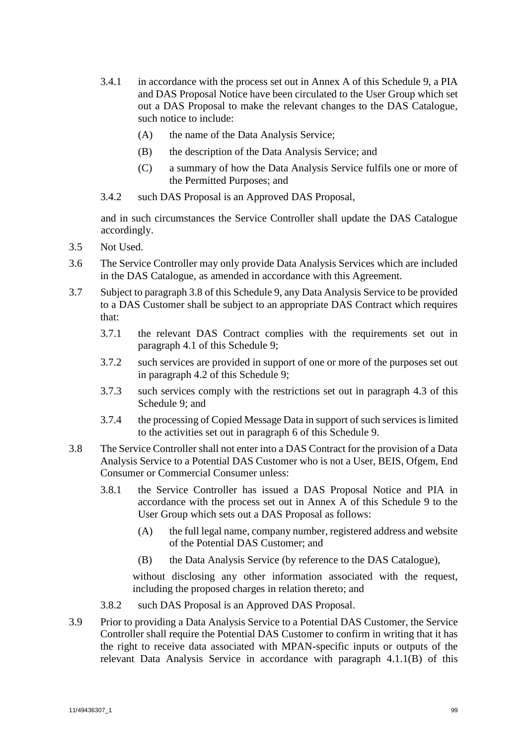3.4.1 in accordance with the process set out in Annex A of this Schedule 9, a PIA and DAS Proposal Notice have been circulated to the User Group which set out a DAS Proposal to make the relevant changes to the DAS Catalogue, such notice to include:

(A) the name of the Data Analysis Service;

(B) the description of the Data Analysis Service; and

(C) a summary of how the Data Analysis Service fulfils one or more of the Permitted Purposes; and

3.4.2 such DAS Proposal is an Approved DAS Proposal,

and in such circumstances the Service Controller shall update the DAS Catalogue accordingly.

3.5 Not Used.

3.6 The Service Controller may only provide Data Analysis Services which are included in the DAS Catalogue, as amended in accordance with this Agreement.

3.7 Subject to paragraph 3.8 of this Schedule 9, any Data Analysis Service to be provided to a DAS Customer shall be subject to an appropriate DAS Contract which requires that:

3.7.1 the relevant DAS Contract complies with the requirements set out in paragraph 4.1 of this Schedule 9;

3.7.2 such services are provided in support of one or more of the purposes set out in paragraph 4.2 of this Schedule 9;

3.7.3 such services comply with the restrictions set out in paragraph 4.3 of this Schedule 9; and

3.7.4 the processing of Copied Message Data in support of such services is limited to the activities set out in paragraph 6 of this Schedule 9.

3.8 The Service Controller shall not enter into a DAS Contract for the provision of a Data Analysis Service to a Potential DAS Customer who is not a User, BEIS, Ofgem, End Consumer or Commercial Consumer unless:

3.8.1 the Service Controller has issued a DAS Proposal Notice and PIA in accordance with the process set out in Annex A of this Schedule 9 to the User Group which sets out a DAS Proposal as follows:

(A) the full legal name, company number, registered address and website of the Potential DAS Customer; and

(B) the Data Analysis Service (by reference to the DAS Catalogue),

without disclosing any other information associated with the request, including the proposed charges in relation thereto; and

3.8.2 such DAS Proposal is an Approved DAS Proposal.

3.9 Prior to providing a Data Analysis Service to a Potential DAS Customer, the Service Controller shall require the Potential DAS Customer to confirm in writing that it has the right to receive data associated with MPAN-specific inputs or outputs of the relevant Data Analysis Service in accordance with paragraph 4.1.1(B) of this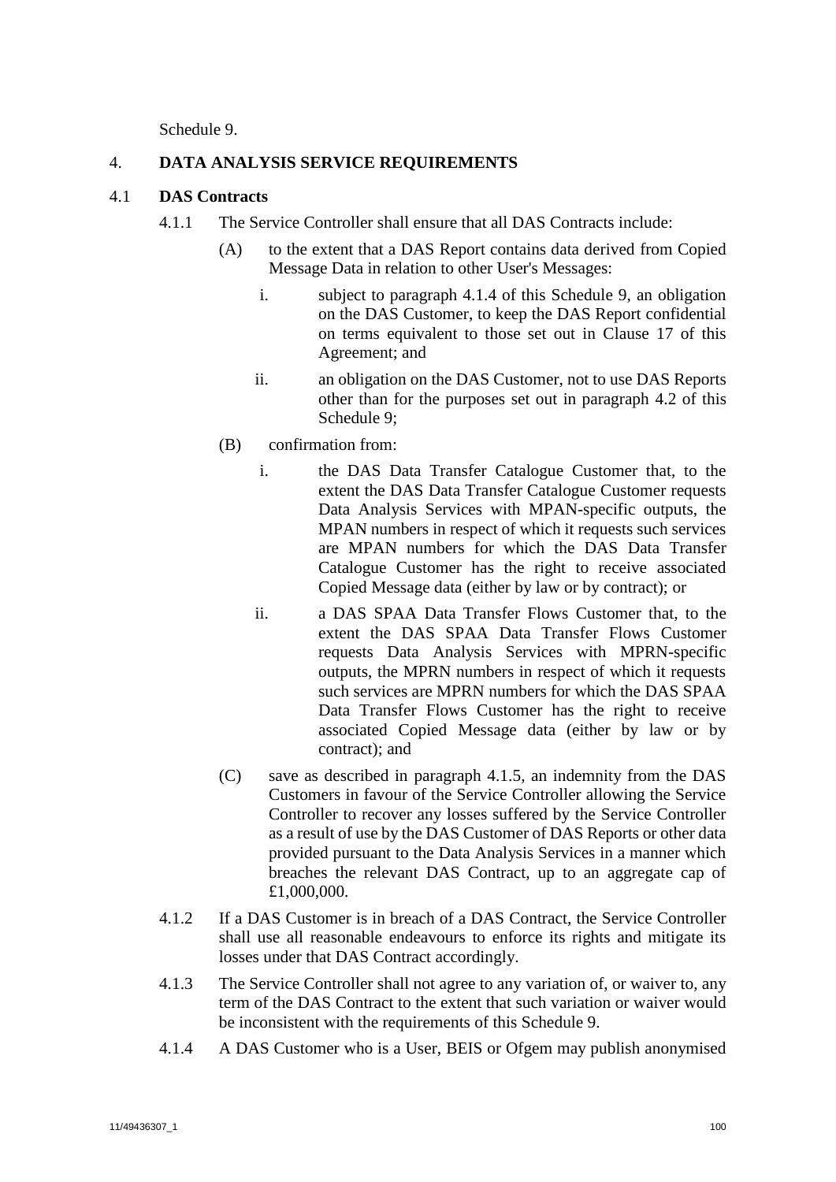Schedule 9.

## 4. DATA ANALYSIS SERVICE REQUIREMENTS

### 4.1 DAS Contracts

4.1.1 The Service Controller shall ensure that all DAS Contracts include:

(A) to the extent that a DAS Report contains data derived from Copied Message Data in relation to other User's Messages:

i. subject to paragraph 4.1.4 of this Schedule 9, an obligation on the DAS Customer, to keep the DAS Report confidential on terms equivalent to those set out in Clause 17 of this Agreement; and

ii. an obligation on the DAS Customer, not to use DAS Reports other than for the purposes set out in paragraph 4.2 of this Schedule 9;

(B) confirmation from:

i. the DAS Data Transfer Catalogue Customer that, to the extent the DAS Data Transfer Catalogue Customer requests Data Analysis Services with MPAN-specific outputs, the MPAN numbers in respect of which it requests such services are MPAN numbers for which the DAS Data Transfer Catalogue Customer has the right to receive associated Copied Message data (either by law or by contract); or

ii. a DAS SPAA Data Transfer Flows Customer that, to the extent the DAS SPAA Data Transfer Flows Customer requests Data Analysis Services with MPRN-specific outputs, the MPRN numbers in respect of which it requests such services are MPRN numbers for which the DAS SPAA Data Transfer Flows Customer has the right to receive associated Copied Message data (either by law or by contract); and

(C) save as described in paragraph 4.1.5, an indemnity from the DAS Customers in favour of the Service Controller allowing the Service Controller to recover any losses suffered by the Service Controller as a result of use by the DAS Customer of DAS Reports or other data provided pursuant to the Data Analysis Services in a manner which breaches the relevant DAS Contract, up to an aggregate cap of £1,000,000.

4.1.2 If a DAS Customer is in breach of a DAS Contract, the Service Controller shall use all reasonable endeavours to enforce its rights and mitigate its losses under that DAS Contract accordingly.

4.1.3 The Service Controller shall not agree to any variation of, or waiver to, any term of the DAS Contract to the extent that such variation or waiver would be inconsistent with the requirements of this Schedule 9.

4.1.4 A DAS Customer who is a User, BEIS or Ofgem may publish anonymised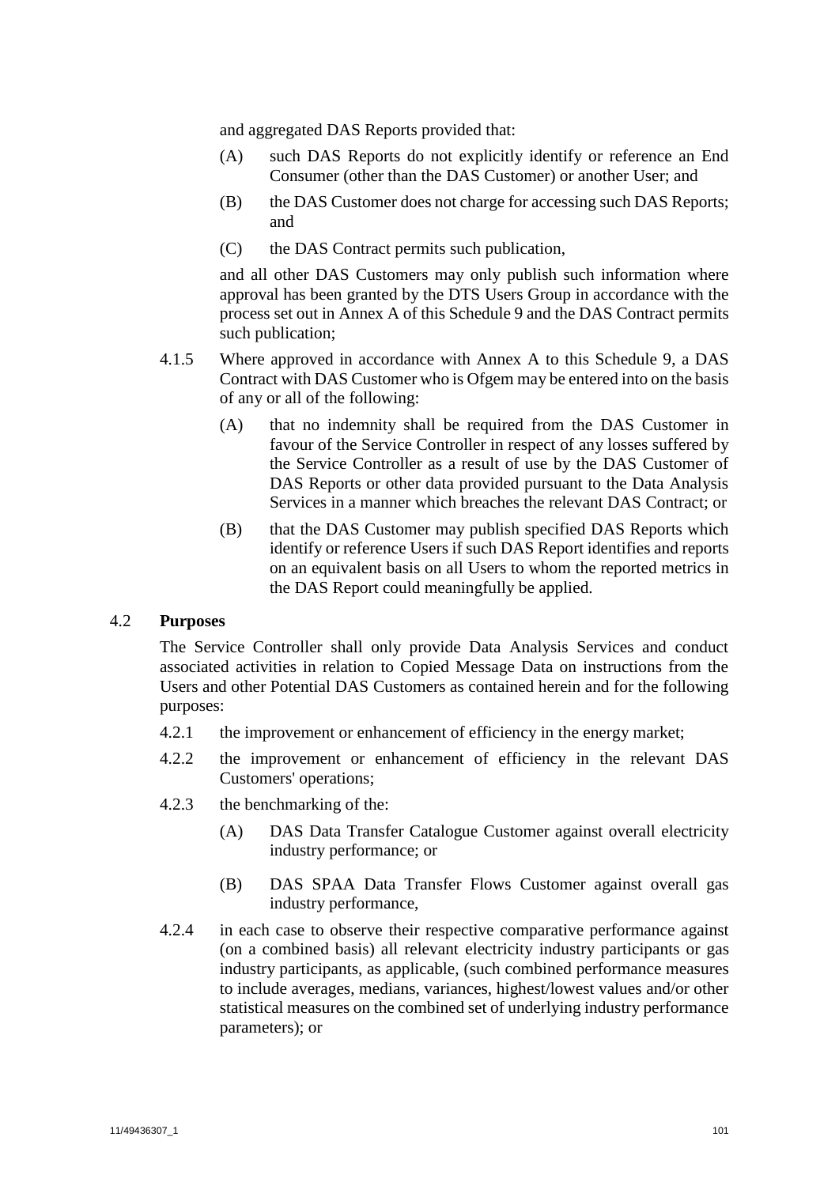and aggregated DAS Reports provided that:

(A) such DAS Reports do not explicitly identify or reference an End Consumer (other than the DAS Customer) or another User; and

(B) the DAS Customer does not charge for accessing such DAS Reports; and

(C) the DAS Contract permits such publication,

and all other DAS Customers may only publish such information where approval has been granted by the DTS Users Group in accordance with the process set out in Annex A of this Schedule 9 and the DAS Contract permits such publication;

4.1.5 Where approved in accordance with Annex A to this Schedule 9, a DAS Contract with DAS Customer who is Ofgem may be entered into on the basis of any or all of the following:

(A) that no indemnity shall be required from the DAS Customer in favour of the Service Controller in respect of any losses suffered by the Service Controller as a result of use by the DAS Customer of DAS Reports or other data provided pursuant to the Data Analysis Services in a manner which breaches the relevant DAS Contract; or

(B) that the DAS Customer may publish specified DAS Reports which identify or reference Users if such DAS Report identifies and reports on an equivalent basis on all Users to whom the reported metrics in the DAS Report could meaningfully be applied.

## 4.2 Purposes

The Service Controller shall only provide Data Analysis Services and conduct associated activities in relation to Copied Message Data on instructions from the Users and other Potential DAS Customers as contained herein and for the following purposes:

4.2.1 the improvement or enhancement of efficiency in the energy market;

4.2.2 the improvement or enhancement of efficiency in the relevant DAS Customers' operations;

4.2.3 the benchmarking of the:

(A) DAS Data Transfer Catalogue Customer against overall electricity industry performance; or

(B) DAS SPAA Data Transfer Flows Customer against overall gas industry performance,

4.2.4 in each case to observe their respective comparative performance against (on a combined basis) all relevant electricity industry participants or gas industry participants, as applicable, (such combined performance measures to include averages, medians, variances, highest/lowest values and/or other statistical measures on the combined set of underlying industry performance parameters); or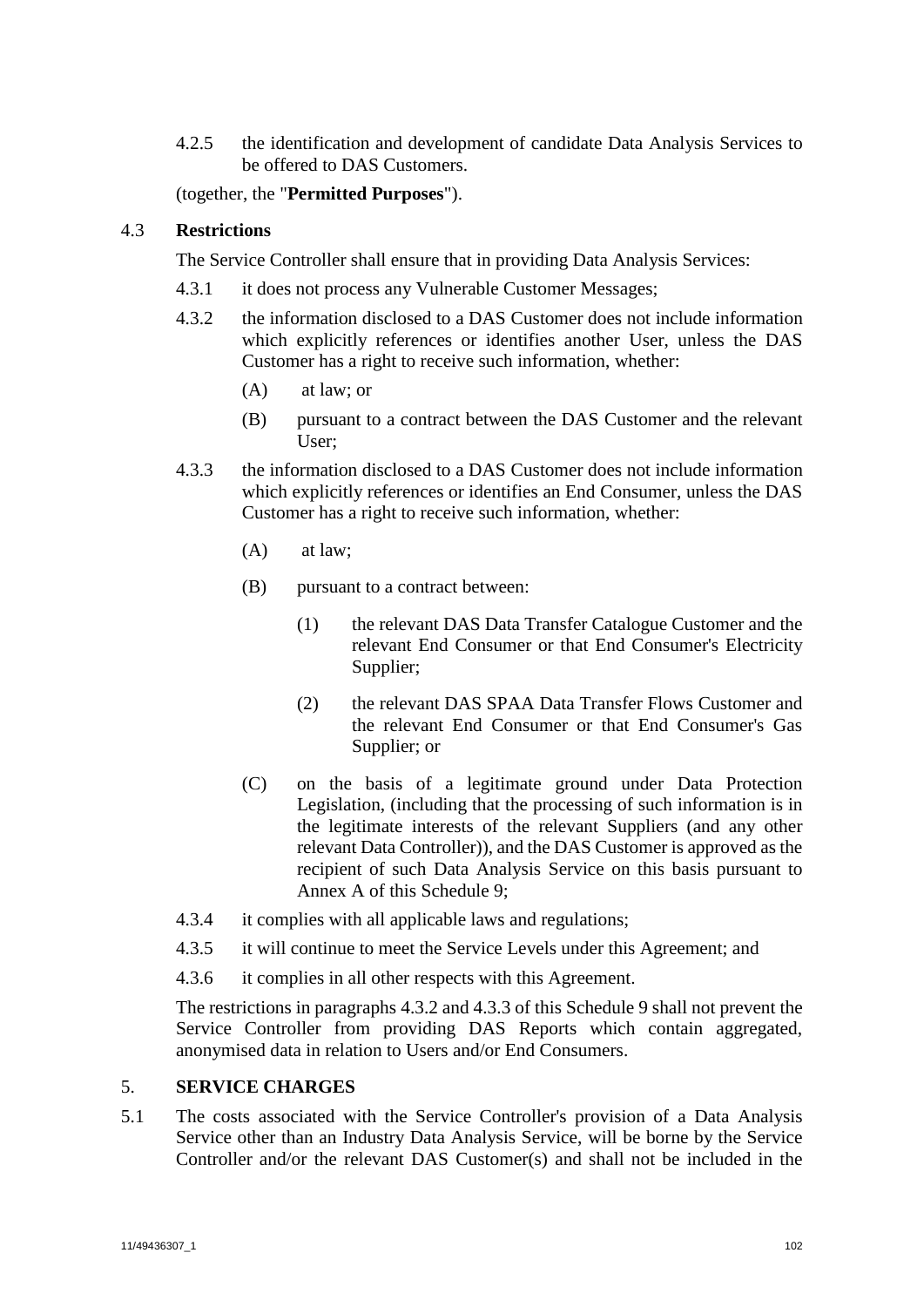4.2.5 the identification and development of candidate Data Analysis Services to be offered to DAS Customers.

(together, the "**Permitted Purposes**").

### 4.3 Restrictions

The Service Controller shall ensure that in providing Data Analysis Services:

4.3.1 it does not process any Vulnerable Customer Messages;

4.3.2 the information disclosed to a DAS Customer does not include information which explicitly references or identifies another User, unless the DAS Customer has a right to receive such information, whether:

(A) at law; or

(B) pursuant to a contract between the DAS Customer and the relevant User;

4.3.3 the information disclosed to a DAS Customer does not include information which explicitly references or identifies an End Consumer, unless the DAS Customer has a right to receive such information, whether:

(A) at law;

(B) pursuant to a contract between:

(1) the relevant DAS Data Transfer Catalogue Customer and the relevant End Consumer or that End Consumer's Electricity Supplier;

(2) the relevant DAS SPAA Data Transfer Flows Customer and the relevant End Consumer or that End Consumer's Gas Supplier; or

(C) on the basis of a legitimate ground under Data Protection Legislation, (including that the processing of such information is in the legitimate interests of the relevant Suppliers (and any other relevant Data Controller)), and the DAS Customer is approved as the recipient of such Data Analysis Service on this basis pursuant to Annex A of this Schedule 9;

4.3.4 it complies with all applicable laws and regulations;

4.3.5 it will continue to meet the Service Levels under this Agreement; and

4.3.6 it complies in all other respects with this Agreement.

The restrictions in paragraphs 4.3.2 and 4.3.3 of this Schedule 9 shall not prevent the Service Controller from providing DAS Reports which contain aggregated, anonymised data in relation to Users and/or End Consumers.

## 5. SERVICE CHARGES

5.1 The costs associated with the Service Controller's provision of a Data Analysis Service other than an Industry Data Analysis Service, will be borne by the Service Controller and/or the relevant DAS Customer(s) and shall not be included in the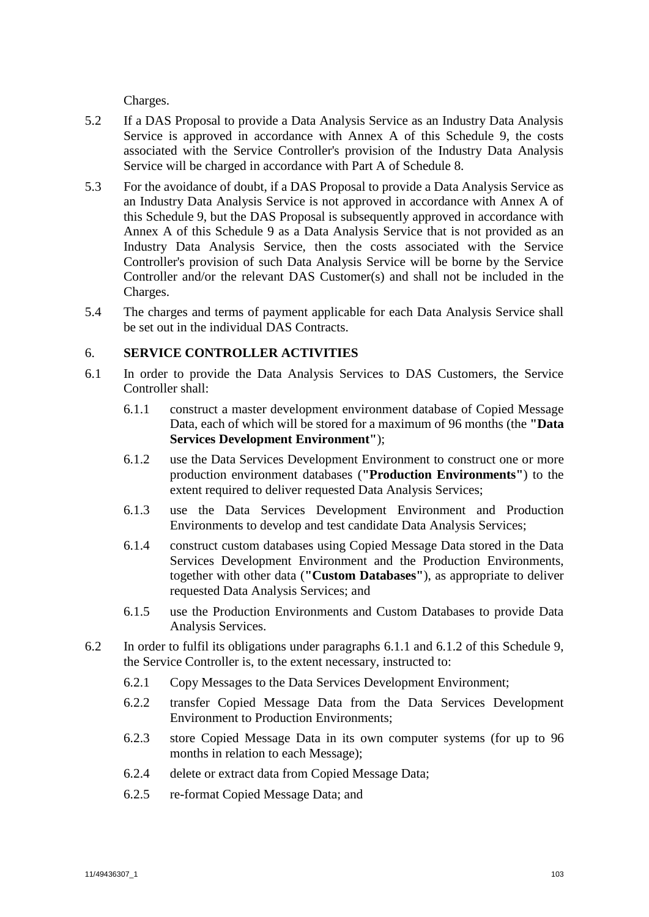Charges.

5.2 If a DAS Proposal to provide a Data Analysis Service as an Industry Data Analysis Service is approved in accordance with Annex A of this Schedule 9, the costs associated with the Service Controller's provision of the Industry Data Analysis Service will be charged in accordance with Part A of Schedule 8.

5.3 For the avoidance of doubt, if a DAS Proposal to provide a Data Analysis Service as an Industry Data Analysis Service is not approved in accordance with Annex A of this Schedule 9, but the DAS Proposal is subsequently approved in accordance with Annex A of this Schedule 9 as a Data Analysis Service that is not provided as an Industry Data Analysis Service, then the costs associated with the Service Controller's provision of such Data Analysis Service will be borne by the Service Controller and/or the relevant DAS Customer(s) and shall not be included in the Charges.

5.4 The charges and terms of payment applicable for each Data Analysis Service shall be set out in the individual DAS Contracts.

## 6. SERVICE CONTROLLER ACTIVITIES

6.1 In order to provide the Data Analysis Services to DAS Customers, the Service Controller shall:

6.1.1 construct a master development environment database of Copied Message Data, each of which will be stored for a maximum of 96 months (the **"Data Services Development Environment"**);

6.1.2 use the Data Services Development Environment to construct one or more production environment databases (**"Production Environments"**) to the extent required to deliver requested Data Analysis Services;

6.1.3 use the Data Services Development Environment and Production Environments to develop and test candidate Data Analysis Services;

6.1.4 construct custom databases using Copied Message Data stored in the Data Services Development Environment and the Production Environments, together with other data (**"Custom Databases"**), as appropriate to deliver requested Data Analysis Services; and

6.1.5 use the Production Environments and Custom Databases to provide Data Analysis Services.

6.2 In order to fulfil its obligations under paragraphs 6.1.1 and 6.1.2 of this Schedule 9, the Service Controller is, to the extent necessary, instructed to:

6.2.1 Copy Messages to the Data Services Development Environment;

6.2.2 transfer Copied Message Data from the Data Services Development Environment to Production Environments;

6.2.3 store Copied Message Data in its own computer systems (for up to 96 months in relation to each Message);

6.2.4 delete or extract data from Copied Message Data;

6.2.5 re-format Copied Message Data; and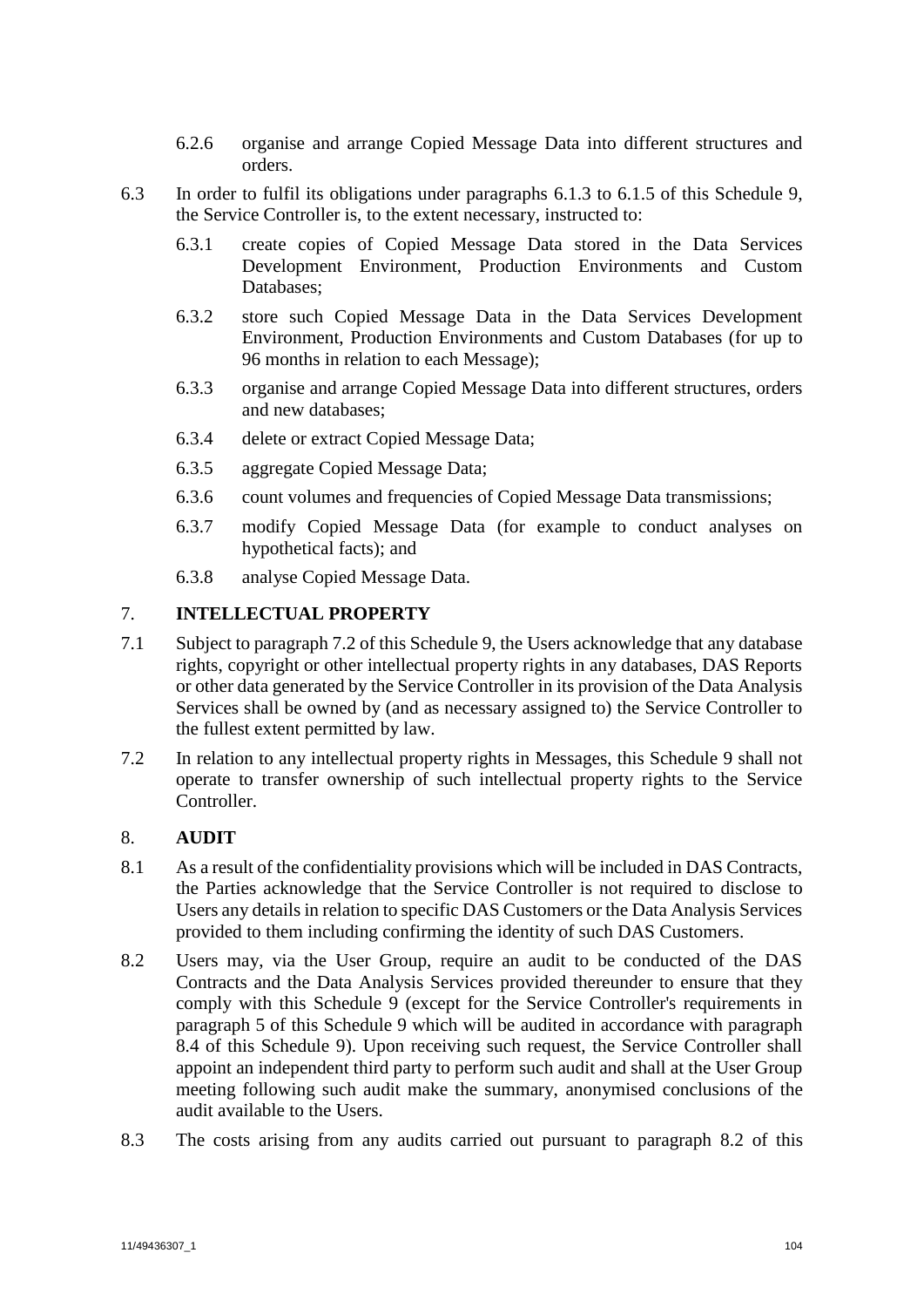6.2.6 organise and arrange Copied Message Data into different structures and orders.

6.3 In order to fulfil its obligations under paragraphs 6.1.3 to 6.1.5 of this Schedule 9, the Service Controller is, to the extent necessary, instructed to:

6.3.1 create copies of Copied Message Data stored in the Data Services Development Environment, Production Environments and Custom Databases;

6.3.2 store such Copied Message Data in the Data Services Development Environment, Production Environments and Custom Databases (for up to 96 months in relation to each Message);

6.3.3 organise and arrange Copied Message Data into different structures, orders and new databases;

6.3.4 delete or extract Copied Message Data;

6.3.5 aggregate Copied Message Data;

6.3.6 count volumes and frequencies of Copied Message Data transmissions;

6.3.7 modify Copied Message Data (for example to conduct analyses on hypothetical facts); and

6.3.8 analyse Copied Message Data.

## 7. INTELLECTUAL PROPERTY

7.1 Subject to paragraph 7.2 of this Schedule 9, the Users acknowledge that any database rights, copyright or other intellectual property rights in any databases, DAS Reports or other data generated by the Service Controller in its provision of the Data Analysis Services shall be owned by (and as necessary assigned to) the Service Controller to the fullest extent permitted by law.

7.2 In relation to any intellectual property rights in Messages, this Schedule 9 shall not operate to transfer ownership of such intellectual property rights to the Service Controller.

## 8. AUDIT

8.1 As a result of the confidentiality provisions which will be included in DAS Contracts, the Parties acknowledge that the Service Controller is not required to disclose to Users any details in relation to specific DAS Customers or the Data Analysis Services provided to them including confirming the identity of such DAS Customers.

8.2 Users may, via the User Group, require an audit to be conducted of the DAS Contracts and the Data Analysis Services provided thereunder to ensure that they comply with this Schedule 9 (except for the Service Controller's requirements in paragraph 5 of this Schedule 9 which will be audited in accordance with paragraph 8.4 of this Schedule 9). Upon receiving such request, the Service Controller shall appoint an independent third party to perform such audit and shall at the User Group meeting following such audit make the summary, anonymised conclusions of the audit available to the Users.

8.3 The costs arising from any audits carried out pursuant to paragraph 8.2 of this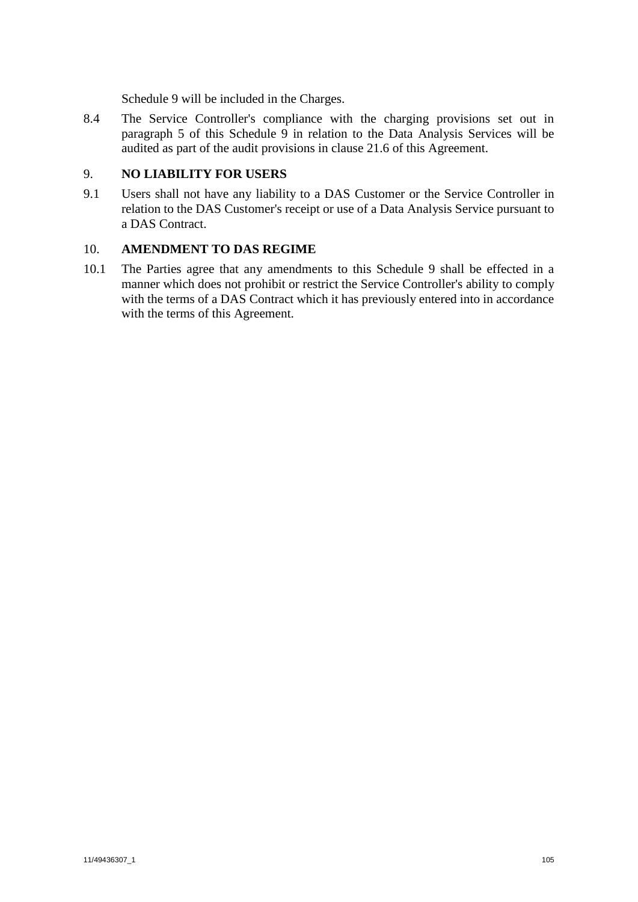Schedule 9 will be included in the Charges.

8.4 The Service Controller's compliance with the charging provisions set out in paragraph 5 of this Schedule 9 in relation to the Data Analysis Services will be audited as part of the audit provisions in clause 21.6 of this Agreement.

## 9. NO LIABILITY FOR USERS

9.1 Users shall not have any liability to a DAS Customer or the Service Controller in relation to the DAS Customer's receipt or use of a Data Analysis Service pursuant to a DAS Contract.

## 10. AMENDMENT TO DAS REGIME

10.1 The Parties agree that any amendments to this Schedule 9 shall be effected in a manner which does not prohibit or restrict the Service Controller's ability to comply with the terms of a DAS Contract which it has previously entered into in accordance with the terms of this Agreement.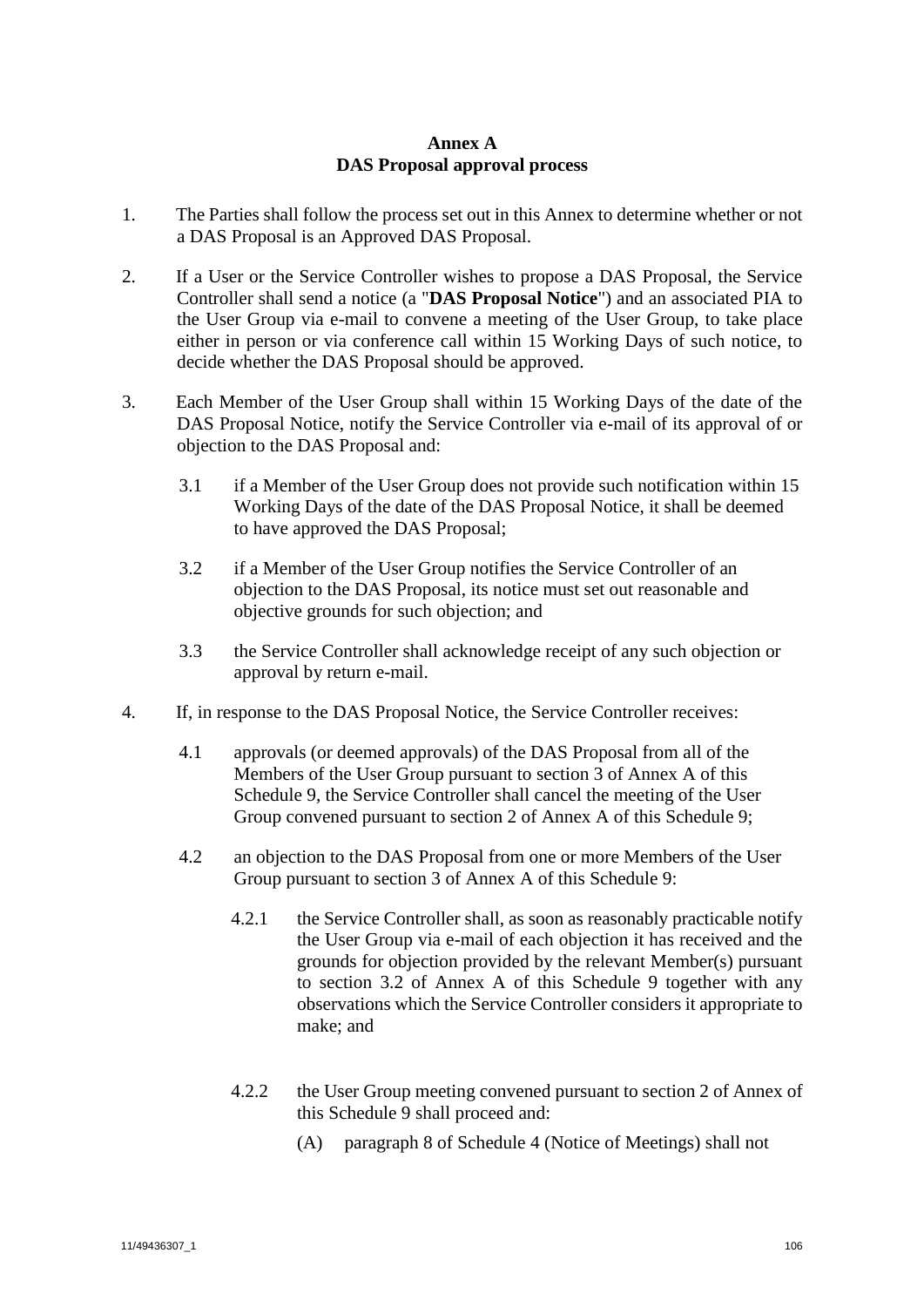# Annex A
## DAS Proposal approval process

1. The Parties shall follow the process set out in this Annex to determine whether or not a DAS Proposal is an Approved DAS Proposal.

2. If a User or the Service Controller wishes to propose a DAS Proposal, the Service Controller shall send a notice (a "**DAS Proposal Notice**") and an associated PIA to the User Group via e-mail to convene a meeting of the User Group, to take place either in person or via conference call within 15 Working Days of such notice, to decide whether the DAS Proposal should be approved.

3. Each Member of the User Group shall within 15 Working Days of the date of the DAS Proposal Notice, notify the Service Controller via e-mail of its approval of or objection to the DAS Proposal and:

   3.1 if a Member of the User Group does not provide such notification within 15 Working Days of the date of the DAS Proposal Notice, it shall be deemed to have approved the DAS Proposal;

   3.2 if a Member of the User Group notifies the Service Controller of an objection to the DAS Proposal, its notice must set out reasonable and objective grounds for such objection; and

   3.3 the Service Controller shall acknowledge receipt of any such objection or approval by return e-mail.

4. If, in response to the DAS Proposal Notice, the Service Controller receives:

   4.1 approvals (or deemed approvals) of the DAS Proposal from all of the Members of the User Group pursuant to section 3 of Annex A of this Schedule 9, the Service Controller shall cancel the meeting of the User Group convened pursuant to section 2 of Annex A of this Schedule 9;

   4.2 an objection to the DAS Proposal from one or more Members of the User Group pursuant to section 3 of Annex A of this Schedule 9:

      4.2.1 the Service Controller shall, as soon as reasonably practicable notify the User Group via e-mail of each objection it has received and the grounds for objection provided by the relevant Member(s) pursuant to section 3.2 of Annex A of this Schedule 9 together with any observations which the Service Controller considers it appropriate to make; and

      4.2.2 the User Group meeting convened pursuant to section 2 of Annex of this Schedule 9 shall proceed and:

         (A) paragraph 8 of Schedule 4 (Notice of Meetings) shall not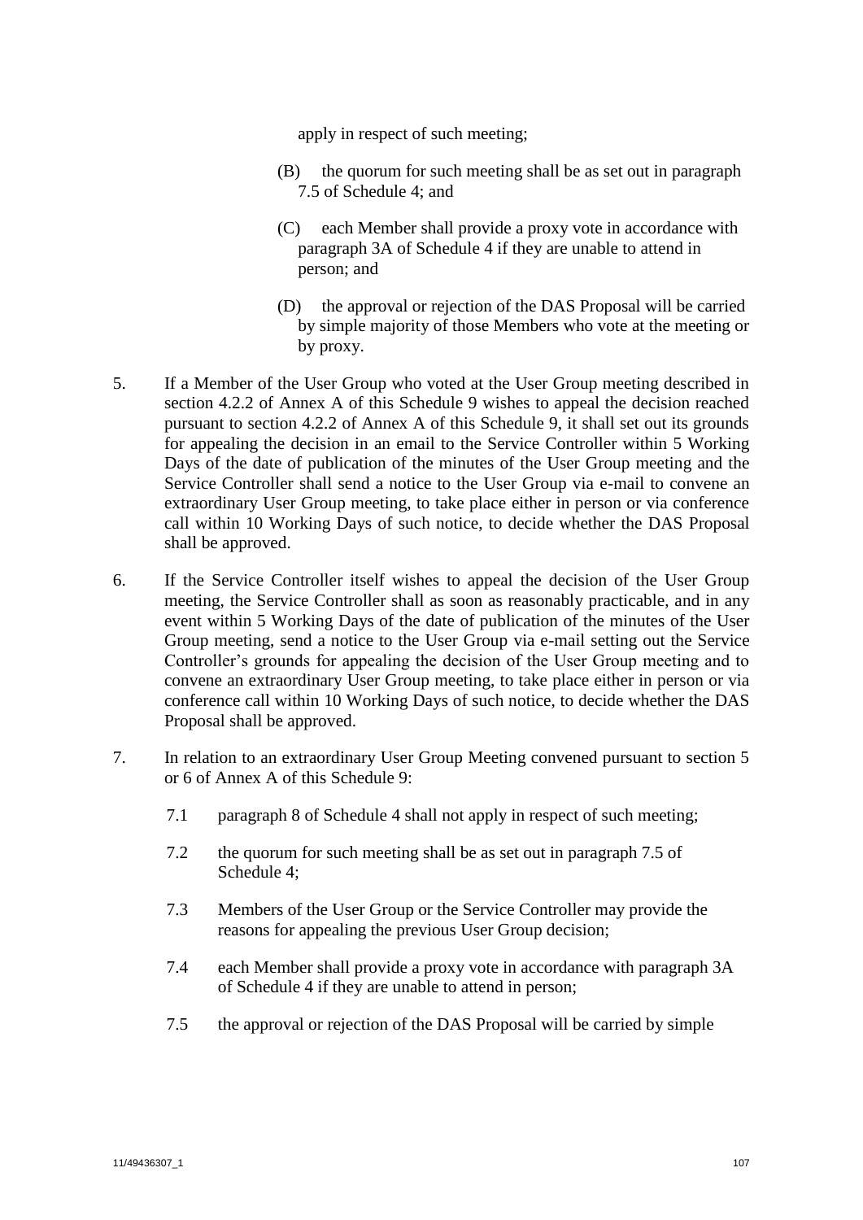apply in respect of such meeting;

(B) the quorum for such meeting shall be as set out in paragraph 7.5 of Schedule 4; and

(C) each Member shall provide a proxy vote in accordance with paragraph 3A of Schedule 4 if they are unable to attend in person; and

(D) the approval or rejection of the DAS Proposal will be carried by simple majority of those Members who vote at the meeting or by proxy.

5. If a Member of the User Group who voted at the User Group meeting described in section 4.2.2 of Annex A of this Schedule 9 wishes to appeal the decision reached pursuant to section 4.2.2 of Annex A of this Schedule 9, it shall set out its grounds for appealing the decision in an email to the Service Controller within 5 Working Days of the date of publication of the minutes of the User Group meeting and the Service Controller shall send a notice to the User Group via e-mail to convene an extraordinary User Group meeting, to take place either in person or via conference call within 10 Working Days of such notice, to decide whether the DAS Proposal shall be approved.

6. If the Service Controller itself wishes to appeal the decision of the User Group meeting, the Service Controller shall as soon as reasonably practicable, and in any event within 5 Working Days of the date of publication of the minutes of the User Group meeting, send a notice to the User Group via e-mail setting out the Service Controller's grounds for appealing the decision of the User Group meeting and to convene an extraordinary User Group meeting, to take place either in person or via conference call within 10 Working Days of such notice, to decide whether the DAS Proposal shall be approved.

7. In relation to an extraordinary User Group Meeting convened pursuant to section 5 or 6 of Annex A of this Schedule 9:

   7.1 paragraph 8 of Schedule 4 shall not apply in respect of such meeting;

   7.2 the quorum for such meeting shall be as set out in paragraph 7.5 of Schedule 4;

   7.3 Members of the User Group or the Service Controller may provide the reasons for appealing the previous User Group decision;

   7.4 each Member shall provide a proxy vote in accordance with paragraph 3A of Schedule 4 if they are unable to attend in person;

   7.5 the approval or rejection of the DAS Proposal will be carried by simple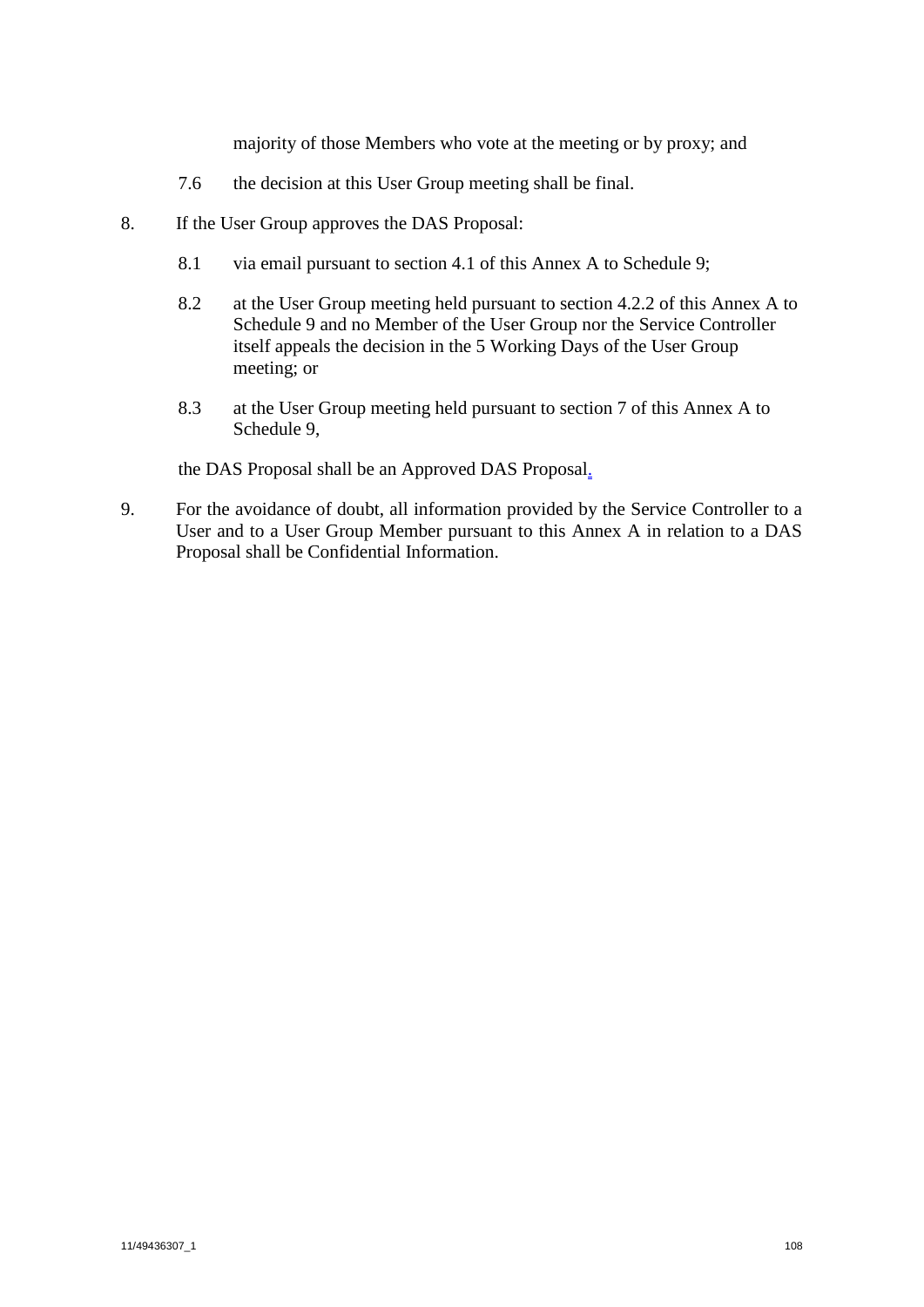majority of those Members who vote at the meeting or by proxy; and

7.6 the decision at this User Group meeting shall be final.

8. If the User Group approves the DAS Proposal:

   8.1 via email pursuant to section 4.1 of this Annex A to Schedule 9;

   8.2 at the User Group meeting held pursuant to section 4.2.2 of this Annex A to Schedule 9 and no Member of the User Group nor the Service Controller itself appeals the decision in the 5 Working Days of the User Group meeting; or

   8.3 at the User Group meeting held pursuant to section 7 of this Annex A to Schedule 9,

   the DAS Proposal shall be an Approved DAS Proposal.

9. For the avoidance of doubt, all information provided by the Service Controller to a User and to a User Group Member pursuant to this Annex A in relation to a DAS Proposal shall be Confidential Information.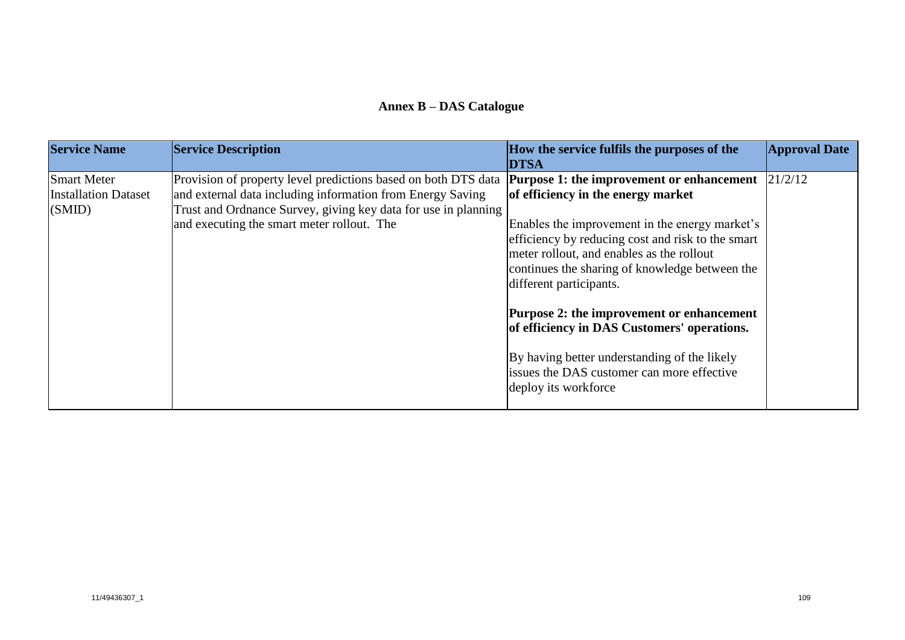**Annex B – DAS Catalogue**

| Service Name | Service Description | How the service fulfils the purposes of the DTSA | Approval Date |
|---|---|---|---|
| Smart Meter Installation Dataset (SMID) | Provision of property level predictions based on both DTS data and external data including information from Energy Saving Trust and Ordnance Survey, giving key data for use in planning and executing the smart meter rollout. The | **Purpose 1: the improvement or enhancement of efficiency in the energy market**<br><br>Enables the improvement in the energy market's efficiency by reducing cost and risk to the smart meter rollout, and enables as the rollout continues the sharing of knowledge between the different participants.<br><br>**Purpose 2: the improvement or enhancement of efficiency in DAS Customers' operations.**<br><br>By having better understanding of the likely issues the DAS customer can more effective deploy its workforce | 21/2/12 |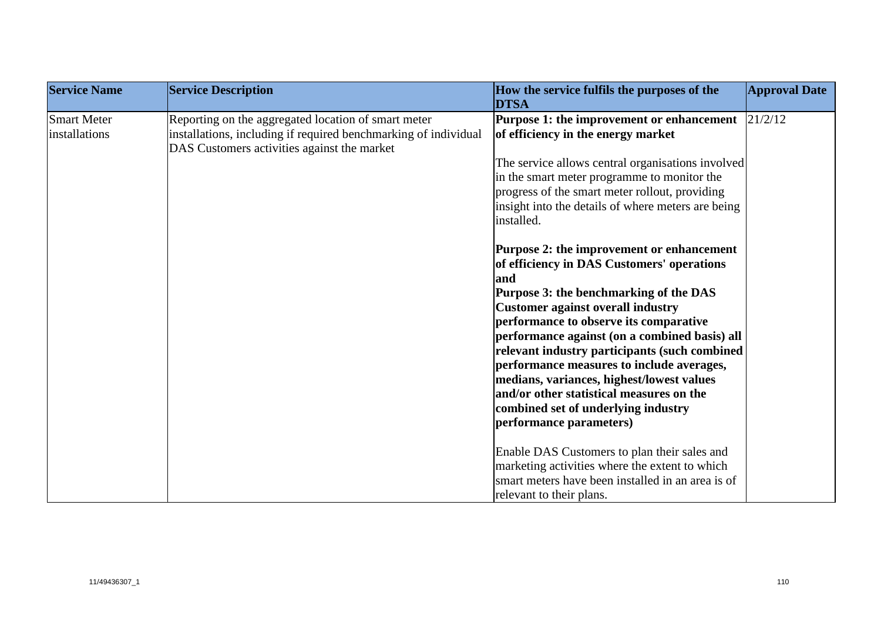| Service Name | Service Description | How the service fulfils the purposes of the DTSA | Approval Date |
|---|---|---|---|
| Smart Meter installations | Reporting on the aggregated location of smart meter installations, including if required benchmarking of individual DAS Customers activities against the market | **Purpose 1: the improvement or enhancement of efficiency in the energy market**<br><br>The service allows central organisations involved in the smart meter programme to monitor the progress of the smart meter rollout, providing insight into the details of where meters are being installed.<br><br>**Purpose 2: the improvement or enhancement of efficiency in DAS Customers' operations and**<br>**Purpose 3: the benchmarking of the DAS Customer against overall industry performance to observe its comparative performance against (on a combined basis) all relevant industry participants (such combined performance measures to include averages, medians, variances, highest/lowest values and/or other statistical measures on the combined set of underlying industry performance parameters)**<br><br>Enable DAS Customers to plan their sales and marketing activities where the extent to which smart meters have been installed in an area is of relevant to their plans. | 21/2/12 |

11/49436307_1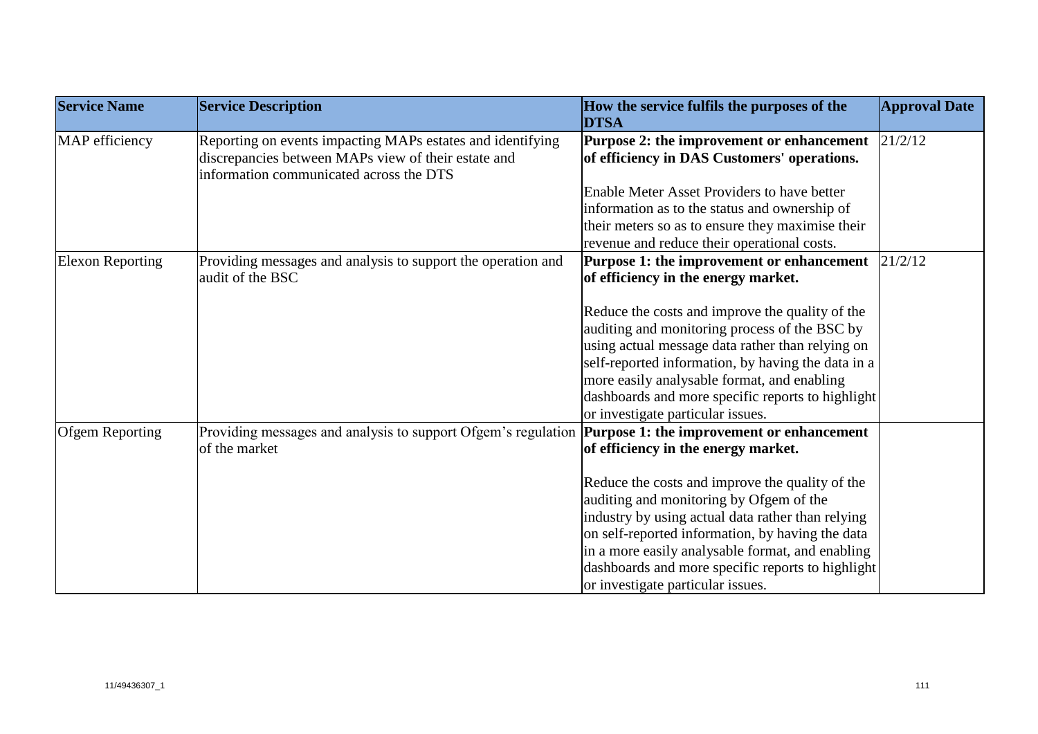| Service Name | Service Description | How the service fulfils the purposes of the DTSA | Approval Date |
| --- | --- | --- | --- |
| MAP efficiency | Reporting on events impacting MAPs estates and identifying discrepancies between MAPs view of their estate and information communicated across the DTS | **Purpose 2: the improvement or enhancement of efficiency in DAS Customers' operations.**<br><br>Enable Meter Asset Providers to have better information as to the status and ownership of their meters so as to ensure they maximise their revenue and reduce their operational costs. | 21/2/12 |
| Elexon Reporting | Providing messages and analysis to support the operation and audit of the BSC | **Purpose 1: the improvement or enhancement of efficiency in the energy market.**<br><br>Reduce the costs and improve the quality of the auditing and monitoring process of the BSC by using actual message data rather than relying on self-reported information, by having the data in a more easily analysable format, and enabling dashboards and more specific reports to highlight or investigate particular issues. | 21/2/12 |
| Ofgem Reporting | Providing messages and analysis to support Ofgem's regulation of the market | **Purpose 1: the improvement or enhancement of efficiency in the energy market.**<br><br>Reduce the costs and improve the quality of the auditing and monitoring by Ofgem of the industry by using actual data rather than relying on self-reported information, by having the data in a more easily analysable format, and enabling dashboards and more specific reports to highlight or investigate particular issues. | |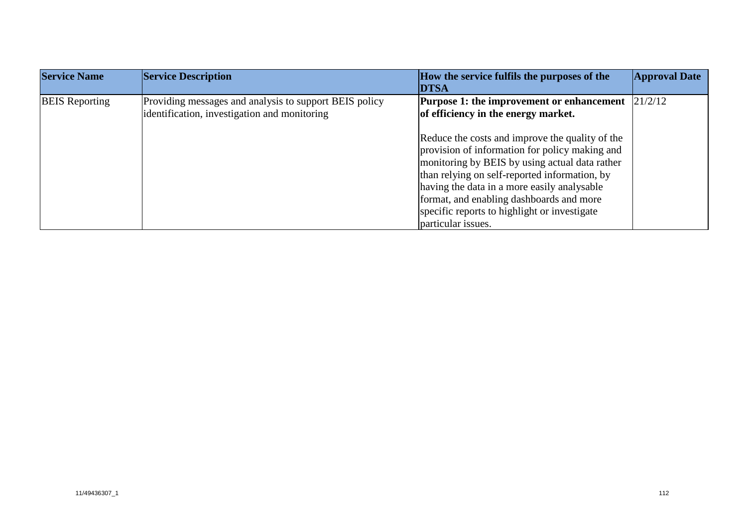| Service Name | Service Description | How the service fulfils the purposes of the DTSA | Approval Date |
|---|---|---|---|
| BEIS Reporting | Providing messages and analysis to support BEIS policy identification, investigation and monitoring | **Purpose 1: the improvement or enhancement of efficiency in the energy market.**<br><br>Reduce the costs and improve the quality of the provision of information for policy making and monitoring by BEIS by using actual data rather than relying on self-reported information, by having the data in a more easily analysable format, and enabling dashboards and more specific reports to highlight or investigate particular issues. | 21/2/12 |

11/49436307_1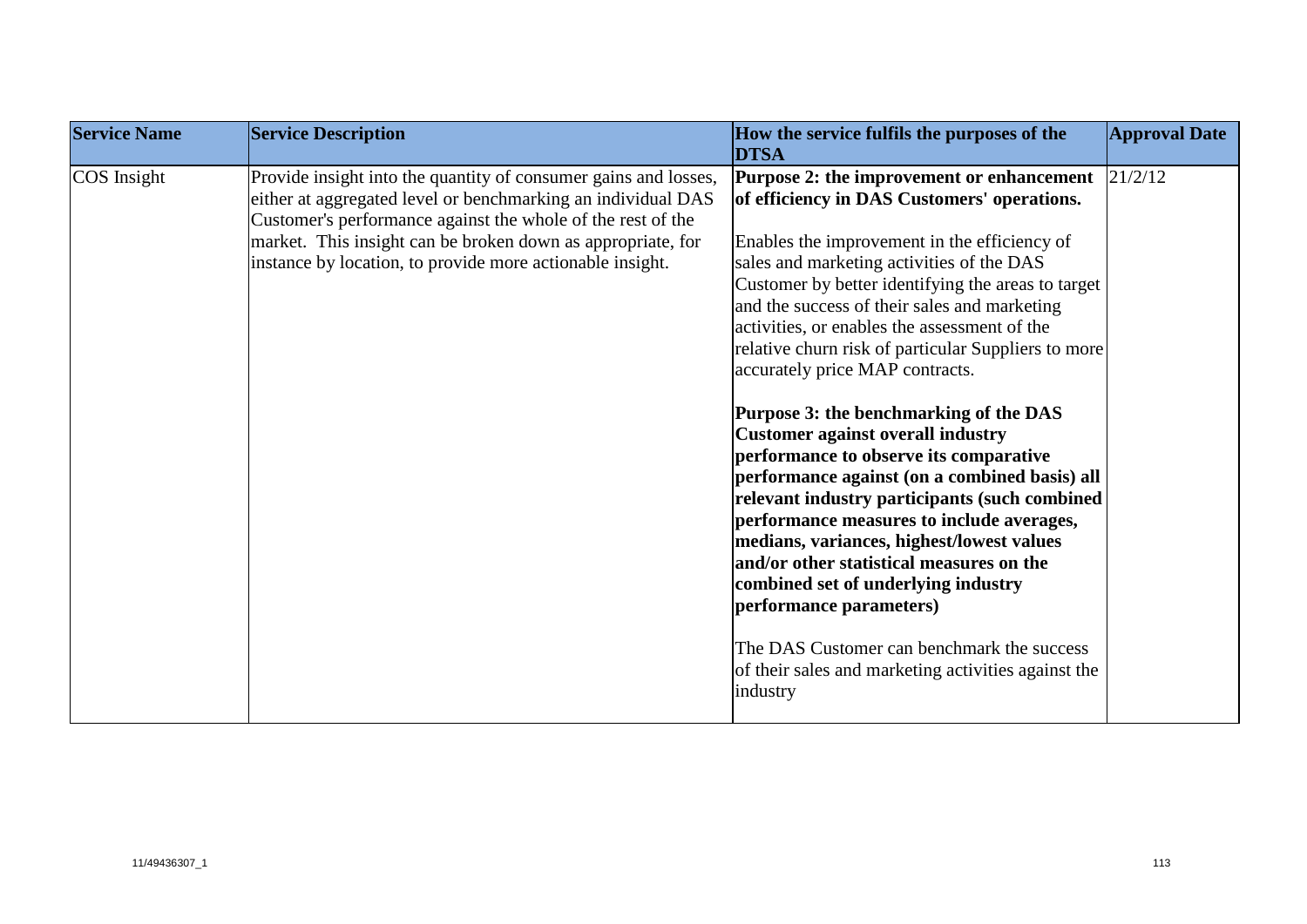| Service Name | Service Description | How the service fulfils the purposes of the DTSA | Approval Date |
| --- | --- | --- | --- |
| COS Insight | Provide insight into the quantity of consumer gains and losses, either at aggregated level or benchmarking an individual DAS Customer's performance against the whole of the rest of the market. This insight can be broken down as appropriate, for instance by location, to provide more actionable insight. | **Purpose 2: the improvement or enhancement of efficiency in DAS Customers' operations.**<br><br>Enables the improvement in the efficiency of sales and marketing activities of the DAS Customer by better identifying the areas to target and the success of their sales and marketing activities, or enables the assessment of the relative churn risk of particular Suppliers to more accurately price MAP contracts.<br><br>**Purpose 3: the benchmarking of the DAS Customer against overall industry performance to observe its comparative performance against (on a combined basis) all relevant industry participants (such combined performance measures to include averages, medians, variances, highest/lowest values and/or other statistical measures on the combined set of underlying industry performance parameters)**<br><br>The DAS Customer can benchmark the success of their sales and marketing activities against the industry | 21/2/12 |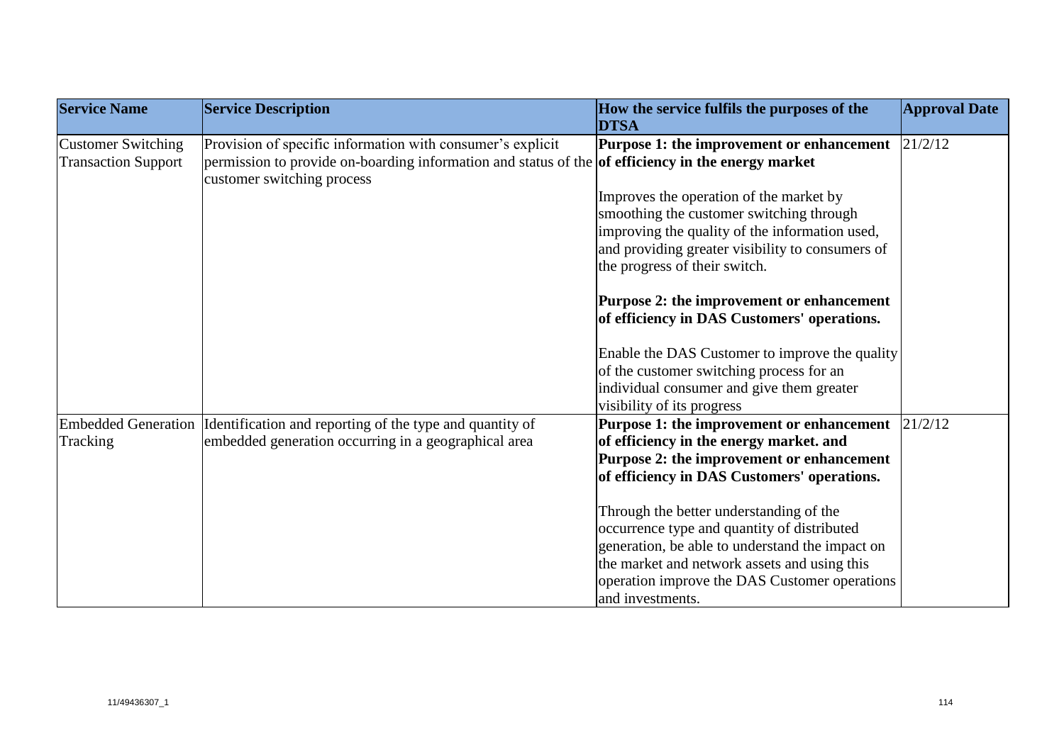| Service Name | Service Description | How the service fulfils the purposes of the DTSA | Approval Date |
|---|---|---|---|
| Customer Switching Transaction Support | Provision of specific information with consumer's explicit permission to provide on-boarding information and status of the customer switching process | **Purpose 1: the improvement or enhancement of efficiency in the energy market**<br><br>Improves the operation of the market by smoothing the customer switching through improving the quality of the information used, and providing greater visibility to consumers of the progress of their switch.<br><br>**Purpose 2: the improvement or enhancement of efficiency in DAS Customers' operations.**<br><br>Enable the DAS Customer to improve the quality of the customer switching process for an individual consumer and give them greater visibility of its progress | 21/2/12 |
| Embedded Generation Tracking | Identification and reporting of the type and quantity of embedded generation occurring in a geographical area | **Purpose 1: the improvement or enhancement of efficiency in the energy market. and Purpose 2: the improvement or enhancement of efficiency in DAS Customers' operations.**<br><br>Through the better understanding of the occurrence type and quantity of distributed generation, be able to understand the impact on the market and network assets and using this operation improve the DAS Customer operations and investments. | 21/2/12 |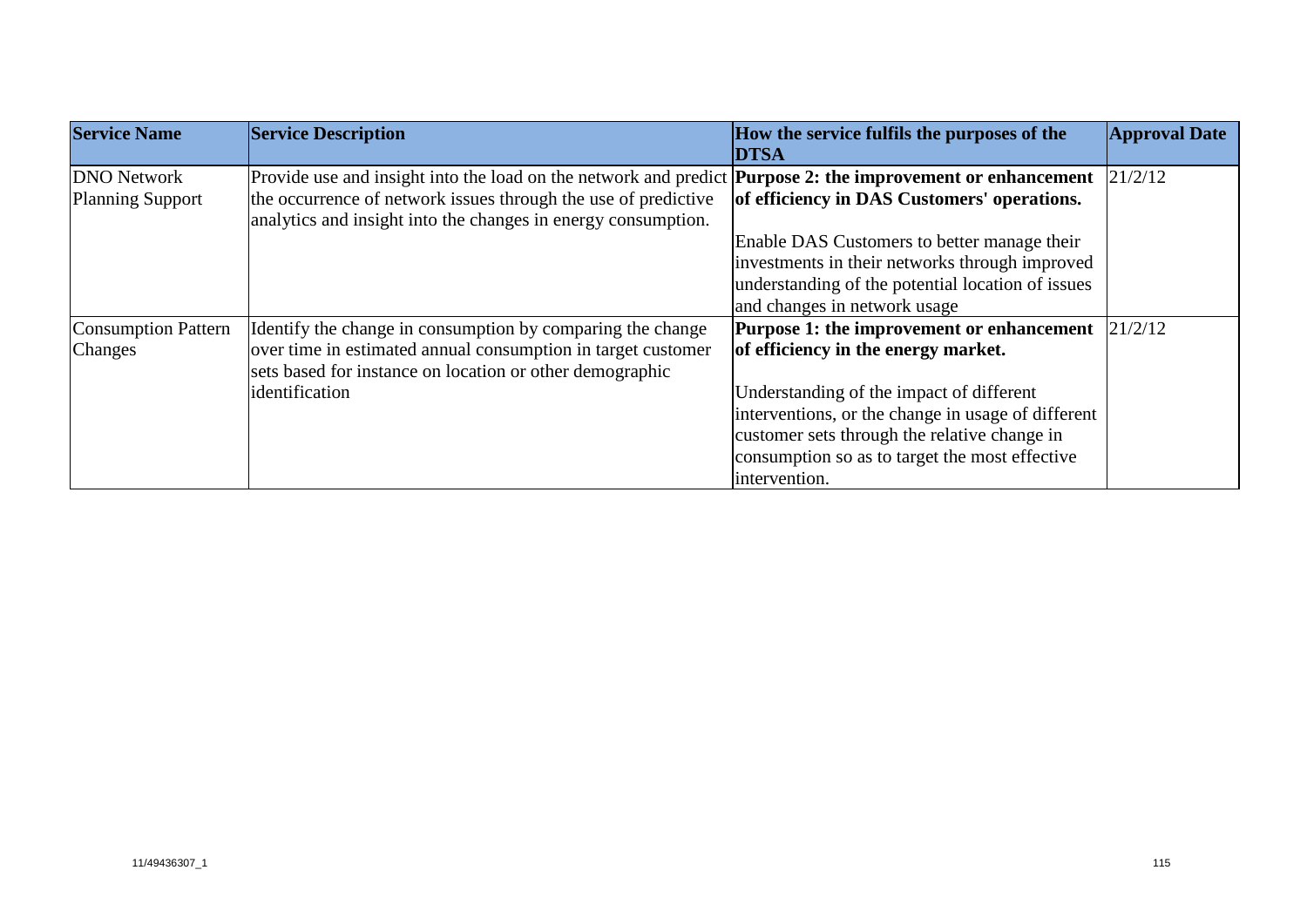| Service Name | Service Description | How the service fulfils the purposes of the DTSA | Approval Date |
|---|---|---|---|
| DNO Network Planning Support | Provide use and insight into the load on the network and predict the occurrence of network issues through the use of predictive analytics and insight into the changes in energy consumption. | **Purpose 2: the improvement or enhancement of efficiency in DAS Customers' operations.**<br><br>Enable DAS Customers to better manage their investments in their networks through improved understanding of the potential location of issues and changes in network usage | 21/2/12 |
| Consumption Pattern Changes | Identify the change in consumption by comparing the change over time in estimated annual consumption in target customer sets based for instance on location or other demographic identification | **Purpose 1: the improvement or enhancement of efficiency in the energy market.**<br><br>Understanding of the impact of different interventions, or the change in usage of different customer sets through the relative change in consumption so as to target the most effective intervention. | 21/2/12 |

11/49436307_1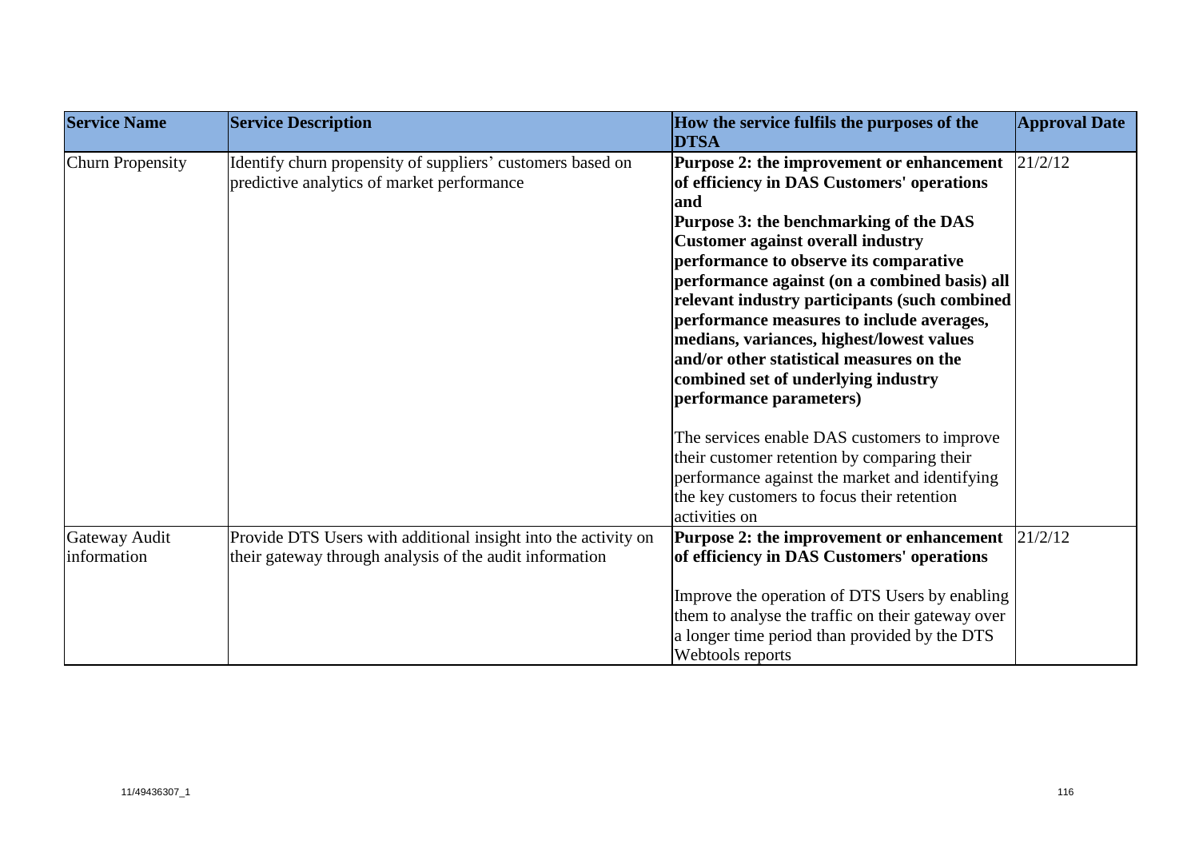| Service Name | Service Description | How the service fulfils the purposes of the DTSA | Approval Date |
|---|---|---|---|
| Churn Propensity | Identify churn propensity of suppliers' customers based on predictive analytics of market performance | **Purpose 2: the improvement or enhancement of efficiency in DAS Customers' operations and Purpose 3: the benchmarking of the DAS Customer against overall industry performance to observe its comparative performance against (on a combined basis) all relevant industry participants (such combined performance measures to include averages, medians, variances, highest/lowest values and/or other statistical measures on the combined set of underlying industry performance parameters)**<br><br>The services enable DAS customers to improve their customer retention by comparing their performance against the market and identifying the key customers to focus their retention activities on | 21/2/12 |
| Gateway Audit information | Provide DTS Users with additional insight into the activity on their gateway through analysis of the audit information | **Purpose 2: the improvement or enhancement of efficiency in DAS Customers' operations**<br><br>Improve the operation of DTS Users by enabling them to analyse the traffic on their gateway over a longer time period than provided by the DTS Webtools reports | 21/2/12 |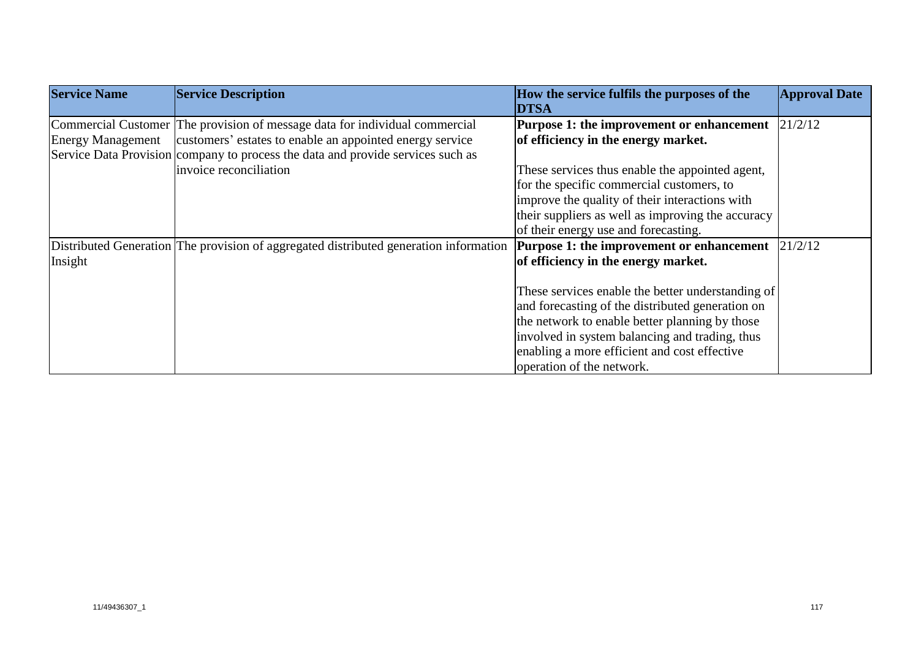| Service Name | Service Description | How the service fulfils the purposes of the DTSA | Approval Date |
|---|---|---|---|
| Commercial Customer Energy Management Service Data Provision | The provision of message data for individual commercial customers' estates to enable an appointed energy service company to process the data and provide services such as invoice reconciliation | **Purpose 1: the improvement or enhancement of efficiency in the energy market.**<br><br>These services thus enable the appointed agent, for the specific commercial customers, to improve the quality of their interactions with their suppliers as well as improving the accuracy of their energy use and forecasting. | 21/2/12 |
| Distributed Generation Insight | The provision of aggregated distributed generation information | **Purpose 1: the improvement or enhancement of efficiency in the energy market.**<br><br>These services enable the better understanding of and forecasting of the distributed generation on the network to enable better planning by those involved in system balancing and trading, thus enabling a more efficient and cost effective operation of the network. | 21/2/12 |